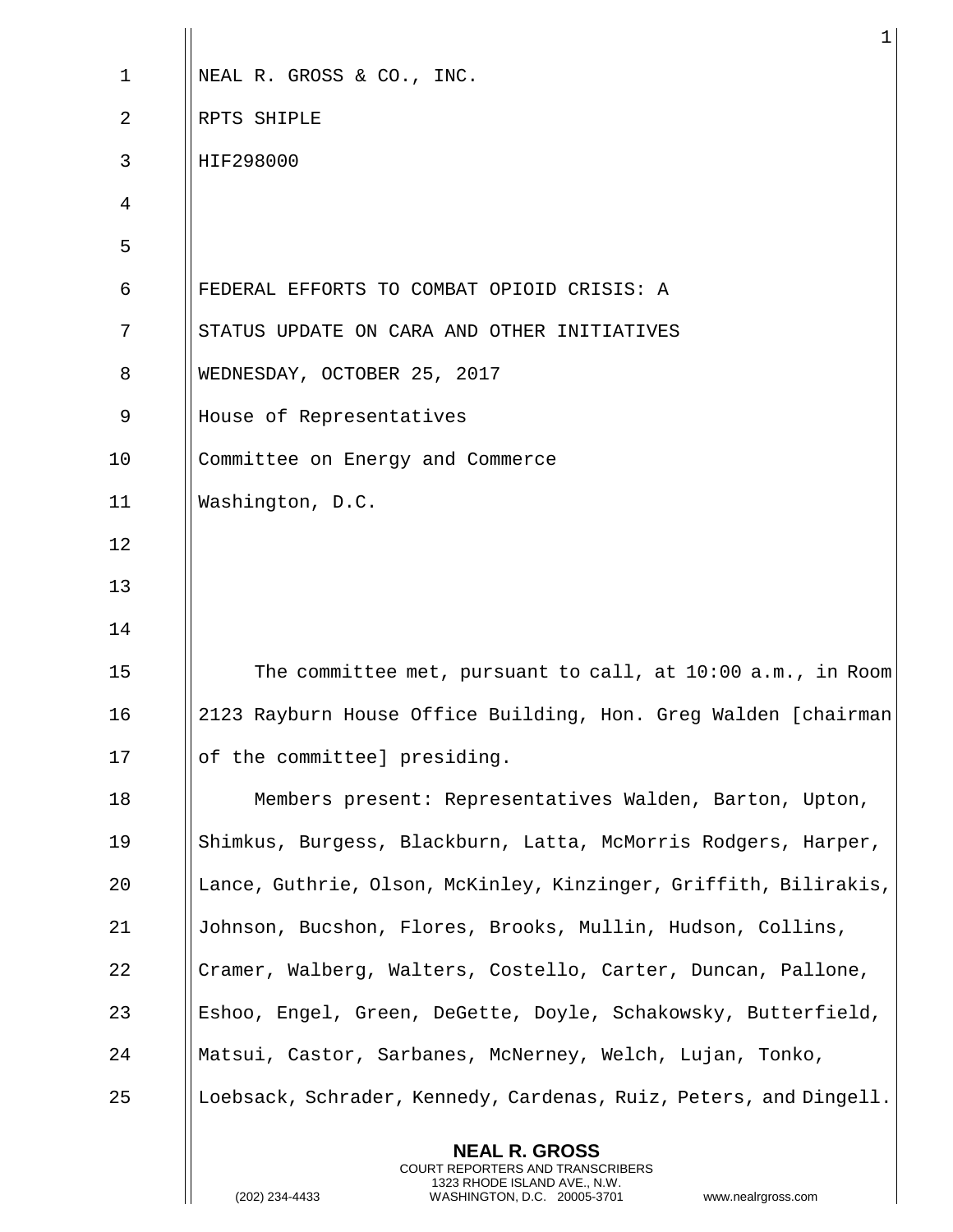NEAL R. GROSS & CO., INC.

RPTS SHIPLE

HIF298000

FEDERAL EFFORTS TO COMBAT OPIOID CRISIS: A

STATUS UPDATE ON CARA AND OTHER INITIATIVES

WEDNESDAY, OCTOBER 25, 2017

House of Representatives

Committee on Energy and Commerce

Washington, D.C.

The committee met, pursuant to call, at 10:00 a.m., in Room 2123 Rayburn House Office Building, Hon. Greg Walden [chairman of the committee] presiding.

Members present: Representatives Walden, Barton, Upton, Shimkus, Burgess, Blackburn, Latta, McMorris Rodgers, Harper, Lance, Guthrie, Olson, McKinley, Kinzinger, Griffith, Bilirakis, Johnson, Bucshon, Flores, Brooks, Mullin, Hudson, Collins, Cramer, Walberg, Walters, Costello, Carter, Duncan, Pallone, Eshoo, Engel, Green, DeGette, Doyle, Schakowsky, Butterfield, Matsui, Castor, Sarbanes, McNerney, Welch, Lujan, Tonko, Loebsack, Schrader, Kennedy, Cardenas, Ruiz, Peters, and Dingell.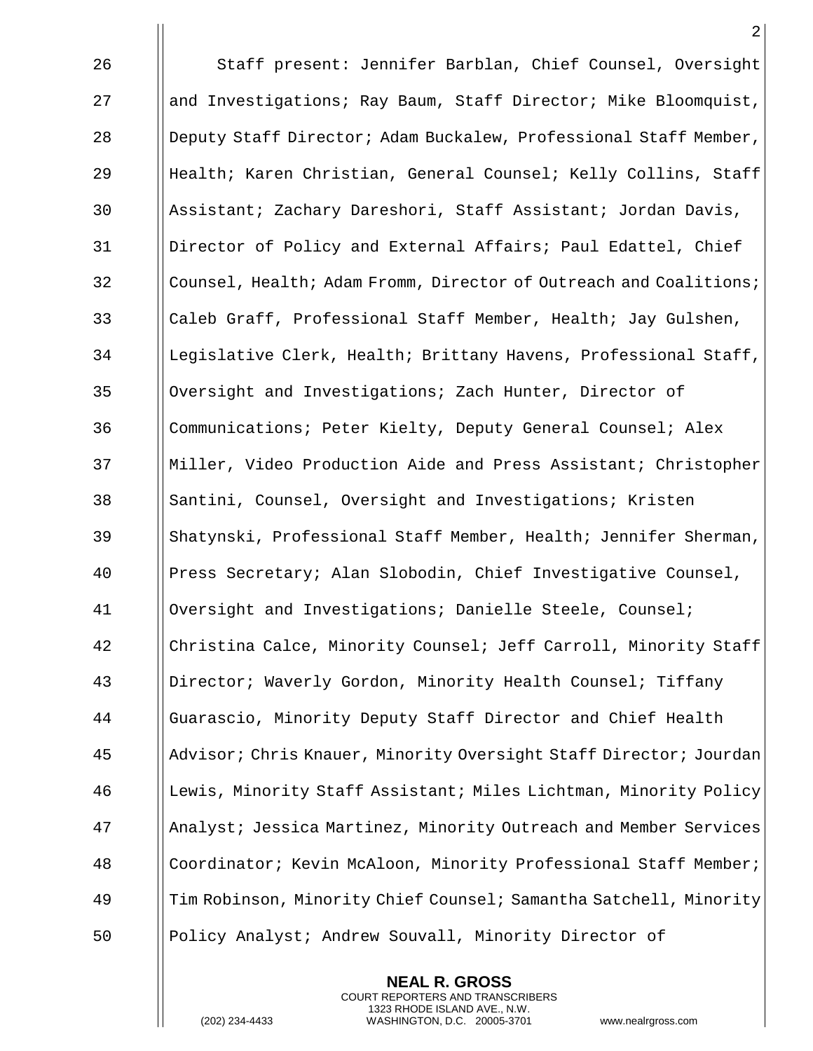Staff present: Jennifer Barblan, Chief Counsel, Oversight and Investigations; Ray Baum, Staff Director; Mike Bloomquist, Deputy Staff Director; Adam Buckalew, Professional Staff Member, Health; Karen Christian, General Counsel; Kelly Collins, Staff Assistant; Zachary Dareshori, Staff Assistant; Jordan Davis, Director of Policy and External Affairs; Paul Edattel, Chief Counsel, Health; Adam Fromm, Director of Outreach and Coalitions; Caleb Graff, Professional Staff Member, Health; Jay Gulshen, Legislative Clerk, Health; Brittany Havens, Professional Staff, Oversight and Investigations; Zach Hunter, Director of Communications; Peter Kielty, Deputy General Counsel; Alex Miller, Video Production Aide and Press Assistant; Christopher Santini, Counsel, Oversight and Investigations; Kristen Shatynski, Professional Staff Member, Health; Jennifer Sherman, Press Secretary; Alan Slobodin, Chief Investigative Counsel, Oversight and Investigations; Danielle Steele, Counsel; Christina Calce, Minority Counsel; Jeff Carroll, Minority Staff Director; Waverly Gordon, Minority Health Counsel; Tiffany Guarascio, Minority Deputy Staff Director and Chief Health Advisor; Chris Knauer, Minority Oversight Staff Director; Jourdan Lewis, Minority Staff Assistant; Miles Lichtman, Minority Policy Analyst; Jessica Martinez, Minority Outreach and Member Services Coordinator; Kevin McAloon, Minority Professional Staff Member; Tim Robinson, Minority Chief Counsel; Samantha Satchell, Minority Policy Analyst; Andrew Souvall, Minority Director of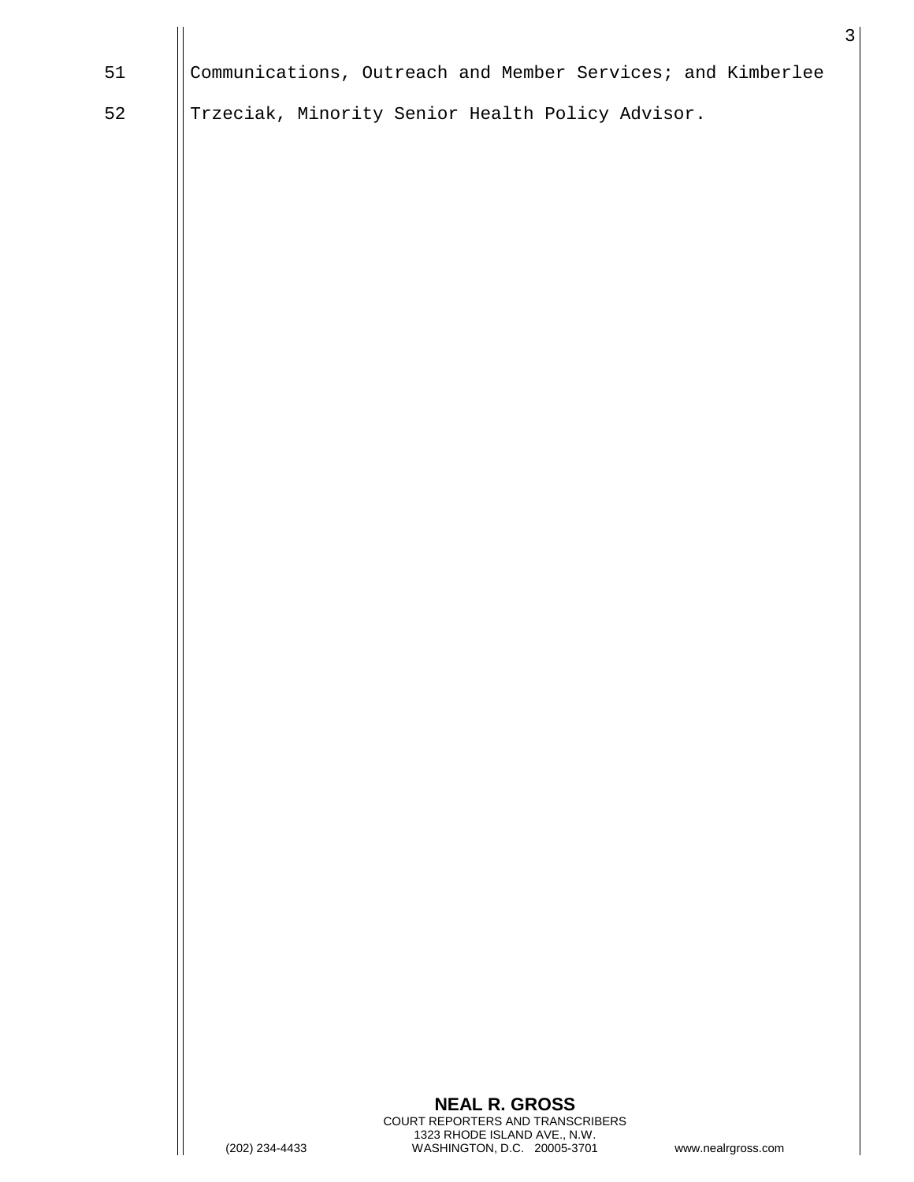Communications, Outreach and Member Services; and Kimberlee Trzeciak, Minority Senior Health Policy Advisor.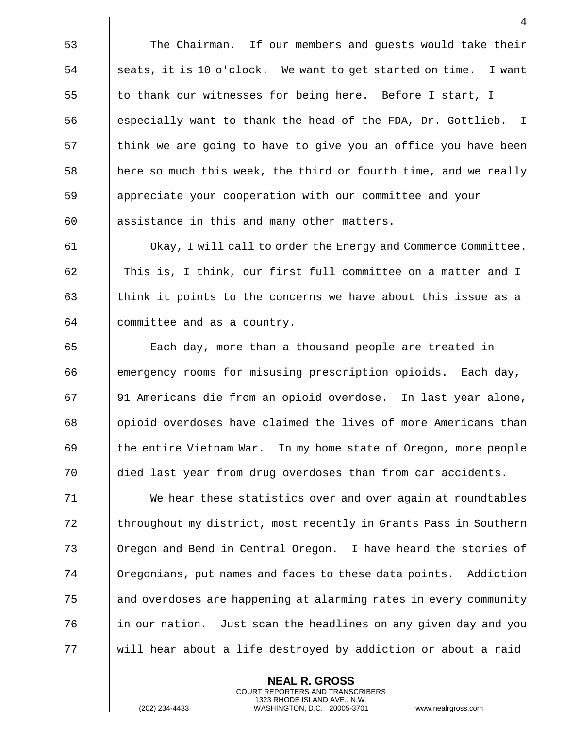The Chairman. If our members and guests would take their seats, it is 10 o'clock. We want to get started on time. I want to thank our witnesses for being here. Before I start, I especially want to thank the head of the FDA, Dr. Gottlieb. I think we are going to have to give you an office you have been here so much this week, the third or fourth time, and we really appreciate your cooperation with our committee and your assistance in this and many other matters.

Okay, I will call to order the Energy and Commerce Committee. This is, I think, our first full committee on a matter and I think it points to the concerns we have about this issue as a committee and as a country.

Each day, more than a thousand people are treated in emergency rooms for misusing prescription opioids. Each day, 91 Americans die from an opioid overdose. In last year alone, opioid overdoses have claimed the lives of more Americans than the entire Vietnam War. In my home state of Oregon, more people died last year from drug overdoses than from car accidents.

We hear these statistics over and over again at roundtables throughout my district, most recently in Grants Pass in Southern Oregon and Bend in Central Oregon. I have heard the stories of Oregonians, put names and faces to these data points. Addiction and overdoses are happening at alarming rates in every community in our nation. Just scan the headlines on any given day and you will hear about a life destroyed by addiction or about a raid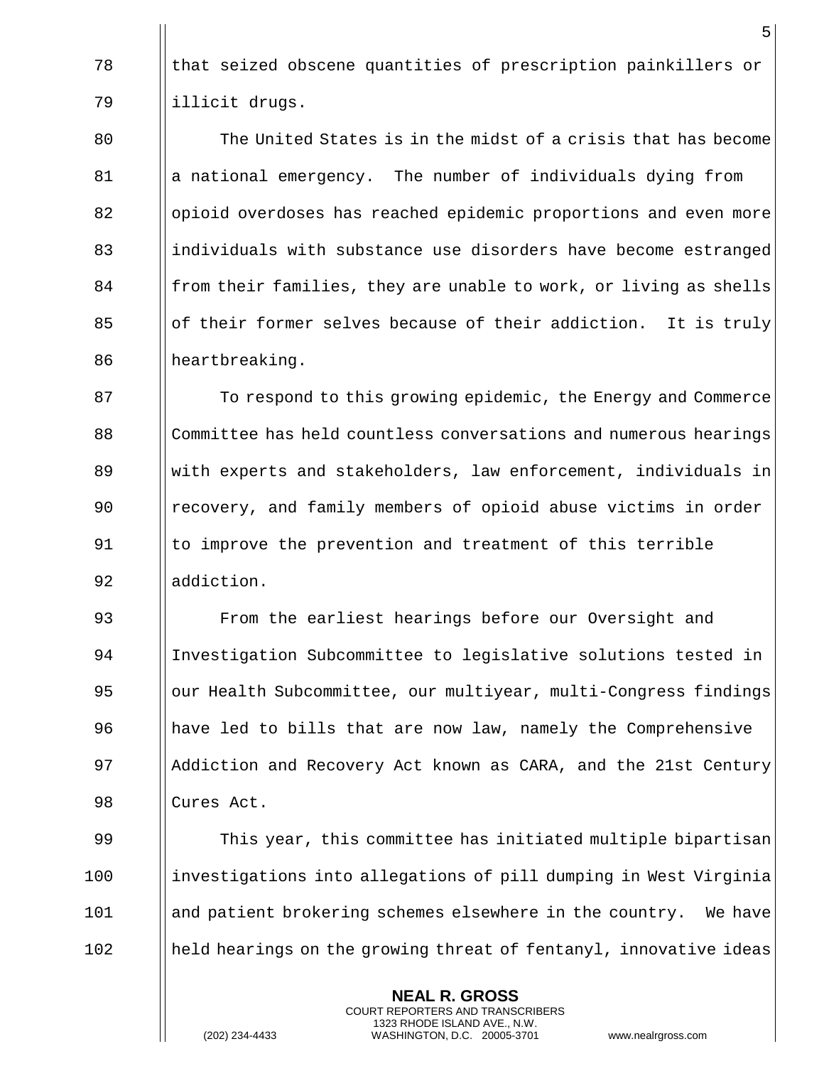that seized obscene quantities of prescription painkillers or illicit drugs.

The United States is in the midst of a crisis that has become a national emergency. The number of individuals dying from opioid overdoses has reached epidemic proportions and even more individuals with substance use disorders have become estranged from their families, they are unable to work, or living as shells of their former selves because of their addiction. It is truly heartbreaking.

To respond to this growing epidemic, the Energy and Commerce Committee has held countless conversations and numerous hearings with experts and stakeholders, law enforcement, individuals in recovery, and family members of opioid abuse victims in order to improve the prevention and treatment of this terrible addiction.

From the earliest hearings before our Oversight and Investigation Subcommittee to legislative solutions tested in our Health Subcommittee, our multiyear, multi-Congress findings have led to bills that are now law, namely the Comprehensive Addiction and Recovery Act known as CARA, and the 21st Century Cures Act.

This year, this committee has initiated multiple bipartisan investigations into allegations of pill dumping in West Virginia and patient brokering schemes elsewhere in the country. We have held hearings on the growing threat of fentanyl, innovative ideas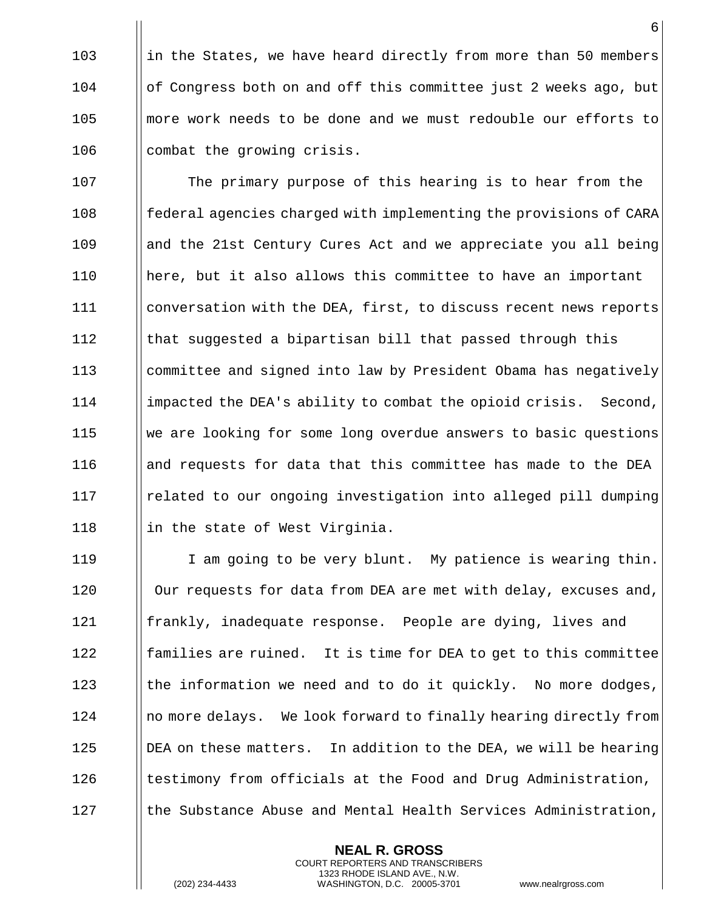in the States, we have heard directly from more than 50 members of Congress both on and off this committee just 2 weeks ago, but more work needs to be done and we must redouble our efforts to combat the growing crisis.

The primary purpose of this hearing is to hear from the federal agencies charged with implementing the provisions of CARA and the 21st Century Cures Act and we appreciate you all being here, but it also allows this committee to have an important conversation with the DEA, first, to discuss recent news reports that suggested a bipartisan bill that passed through this committee and signed into law by President Obama has negatively impacted the DEA's ability to combat the opioid crisis. Second, we are looking for some long overdue answers to basic questions and requests for data that this committee has made to the DEA related to our ongoing investigation into alleged pill dumping in the state of West Virginia.

I am going to be very blunt. My patience is wearing thin. Our requests for data from DEA are met with delay, excuses and, frankly, inadequate response. People are dying, lives and families are ruined. It is time for DEA to get to this committee the information we need and to do it quickly. No more dodges, no more delays. We look forward to finally hearing directly from DEA on these matters. In addition to the DEA, we will be hearing testimony from officials at the Food and Drug Administration, the Substance Abuse and Mental Health Services Administration,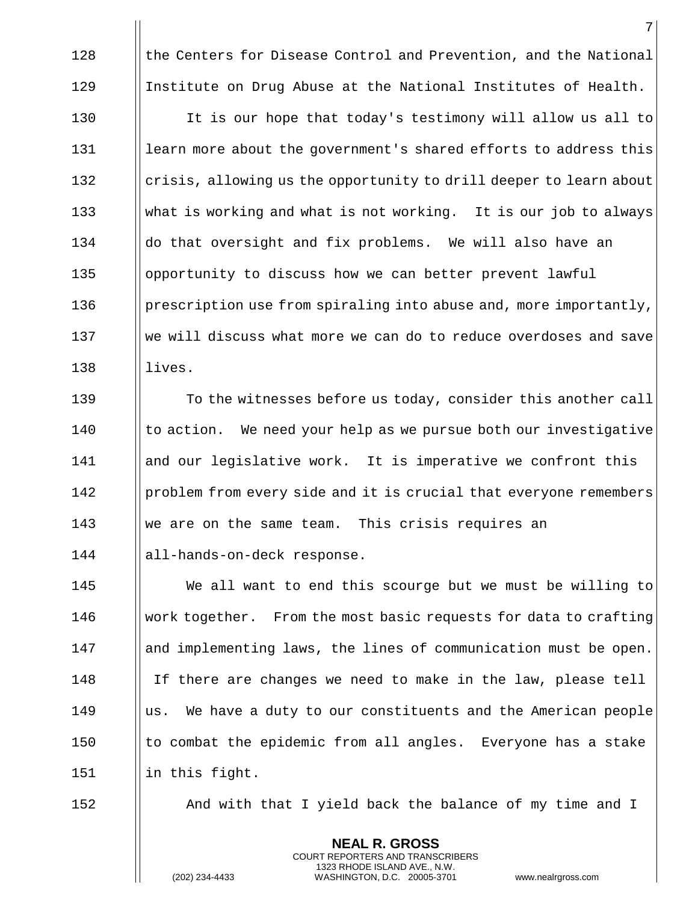the Centers for Disease Control and Prevention, and the National Institute on Drug Abuse at the National Institutes of Health.

It is our hope that today's testimony will allow us all to learn more about the government's shared efforts to address this crisis, allowing us the opportunity to drill deeper to learn about what is working and what is not working. It is our job to always do that oversight and fix problems. We will also have an opportunity to discuss how we can better prevent lawful prescription use from spiraling into abuse and, more importantly, we will discuss what more we can do to reduce overdoses and save lives.

To the witnesses before us today, consider this another call to action. We need your help as we pursue both our investigative and our legislative work. It is imperative we confront this problem from every side and it is crucial that everyone remembers we are on the same team. This crisis requires an all-hands-on-deck response.

We all want to end this scourge but we must be willing to work together. From the most basic requests for data to crafting and implementing laws, the lines of communication must be open. If there are changes we need to make in the law, please tell us. We have a duty to our constituents and the American people to combat the epidemic from all angles. Everyone has a stake in this fight.

And with that I yield back the balance of my time and I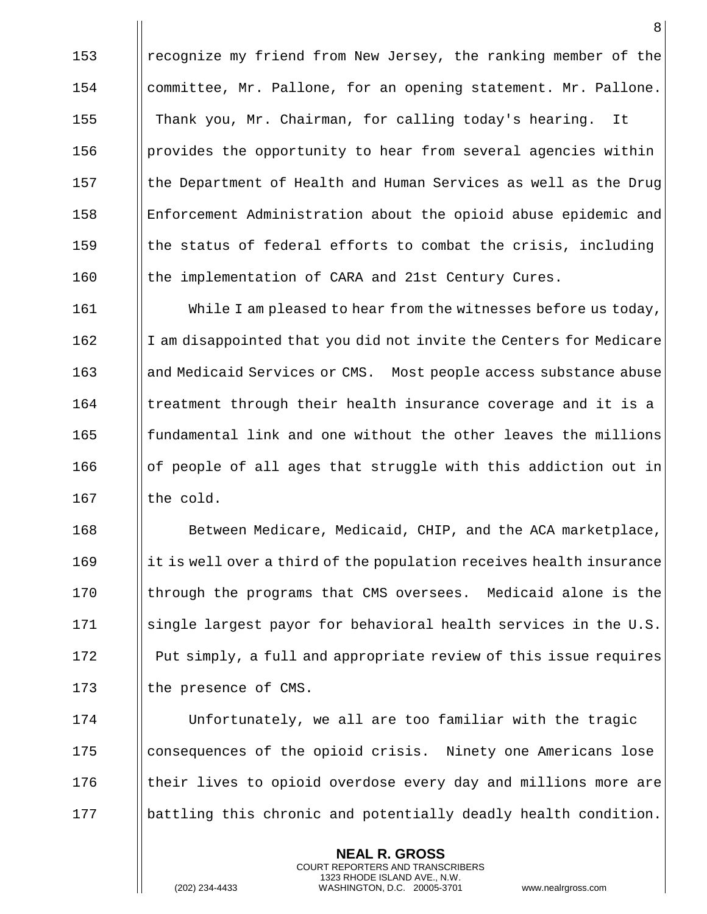recognize my friend from New Jersey, the ranking member of the committee, Mr. Pallone, for an opening statement. Mr. Pallone.

Thank you, Mr. Chairman, for calling today's hearing. It provides the opportunity to hear from several agencies within the Department of Health and Human Services as well as the Drug Enforcement Administration about the opioid abuse epidemic and the status of federal efforts to combat the crisis, including the implementation of CARA and 21st Century Cures.

While I am pleased to hear from the witnesses before us today, I am disappointed that you did not invite the Centers for Medicare and Medicaid Services or CMS. Most people access substance abuse treatment through their health insurance coverage and it is a fundamental link and one without the other leaves the millions of people of all ages that struggle with this addiction out in the cold.

Between Medicare, Medicaid, CHIP, and the ACA marketplace, it is well over a third of the population receives health insurance through the programs that CMS oversees. Medicaid alone is the single largest payor for behavioral health services in the U.S. Put simply, a full and appropriate review of this issue requires the presence of CMS.

Unfortunately, we all are too familiar with the tragic consequences of the opioid crisis. Ninety one Americans lose their lives to opioid overdose every day and millions more are battling this chronic and potentially deadly health condition.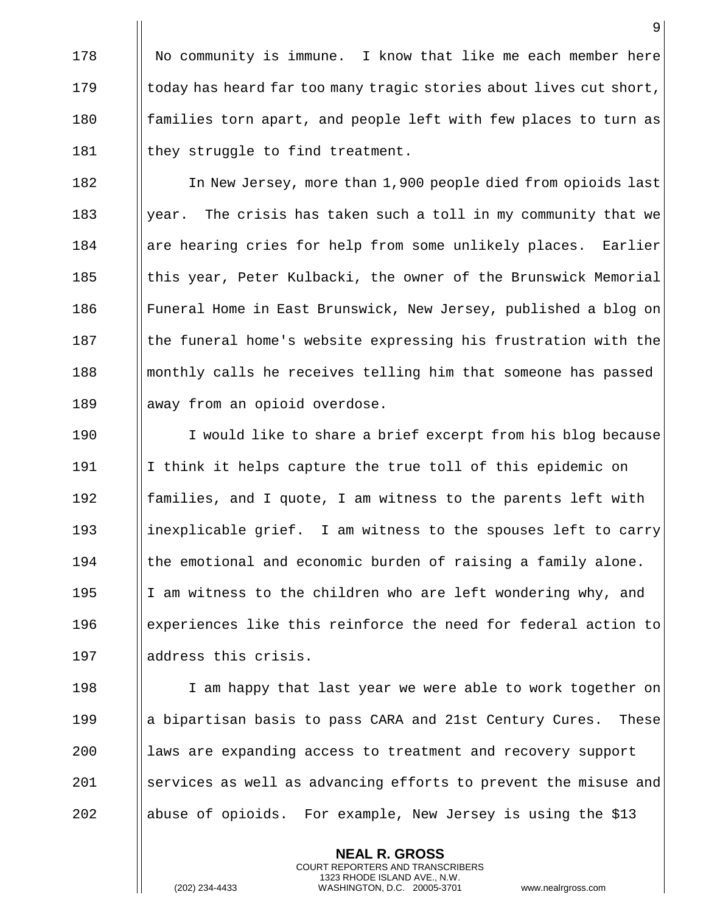No community is immune. I know that like me each member here today has heard far too many tragic stories about lives cut short, families torn apart, and people left with few places to turn as they struggle to find treatment.

In New Jersey, more than 1,900 people died from opioids last year. The crisis has taken such a toll in my community that we are hearing cries for help from some unlikely places. Earlier this year, Peter Kulbacki, the owner of the Brunswick Memorial Funeral Home in East Brunswick, New Jersey, published a blog on the funeral home's website expressing his frustration with the monthly calls he receives telling him that someone has passed away from an opioid overdose.

I would like to share a brief excerpt from his blog because I think it helps capture the true toll of this epidemic on families, and I quote, I am witness to the parents left with inexplicable grief. I am witness to the spouses left to carry the emotional and economic burden of raising a family alone. I am witness to the children who are left wondering why, and experiences like this reinforce the need for federal action to address this crisis.

I am happy that last year we were able to work together on a bipartisan basis to pass CARA and 21st Century Cures. These laws are expanding access to treatment and recovery support services as well as advancing efforts to prevent the misuse and abuse of opioids. For example, New Jersey is using the $13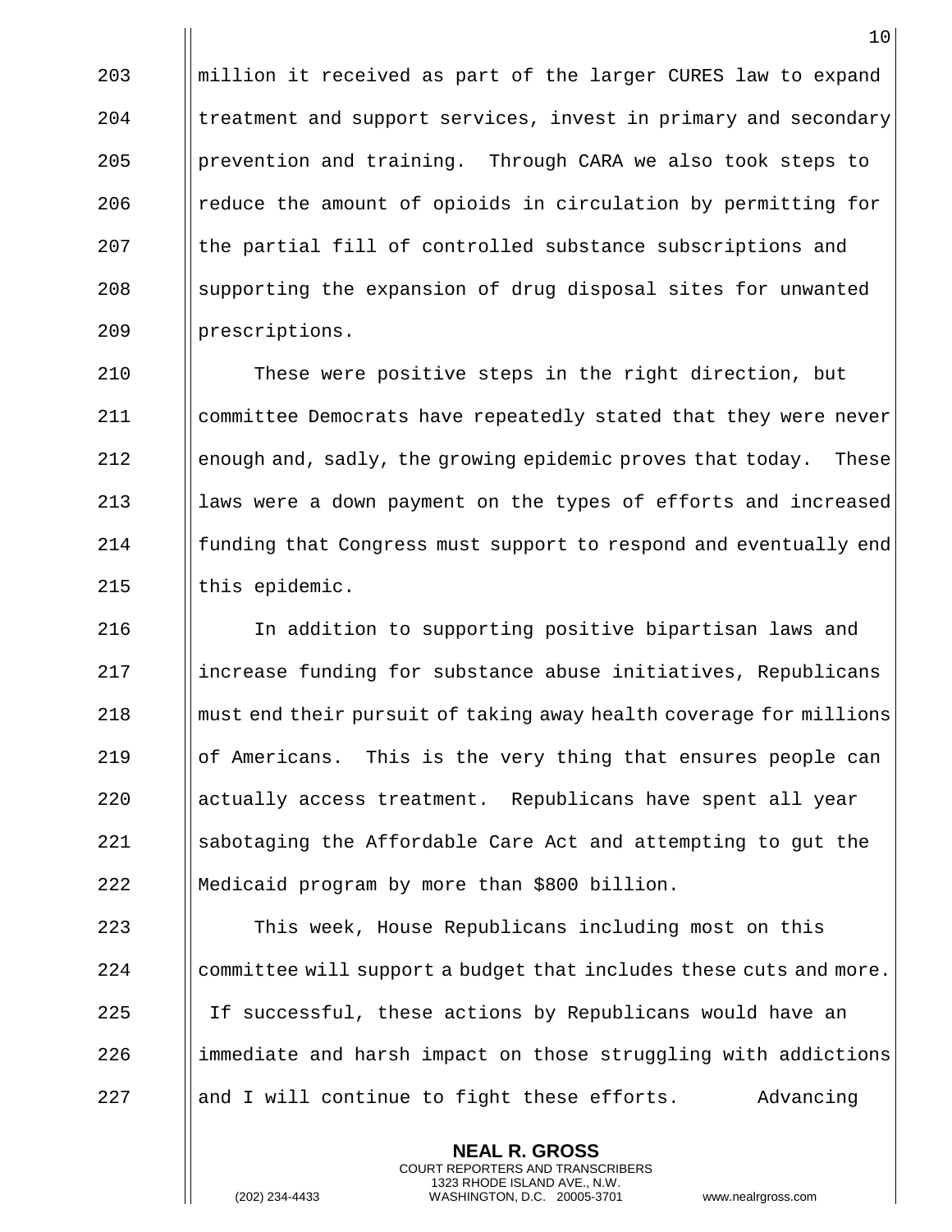million it received as part of the larger CURES law to expand treatment and support services, invest in primary and secondary prevention and training. Through CARA we also took steps to reduce the amount of opioids in circulation by permitting for the partial fill of controlled substance subscriptions and supporting the expansion of drug disposal sites for unwanted prescriptions.

These were positive steps in the right direction, but committee Democrats have repeatedly stated that they were never enough and, sadly, the growing epidemic proves that today. These laws were a down payment on the types of efforts and increased funding that Congress must support to respond and eventually end this epidemic.

In addition to supporting positive bipartisan laws and increase funding for substance abuse initiatives, Republicans must end their pursuit of taking away health coverage for millions of Americans. This is the very thing that ensures people can actually access treatment. Republicans have spent all year sabotaging the Affordable Care Act and attempting to gut the Medicaid program by more than $800 billion.

This week, House Republicans including most on this committee will support a budget that includes these cuts and more. If successful, these actions by Republicans would have an immediate and harsh impact on those struggling with addictions and I will continue to fight these efforts. Advancing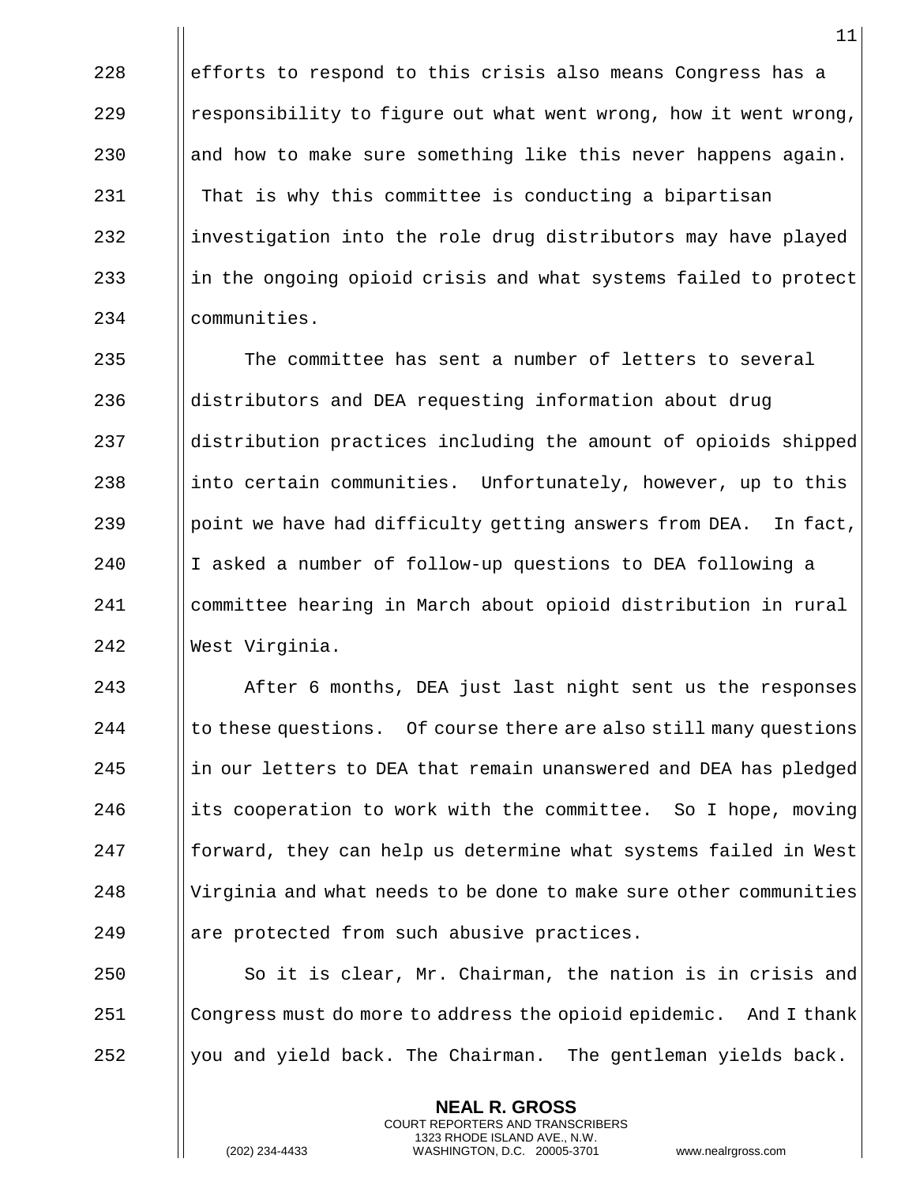efforts to respond to this crisis also means Congress has a responsibility to figure out what went wrong, how it went wrong, and how to make sure something like this never happens again. That is why this committee is conducting a bipartisan investigation into the role drug distributors may have played in the ongoing opioid crisis and what systems failed to protect communities.

The committee has sent a number of letters to several distributors and DEA requesting information about drug distribution practices including the amount of opioids shipped into certain communities. Unfortunately, however, up to this point we have had difficulty getting answers from DEA. In fact, I asked a number of follow-up questions to DEA following a committee hearing in March about opioid distribution in rural West Virginia.

After 6 months, DEA just last night sent us the responses to these questions. Of course there are also still many questions in our letters to DEA that remain unanswered and DEA has pledged its cooperation to work with the committee. So I hope, moving forward, they can help us determine what systems failed in West Virginia and what needs to be done to make sure other communities are protected from such abusive practices.

So it is clear, Mr. Chairman, the nation is in crisis and Congress must do more to address the opioid epidemic. And I thank you and yield back. The Chairman. The gentleman yields back.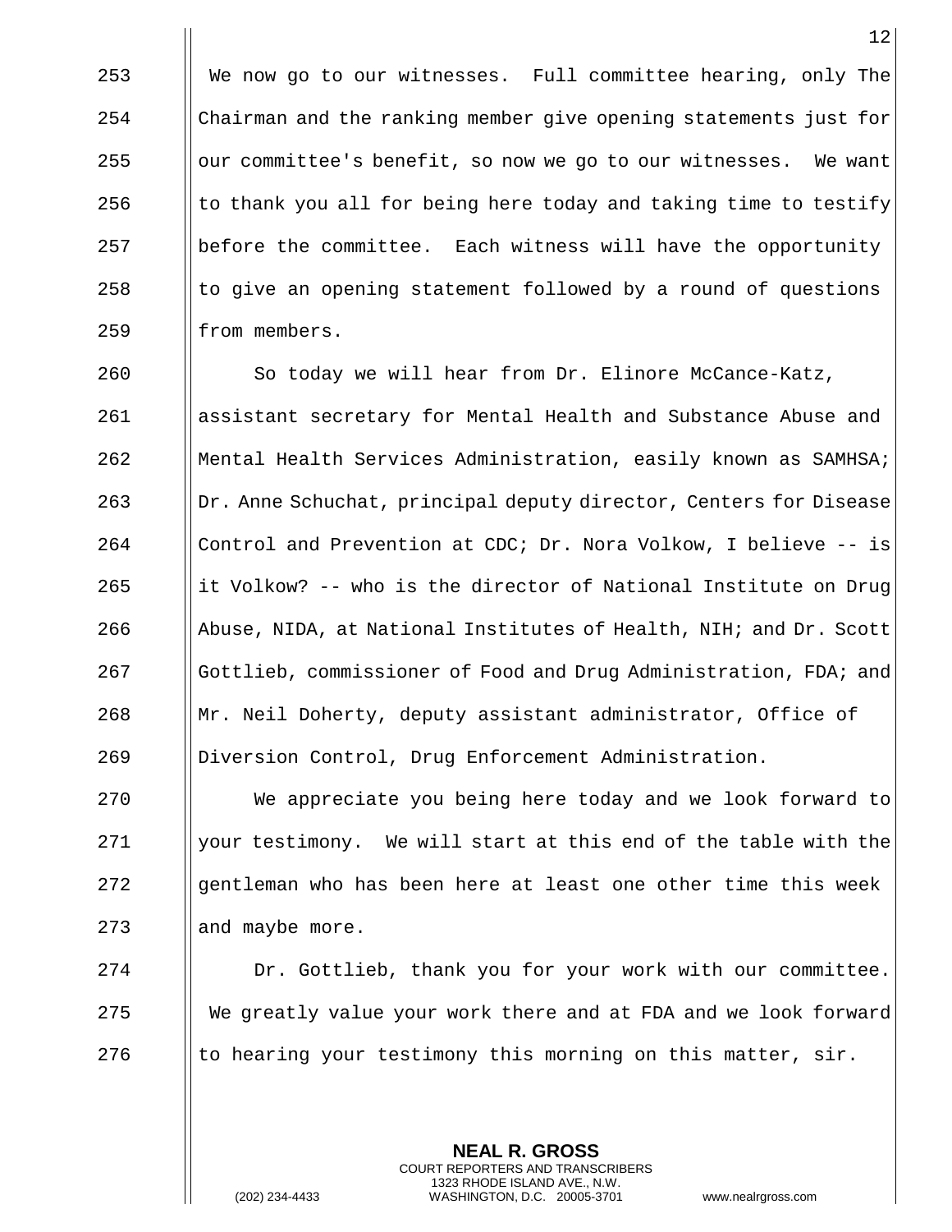We now go to our witnesses. Full committee hearing, only The Chairman and the ranking member give opening statements just for our committee's benefit, so now we go to our witnesses. We want to thank you all for being here today and taking time to testify before the committee. Each witness will have the opportunity to give an opening statement followed by a round of questions from members.

So today we will hear from Dr. Elinore McCance-Katz, assistant secretary for Mental Health and Substance Abuse and Mental Health Services Administration, easily known as SAMHSA; Dr. Anne Schuchat, principal deputy director, Centers for Disease Control and Prevention at CDC; Dr. Nora Volkow, I believe -- is it Volkow? -- who is the director of National Institute on Drug Abuse, NIDA, at National Institutes of Health, NIH; and Dr. Scott Gottlieb, commissioner of Food and Drug Administration, FDA; and Mr. Neil Doherty, deputy assistant administrator, Office of Diversion Control, Drug Enforcement Administration.

We appreciate you being here today and we look forward to your testimony. We will start at this end of the table with the gentleman who has been here at least one other time this week and maybe more.

Dr. Gottlieb, thank you for your work with our committee. We greatly value your work there and at FDA and we look forward to hearing your testimony this morning on this matter, sir.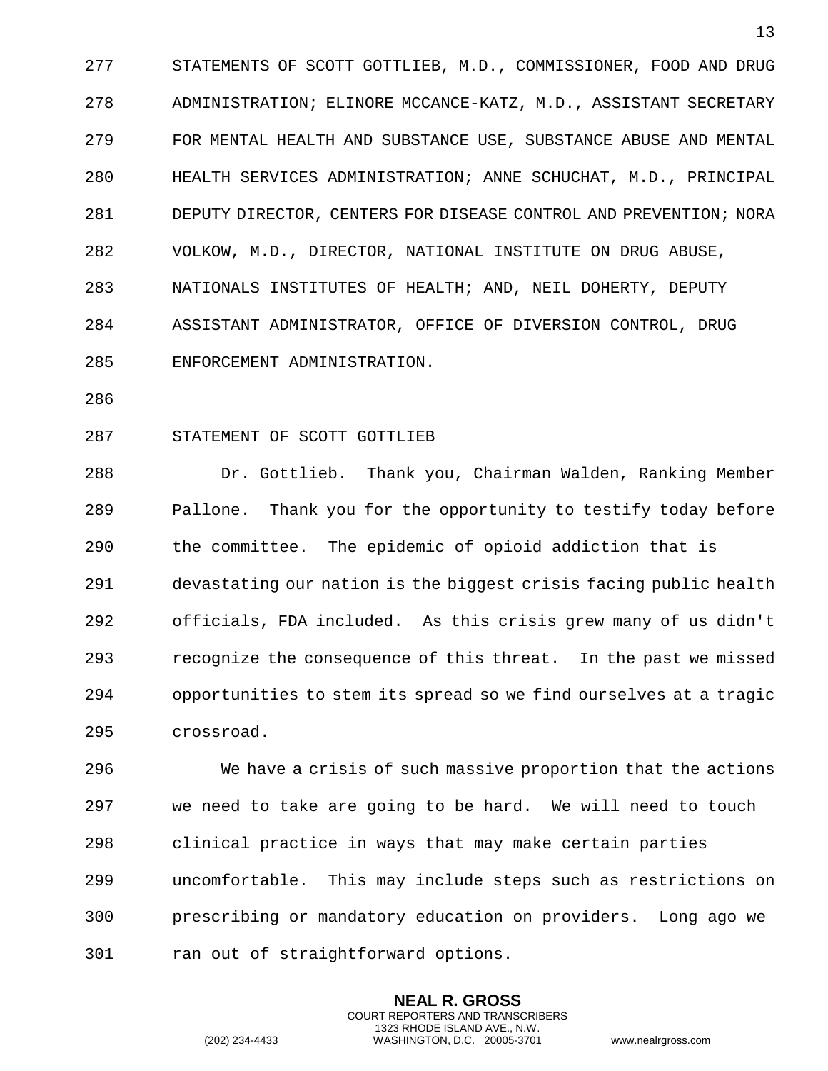STATEMENTS OF SCOTT GOTTLIEB, M.D., COMMISSIONER, FOOD AND DRUG ADMINISTRATION; ELINORE MCCANCE-KATZ, M.D., ASSISTANT SECRETARY FOR MENTAL HEALTH AND SUBSTANCE USE, SUBSTANCE ABUSE AND MENTAL HEALTH SERVICES ADMINISTRATION; ANNE SCHUCHAT, M.D., PRINCIPAL DEPUTY DIRECTOR, CENTERS FOR DISEASE CONTROL AND PREVENTION; NORA VOLKOW, M.D., DIRECTOR, NATIONAL INSTITUTE ON DRUG ABUSE, NATIONALS INSTITUTES OF HEALTH; AND, NEIL DOHERTY, DEPUTY ASSISTANT ADMINISTRATOR, OFFICE OF DIVERSION CONTROL, DRUG ENFORCEMENT ADMINISTRATION.

STATEMENT OF SCOTT GOTTLIEB

Dr. Gottlieb. Thank you, Chairman Walden, Ranking Member Pallone. Thank you for the opportunity to testify today before the committee. The epidemic of opioid addiction that is devastating our nation is the biggest crisis facing public health officials, FDA included. As this crisis grew many of us didn't recognize the consequence of this threat. In the past we missed opportunities to stem its spread so we find ourselves at a tragic crossroad.

We have a crisis of such massive proportion that the actions we need to take are going to be hard. We will need to touch clinical practice in ways that may make certain parties uncomfortable. This may include steps such as restrictions on prescribing or mandatory education on providers. Long ago we ran out of straightforward options.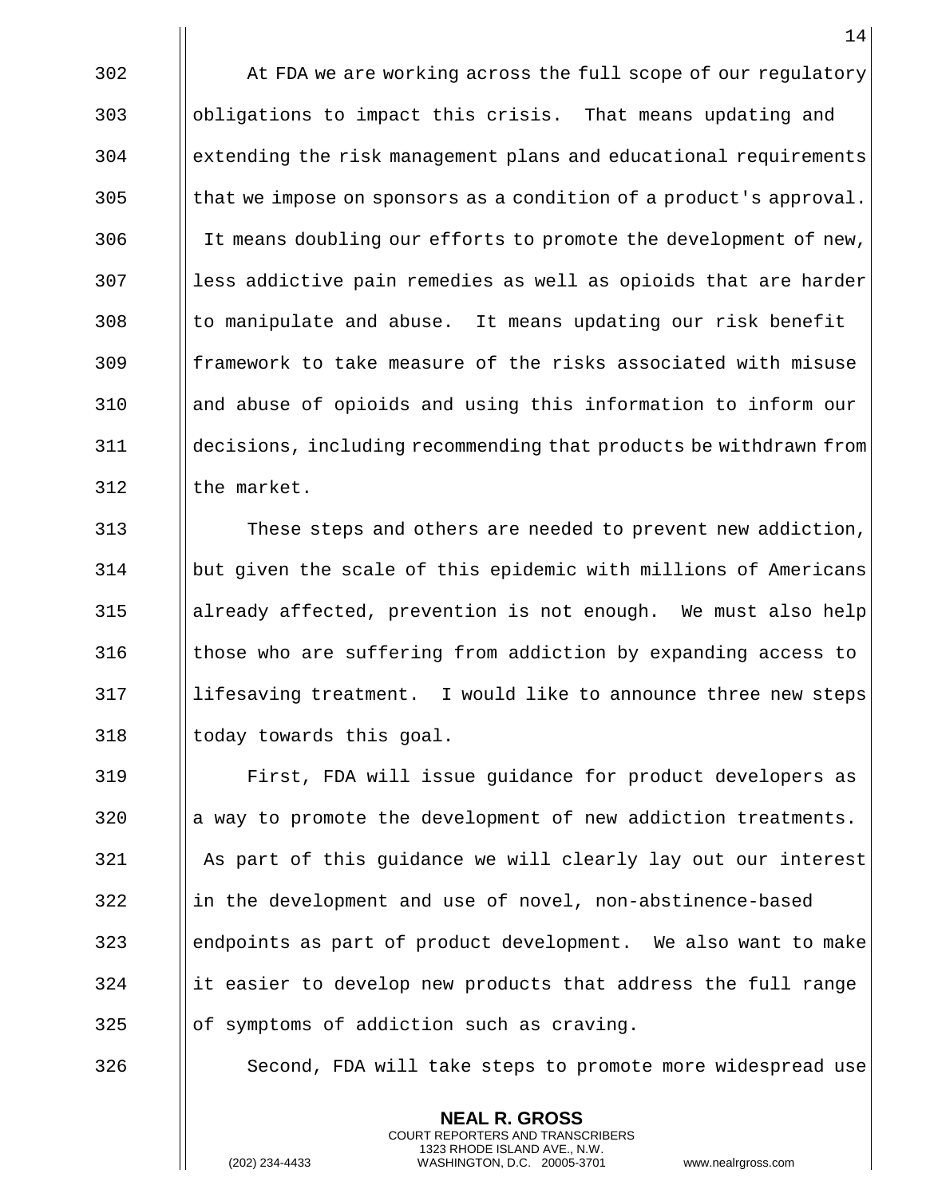At FDA we are working across the full scope of our regulatory obligations to impact this crisis. That means updating and extending the risk management plans and educational requirements that we impose on sponsors as a condition of a product's approval. It means doubling our efforts to promote the development of new, less addictive pain remedies as well as opioids that are harder to manipulate and abuse. It means updating our risk benefit framework to take measure of the risks associated with misuse and abuse of opioids and using this information to inform our decisions, including recommending that products be withdrawn from the market.

These steps and others are needed to prevent new addiction, but given the scale of this epidemic with millions of Americans already affected, prevention is not enough. We must also help those who are suffering from addiction by expanding access to lifesaving treatment. I would like to announce three new steps today towards this goal.

First, FDA will issue guidance for product developers as a way to promote the development of new addiction treatments. As part of this guidance we will clearly lay out our interest in the development and use of novel, non-abstinence-based endpoints as part of product development. We also want to make it easier to develop new products that address the full range of symptoms of addiction such as craving.

Second, FDA will take steps to promote more widespread use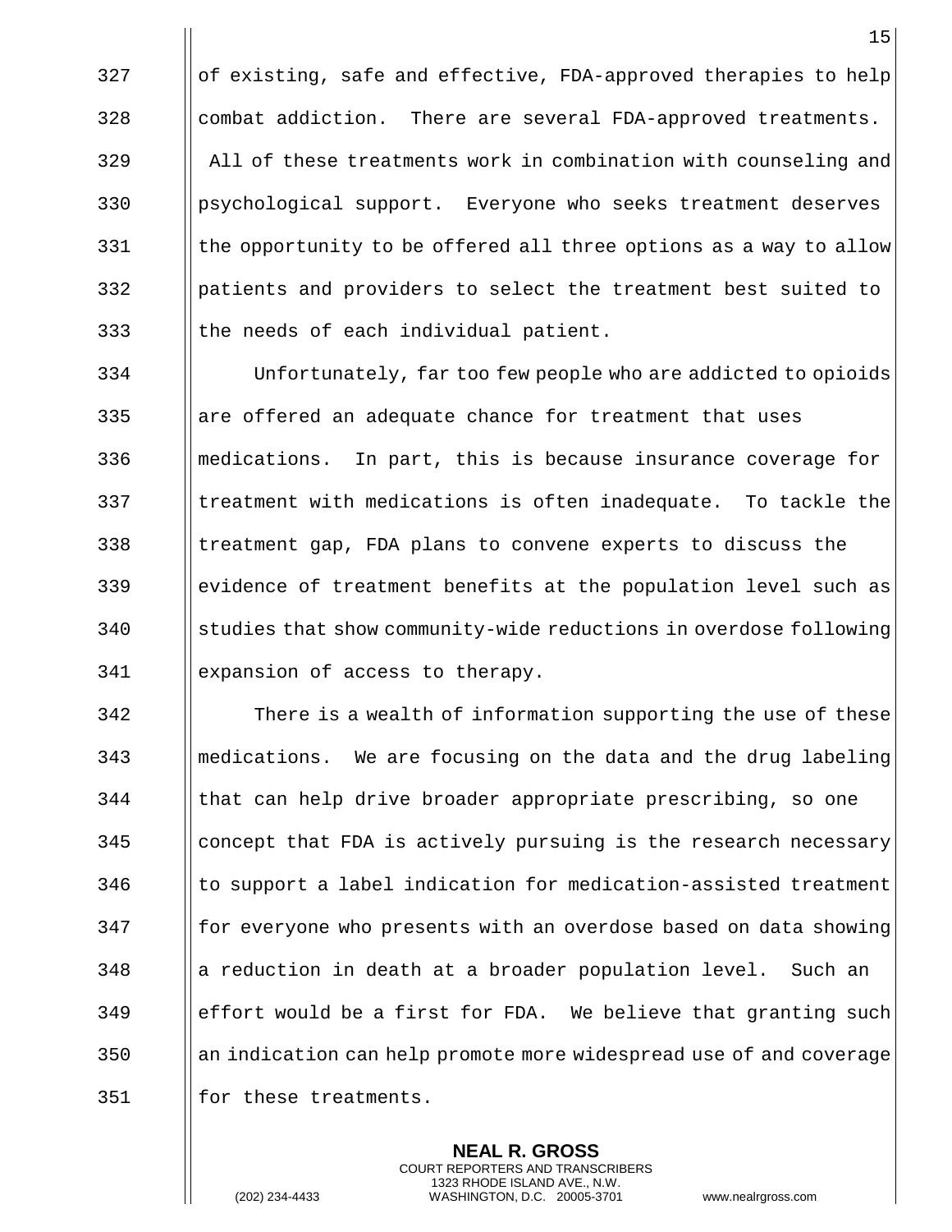of existing, safe and effective, FDA-approved therapies to help combat addiction. There are several FDA-approved treatments. All of these treatments work in combination with counseling and psychological support. Everyone who seeks treatment deserves the opportunity to be offered all three options as a way to allow patients and providers to select the treatment best suited to the needs of each individual patient.

Unfortunately, far too few people who are addicted to opioids are offered an adequate chance for treatment that uses medications. In part, this is because insurance coverage for treatment with medications is often inadequate. To tackle the treatment gap, FDA plans to convene experts to discuss the evidence of treatment benefits at the population level such as studies that show community-wide reductions in overdose following expansion of access to therapy.

There is a wealth of information supporting the use of these medications. We are focusing on the data and the drug labeling that can help drive broader appropriate prescribing, so one concept that FDA is actively pursuing is the research necessary to support a label indication for medication-assisted treatment for everyone who presents with an overdose based on data showing a reduction in death at a broader population level. Such an effort would be a first for FDA. We believe that granting such an indication can help promote more widespread use of and coverage for these treatments.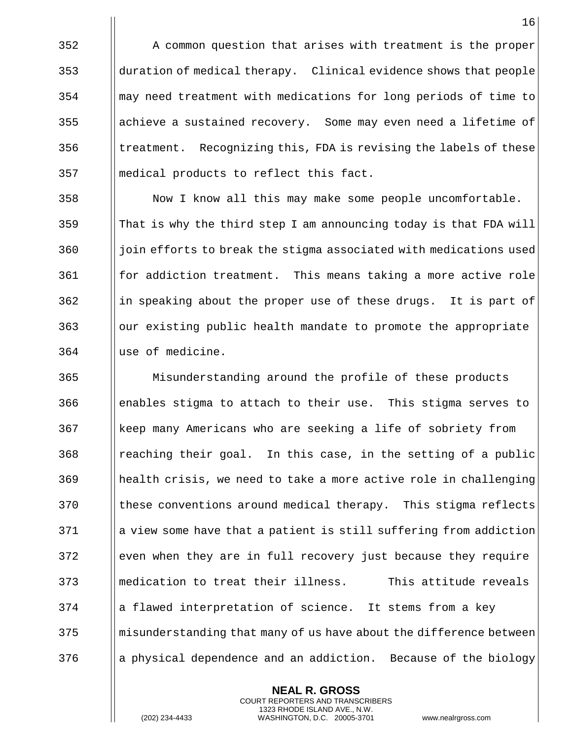A common question that arises with treatment is the proper duration of medical therapy. Clinical evidence shows that people may need treatment with medications for long periods of time to achieve a sustained recovery. Some may even need a lifetime of treatment. Recognizing this, FDA is revising the labels of these medical products to reflect this fact.

Now I know all this may make some people uncomfortable. That is why the third step I am announcing today is that FDA will join efforts to break the stigma associated with medications used for addiction treatment. This means taking a more active role in speaking about the proper use of these drugs. It is part of our existing public health mandate to promote the appropriate use of medicine.

Misunderstanding around the profile of these products enables stigma to attach to their use. This stigma serves to keep many Americans who are seeking a life of sobriety from reaching their goal. In this case, in the setting of a public health crisis, we need to take a more active role in challenging these conventions around medical therapy. This stigma reflects a view some have that a patient is still suffering from addiction even when they are in full recovery just because they require medication to treat their illness. This attitude reveals a flawed interpretation of science. It stems from a key misunderstanding that many of us have about the difference between a physical dependence and an addiction. Because of the biology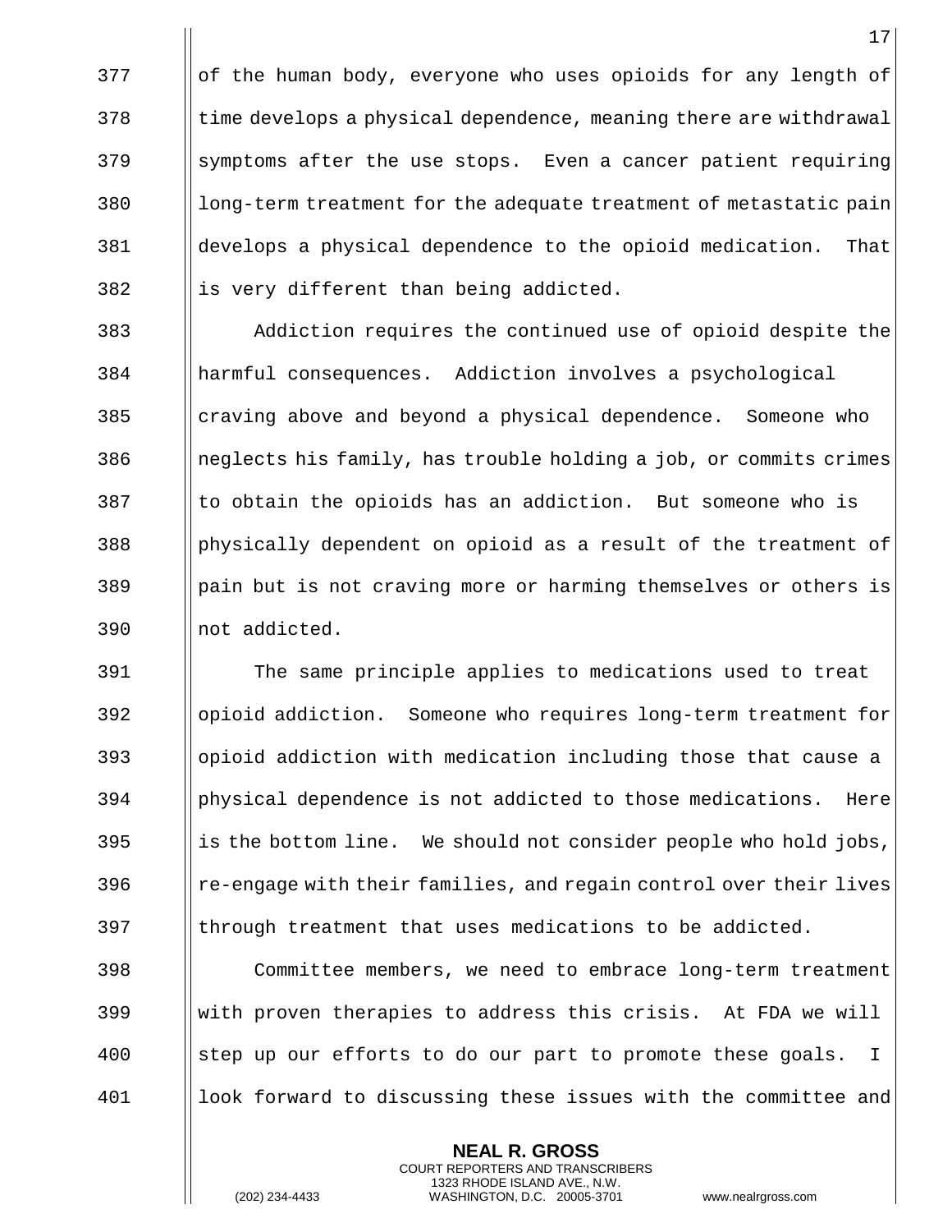of the human body, everyone who uses opioids for any length of time develops a physical dependence, meaning there are withdrawal symptoms after the use stops. Even a cancer patient requiring long-term treatment for the adequate treatment of metastatic pain develops a physical dependence to the opioid medication. That is very different than being addicted.

Addiction requires the continued use of opioid despite the harmful consequences. Addiction involves a psychological craving above and beyond a physical dependence. Someone who neglects his family, has trouble holding a job, or commits crimes to obtain the opioids has an addiction. But someone who is physically dependent on opioid as a result of the treatment of pain but is not craving more or harming themselves or others is not addicted.

The same principle applies to medications used to treat opioid addiction. Someone who requires long-term treatment for opioid addiction with medication including those that cause a physical dependence is not addicted to those medications. Here is the bottom line. We should not consider people who hold jobs, re-engage with their families, and regain control over their lives through treatment that uses medications to be addicted.

Committee members, we need to embrace long-term treatment with proven therapies to address this crisis. At FDA we will step up our efforts to do our part to promote these goals. I look forward to discussing these issues with the committee and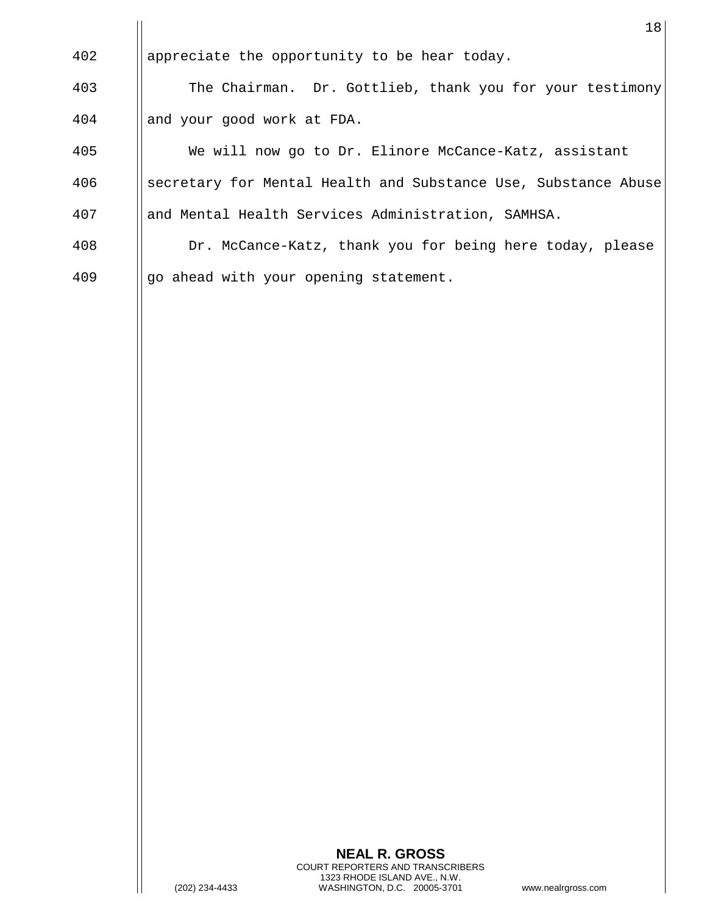402 appreciate the opportunity to be hear today.

403 The Chairman. Dr. Gottlieb, thank you for your testimony

404 and your good work at FDA.

405 We will now go to Dr. Elinore McCance-Katz, assistant

406 secretary for Mental Health and Substance Use, Substance Abuse

407 and Mental Health Services Administration, SAMHSA.

408 Dr. McCance-Katz, thank you for being here today, please

409 go ahead with your opening statement.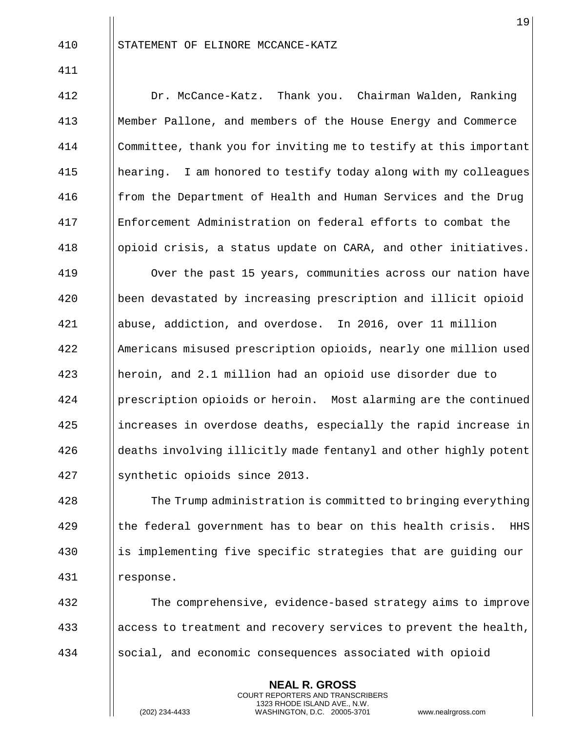STATEMENT OF ELINORE MCCANCE-KATZ

Dr. McCance-Katz. Thank you. Chairman Walden, Ranking Member Pallone, and members of the House Energy and Commerce Committee, thank you for inviting me to testify at this important hearing. I am honored to testify today along with my colleagues from the Department of Health and Human Services and the Drug Enforcement Administration on federal efforts to combat the opioid crisis, a status update on CARA, and other initiatives.

Over the past 15 years, communities across our nation have been devastated by increasing prescription and illicit opioid abuse, addiction, and overdose. In 2016, over 11 million Americans misused prescription opioids, nearly one million used heroin, and 2.1 million had an opioid use disorder due to prescription opioids or heroin. Most alarming are the continued increases in overdose deaths, especially the rapid increase in deaths involving illicitly made fentanyl and other highly potent synthetic opioids since 2013.

The Trump administration is committed to bringing everything the federal government has to bear on this health crisis. HHS is implementing five specific strategies that are guiding our response.

The comprehensive, evidence-based strategy aims to improve access to treatment and recovery services to prevent the health, social, and economic consequences associated with opioid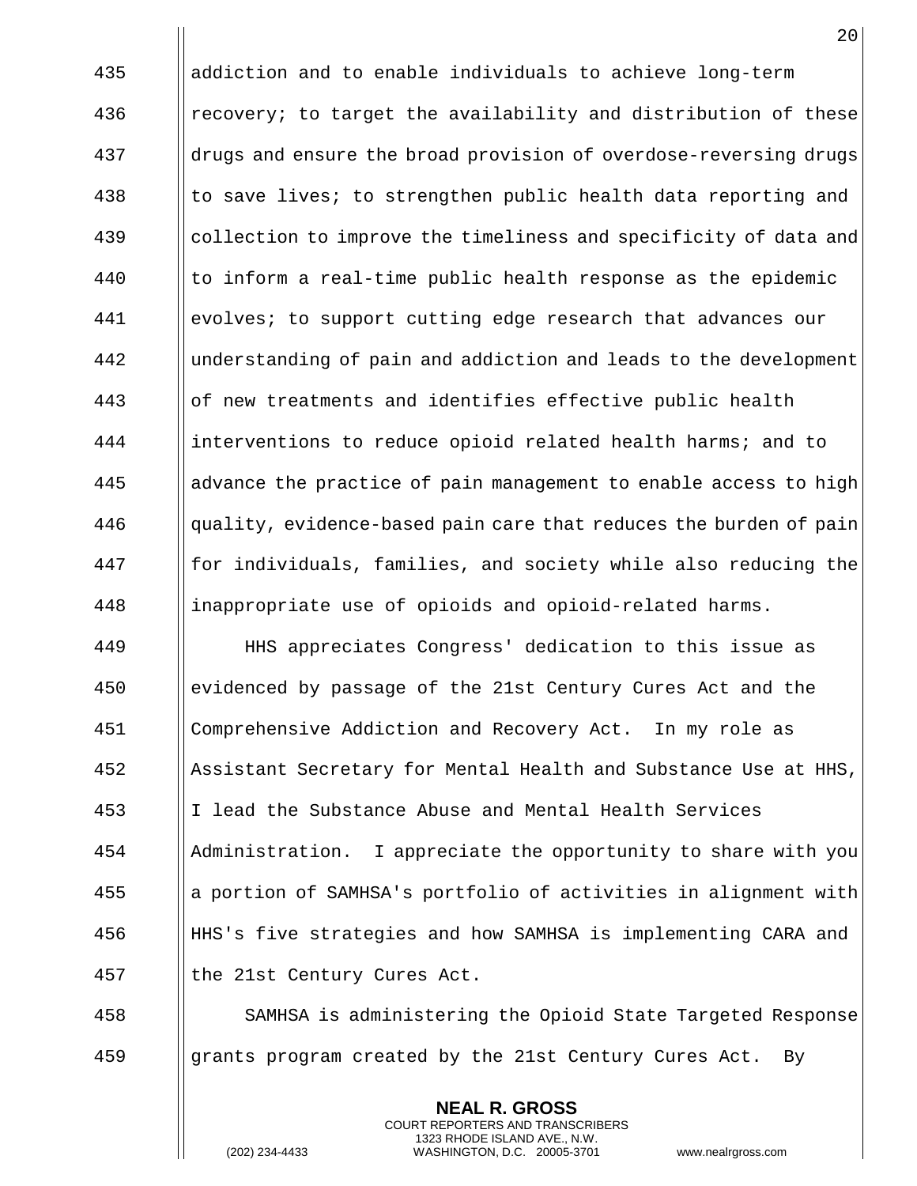addiction and to enable individuals to achieve long-term recovery; to target the availability and distribution of these drugs and ensure the broad provision of overdose-reversing drugs to save lives; to strengthen public health data reporting and collection to improve the timeliness and specificity of data and to inform a real-time public health response as the epidemic evolves; to support cutting edge research that advances our understanding of pain and addiction and leads to the development of new treatments and identifies effective public health interventions to reduce opioid related health harms; and to advance the practice of pain management to enable access to high quality, evidence-based pain care that reduces the burden of pain for individuals, families, and society while also reducing the inappropriate use of opioids and opioid-related harms.

HHS appreciates Congress' dedication to this issue as evidenced by passage of the 21st Century Cures Act and the Comprehensive Addiction and Recovery Act. In my role as Assistant Secretary for Mental Health and Substance Use at HHS, I lead the Substance Abuse and Mental Health Services Administration. I appreciate the opportunity to share with you a portion of SAMHSA's portfolio of activities in alignment with HHS's five strategies and how SAMHSA is implementing CARA and the 21st Century Cures Act.

SAMHSA is administering the Opioid State Targeted Response grants program created by the 21st Century Cures Act. By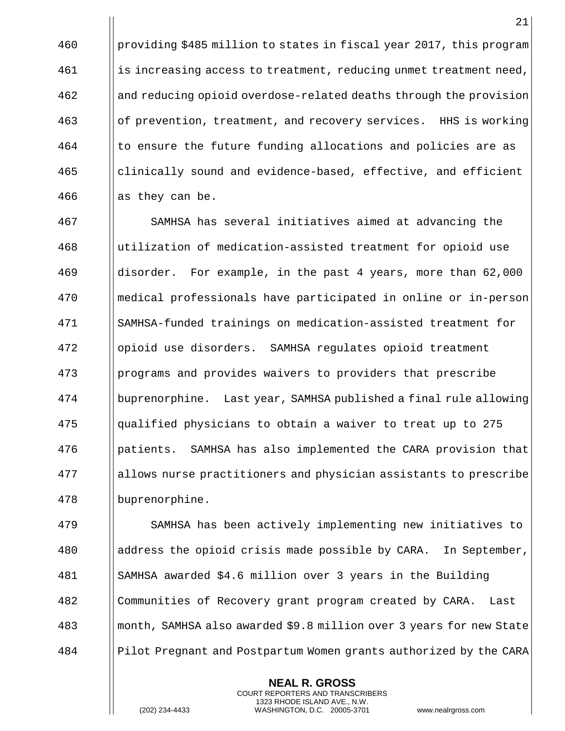providing $485 million to states in fiscal year 2017, this program is increasing access to treatment, reducing unmet treatment need, and reducing opioid overdose-related deaths through the provision of prevention, treatment, and recovery services. HHS is working to ensure the future funding allocations and policies are as clinically sound and evidence-based, effective, and efficient as they can be.

SAMHSA has several initiatives aimed at advancing the utilization of medication-assisted treatment for opioid use disorder. For example, in the past 4 years, more than 62,000 medical professionals have participated in online or in-person SAMHSA-funded trainings on medication-assisted treatment for opioid use disorders. SAMHSA regulates opioid treatment programs and provides waivers to providers that prescribe buprenorphine. Last year, SAMHSA published a final rule allowing qualified physicians to obtain a waiver to treat up to 275 patients. SAMHSA has also implemented the CARA provision that allows nurse practitioners and physician assistants to prescribe buprenorphine.

SAMHSA has been actively implementing new initiatives to address the opioid crisis made possible by CARA. In September, SAMHSA awarded $4.6 million over 3 years in the Building Communities of Recovery grant program created by CARA. Last month, SAMHSA also awarded $9.8 million over 3 years for new State Pilot Pregnant and Postpartum Women grants authorized by the CARA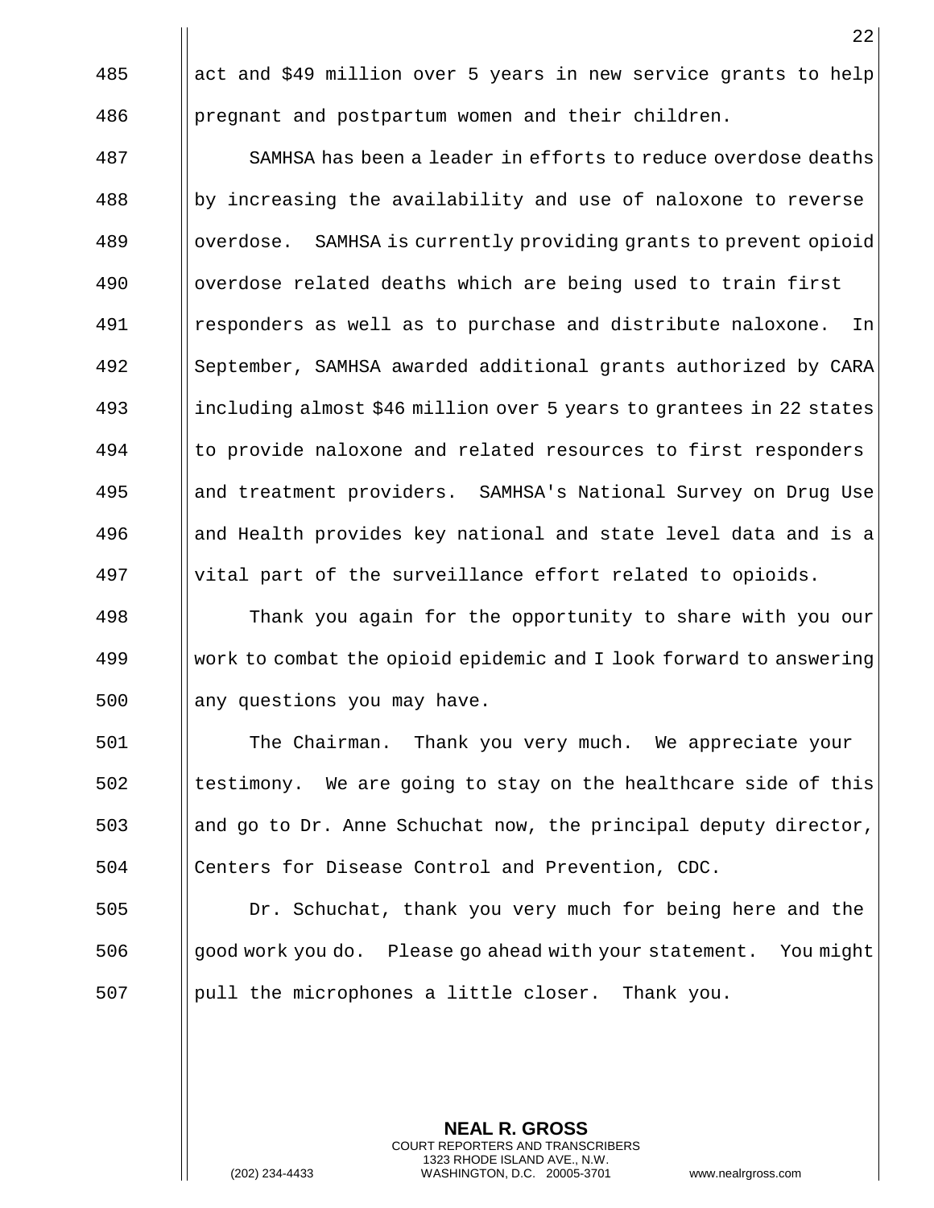act and $49 million over 5 years in new service grants to help pregnant and postpartum women and their children.

SAMHSA has been a leader in efforts to reduce overdose deaths by increasing the availability and use of naloxone to reverse overdose. SAMHSA is currently providing grants to prevent opioid overdose related deaths which are being used to train first responders as well as to purchase and distribute naloxone. In September, SAMHSA awarded additional grants authorized by CARA including almost $46 million over 5 years to grantees in 22 states to provide naloxone and related resources to first responders and treatment providers. SAMHSA's National Survey on Drug Use and Health provides key national and state level data and is a vital part of the surveillance effort related to opioids.

Thank you again for the opportunity to share with you our work to combat the opioid epidemic and I look forward to answering any questions you may have.

The Chairman. Thank you very much. We appreciate your testimony. We are going to stay on the healthcare side of this and go to Dr. Anne Schuchat now, the principal deputy director, Centers for Disease Control and Prevention, CDC.

Dr. Schuchat, thank you very much for being here and the good work you do. Please go ahead with your statement. You might pull the microphones a little closer. Thank you.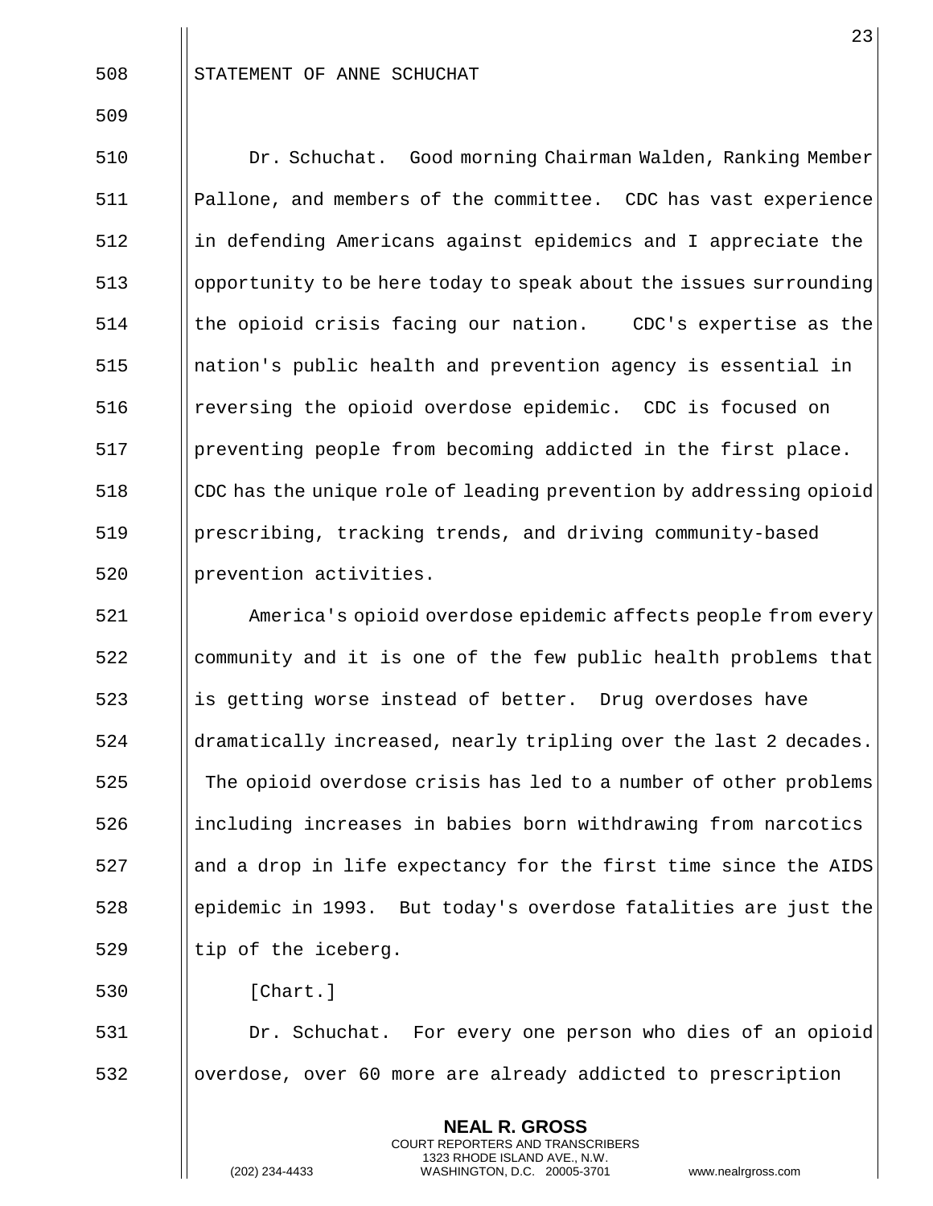STATEMENT OF ANNE SCHUCHAT

Dr. Schuchat. Good morning Chairman Walden, Ranking Member Pallone, and members of the committee. CDC has vast experience in defending Americans against epidemics and I appreciate the opportunity to be here today to speak about the issues surrounding the opioid crisis facing our nation. CDC's expertise as the nation's public health and prevention agency is essential in reversing the opioid overdose epidemic. CDC is focused on preventing people from becoming addicted in the first place. CDC has the unique role of leading prevention by addressing opioid prescribing, tracking trends, and driving community-based prevention activities.

America's opioid overdose epidemic affects people from every community and it is one of the few public health problems that is getting worse instead of better. Drug overdoses have dramatically increased, nearly tripling over the last 2 decades. The opioid overdose crisis has led to a number of other problems including increases in babies born withdrawing from narcotics and a drop in life expectancy for the first time since the AIDS epidemic in 1993. But today's overdose fatalities are just the tip of the iceberg.

[Chart.]

Dr. Schuchat. For every one person who dies of an opioid overdose, over 60 more are already addicted to prescription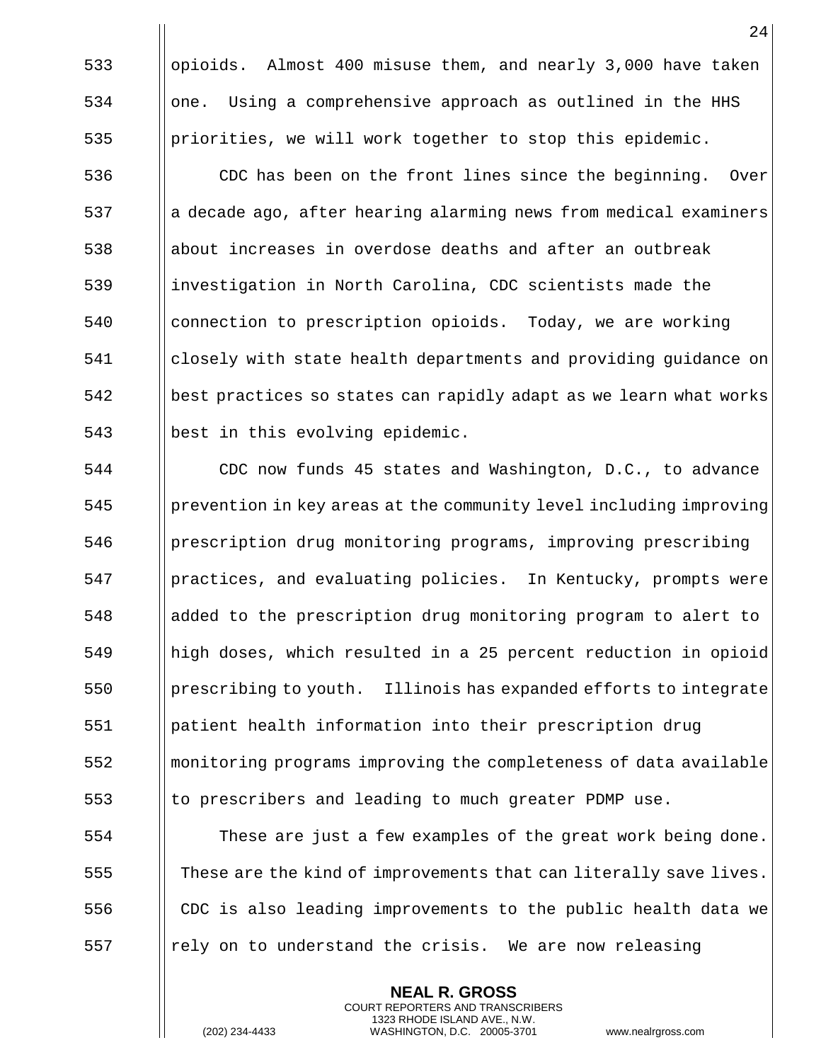opioids. Almost 400 misuse them, and nearly 3,000 have taken one. Using a comprehensive approach as outlined in the HHS priorities, we will work together to stop this epidemic.

CDC has been on the front lines since the beginning. Over a decade ago, after hearing alarming news from medical examiners about increases in overdose deaths and after an outbreak investigation in North Carolina, CDC scientists made the connection to prescription opioids. Today, we are working closely with state health departments and providing guidance on best practices so states can rapidly adapt as we learn what works best in this evolving epidemic.

CDC now funds 45 states and Washington, D.C., to advance prevention in key areas at the community level including improving prescription drug monitoring programs, improving prescribing practices, and evaluating policies. In Kentucky, prompts were added to the prescription drug monitoring program to alert to high doses, which resulted in a 25 percent reduction in opioid prescribing to youth. Illinois has expanded efforts to integrate patient health information into their prescription drug monitoring programs improving the completeness of data available to prescribers and leading to much greater PDMP use.

These are just a few examples of the great work being done. These are the kind of improvements that can literally save lives. CDC is also leading improvements to the public health data we rely on to understand the crisis. We are now releasing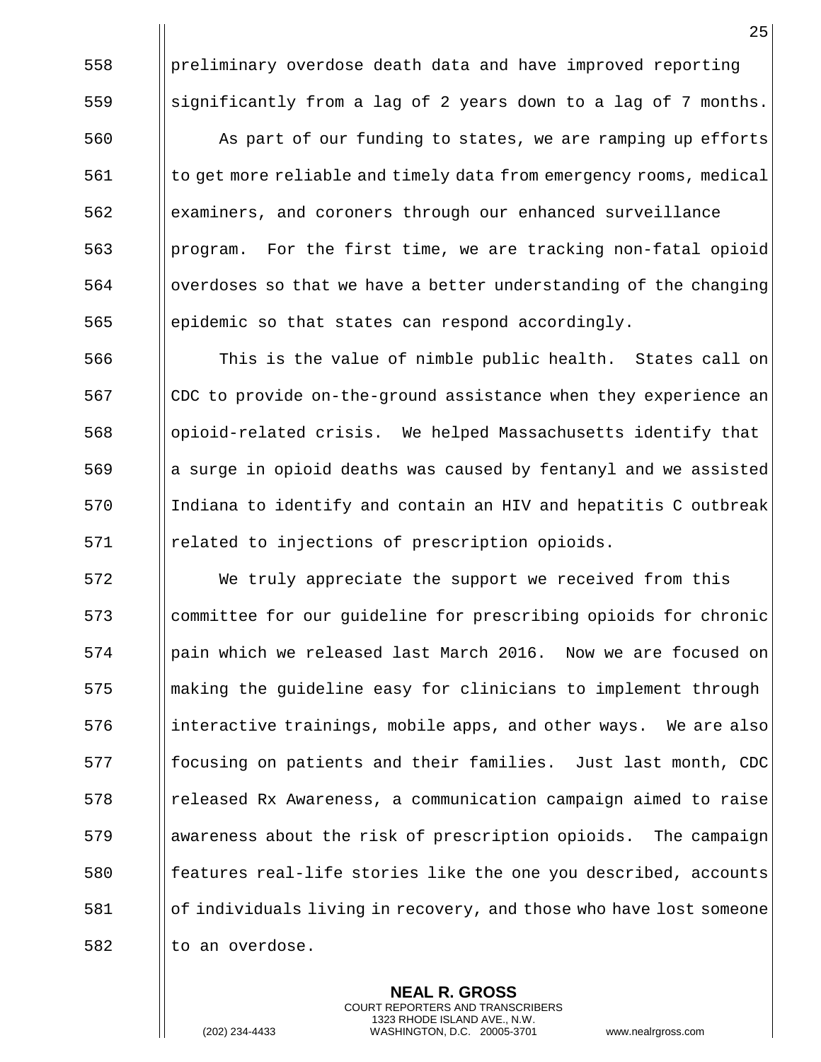preliminary overdose death data and have improved reporting significantly from a lag of 2 years down to a lag of 7 months.

As part of our funding to states, we are ramping up efforts to get more reliable and timely data from emergency rooms, medical examiners, and coroners through our enhanced surveillance program. For the first time, we are tracking non-fatal opioid overdoses so that we have a better understanding of the changing epidemic so that states can respond accordingly.

This is the value of nimble public health. States call on CDC to provide on-the-ground assistance when they experience an opioid-related crisis. We helped Massachusetts identify that a surge in opioid deaths was caused by fentanyl and we assisted Indiana to identify and contain an HIV and hepatitis C outbreak related to injections of prescription opioids.

We truly appreciate the support we received from this committee for our guideline for prescribing opioids for chronic pain which we released last March 2016. Now we are focused on making the guideline easy for clinicians to implement through interactive trainings, mobile apps, and other ways. We are also focusing on patients and their families. Just last month, CDC released Rx Awareness, a communication campaign aimed to raise awareness about the risk of prescription opioids. The campaign features real-life stories like the one you described, accounts of individuals living in recovery, and those who have lost someone to an overdose.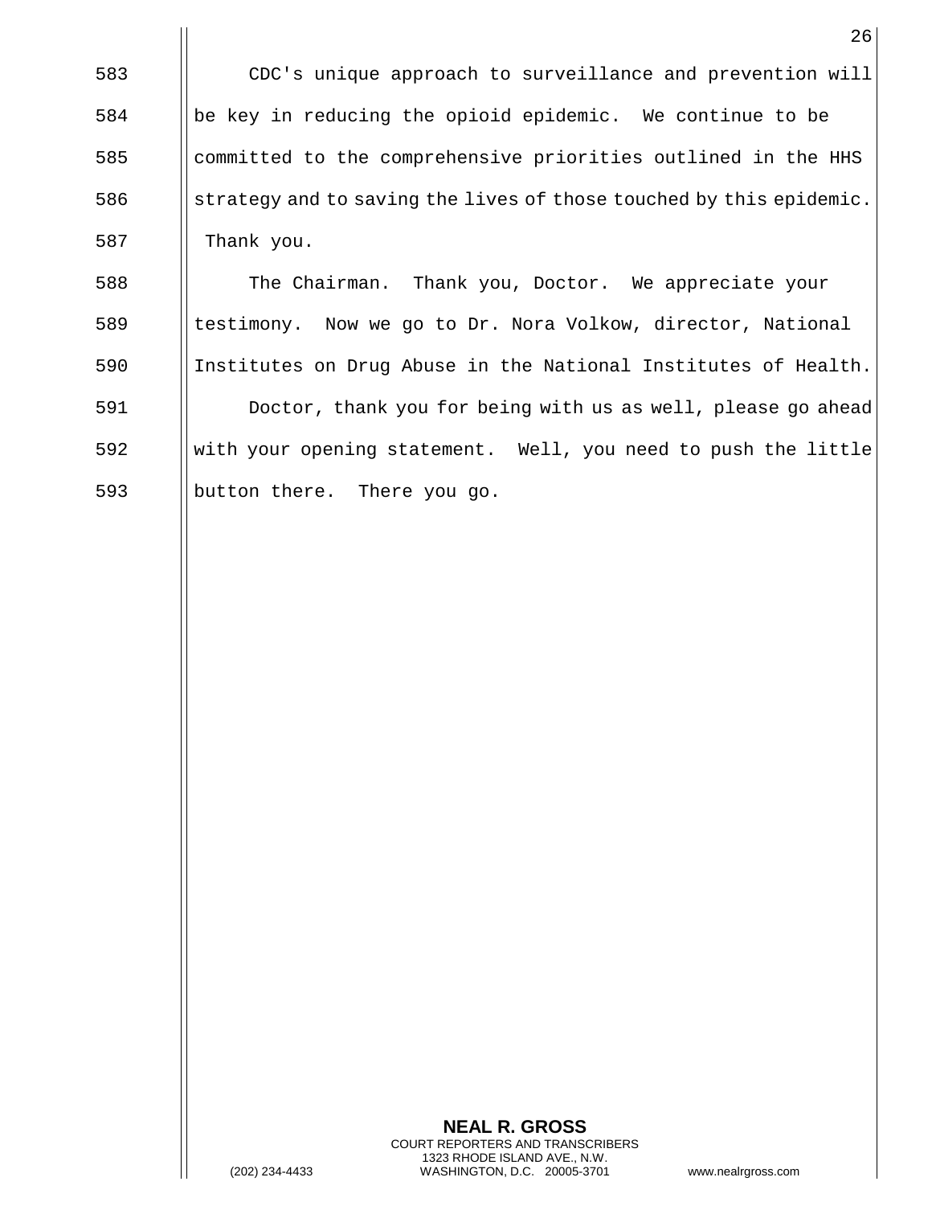CDC's unique approach to surveillance and prevention will be key in reducing the opioid epidemic. We continue to be committed to the comprehensive priorities outlined in the HHS strategy and to saving the lives of those touched by this epidemic. Thank you.

The Chairman. Thank you, Doctor. We appreciate your testimony. Now we go to Dr. Nora Volkow, director, National Institutes on Drug Abuse in the National Institutes of Health.

Doctor, thank you for being with us as well, please go ahead with your opening statement. Well, you need to push the little button there. There you go.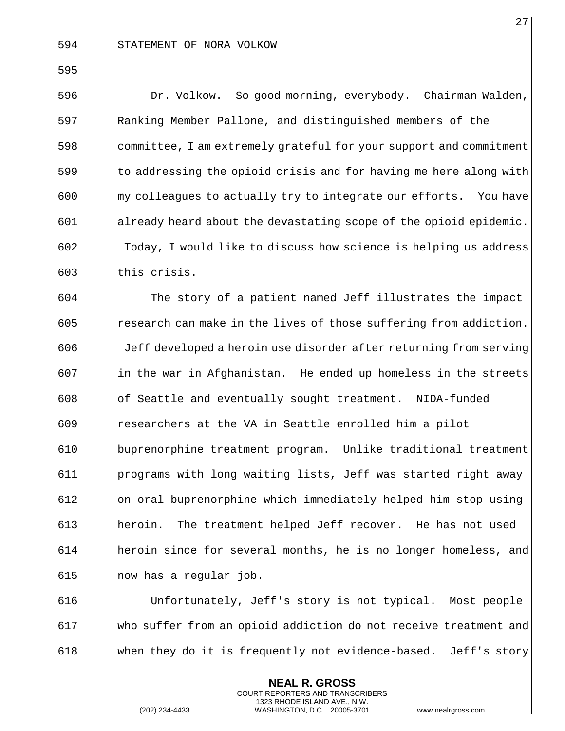STATEMENT OF NORA VOLKOW

Dr. Volkow. So good morning, everybody. Chairman Walden, Ranking Member Pallone, and distinguished members of the committee, I am extremely grateful for your support and commitment to addressing the opioid crisis and for having me here along with my colleagues to actually try to integrate our efforts. You have already heard about the devastating scope of the opioid epidemic. Today, I would like to discuss how science is helping us address this crisis.

The story of a patient named Jeff illustrates the impact research can make in the lives of those suffering from addiction. Jeff developed a heroin use disorder after returning from serving in the war in Afghanistan. He ended up homeless in the streets of Seattle and eventually sought treatment. NIDA-funded researchers at the VA in Seattle enrolled him a pilot buprenorphine treatment program. Unlike traditional treatment programs with long waiting lists, Jeff was started right away on oral buprenorphine which immediately helped him stop using heroin. The treatment helped Jeff recover. He has not used heroin since for several months, he is no longer homeless, and now has a regular job.

Unfortunately, Jeff's story is not typical. Most people who suffer from an opioid addiction do not receive treatment and when they do it is frequently not evidence-based. Jeff's story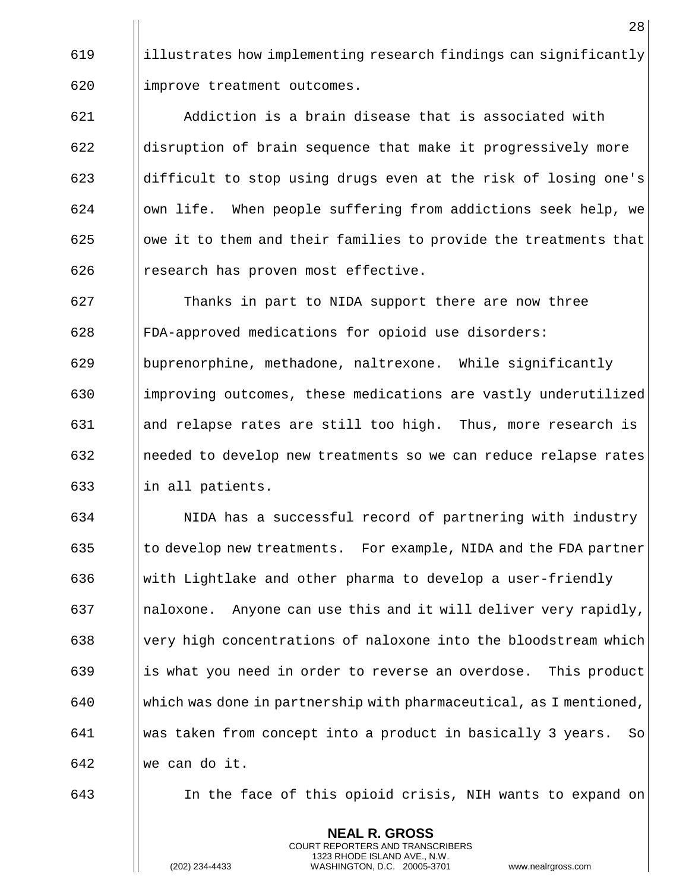illustrates how implementing research findings can significantly improve treatment outcomes.

Addiction is a brain disease that is associated with disruption of brain sequence that make it progressively more difficult to stop using drugs even at the risk of losing one's own life. When people suffering from addictions seek help, we owe it to them and their families to provide the treatments that research has proven most effective.

Thanks in part to NIDA support there are now three FDA-approved medications for opioid use disorders: buprenorphine, methadone, naltrexone. While significantly improving outcomes, these medications are vastly underutilized and relapse rates are still too high. Thus, more research is needed to develop new treatments so we can reduce relapse rates in all patients.

NIDA has a successful record of partnering with industry to develop new treatments. For example, NIDA and the FDA partner with Lightlake and other pharma to develop a user-friendly naloxone. Anyone can use this and it will deliver very rapidly, very high concentrations of naloxone into the bloodstream which is what you need in order to reverse an overdose. This product which was done in partnership with pharmaceutical, as I mentioned, was taken from concept into a product in basically 3 years. So we can do it.

In the face of this opioid crisis, NIH wants to expand on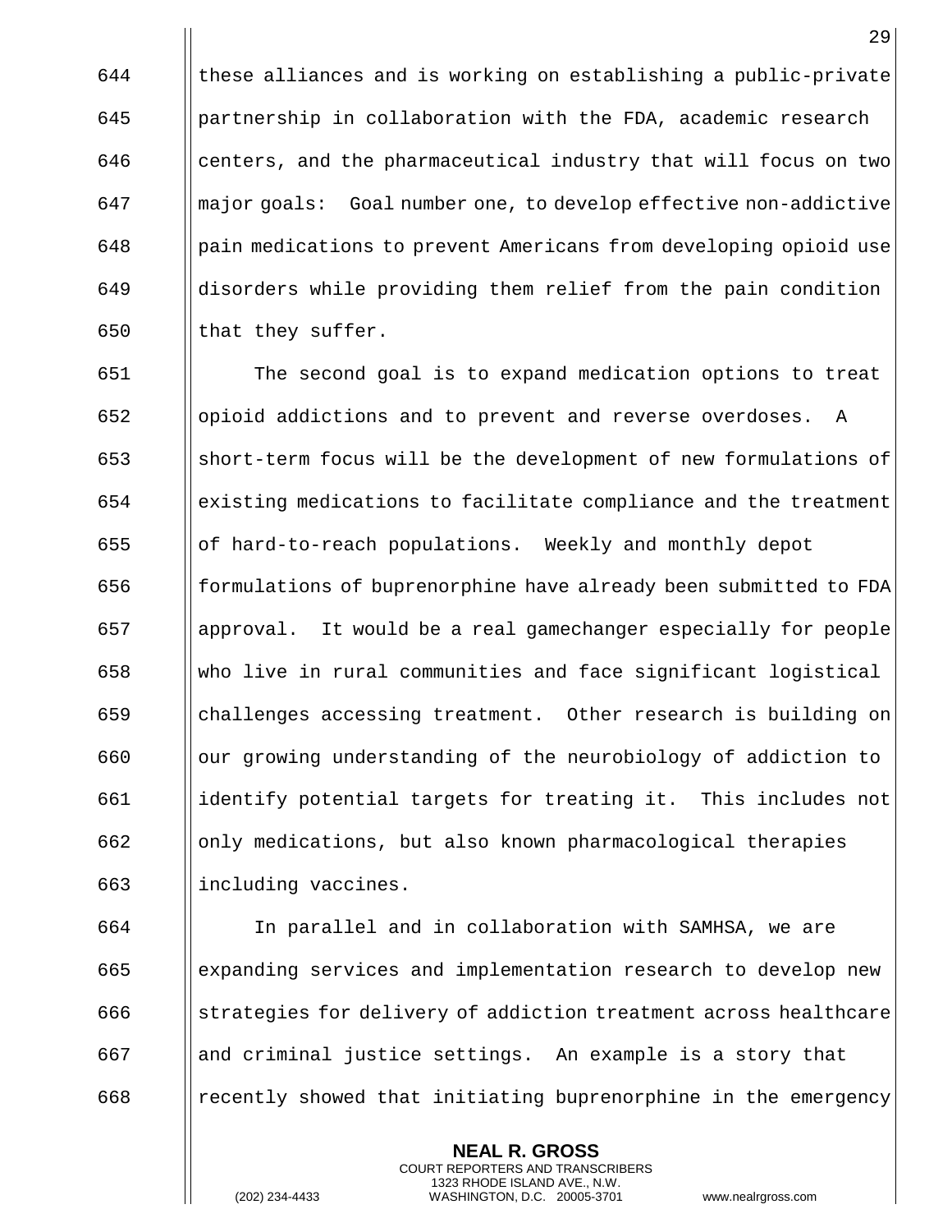these alliances and is working on establishing a public-private partnership in collaboration with the FDA, academic research centers, and the pharmaceutical industry that will focus on two major goals: Goal number one, to develop effective non-addictive pain medications to prevent Americans from developing opioid use disorders while providing them relief from the pain condition that they suffer.

The second goal is to expand medication options to treat opioid addictions and to prevent and reverse overdoses. A short-term focus will be the development of new formulations of existing medications to facilitate compliance and the treatment of hard-to-reach populations. Weekly and monthly depot formulations of buprenorphine have already been submitted to FDA approval. It would be a real gamechanger especially for people who live in rural communities and face significant logistical challenges accessing treatment. Other research is building on our growing understanding of the neurobiology of addiction to identify potential targets for treating it. This includes not only medications, but also known pharmacological therapies including vaccines.

In parallel and in collaboration with SAMHSA, we are expanding services and implementation research to develop new strategies for delivery of addiction treatment across healthcare and criminal justice settings. An example is a story that recently showed that initiating buprenorphine in the emergency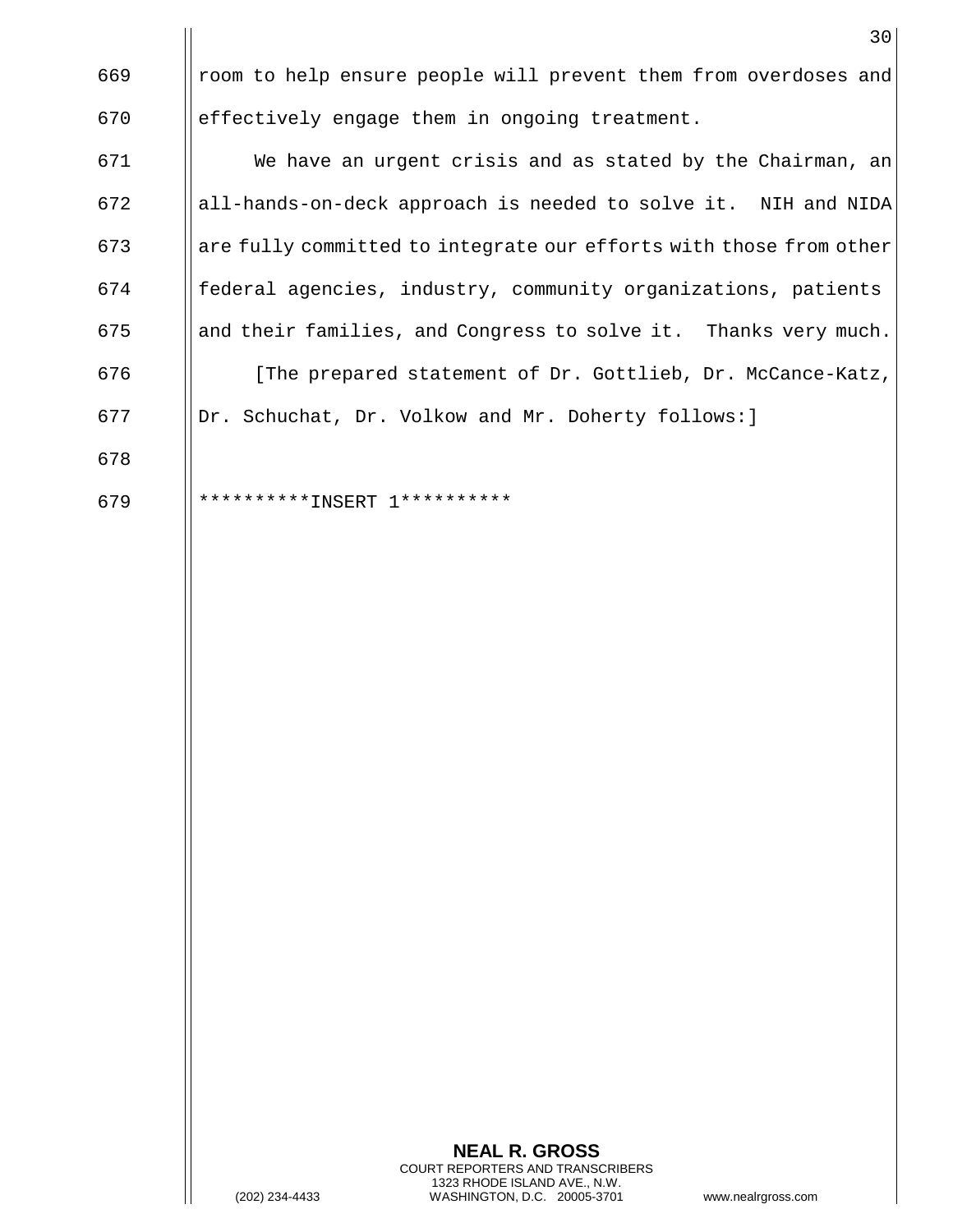room to help ensure people will prevent them from overdoses and effectively engage them in ongoing treatment.

We have an urgent crisis and as stated by the Chairman, an all-hands-on-deck approach is needed to solve it. NIH and NIDA are fully committed to integrate our efforts with those from other federal agencies, industry, community organizations, patients and their families, and Congress to solve it. Thanks very much.

[The prepared statement of Dr. Gottlieb, Dr. McCance-Katz, Dr. Schuchat, Dr. Volkow and Mr. Doherty follows:]

**********INSERT 1**********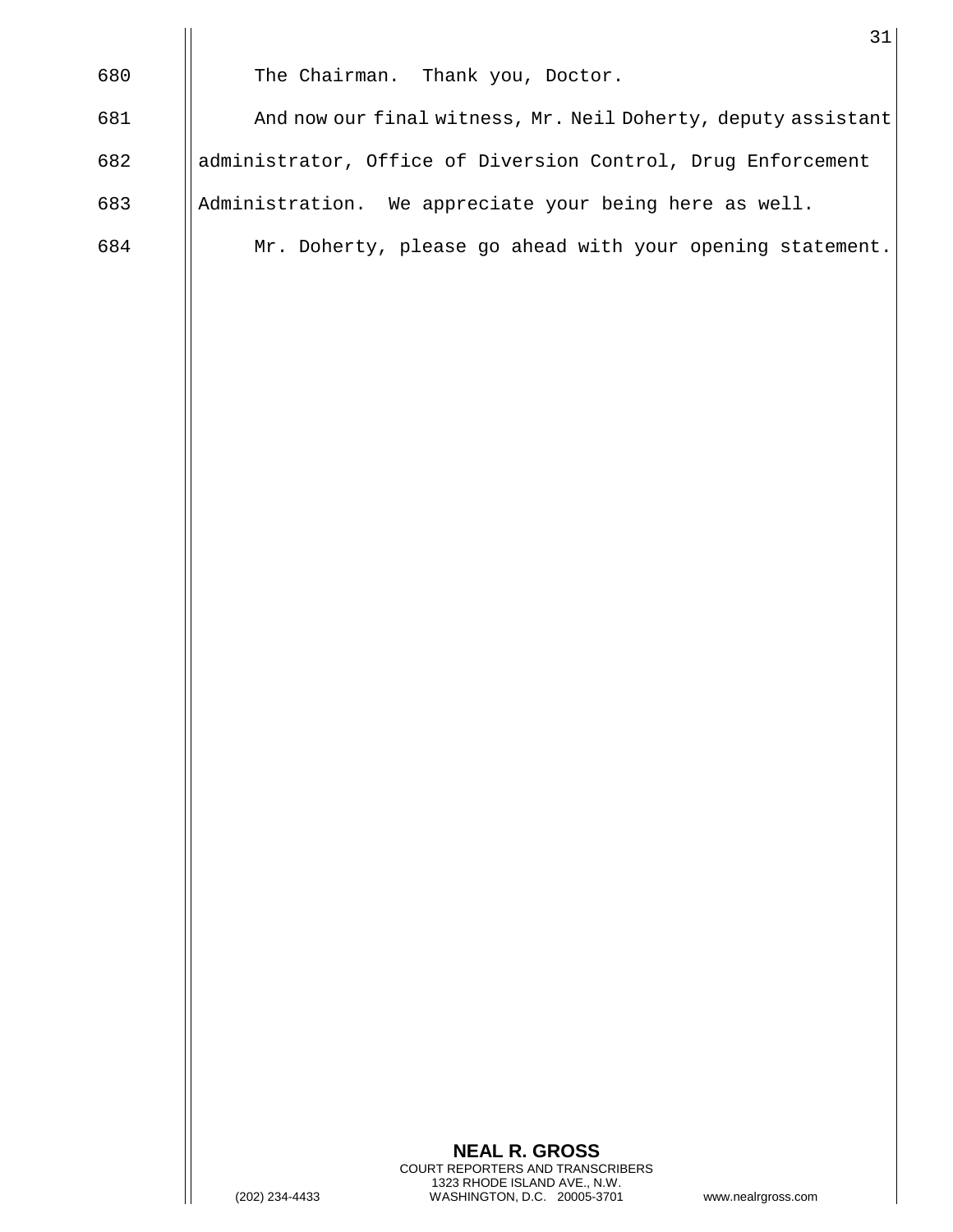680 The Chairman. Thank you, Doctor.

681 And now our final witness, Mr. Neil Doherty, deputy assistant

682 administrator, Office of Diversion Control, Drug Enforcement

683 Administration. We appreciate your being here as well.

684 Mr. Doherty, please go ahead with your opening statement.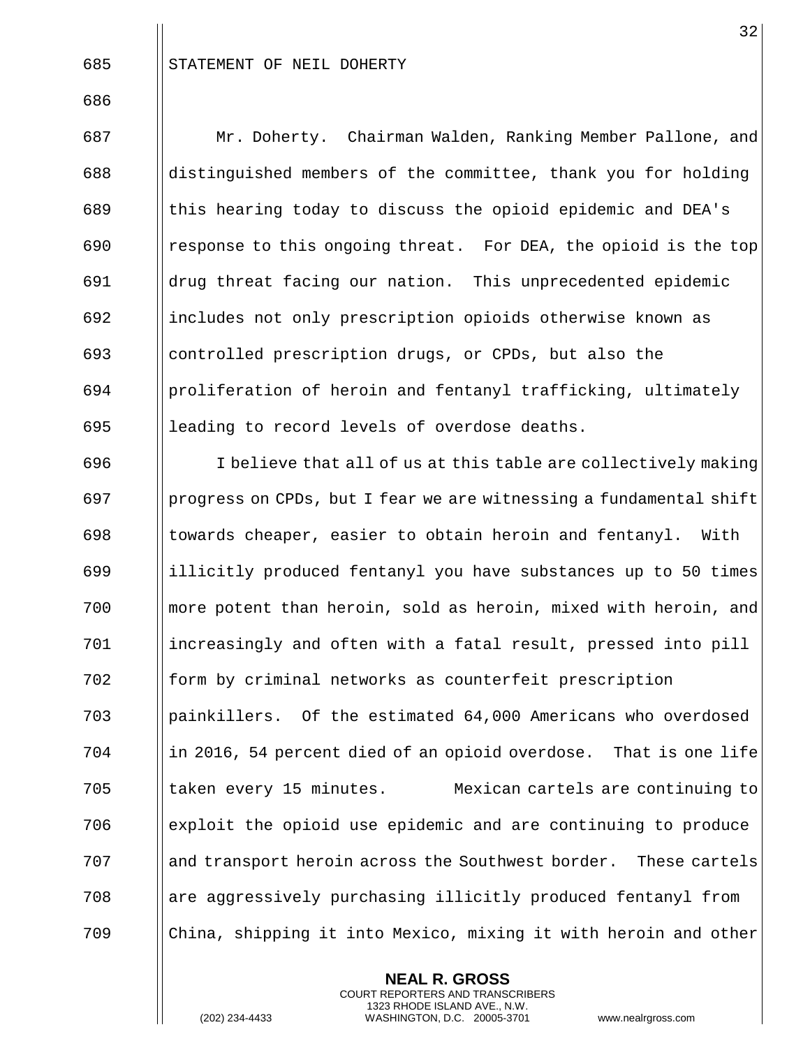STATEMENT OF NEIL DOHERTY

Mr. Doherty. Chairman Walden, Ranking Member Pallone, and distinguished members of the committee, thank you for holding this hearing today to discuss the opioid epidemic and DEA's response to this ongoing threat. For DEA, the opioid is the top drug threat facing our nation. This unprecedented epidemic includes not only prescription opioids otherwise known as controlled prescription drugs, or CPDs, but also the proliferation of heroin and fentanyl trafficking, ultimately leading to record levels of overdose deaths.

I believe that all of us at this table are collectively making progress on CPDs, but I fear we are witnessing a fundamental shift towards cheaper, easier to obtain heroin and fentanyl. With illicitly produced fentanyl you have substances up to 50 times more potent than heroin, sold as heroin, mixed with heroin, and increasingly and often with a fatal result, pressed into pill form by criminal networks as counterfeit prescription painkillers. Of the estimated 64,000 Americans who overdosed in 2016, 54 percent died of an opioid overdose. That is one life taken every 15 minutes. Mexican cartels are continuing to exploit the opioid use epidemic and are continuing to produce and transport heroin across the Southwest border. These cartels are aggressively purchasing illicitly produced fentanyl from China, shipping it into Mexico, mixing it with heroin and other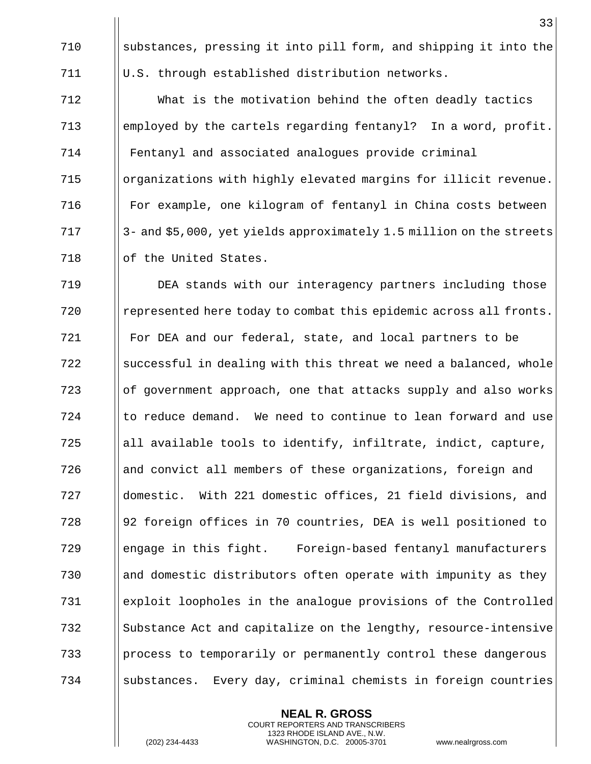substances, pressing it into pill form, and shipping it into the U.S. through established distribution networks.

What is the motivation behind the often deadly tactics employed by the cartels regarding fentanyl? In a word, profit. Fentanyl and associated analogues provide criminal organizations with highly elevated margins for illicit revenue. For example, one kilogram of fentanyl in China costs between 3- and $5,000, yet yields approximately 1.5 million on the streets of the United States.

DEA stands with our interagency partners including those represented here today to combat this epidemic across all fronts. For DEA and our federal, state, and local partners to be successful in dealing with this threat we need a balanced, whole of government approach, one that attacks supply and also works to reduce demand. We need to continue to lean forward and use all available tools to identify, infiltrate, indict, capture, and convict all members of these organizations, foreign and domestic. With 221 domestic offices, 21 field divisions, and 92 foreign offices in 70 countries, DEA is well positioned to engage in this fight. Foreign-based fentanyl manufacturers and domestic distributors often operate with impunity as they exploit loopholes in the analogue provisions of the Controlled Substance Act and capitalize on the lengthy, resource-intensive process to temporarily or permanently control these dangerous substances. Every day, criminal chemists in foreign countries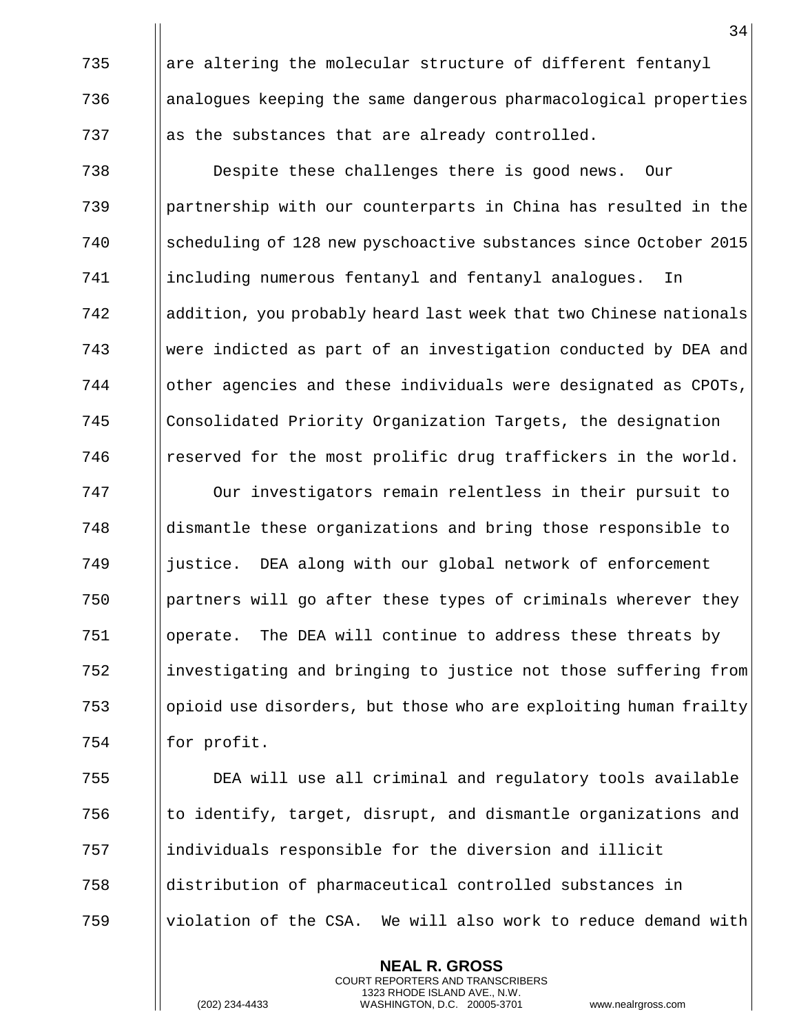are altering the molecular structure of different fentanyl analogues keeping the same dangerous pharmacological properties as the substances that are already controlled.

Despite these challenges there is good news. Our partnership with our counterparts in China has resulted in the scheduling of 128 new pyschoactive substances since October 2015 including numerous fentanyl and fentanyl analogues. In addition, you probably heard last week that two Chinese nationals were indicted as part of an investigation conducted by DEA and other agencies and these individuals were designated as CPOTs, Consolidated Priority Organization Targets, the designation reserved for the most prolific drug traffickers in the world.

Our investigators remain relentless in their pursuit to dismantle these organizations and bring those responsible to justice. DEA along with our global network of enforcement partners will go after these types of criminals wherever they operate. The DEA will continue to address these threats by investigating and bringing to justice not those suffering from opioid use disorders, but those who are exploiting human frailty for profit.

DEA will use all criminal and regulatory tools available to identify, target, disrupt, and dismantle organizations and individuals responsible for the diversion and illicit distribution of pharmaceutical controlled substances in violation of the CSA. We will also work to reduce demand with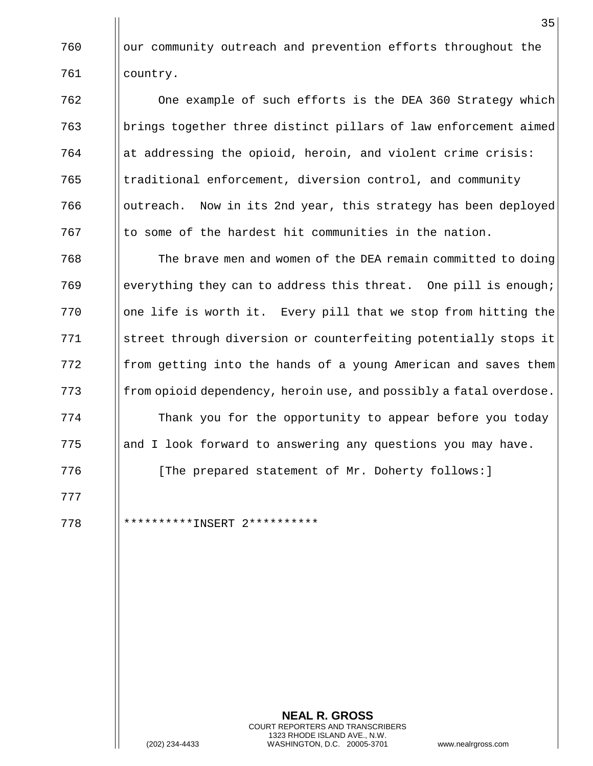our community outreach and prevention efforts throughout the country.

One example of such efforts is the DEA 360 Strategy which brings together three distinct pillars of law enforcement aimed at addressing the opioid, heroin, and violent crime crisis: traditional enforcement, diversion control, and community outreach. Now in its 2nd year, this strategy has been deployed to some of the hardest hit communities in the nation.

The brave men and women of the DEA remain committed to doing everything they can to address this threat. One pill is enough; one life is worth it. Every pill that we stop from hitting the street through diversion or counterfeiting potentially stops it from getting into the hands of a young American and saves them from opioid dependency, heroin use, and possibly a fatal overdose.

Thank you for the opportunity to appear before you today and I look forward to answering any questions you may have.

[The prepared statement of Mr. Doherty follows:]

**********INSERT 2**********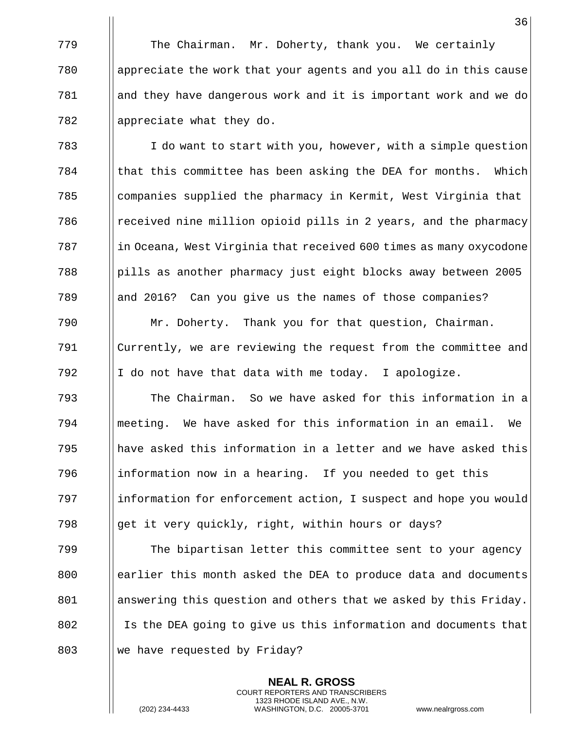The Chairman. Mr. Doherty, thank you. We certainly appreciate the work that your agents and you all do in this cause and they have dangerous work and it is important work and we do appreciate what they do.

I do want to start with you, however, with a simple question that this committee has been asking the DEA for months. Which companies supplied the pharmacy in Kermit, West Virginia that received nine million opioid pills in 2 years, and the pharmacy in Oceana, West Virginia that received 600 times as many oxycodone pills as another pharmacy just eight blocks away between 2005 and 2016? Can you give us the names of those companies?

Mr. Doherty. Thank you for that question, Chairman. Currently, we are reviewing the request from the committee and I do not have that data with me today. I apologize.

The Chairman. So we have asked for this information in a meeting. We have asked for this information in an email. We have asked this information in a letter and we have asked this information now in a hearing. If you needed to get this information for enforcement action, I suspect and hope you would get it very quickly, right, within hours or days?

The bipartisan letter this committee sent to your agency earlier this month asked the DEA to produce data and documents answering this question and others that we asked by this Friday. Is the DEA going to give us this information and documents that we have requested by Friday?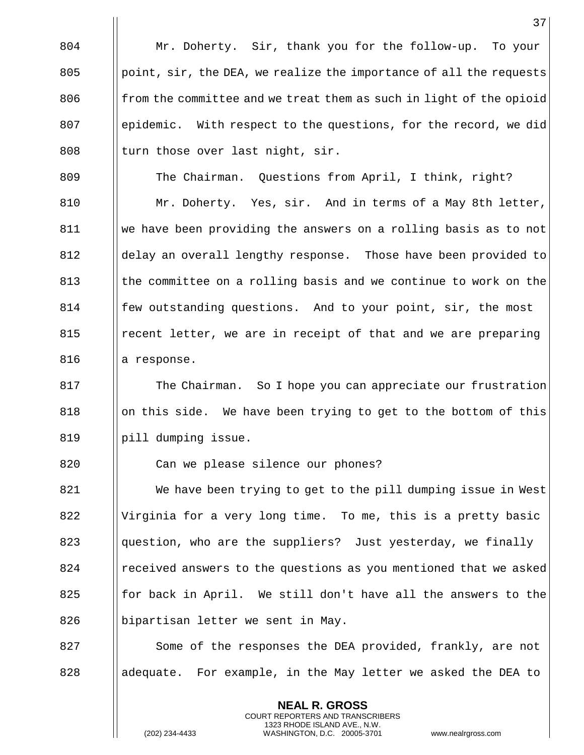Mr. Doherty. Sir, thank you for the follow-up. To your point, sir, the DEA, we realize the importance of all the requests from the committee and we treat them as such in light of the opioid epidemic. With respect to the questions, for the record, we did turn those over last night, sir.

The Chairman. Questions from April, I think, right?

Mr. Doherty. Yes, sir. And in terms of a May 8th letter, we have been providing the answers on a rolling basis as to not delay an overall lengthy response. Those have been provided to the committee on a rolling basis and we continue to work on the few outstanding questions. And to your point, sir, the most recent letter, we are in receipt of that and we are preparing a response.

The Chairman. So I hope you can appreciate our frustration on this side. We have been trying to get to the bottom of this pill dumping issue.

Can we please silence our phones?

We have been trying to get to the pill dumping issue in West Virginia for a very long time. To me, this is a pretty basic question, who are the suppliers? Just yesterday, we finally received answers to the questions as you mentioned that we asked for back in April. We still don't have all the answers to the bipartisan letter we sent in May.

Some of the responses the DEA provided, frankly, are not adequate. For example, in the May letter we asked the DEA to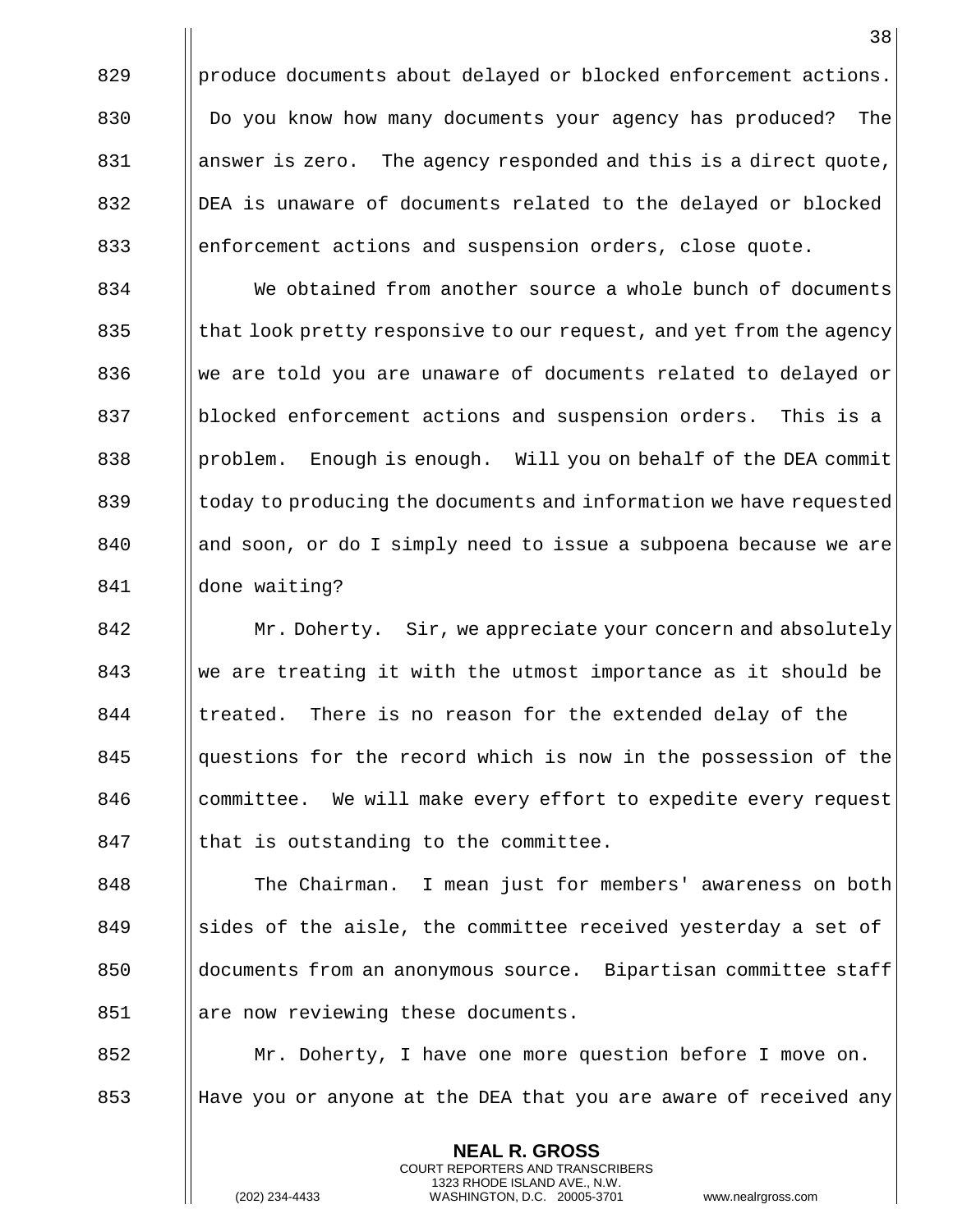produce documents about delayed or blocked enforcement actions. Do you know how many documents your agency has produced? The answer is zero. The agency responded and this is a direct quote, DEA is unaware of documents related to the delayed or blocked enforcement actions and suspension orders, close quote.

We obtained from another source a whole bunch of documents that look pretty responsive to our request, and yet from the agency we are told you are unaware of documents related to delayed or blocked enforcement actions and suspension orders. This is a problem. Enough is enough. Will you on behalf of the DEA commit today to producing the documents and information we have requested and soon, or do I simply need to issue a subpoena because we are done waiting?

Mr. Doherty. Sir, we appreciate your concern and absolutely we are treating it with the utmost importance as it should be treated. There is no reason for the extended delay of the questions for the record which is now in the possession of the committee. We will make every effort to expedite every request that is outstanding to the committee.

The Chairman. I mean just for members' awareness on both sides of the aisle, the committee received yesterday a set of documents from an anonymous source. Bipartisan committee staff are now reviewing these documents.

Mr. Doherty, I have one more question before I move on. Have you or anyone at the DEA that you are aware of received any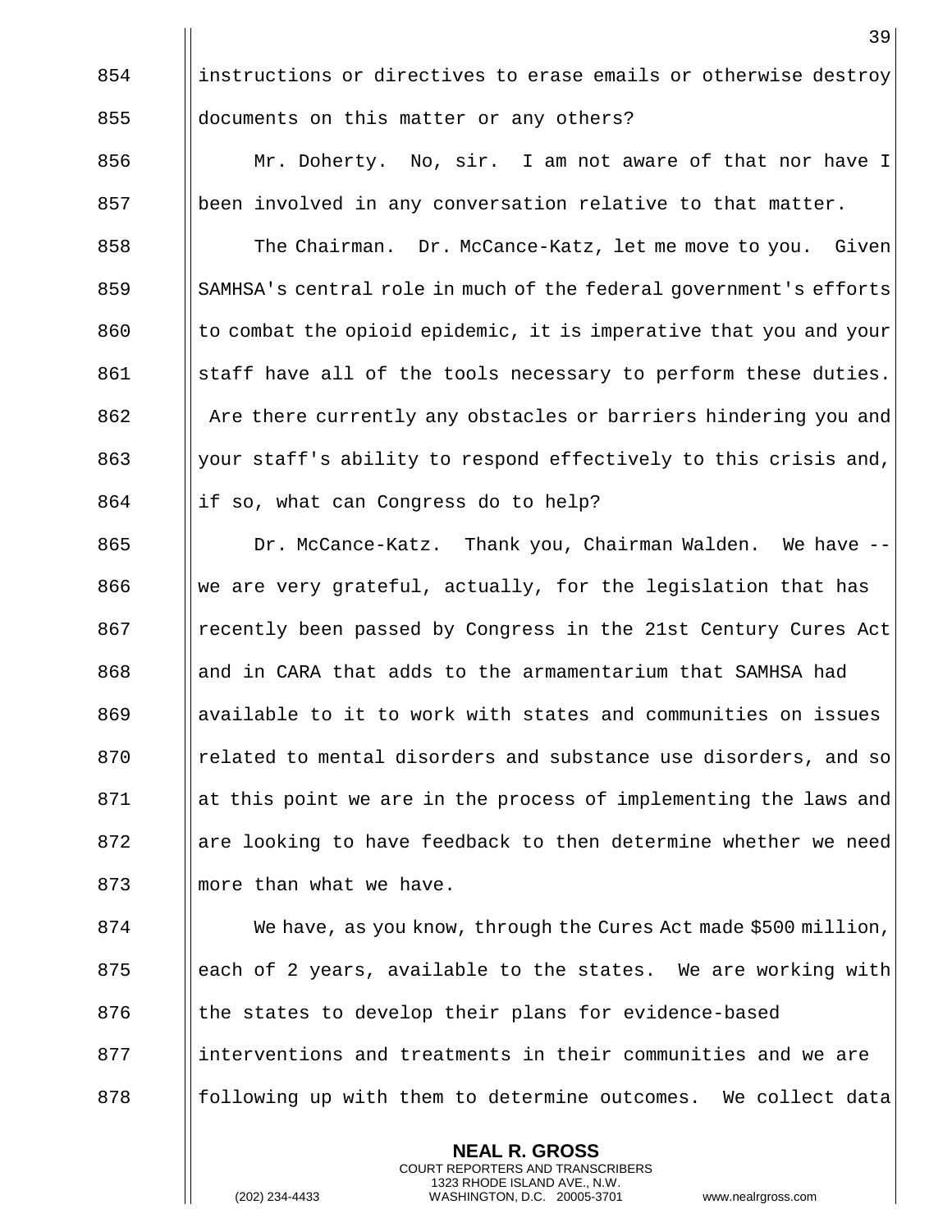instructions or directives to erase emails or otherwise destroy documents on this matter or any others?

Mr. Doherty. No, sir. I am not aware of that nor have I been involved in any conversation relative to that matter.

The Chairman. Dr. McCance-Katz, let me move to you. Given SAMHSA's central role in much of the federal government's efforts to combat the opioid epidemic, it is imperative that you and your staff have all of the tools necessary to perform these duties. Are there currently any obstacles or barriers hindering you and your staff's ability to respond effectively to this crisis and, if so, what can Congress do to help?

Dr. McCance-Katz. Thank you, Chairman Walden. We have -- we are very grateful, actually, for the legislation that has recently been passed by Congress in the 21st Century Cures Act and in CARA that adds to the armamentarium that SAMHSA had available to it to work with states and communities on issues related to mental disorders and substance use disorders, and so at this point we are in the process of implementing the laws and are looking to have feedback to then determine whether we need more than what we have.

We have, as you know, through the Cures Act made $500 million, each of 2 years, available to the states. We are working with the states to develop their plans for evidence-based interventions and treatments in their communities and we are following up with them to determine outcomes. We collect data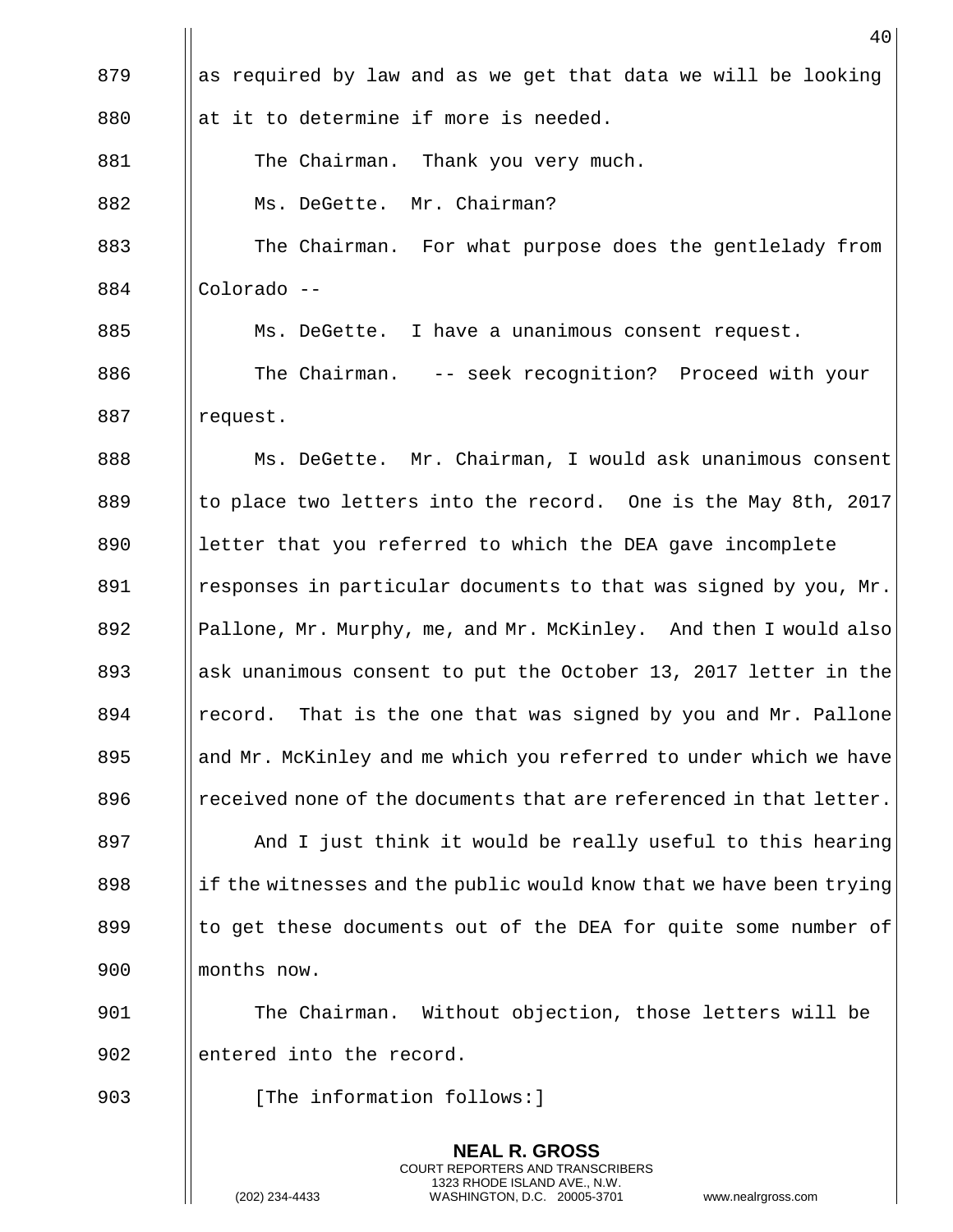as required by law and as we get that data we will be looking at it to determine if more is needed.

The Chairman. Thank you very much.

Ms. DeGette. Mr. Chairman?

The Chairman. For what purpose does the gentlelady from Colorado --

Ms. DeGette. I have a unanimous consent request.

The Chairman. -- seek recognition? Proceed with your request.

Ms. DeGette. Mr. Chairman, I would ask unanimous consent to place two letters into the record. One is the May 8th, 2017 letter that you referred to which the DEA gave incomplete responses in particular documents to that was signed by you, Mr. Pallone, Mr. Murphy, me, and Mr. McKinley. And then I would also ask unanimous consent to put the October 13, 2017 letter in the record. That is the one that was signed by you and Mr. Pallone and Mr. McKinley and me which you referred to under which we have received none of the documents that are referenced in that letter.

And I just think it would be really useful to this hearing if the witnesses and the public would know that we have been trying to get these documents out of the DEA for quite some number of months now.

The Chairman. Without objection, those letters will be entered into the record.

[The information follows:]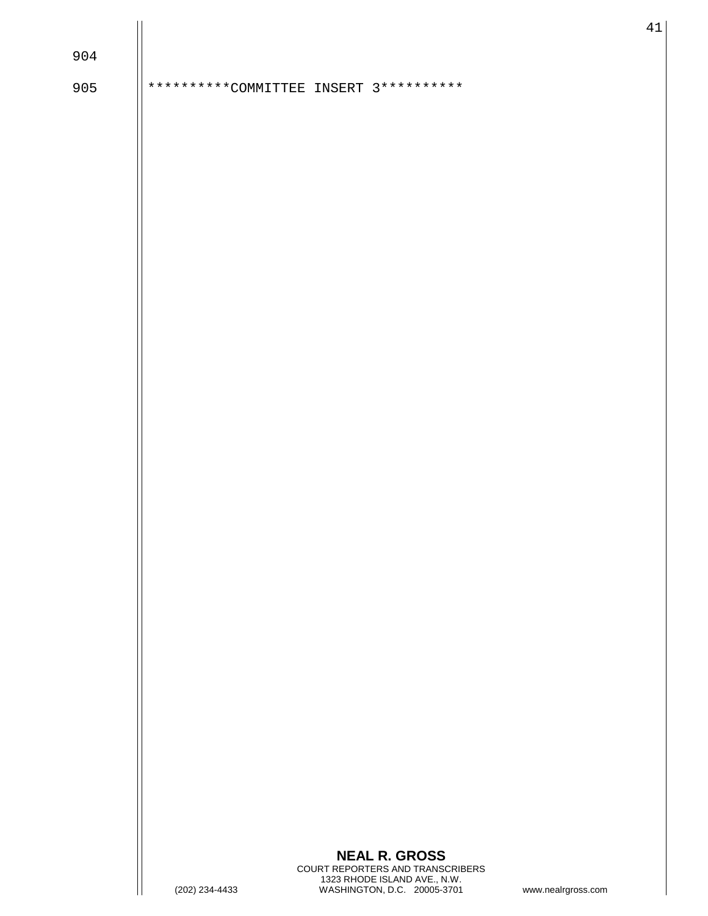904

905 \*\*\*\*\*\*\*\*\*COMMITTEE INSERT 3\*\*\*\*\*\*\*\*\*\*

904

905 *********COMMITTEE INSERT 3**********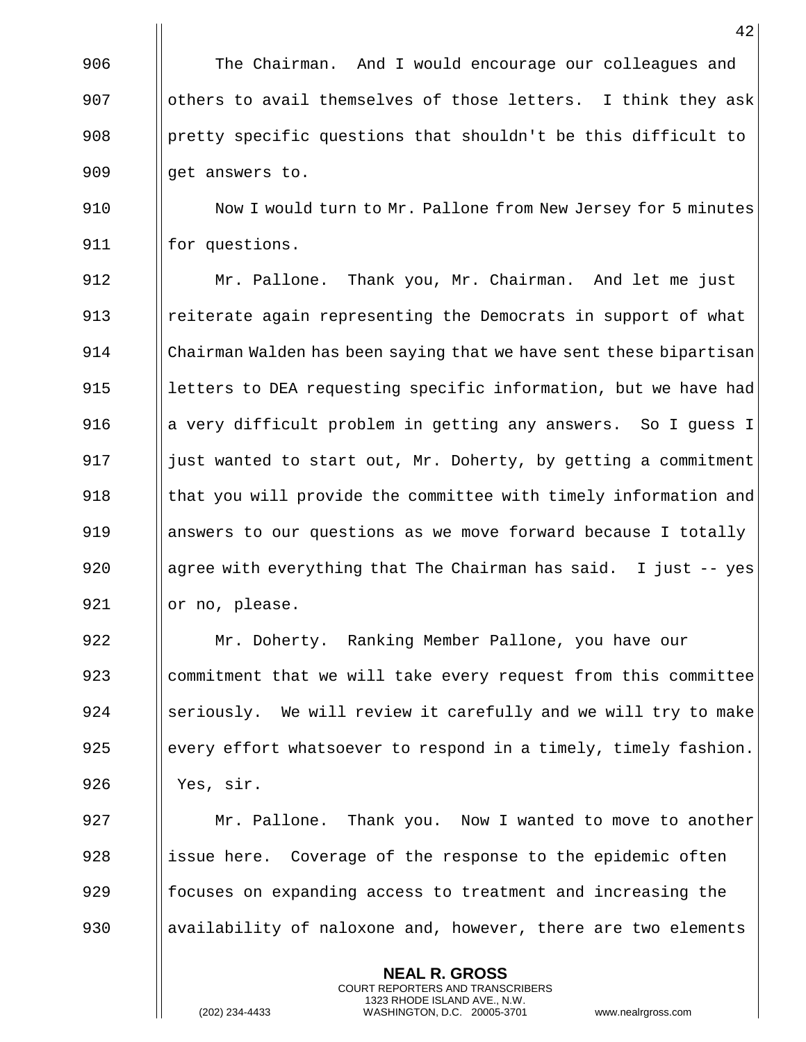The Chairman. And I would encourage our colleagues and others to avail themselves of those letters. I think they ask pretty specific questions that shouldn't be this difficult to get answers to.

Now I would turn to Mr. Pallone from New Jersey for 5 minutes for questions.

Mr. Pallone. Thank you, Mr. Chairman. And let me just reiterate again representing the Democrats in support of what Chairman Walden has been saying that we have sent these bipartisan letters to DEA requesting specific information, but we have had a very difficult problem in getting any answers. So I guess I just wanted to start out, Mr. Doherty, by getting a commitment that you will provide the committee with timely information and answers to our questions as we move forward because I totally agree with everything that The Chairman has said. I just -- yes or no, please.

Mr. Doherty. Ranking Member Pallone, you have our commitment that we will take every request from this committee seriously. We will review it carefully and we will try to make every effort whatsoever to respond in a timely, timely fashion. Yes, sir.

Mr. Pallone. Thank you. Now I wanted to move to another issue here. Coverage of the response to the epidemic often focuses on expanding access to treatment and increasing the availability of naloxone and, however, there are two elements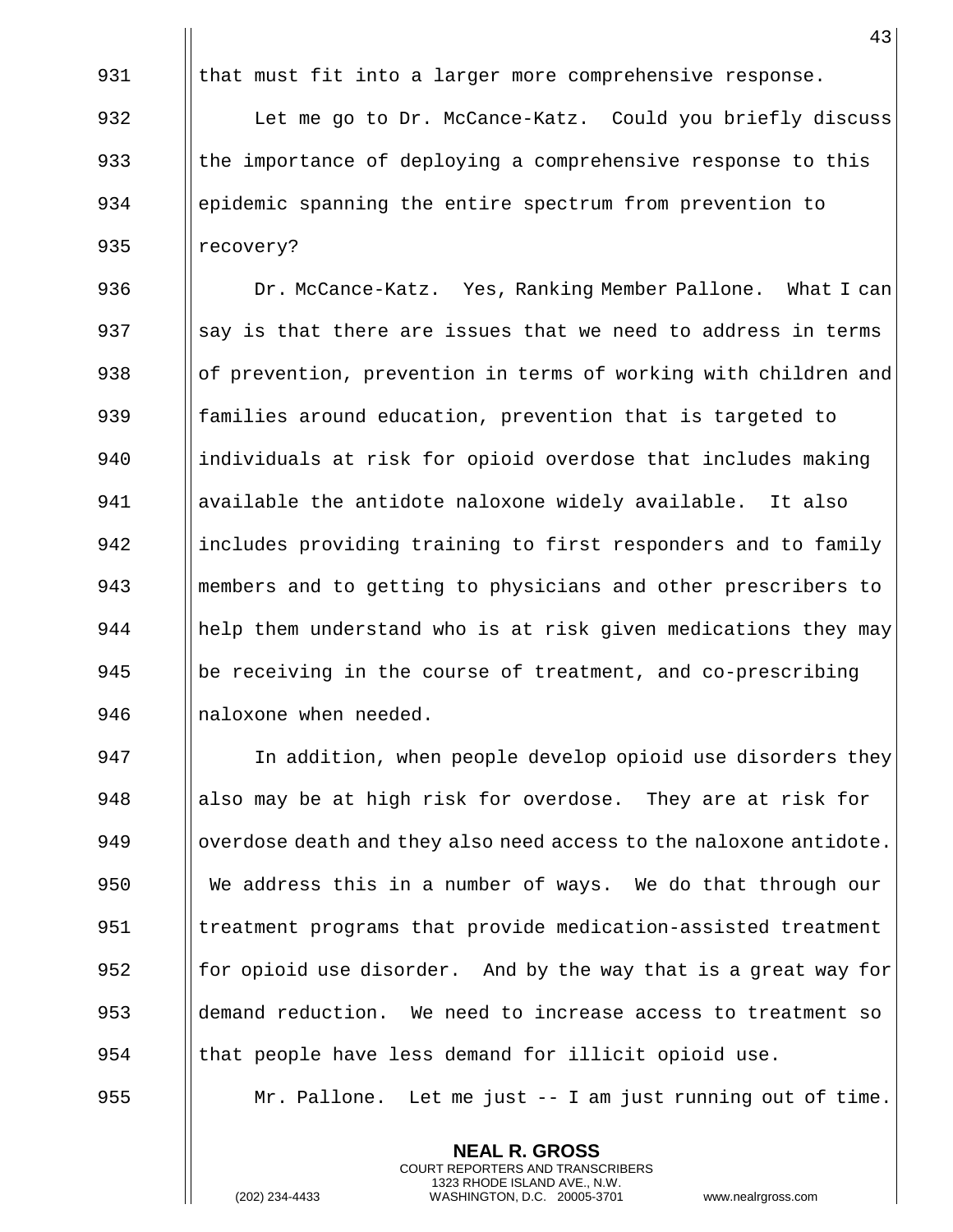that must fit into a larger more comprehensive response.

Let me go to Dr. McCance-Katz. Could you briefly discuss the importance of deploying a comprehensive response to this epidemic spanning the entire spectrum from prevention to recovery?

Dr. McCance-Katz. Yes, Ranking Member Pallone. What I can say is that there are issues that we need to address in terms of prevention, prevention in terms of working with children and families around education, prevention that is targeted to individuals at risk for opioid overdose that includes making available the antidote naloxone widely available. It also includes providing training to first responders and to family members and to getting to physicians and other prescribers to help them understand who is at risk given medications they may be receiving in the course of treatment, and co-prescribing naloxone when needed.

In addition, when people develop opioid use disorders they also may be at high risk for overdose. They are at risk for overdose death and they also need access to the naloxone antidote. We address this in a number of ways. We do that through our treatment programs that provide medication-assisted treatment for opioid use disorder. And by the way that is a great way for demand reduction. We need to increase access to treatment so that people have less demand for illicit opioid use.

Mr. Pallone. Let me just -- I am just running out of time.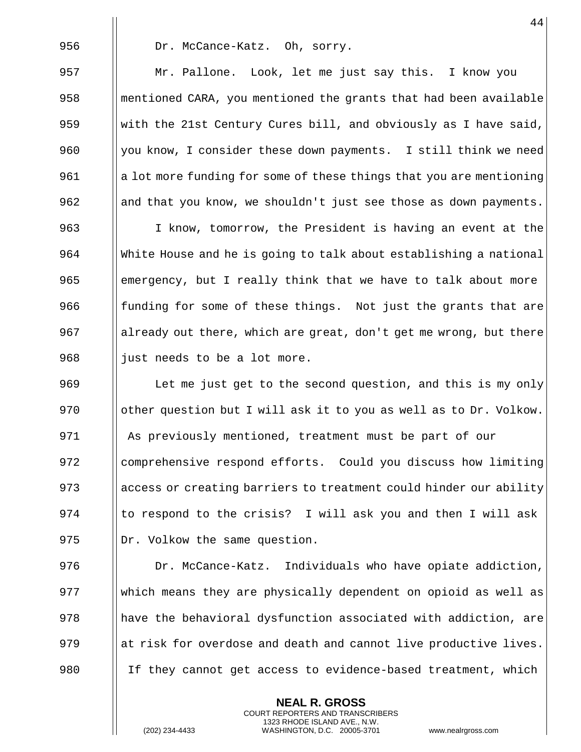Dr. McCance-Katz. Oh, sorry.

Mr. Pallone. Look, let me just say this. I know you mentioned CARA, you mentioned the grants that had been available with the 21st Century Cures bill, and obviously as I have said, you know, I consider these down payments. I still think we need a lot more funding for some of these things that you are mentioning and that you know, we shouldn't just see those as down payments.

I know, tomorrow, the President is having an event at the White House and he is going to talk about establishing a national emergency, but I really think that we have to talk about more funding for some of these things. Not just the grants that are already out there, which are great, don't get me wrong, but there just needs to be a lot more.

Let me just get to the second question, and this is my only other question but I will ask it to you as well as to Dr. Volkow. As previously mentioned, treatment must be part of our comprehensive respond efforts. Could you discuss how limiting access or creating barriers to treatment could hinder our ability to respond to the crisis? I will ask you and then I will ask Dr. Volkow the same question.

Dr. McCance-Katz. Individuals who have opiate addiction, which means they are physically dependent on opioid as well as have the behavioral dysfunction associated with addiction, are at risk for overdose and death and cannot live productive lives. If they cannot get access to evidence-based treatment, which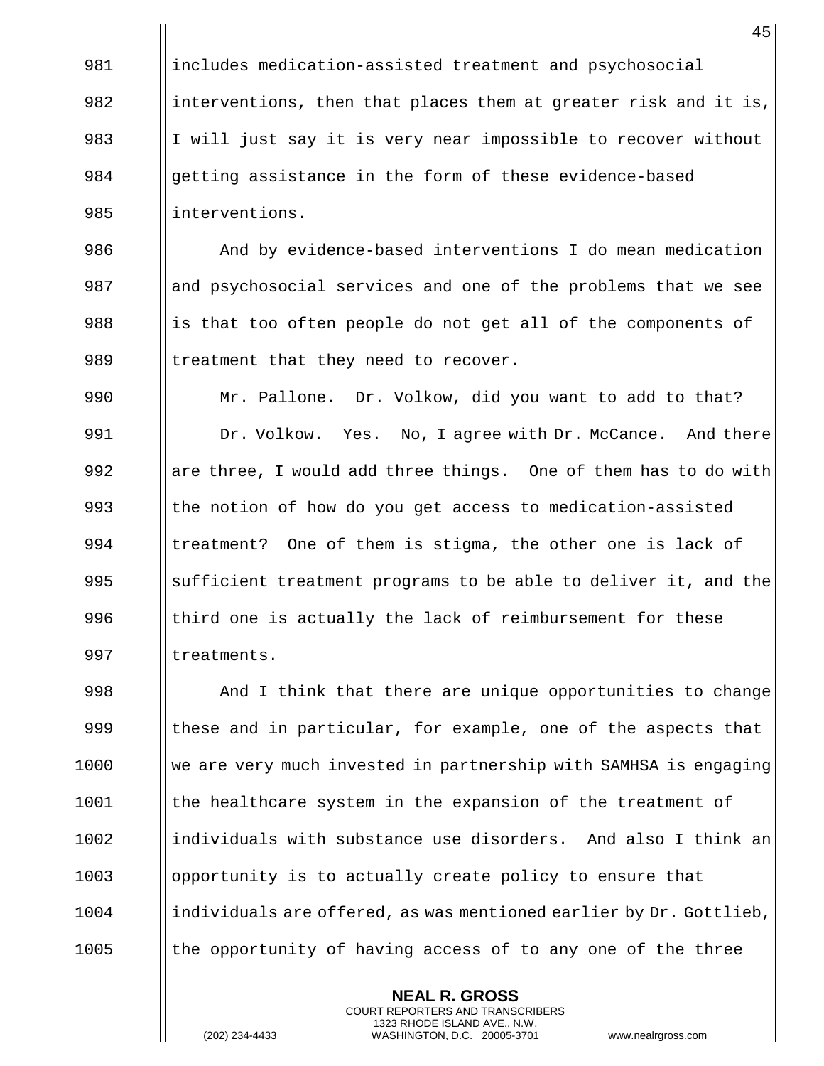includes medication-assisted treatment and psychosocial interventions, then that places them at greater risk and it is, I will just say it is very near impossible to recover without getting assistance in the form of these evidence-based interventions.

And by evidence-based interventions I do mean medication and psychosocial services and one of the problems that we see is that too often people do not get all of the components of treatment that they need to recover.

Mr. Pallone. Dr. Volkow, did you want to add to that?

Dr. Volkow. Yes. No, I agree with Dr. McCance. And there are three, I would add three things. One of them has to do with the notion of how do you get access to medication-assisted treatment? One of them is stigma, the other one is lack of sufficient treatment programs to be able to deliver it, and the third one is actually the lack of reimbursement for these treatments.

And I think that there are unique opportunities to change these and in particular, for example, one of the aspects that we are very much invested in partnership with SAMHSA is engaging the healthcare system in the expansion of the treatment of individuals with substance use disorders. And also I think an opportunity is to actually create policy to ensure that individuals are offered, as was mentioned earlier by Dr. Gottlieb, the opportunity of having access of to any one of the three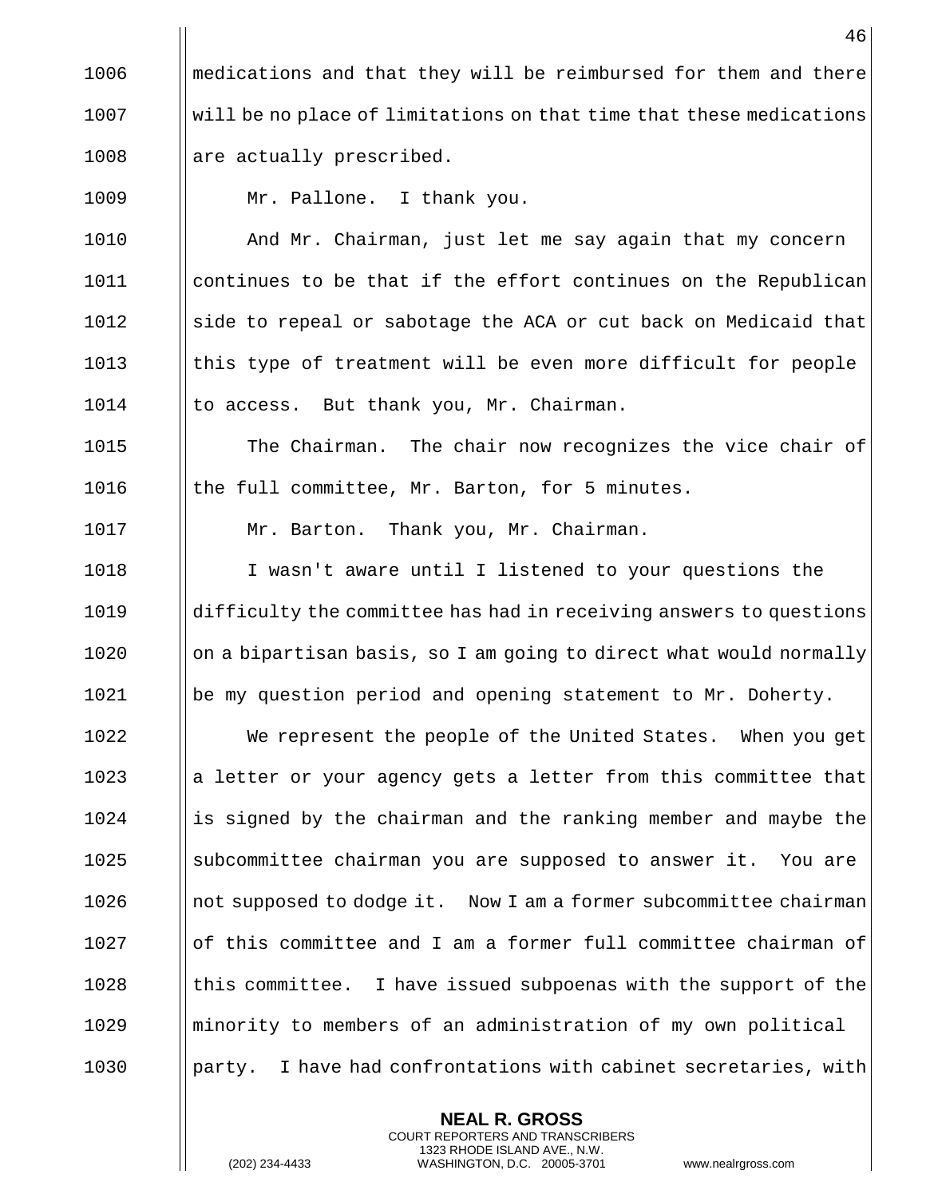medications and that they will be reimbursed for them and there will be no place of limitations on that time that these medications are actually prescribed.

Mr. Pallone. I thank you.

And Mr. Chairman, just let me say again that my concern continues to be that if the effort continues on the Republican side to repeal or sabotage the ACA or cut back on Medicaid that this type of treatment will be even more difficult for people to access. But thank you, Mr. Chairman.

The Chairman. The chair now recognizes the vice chair of the full committee, Mr. Barton, for 5 minutes.

Mr. Barton. Thank you, Mr. Chairman.

I wasn't aware until I listened to your questions the difficulty the committee has had in receiving answers to questions on a bipartisan basis, so I am going to direct what would normally be my question period and opening statement to Mr. Doherty.

We represent the people of the United States. When you get a letter or your agency gets a letter from this committee that is signed by the chairman and the ranking member and maybe the subcommittee chairman you are supposed to answer it. You are not supposed to dodge it. Now I am a former subcommittee chairman of this committee and I am a former full committee chairman of this committee. I have issued subpoenas with the support of the minority to members of an administration of my own political party. I have had confrontations with cabinet secretaries, with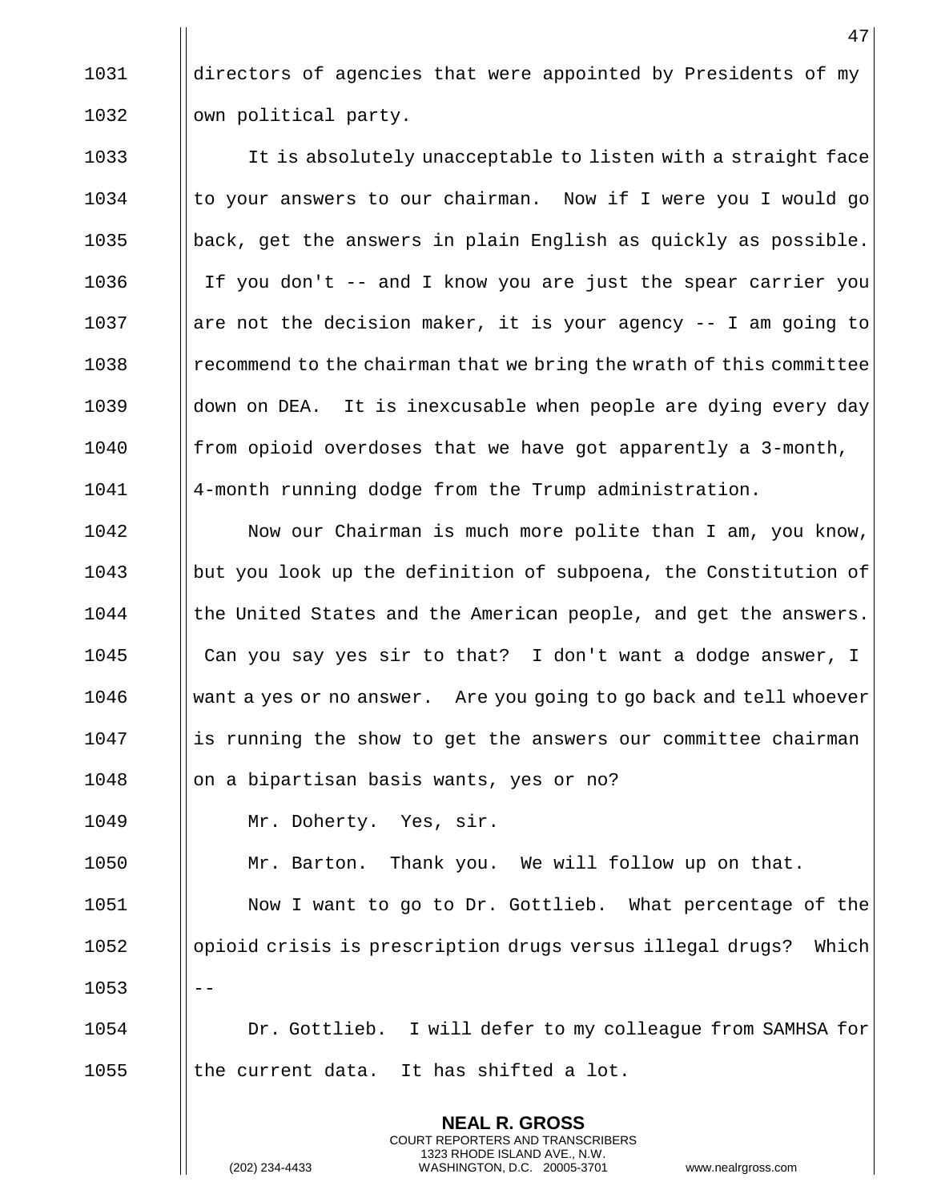directors of agencies that were appointed by Presidents of my own political party.

It is absolutely unacceptable to listen with a straight face to your answers to our chairman. Now if I were you I would go back, get the answers in plain English as quickly as possible. If you don't -- and I know you are just the spear carrier you are not the decision maker, it is your agency -- I am going to recommend to the chairman that we bring the wrath of this committee down on DEA. It is inexcusable when people are dying every day from opioid overdoses that we have got apparently a 3-month, 4-month running dodge from the Trump administration.

Now our Chairman is much more polite than I am, you know, but you look up the definition of subpoena, the Constitution of the United States and the American people, and get the answers. Can you say yes sir to that? I don't want a dodge answer, I want a yes or no answer. Are you going to go back and tell whoever is running the show to get the answers our committee chairman on a bipartisan basis wants, yes or no?

Mr. Doherty. Yes, sir.

Mr. Barton. Thank you. We will follow up on that.

Now I want to go to Dr. Gottlieb. What percentage of the opioid crisis is prescription drugs versus illegal drugs? Which --

Dr. Gottlieb. I will defer to my colleague from SAMHSA for the current data. It has shifted a lot.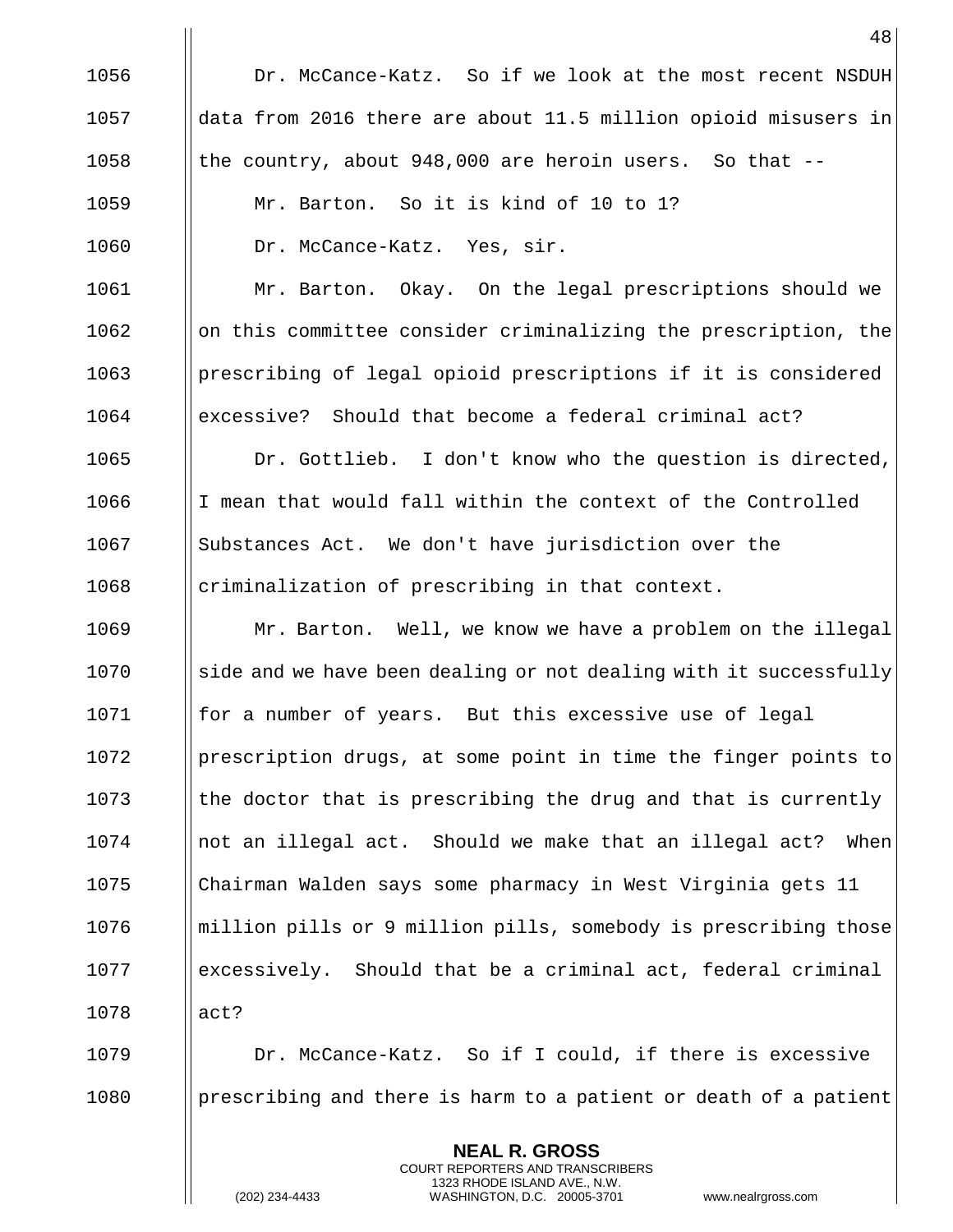Dr. McCance-Katz. So if we look at the most recent NSDUH data from 2016 there are about 11.5 million opioid misusers in the country, about 948,000 are heroin users. So that --

Mr. Barton. So it is kind of 10 to 1?

Dr. McCance-Katz. Yes, sir.

Mr. Barton. Okay. On the legal prescriptions should we on this committee consider criminalizing the prescription, the prescribing of legal opioid prescriptions if it is considered excessive? Should that become a federal criminal act?

Dr. Gottlieb. I don't know who the question is directed, I mean that would fall within the context of the Controlled Substances Act. We don't have jurisdiction over the criminalization of prescribing in that context.

Mr. Barton. Well, we know we have a problem on the illegal side and we have been dealing or not dealing with it successfully for a number of years. But this excessive use of legal prescription drugs, at some point in time the finger points to the doctor that is prescribing the drug and that is currently not an illegal act. Should we make that an illegal act? When Chairman Walden says some pharmacy in West Virginia gets 11 million pills or 9 million pills, somebody is prescribing those excessively. Should that be a criminal act, federal criminal act?

Dr. McCance-Katz. So if I could, if there is excessive prescribing and there is harm to a patient or death of a patient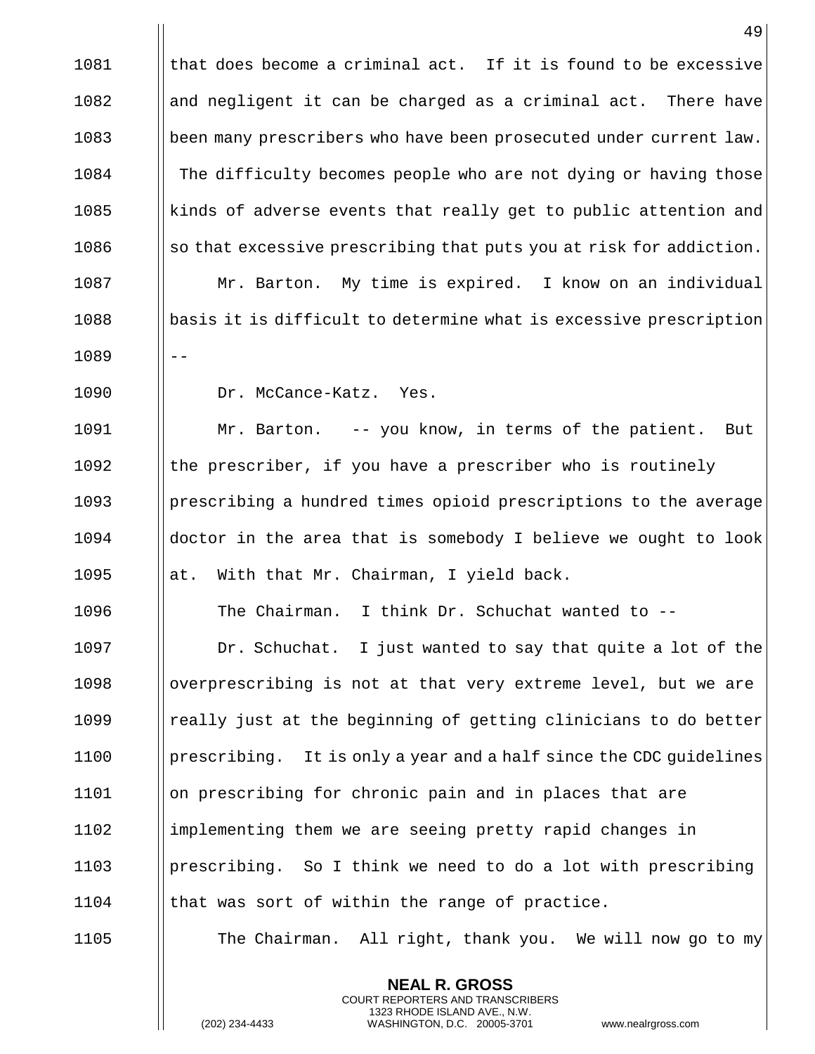that does become a criminal act. If it is found to be excessive and negligent it can be charged as a criminal act. There have been many prescribers who have been prosecuted under current law. The difficulty becomes people who are not dying or having those kinds of adverse events that really get to public attention and so that excessive prescribing that puts you at risk for addiction.

Mr. Barton. My time is expired. I know on an individual basis it is difficult to determine what is excessive prescription --

Dr. McCance-Katz. Yes.

Mr. Barton. -- you know, in terms of the patient. But the prescriber, if you have a prescriber who is routinely prescribing a hundred times opioid prescriptions to the average doctor in the area that is somebody I believe we ought to look at. With that Mr. Chairman, I yield back.

The Chairman. I think Dr. Schuchat wanted to --

Dr. Schuchat. I just wanted to say that quite a lot of the overprescribing is not at that very extreme level, but we are really just at the beginning of getting clinicians to do better prescribing. It is only a year and a half since the CDC guidelines on prescribing for chronic pain and in places that are implementing them we are seeing pretty rapid changes in prescribing. So I think we need to do a lot with prescribing that was sort of within the range of practice.

The Chairman. All right, thank you. We will now go to my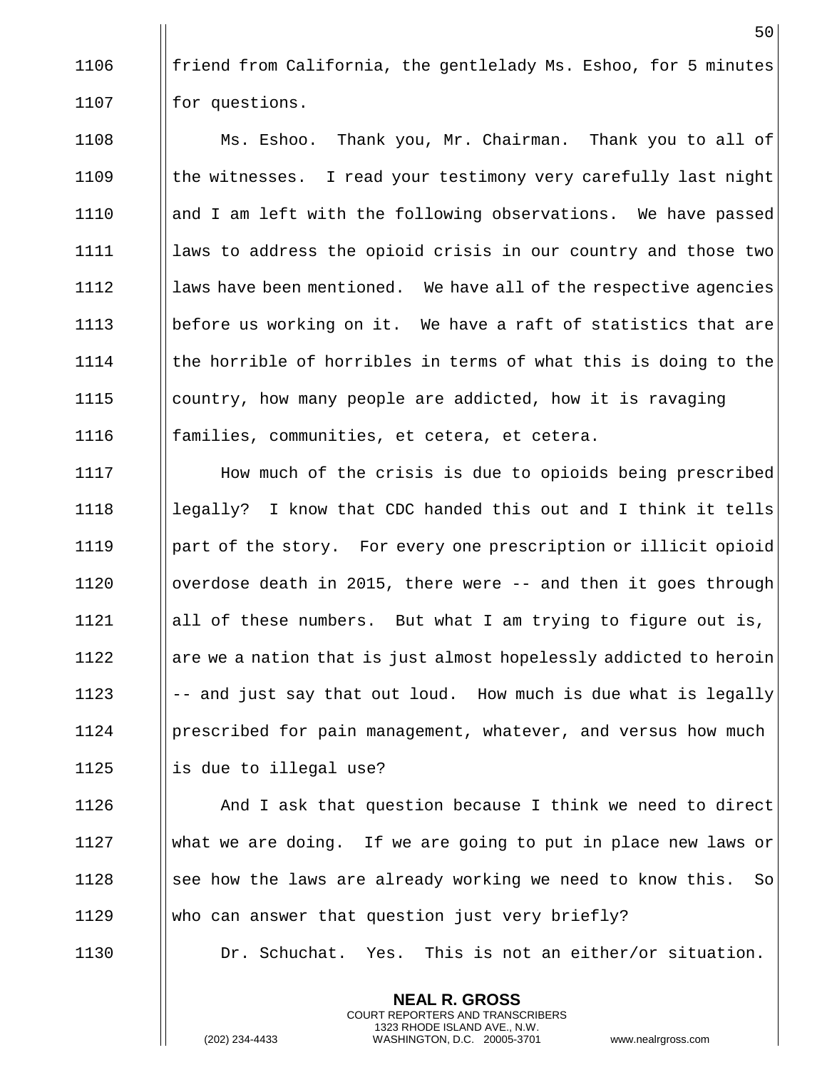friend from California, the gentlelady Ms. Eshoo, for 5 minutes for questions.

Ms. Eshoo. Thank you, Mr. Chairman. Thank you to all of the witnesses. I read your testimony very carefully last night and I am left with the following observations. We have passed laws to address the opioid crisis in our country and those two laws have been mentioned. We have all of the respective agencies before us working on it. We have a raft of statistics that are the horrible of horribles in terms of what this is doing to the country, how many people are addicted, how it is ravaging families, communities, et cetera, et cetera.

How much of the crisis is due to opioids being prescribed legally? I know that CDC handed this out and I think it tells part of the story. For every one prescription or illicit opioid overdose death in 2015, there were -- and then it goes through all of these numbers. But what I am trying to figure out is, are we a nation that is just almost hopelessly addicted to heroin -- and just say that out loud. How much is due what is legally prescribed for pain management, whatever, and versus how much is due to illegal use?

And I ask that question because I think we need to direct what we are doing. If we are going to put in place new laws or see how the laws are already working we need to know this. So who can answer that question just very briefly?

Dr. Schuchat. Yes. This is not an either/or situation.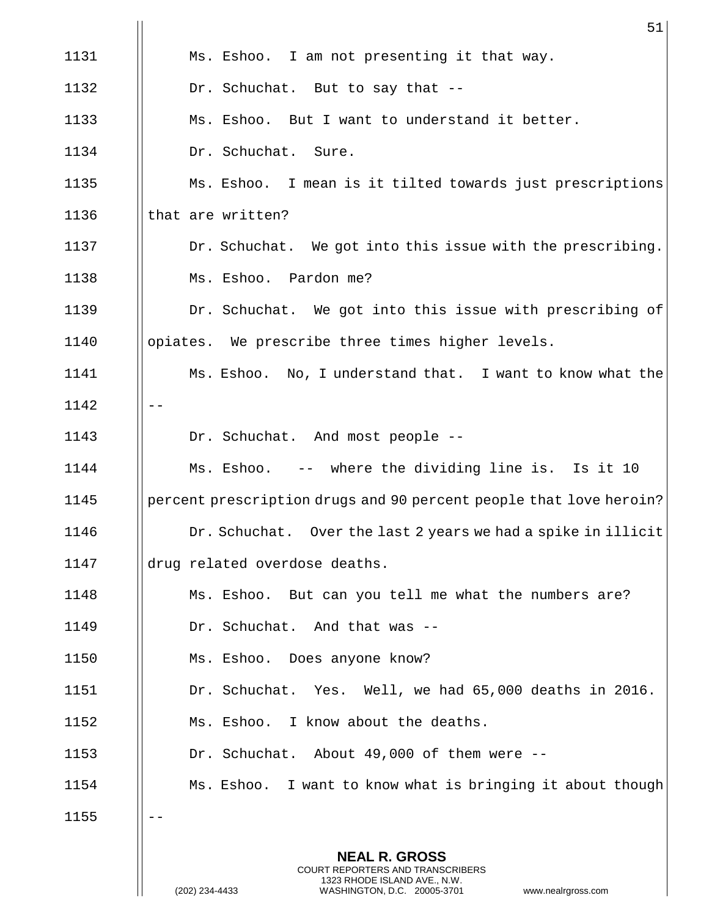Ms. Eshoo. I am not presenting it that way.

Dr. Schuchat. But to say that --

Ms. Eshoo. But I want to understand it better.

Dr. Schuchat. Sure.

Ms. Eshoo. I mean is it tilted towards just prescriptions that are written?

Dr. Schuchat. We got into this issue with the prescribing.

Ms. Eshoo. Pardon me?

Dr. Schuchat. We got into this issue with prescribing of opiates. We prescribe three times higher levels.

Ms. Eshoo. No, I understand that. I want to know what the --

Dr. Schuchat. And most people --

Ms. Eshoo. -- where the dividing line is. Is it 10 percent prescription drugs and 90 percent people that love heroin?

Dr. Schuchat. Over the last 2 years we had a spike in illicit drug related overdose deaths.

Ms. Eshoo. But can you tell me what the numbers are?

Dr. Schuchat. And that was --

Ms. Eshoo. Does anyone know?

Dr. Schuchat. Yes. Well, we had 65,000 deaths in 2016.

Ms. Eshoo. I know about the deaths.

Dr. Schuchat. About 49,000 of them were --

Ms. Eshoo. I want to know what is bringing it about though --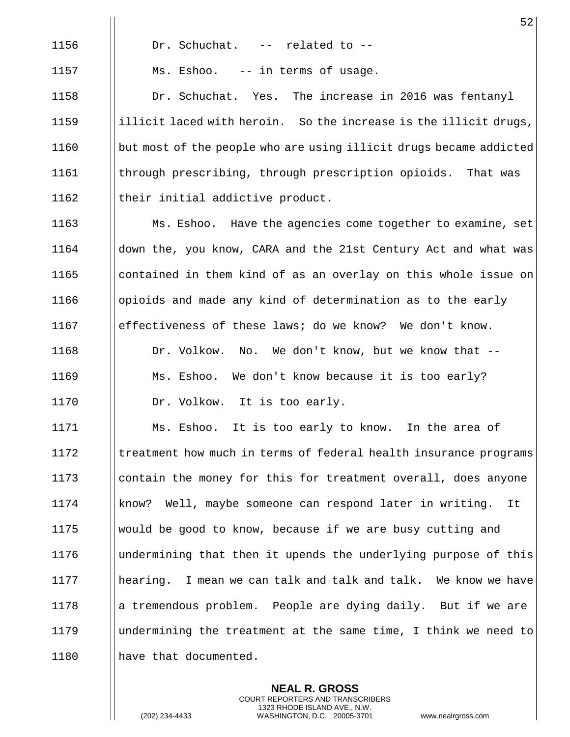Dr. Schuchat. -- related to --

Ms. Eshoo. -- in terms of usage.

Dr. Schuchat. Yes. The increase in 2016 was fentanyl illicit laced with heroin. So the increase is the illicit drugs, but most of the people who are using illicit drugs became addicted through prescribing, through prescription opioids. That was their initial addictive product.

Ms. Eshoo. Have the agencies come together to examine, set down the, you know, CARA and the 21st Century Act and what was contained in them kind of as an overlay on this whole issue on opioids and made any kind of determination as to the early effectiveness of these laws; do we know? We don't know.

Dr. Volkow. No. We don't know, but we know that --

Ms. Eshoo. We don't know because it is too early?

Dr. Volkow. It is too early.

Ms. Eshoo. It is too early to know. In the area of treatment how much in terms of federal health insurance programs contain the money for this for treatment overall, does anyone know? Well, maybe someone can respond later in writing. It would be good to know, because if we are busy cutting and undermining that then it upends the underlying purpose of this hearing. I mean we can talk and talk and talk. We know we have a tremendous problem. People are dying daily. But if we are undermining the treatment at the same time, I think we need to have that documented.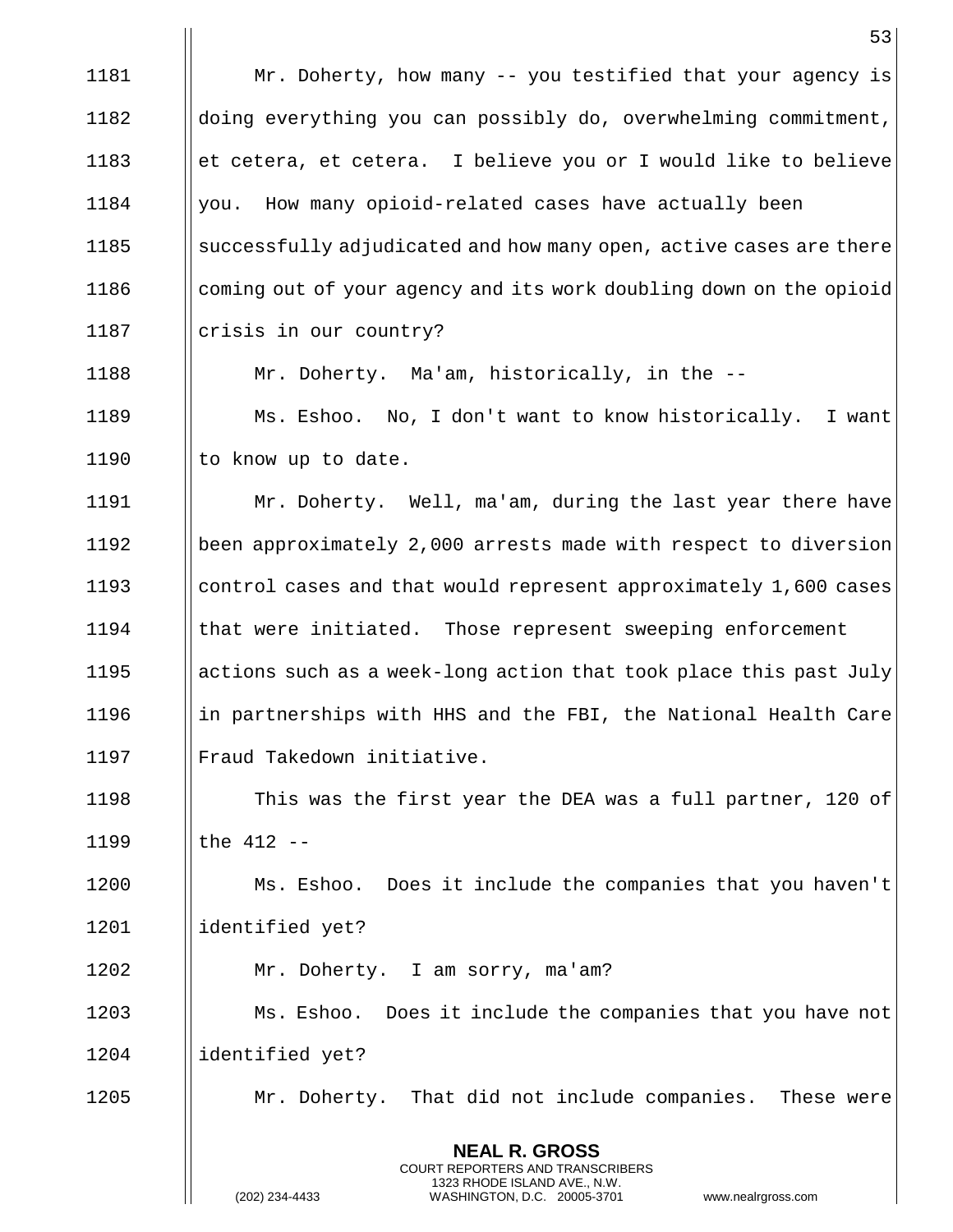Mr. Doherty, how many -- you testified that your agency is doing everything you can possibly do, overwhelming commitment, et cetera, et cetera. I believe you or I would like to believe you. How many opioid-related cases have actually been successfully adjudicated and how many open, active cases are there coming out of your agency and its work doubling down on the opioid crisis in our country?

Mr. Doherty. Ma'am, historically, in the --

Ms. Eshoo. No, I don't want to know historically. I want to know up to date.

Mr. Doherty. Well, ma'am, during the last year there have been approximately 2,000 arrests made with respect to diversion control cases and that would represent approximately 1,600 cases that were initiated. Those represent sweeping enforcement actions such as a week-long action that took place this past July in partnerships with HHS and the FBI, the National Health Care Fraud Takedown initiative.

This was the first year the DEA was a full partner, 120 of the 412 --

Ms. Eshoo. Does it include the companies that you haven't identified yet?

Mr. Doherty. I am sorry, ma'am?

Ms. Eshoo. Does it include the companies that you have not identified yet?

Mr. Doherty. That did not include companies. These were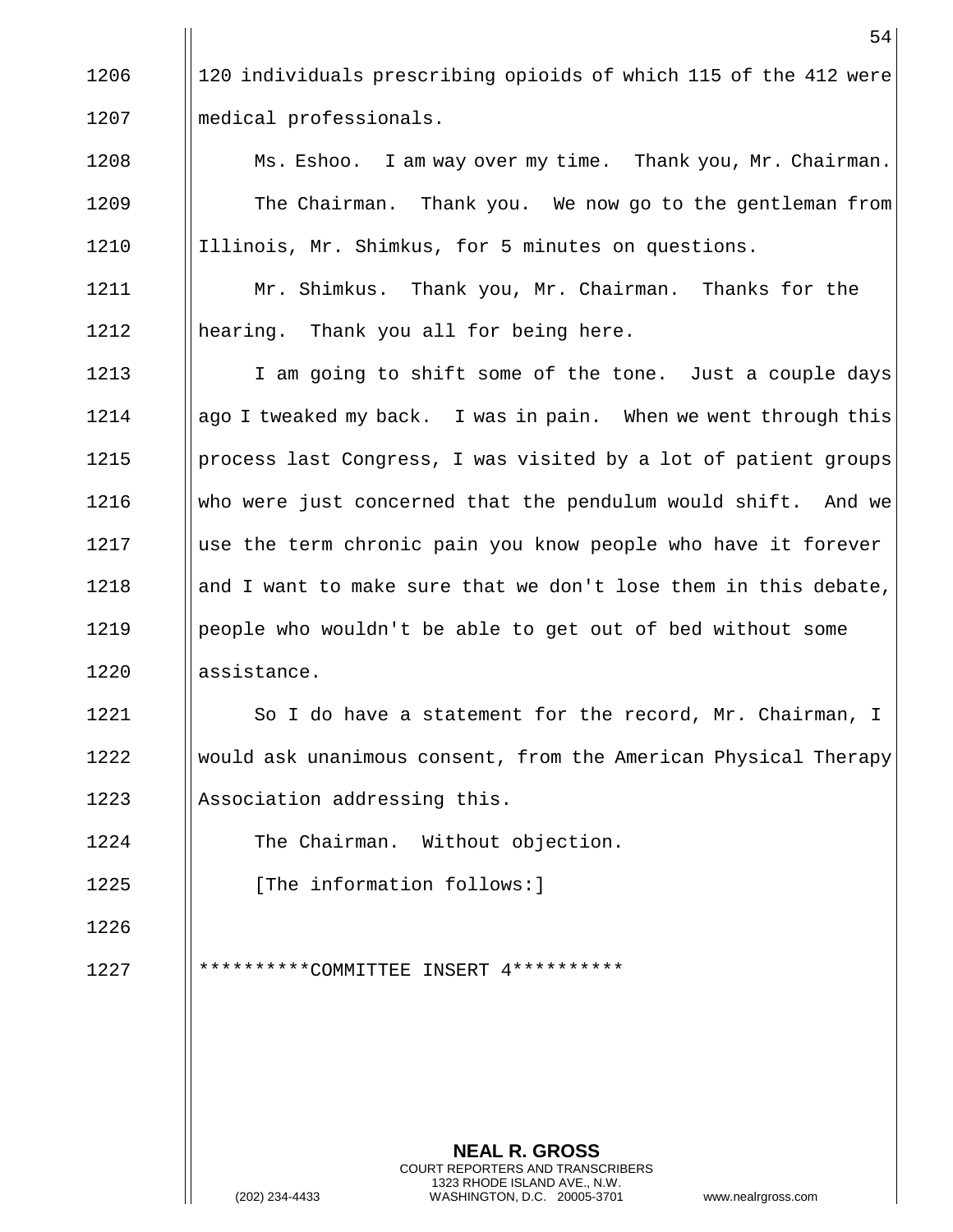120 individuals prescribing opioids of which 115 of the 412 were medical professionals.

Ms. Eshoo. I am way over my time. Thank you, Mr. Chairman.

The Chairman. Thank you. We now go to the gentleman from Illinois, Mr. Shimkus, for 5 minutes on questions.

Mr. Shimkus. Thank you, Mr. Chairman. Thanks for the hearing. Thank you all for being here.

I am going to shift some of the tone. Just a couple days ago I tweaked my back. I was in pain. When we went through this process last Congress, I was visited by a lot of patient groups who were just concerned that the pendulum would shift. And we use the term chronic pain you know people who have it forever and I want to make sure that we don't lose them in this debate, people who wouldn't be able to get out of bed without some assistance.

So I do have a statement for the record, Mr. Chairman, I would ask unanimous consent, from the American Physical Therapy Association addressing this.

The Chairman. Without objection.

[The information follows:]

**********COMMITTEE INSERT 4**********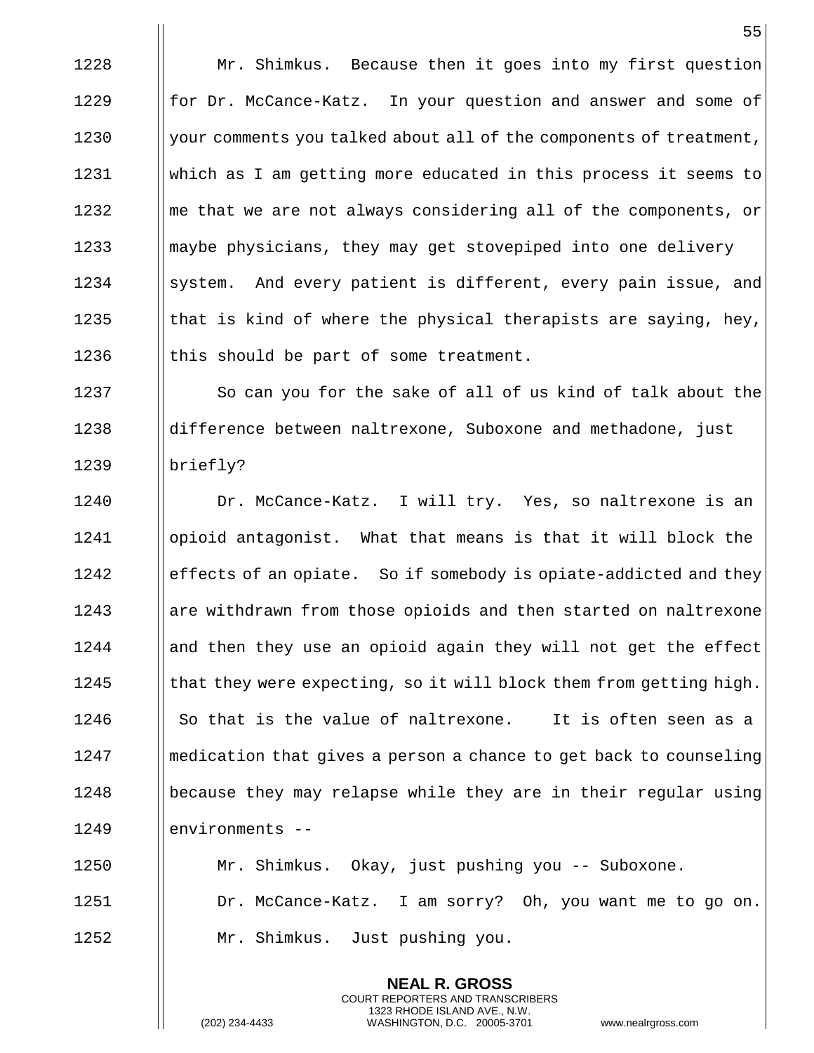Mr. Shimkus. Because then it goes into my first question for Dr. McCance-Katz. In your question and answer and some of your comments you talked about all of the components of treatment, which as I am getting more educated in this process it seems to me that we are not always considering all of the components, or maybe physicians, they may get stovepiped into one delivery system. And every patient is different, every pain issue, and that is kind of where the physical therapists are saying, hey, this should be part of some treatment.

So can you for the sake of all of us kind of talk about the difference between naltrexone, Suboxone and methadone, just briefly?

Dr. McCance-Katz. I will try. Yes, so naltrexone is an opioid antagonist. What that means is that it will block the effects of an opiate. So if somebody is opiate-addicted and they are withdrawn from those opioids and then started on naltrexone and then they use an opioid again they will not get the effect that they were expecting, so it will block them from getting high. So that is the value of naltrexone. It is often seen as a medication that gives a person a chance to get back to counseling because they may relapse while they are in their regular using environments --

Mr. Shimkus. Okay, just pushing you -- Suboxone.

Dr. McCance-Katz. I am sorry? Oh, you want me to go on.

Mr. Shimkus. Just pushing you.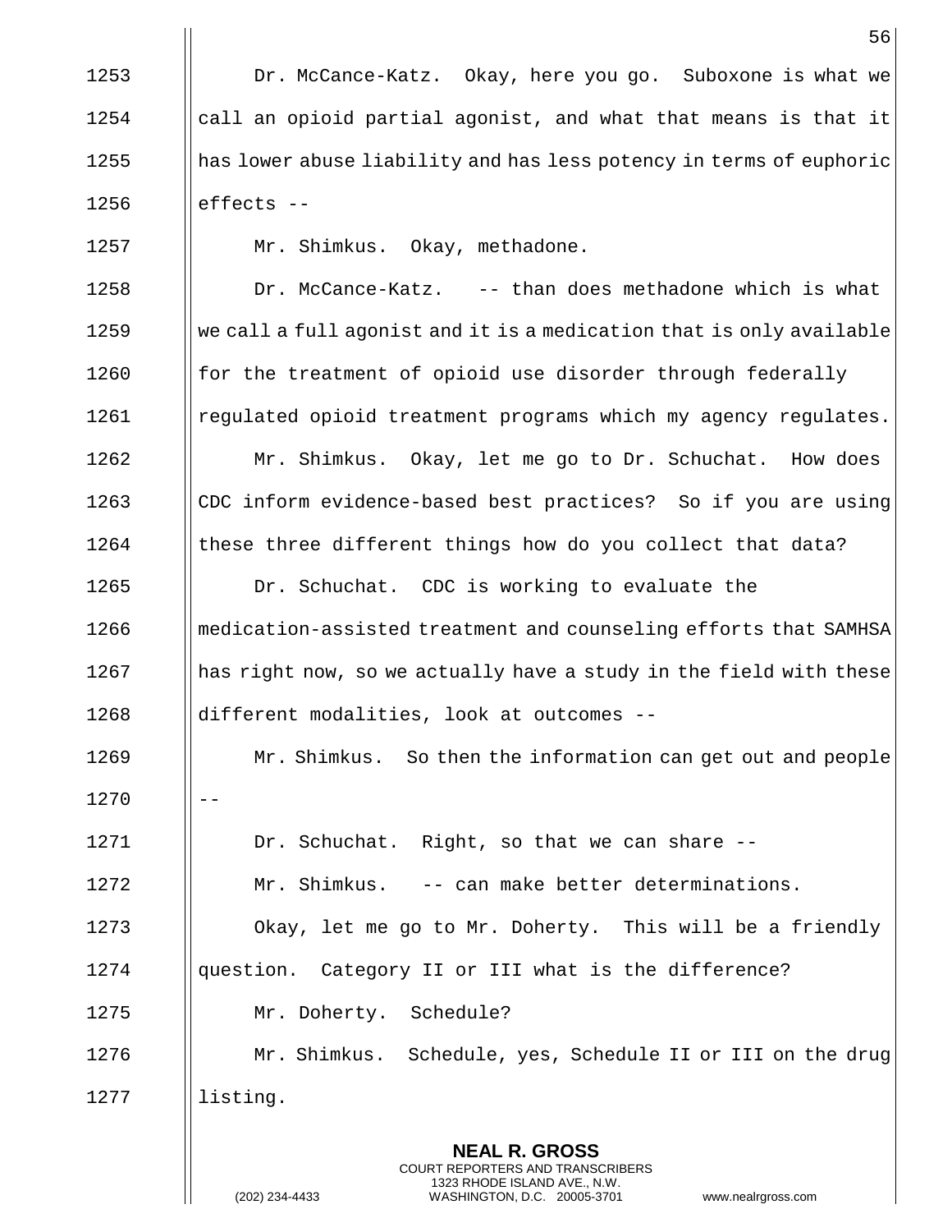Dr. McCance-Katz. Okay, here you go. Suboxone is what we call an opioid partial agonist, and what that means is that it has lower abuse liability and has less potency in terms of euphoric effects --

Mr. Shimkus. Okay, methadone.

Dr. McCance-Katz. -- than does methadone which is what we call a full agonist and it is a medication that is only available for the treatment of opioid use disorder through federally regulated opioid treatment programs which my agency regulates.

Mr. Shimkus. Okay, let me go to Dr. Schuchat. How does CDC inform evidence-based best practices? So if you are using these three different things how do you collect that data?

Dr. Schuchat. CDC is working to evaluate the medication-assisted treatment and counseling efforts that SAMHSA has right now, so we actually have a study in the field with these different modalities, look at outcomes --

Mr. Shimkus. So then the information can get out and people --

Dr. Schuchat. Right, so that we can share --

Mr. Shimkus. -- can make better determinations.

Okay, let me go to Mr. Doherty. This will be a friendly question. Category II or III what is the difference?

Mr. Doherty. Schedule?

Mr. Shimkus. Schedule, yes, Schedule II or III on the drug listing.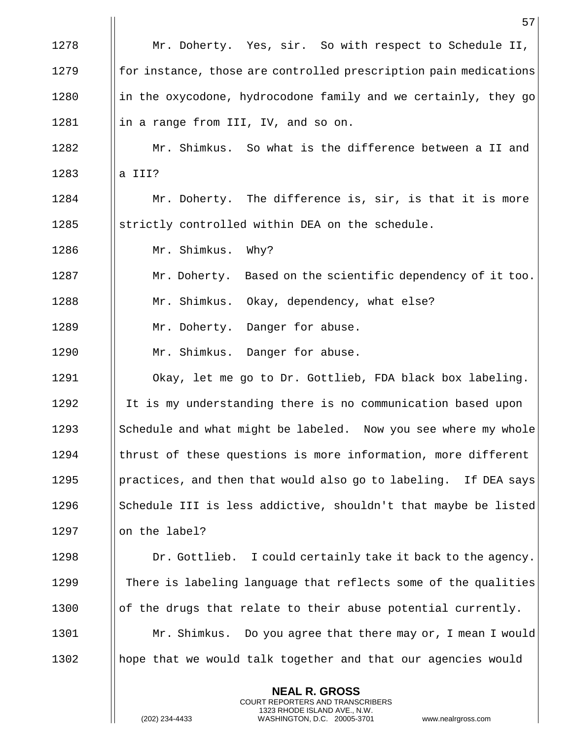Mr. Doherty. Yes, sir. So with respect to Schedule II, for instance, those are controlled prescription pain medications in the oxycodone, hydrocodone family and we certainly, they go in a range from III, IV, and so on.

Mr. Shimkus. So what is the difference between a II and a III?

Mr. Doherty. The difference is, sir, is that it is more strictly controlled within DEA on the schedule.

Mr. Shimkus. Why?

Mr. Doherty. Based on the scientific dependency of it too.

Mr. Shimkus. Okay, dependency, what else?

Mr. Doherty. Danger for abuse.

Mr. Shimkus. Danger for abuse.

Okay, let me go to Dr. Gottlieb, FDA black box labeling. It is my understanding there is no communication based upon Schedule and what might be labeled. Now you see where my whole thrust of these questions is more information, more different practices, and then that would also go to labeling. If DEA says Schedule III is less addictive, shouldn't that maybe be listed on the label?

Dr. Gottlieb. I could certainly take it back to the agency. There is labeling language that reflects some of the qualities of the drugs that relate to their abuse potential currently.

Mr. Shimkus. Do you agree that there may or, I mean I would hope that we would talk together and that our agencies would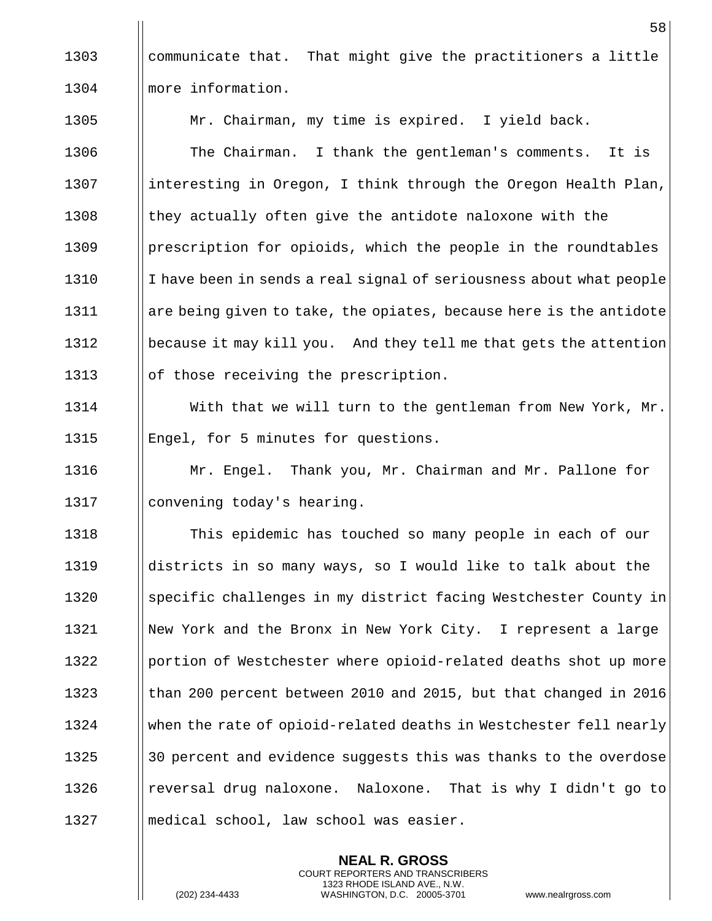communicate that. That might give the practitioners a little more information.

Mr. Chairman, my time is expired. I yield back.

The Chairman. I thank the gentleman's comments. It is interesting in Oregon, I think through the Oregon Health Plan, they actually often give the antidote naloxone with the prescription for opioids, which the people in the roundtables I have been in sends a real signal of seriousness about what people are being given to take, the opiates, because here is the antidote because it may kill you. And they tell me that gets the attention of those receiving the prescription.

With that we will turn to the gentleman from New York, Mr. Engel, for 5 minutes for questions.

Mr. Engel. Thank you, Mr. Chairman and Mr. Pallone for convening today's hearing.

This epidemic has touched so many people in each of our districts in so many ways, so I would like to talk about the specific challenges in my district facing Westchester County in New York and the Bronx in New York City. I represent a large portion of Westchester where opioid-related deaths shot up more than 200 percent between 2010 and 2015, but that changed in 2016 when the rate of opioid-related deaths in Westchester fell nearly 30 percent and evidence suggests this was thanks to the overdose reversal drug naloxone. Naloxone. That is why I didn't go to medical school, law school was easier.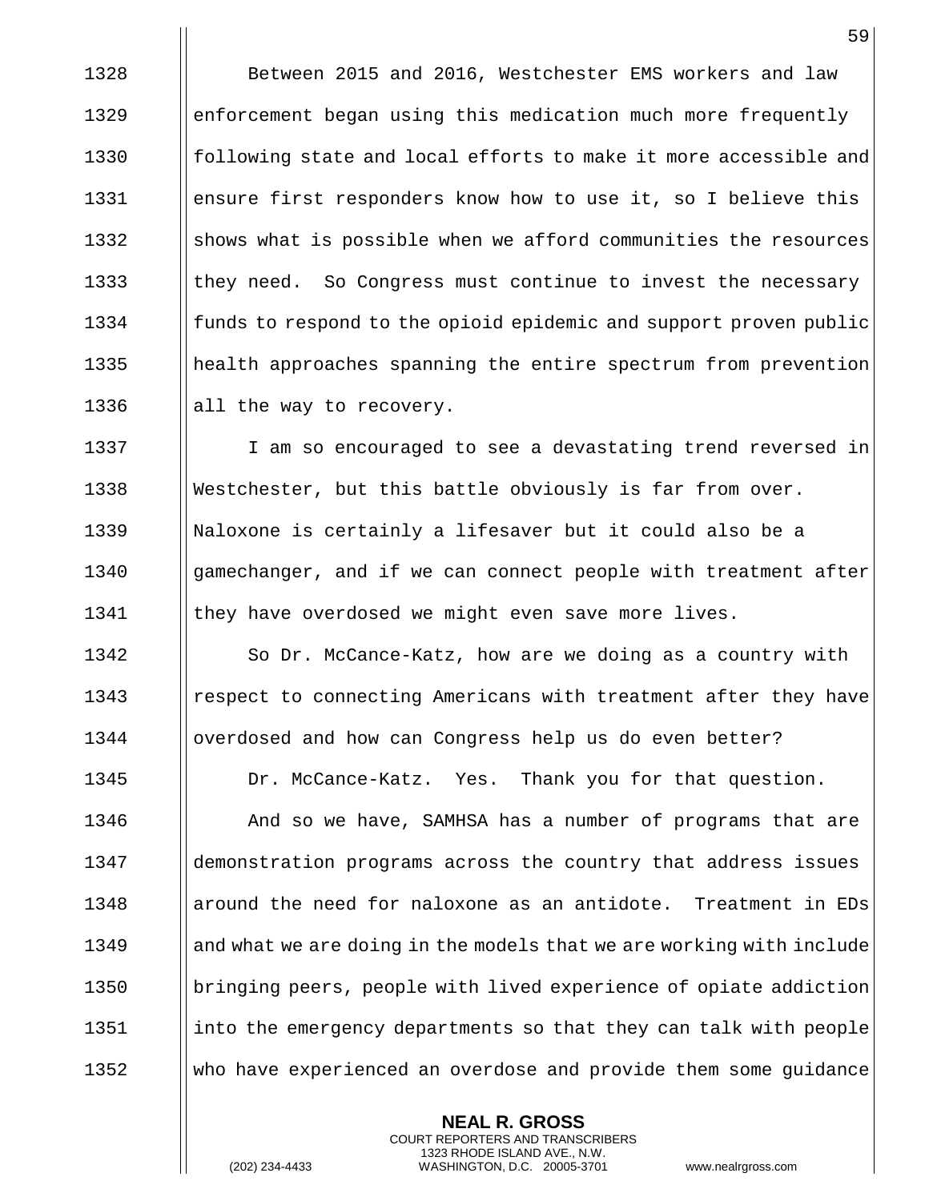Between 2015 and 2016, Westchester EMS workers and law enforcement began using this medication much more frequently following state and local efforts to make it more accessible and ensure first responders know how to use it, so I believe this shows what is possible when we afford communities the resources they need. So Congress must continue to invest the necessary funds to respond to the opioid epidemic and support proven public health approaches spanning the entire spectrum from prevention all the way to recovery.

I am so encouraged to see a devastating trend reversed in Westchester, but this battle obviously is far from over. Naloxone is certainly a lifesaver but it could also be a gamechanger, and if we can connect people with treatment after they have overdosed we might even save more lives.

So Dr. McCance-Katz, how are we doing as a country with respect to connecting Americans with treatment after they have overdosed and how can Congress help us do even better?

Dr. McCance-Katz. Yes. Thank you for that question.

And so we have, SAMHSA has a number of programs that are demonstration programs across the country that address issues around the need for naloxone as an antidote. Treatment in EDs and what we are doing in the models that we are working with include bringing peers, people with lived experience of opiate addiction into the emergency departments so that they can talk with people who have experienced an overdose and provide them some guidance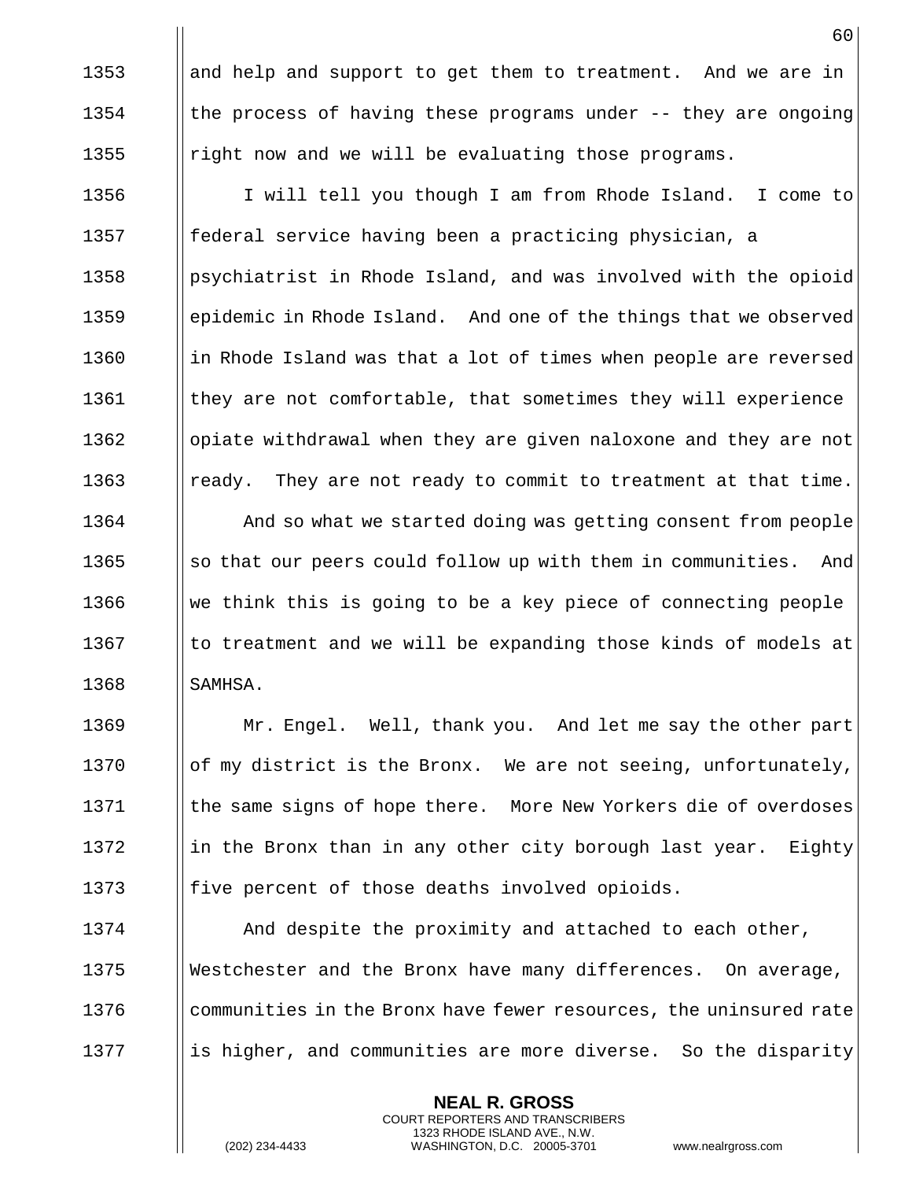and help and support to get them to treatment. And we are in the process of having these programs under -- they are ongoing right now and we will be evaluating those programs.

I will tell you though I am from Rhode Island. I come to federal service having been a practicing physician, a psychiatrist in Rhode Island, and was involved with the opioid epidemic in Rhode Island. And one of the things that we observed in Rhode Island was that a lot of times when people are reversed they are not comfortable, that sometimes they will experience opiate withdrawal when they are given naloxone and they are not ready. They are not ready to commit to treatment at that time.

And so what we started doing was getting consent from people so that our peers could follow up with them in communities. And we think this is going to be a key piece of connecting people to treatment and we will be expanding those kinds of models at SAMHSA.

Mr. Engel. Well, thank you. And let me say the other part of my district is the Bronx. We are not seeing, unfortunately, the same signs of hope there. More New Yorkers die of overdoses in the Bronx than in any other city borough last year. Eighty five percent of those deaths involved opioids.

And despite the proximity and attached to each other, Westchester and the Bronx have many differences. On average, communities in the Bronx have fewer resources, the uninsured rate is higher, and communities are more diverse. So the disparity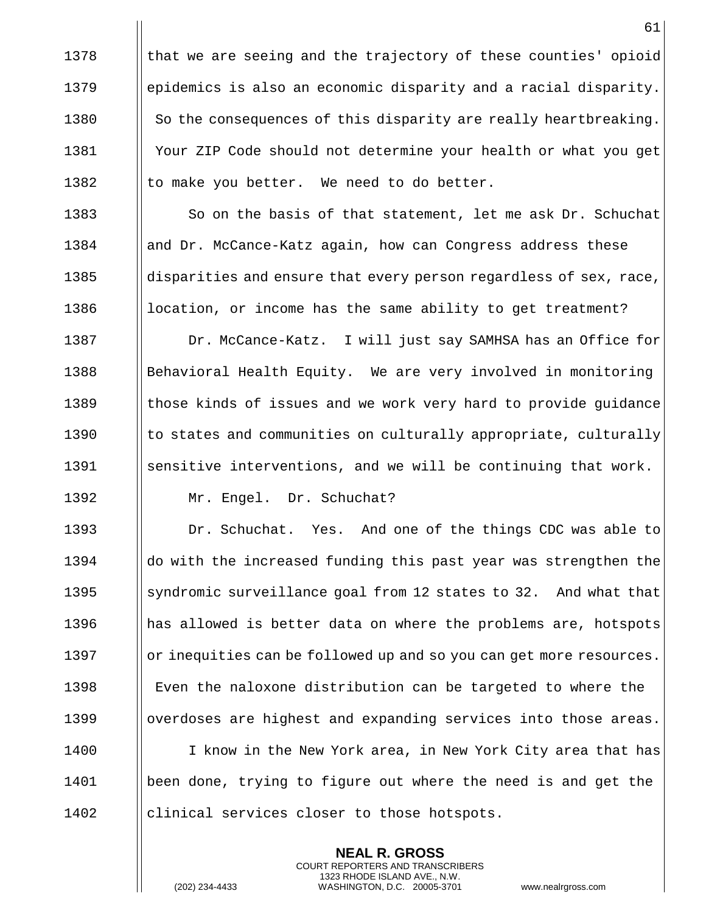that we are seeing and the trajectory of these counties' opioid epidemics is also an economic disparity and a racial disparity. So the consequences of this disparity are really heartbreaking. Your ZIP Code should not determine your health or what you get to make you better. We need to do better.

So on the basis of that statement, let me ask Dr. Schuchat and Dr. McCance-Katz again, how can Congress address these disparities and ensure that every person regardless of sex, race, location, or income has the same ability to get treatment?

Dr. McCance-Katz. I will just say SAMHSA has an Office for Behavioral Health Equity. We are very involved in monitoring those kinds of issues and we work very hard to provide guidance to states and communities on culturally appropriate, culturally sensitive interventions, and we will be continuing that work.

Mr. Engel. Dr. Schuchat?

Dr. Schuchat. Yes. And one of the things CDC was able to do with the increased funding this past year was strengthen the syndromic surveillance goal from 12 states to 32. And what that has allowed is better data on where the problems are, hotspots or inequities can be followed up and so you can get more resources. Even the naloxone distribution can be targeted to where the overdoses are highest and expanding services into those areas.

I know in the New York area, in New York City area that has been done, trying to figure out where the need is and get the clinical services closer to those hotspots.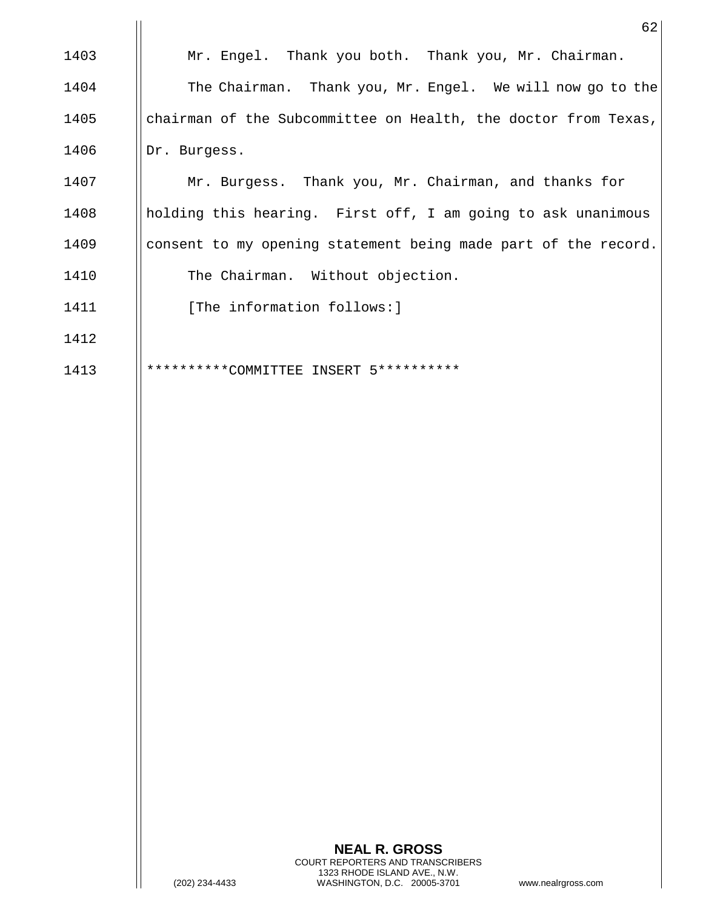Mr. Engel. Thank you both. Thank you, Mr. Chairman.

The Chairman. Thank you, Mr. Engel. We will now go to the chairman of the Subcommittee on Health, the doctor from Texas, Dr. Burgess.

Mr. Burgess. Thank you, Mr. Chairman, and thanks for holding this hearing. First off, I am going to ask unanimous consent to my opening statement being made part of the record.

The Chairman. Without objection.

[The information follows:]

**********COMMITTEE INSERT 5**********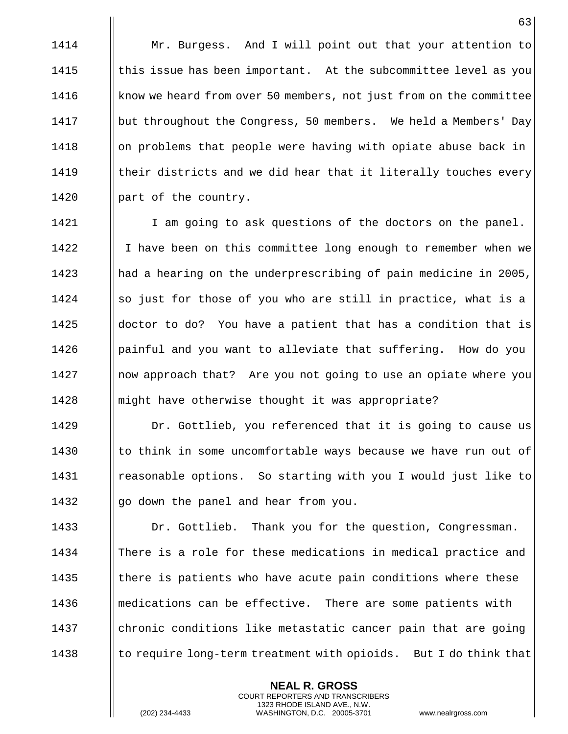Mr. Burgess. And I will point out that your attention to this issue has been important. At the subcommittee level as you know we heard from over 50 members, not just from on the committee but throughout the Congress, 50 members. We held a Members' Day on problems that people were having with opiate abuse back in their districts and we did hear that it literally touches every part of the country.

I am going to ask questions of the doctors on the panel. I have been on this committee long enough to remember when we had a hearing on the underprescribing of pain medicine in 2005, so just for those of you who are still in practice, what is a doctor to do? You have a patient that has a condition that is painful and you want to alleviate that suffering. How do you now approach that? Are you not going to use an opiate where you might have otherwise thought it was appropriate?

Dr. Gottlieb, you referenced that it is going to cause us to think in some uncomfortable ways because we have run out of reasonable options. So starting with you I would just like to go down the panel and hear from you.

Dr. Gottlieb. Thank you for the question, Congressman. There is a role for these medications in medical practice and there is patients who have acute pain conditions where these medications can be effective. There are some patients with chronic conditions like metastatic cancer pain that are going to require long-term treatment with opioids. But I do think that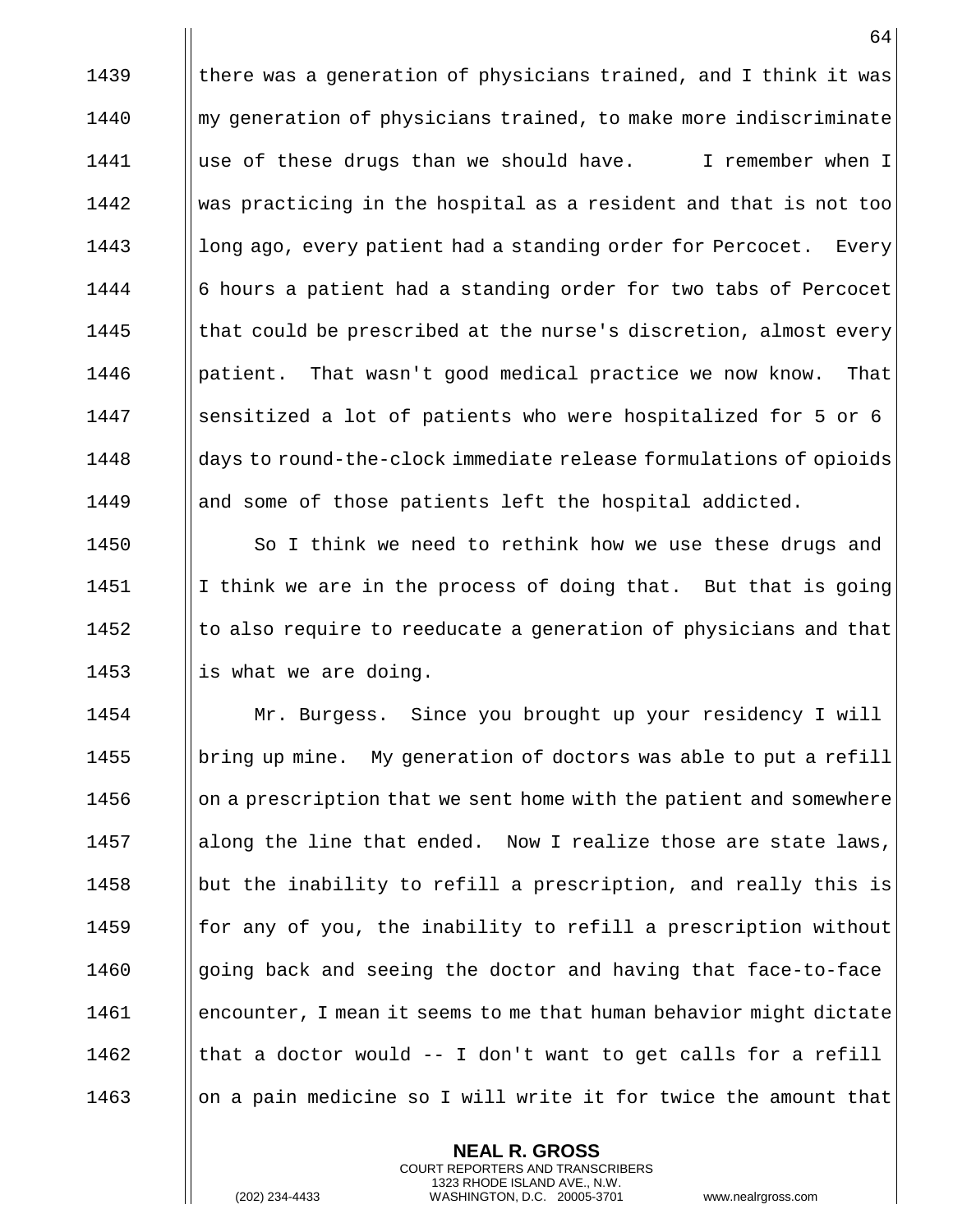there was a generation of physicians trained, and I think it was my generation of physicians trained, to make more indiscriminate use of these drugs than we should have. I remember when I was practicing in the hospital as a resident and that is not too long ago, every patient had a standing order for Percocet. Every 6 hours a patient had a standing order for two tabs of Percocet that could be prescribed at the nurse's discretion, almost every patient. That wasn't good medical practice we now know. That sensitized a lot of patients who were hospitalized for 5 or 6 days to round-the-clock immediate release formulations of opioids and some of those patients left the hospital addicted.

So I think we need to rethink how we use these drugs and I think we are in the process of doing that. But that is going to also require to reeducate a generation of physicians and that is what we are doing.

Mr. Burgess. Since you brought up your residency I will bring up mine. My generation of doctors was able to put a refill on a prescription that we sent home with the patient and somewhere along the line that ended. Now I realize those are state laws, but the inability to refill a prescription, and really this is for any of you, the inability to refill a prescription without going back and seeing the doctor and having that face-to-face encounter, I mean it seems to me that human behavior might dictate that a doctor would -- I don't want to get calls for a refill on a pain medicine so I will write it for twice the amount that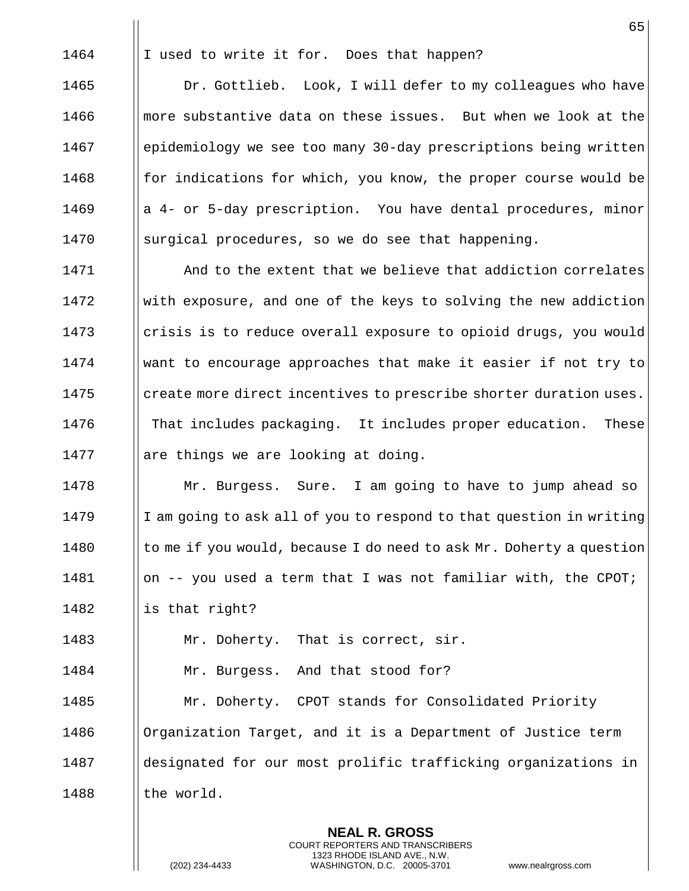I used to write it for. Does that happen?

Dr. Gottlieb. Look, I will defer to my colleagues who have more substantive data on these issues. But when we look at the epidemiology we see too many 30-day prescriptions being written for indications for which, you know, the proper course would be a 4- or 5-day prescription. You have dental procedures, minor surgical procedures, so we do see that happening.

And to the extent that we believe that addiction correlates with exposure, and one of the keys to solving the new addiction crisis is to reduce overall exposure to opioid drugs, you would want to encourage approaches that make it easier if not try to create more direct incentives to prescribe shorter duration uses. That includes packaging. It includes proper education. These are things we are looking at doing.

Mr. Burgess. Sure. I am going to have to jump ahead so I am going to ask all of you to respond to that question in writing to me if you would, because I do need to ask Mr. Doherty a question on -- you used a term that I was not familiar with, the CPOT; is that right?

Mr. Doherty. That is correct, sir.

Mr. Burgess. And that stood for?

Mr. Doherty. CPOT stands for Consolidated Priority Organization Target, and it is a Department of Justice term designated for our most prolific trafficking organizations in the world.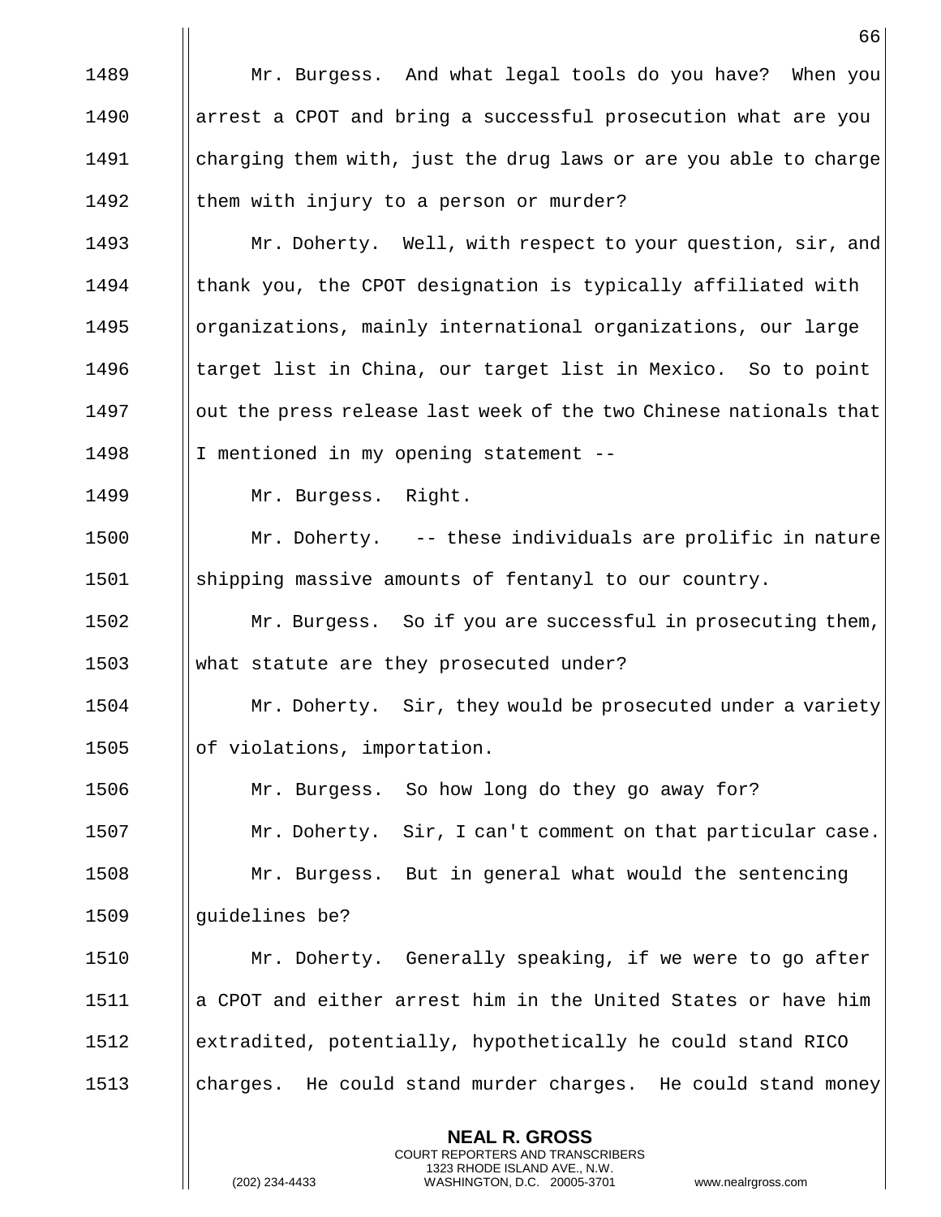Mr. Burgess. And what legal tools do you have? When you arrest a CPOT and bring a successful prosecution what are you charging them with, just the drug laws or are you able to charge them with injury to a person or murder?

Mr. Doherty. Well, with respect to your question, sir, and thank you, the CPOT designation is typically affiliated with organizations, mainly international organizations, our large target list in China, our target list in Mexico. So to point out the press release last week of the two Chinese nationals that I mentioned in my opening statement --

Mr. Burgess. Right.

Mr. Doherty. -- these individuals are prolific in nature shipping massive amounts of fentanyl to our country.

Mr. Burgess. So if you are successful in prosecuting them, what statute are they prosecuted under?

Mr. Doherty. Sir, they would be prosecuted under a variety of violations, importation.

Mr. Burgess. So how long do they go away for?

Mr. Doherty. Sir, I can't comment on that particular case.

Mr. Burgess. But in general what would the sentencing guidelines be?

Mr. Doherty. Generally speaking, if we were to go after a CPOT and either arrest him in the United States or have him extradited, potentially, hypothetically he could stand RICO charges. He could stand murder charges. He could stand money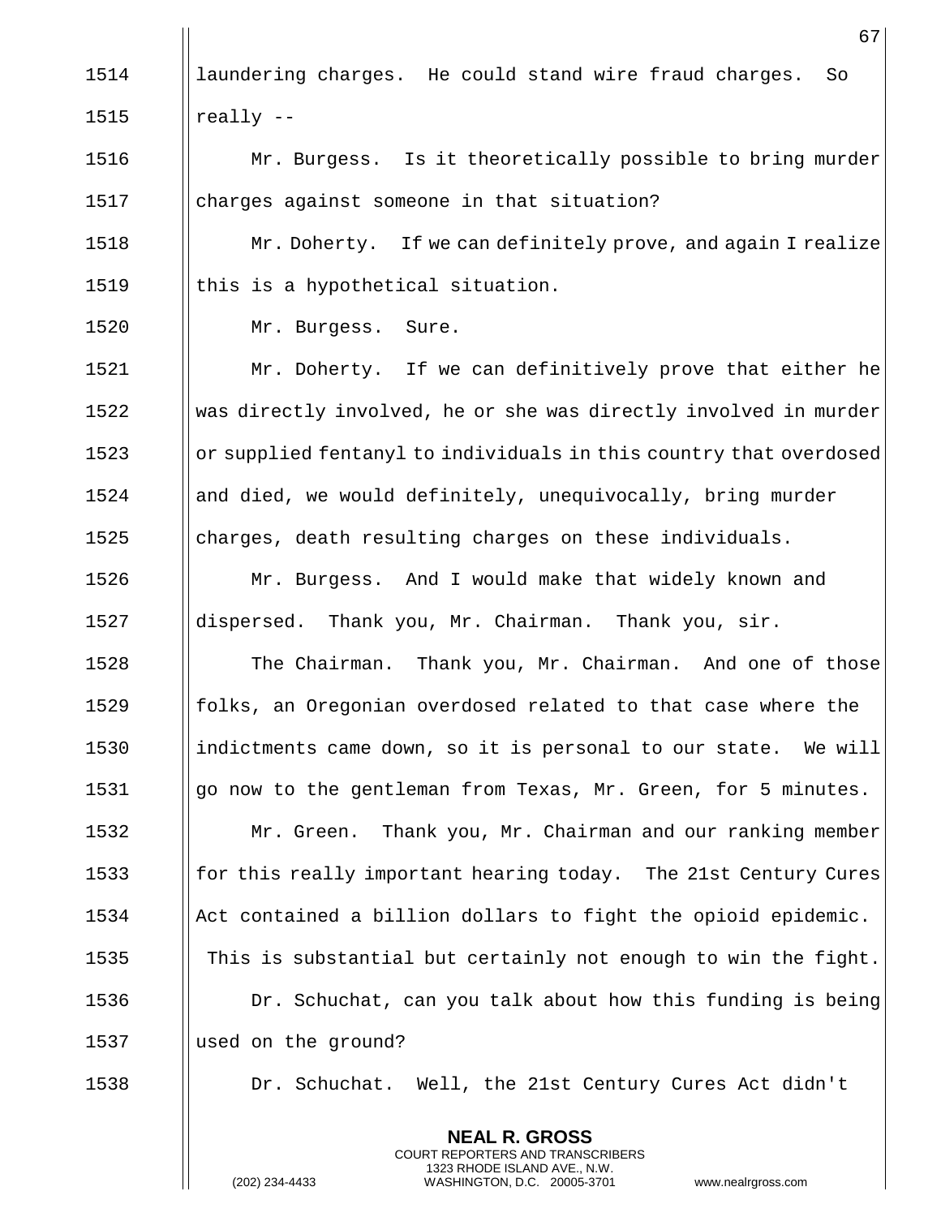laundering charges. He could stand wire fraud charges. So really --

Mr. Burgess. Is it theoretically possible to bring murder charges against someone in that situation?

Mr. Doherty. If we can definitely prove, and again I realize this is a hypothetical situation.

Mr. Burgess. Sure.

Mr. Doherty. If we can definitively prove that either he was directly involved, he or she was directly involved in murder or supplied fentanyl to individuals in this country that overdosed and died, we would definitely, unequivocally, bring murder charges, death resulting charges on these individuals.

Mr. Burgess. And I would make that widely known and dispersed. Thank you, Mr. Chairman. Thank you, sir.

The Chairman. Thank you, Mr. Chairman. And one of those folks, an Oregonian overdosed related to that case where the indictments came down, so it is personal to our state. We will go now to the gentleman from Texas, Mr. Green, for 5 minutes.

Mr. Green. Thank you, Mr. Chairman and our ranking member for this really important hearing today. The 21st Century Cures Act contained a billion dollars to fight the opioid epidemic. This is substantial but certainly not enough to win the fight.

Dr. Schuchat, can you talk about how this funding is being used on the ground?

Dr. Schuchat. Well, the 21st Century Cures Act didn't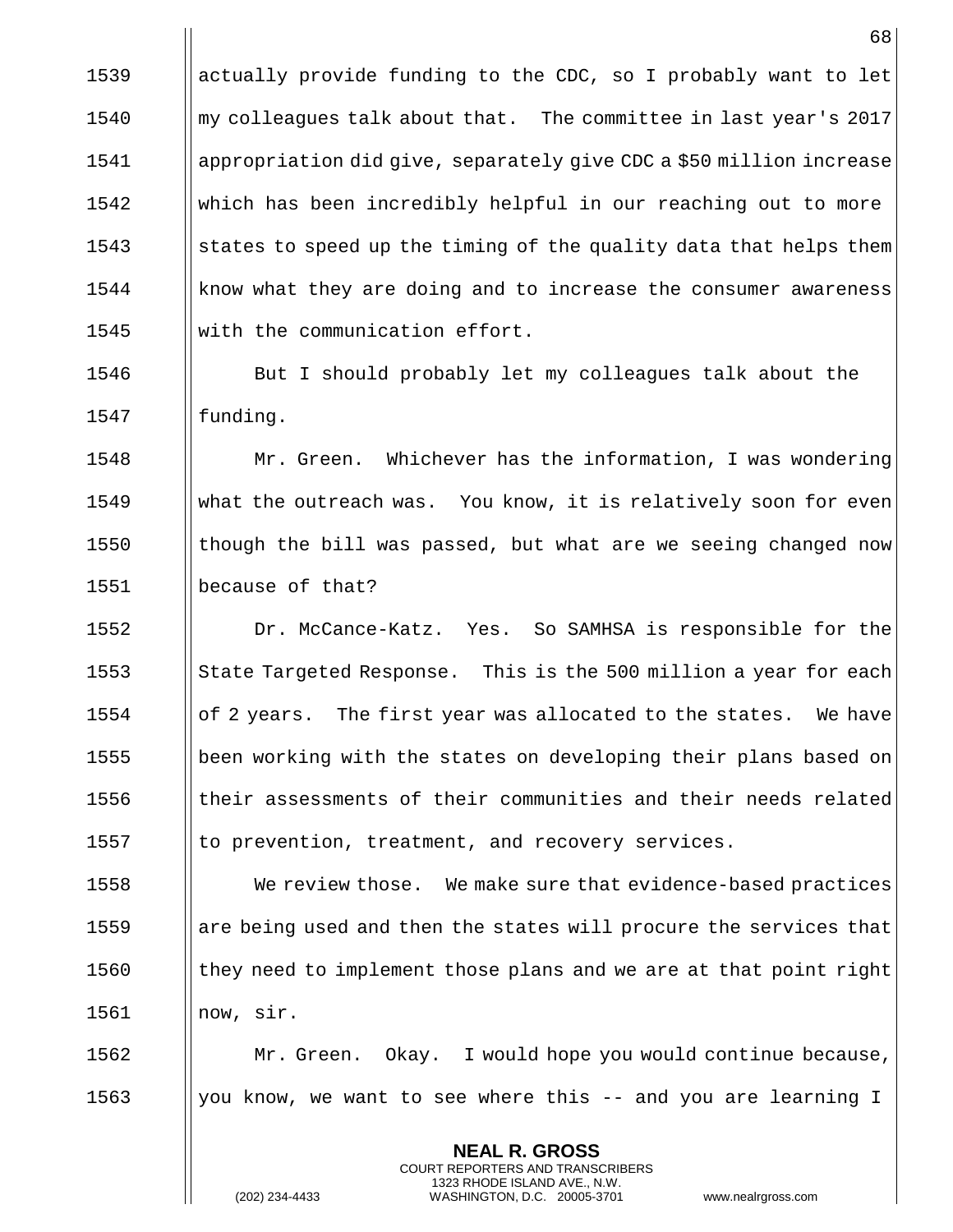actually provide funding to the CDC, so I probably want to let my colleagues talk about that. The committee in last year's 2017 appropriation did give, separately give CDC a $50 million increase which has been incredibly helpful in our reaching out to more states to speed up the timing of the quality data that helps them know what they are doing and to increase the consumer awareness with the communication effort.

But I should probably let my colleagues talk about the funding.

Mr. Green. Whichever has the information, I was wondering what the outreach was. You know, it is relatively soon for even though the bill was passed, but what are we seeing changed now because of that?

Dr. McCance-Katz. Yes. So SAMHSA is responsible for the State Targeted Response. This is the 500 million a year for each of 2 years. The first year was allocated to the states. We have been working with the states on developing their plans based on their assessments of their communities and their needs related to prevention, treatment, and recovery services.

We review those. We make sure that evidence-based practices are being used and then the states will procure the services that they need to implement those plans and we are at that point right now, sir.

Mr. Green. Okay. I would hope you would continue because, you know, we want to see where this -- and you are learning I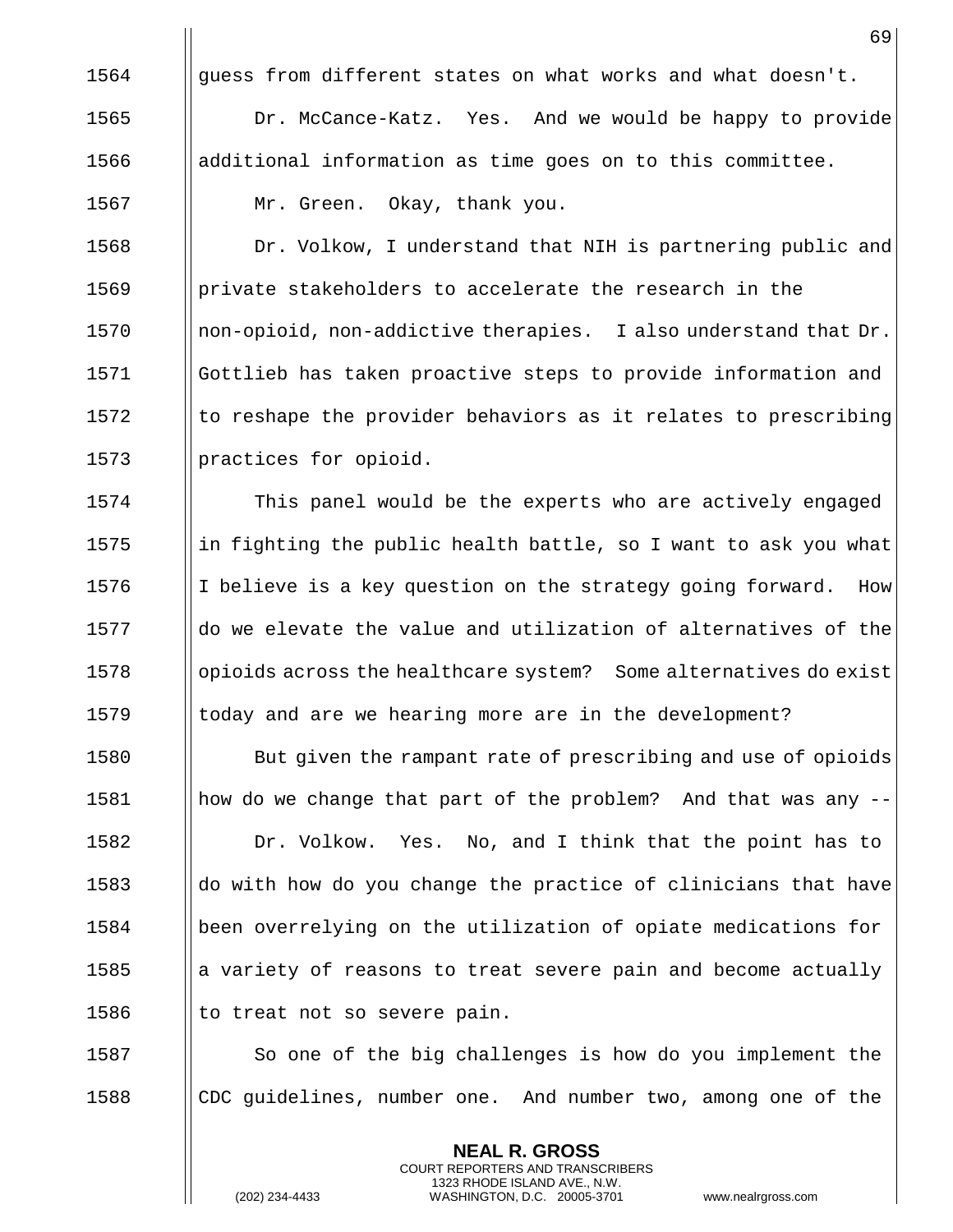guess from different states on what works and what doesn't.

Dr. McCance-Katz. Yes. And we would be happy to provide additional information as time goes on to this committee.

Mr. Green. Okay, thank you.

Dr. Volkow, I understand that NIH is partnering public and private stakeholders to accelerate the research in the non-opioid, non-addictive therapies. I also understand that Dr. Gottlieb has taken proactive steps to provide information and to reshape the provider behaviors as it relates to prescribing practices for opioid.

This panel would be the experts who are actively engaged in fighting the public health battle, so I want to ask you what I believe is a key question on the strategy going forward. How do we elevate the value and utilization of alternatives of the opioids across the healthcare system? Some alternatives do exist today and are we hearing more are in the development?

But given the rampant rate of prescribing and use of opioids how do we change that part of the problem? And that was any --

Dr. Volkow. Yes. No, and I think that the point has to do with how do you change the practice of clinicians that have been overrelying on the utilization of opiate medications for a variety of reasons to treat severe pain and become actually to treat not so severe pain.

So one of the big challenges is how do you implement the CDC guidelines, number one. And number two, among one of the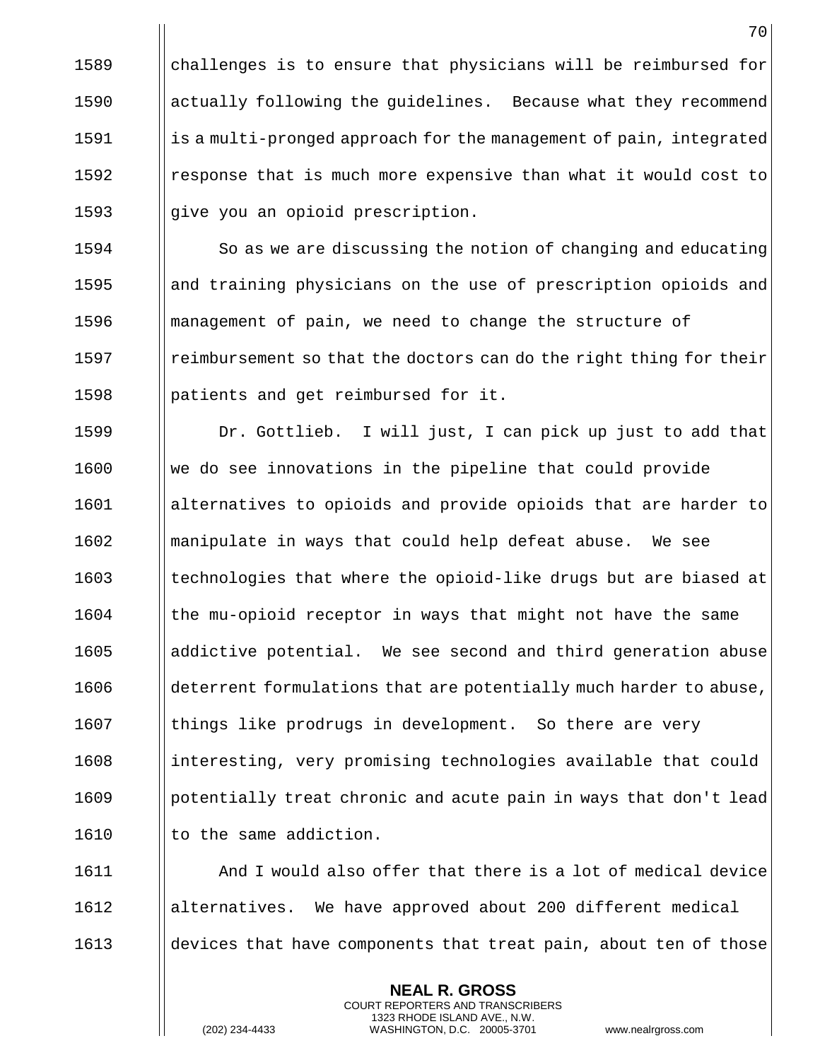challenges is to ensure that physicians will be reimbursed for actually following the guidelines. Because what they recommend is a multi-pronged approach for the management of pain, integrated response that is much more expensive than what it would cost to give you an opioid prescription.

So as we are discussing the notion of changing and educating and training physicians on the use of prescription opioids and management of pain, we need to change the structure of reimbursement so that the doctors can do the right thing for their patients and get reimbursed for it.

Dr. Gottlieb. I will just, I can pick up just to add that we do see innovations in the pipeline that could provide alternatives to opioids and provide opioids that are harder to manipulate in ways that could help defeat abuse. We see technologies that where the opioid-like drugs but are biased at the mu-opioid receptor in ways that might not have the same addictive potential. We see second and third generation abuse deterrent formulations that are potentially much harder to abuse, things like prodrugs in development. So there are very interesting, very promising technologies available that could potentially treat chronic and acute pain in ways that don't lead to the same addiction.

And I would also offer that there is a lot of medical device alternatives. We have approved about 200 different medical devices that have components that treat pain, about ten of those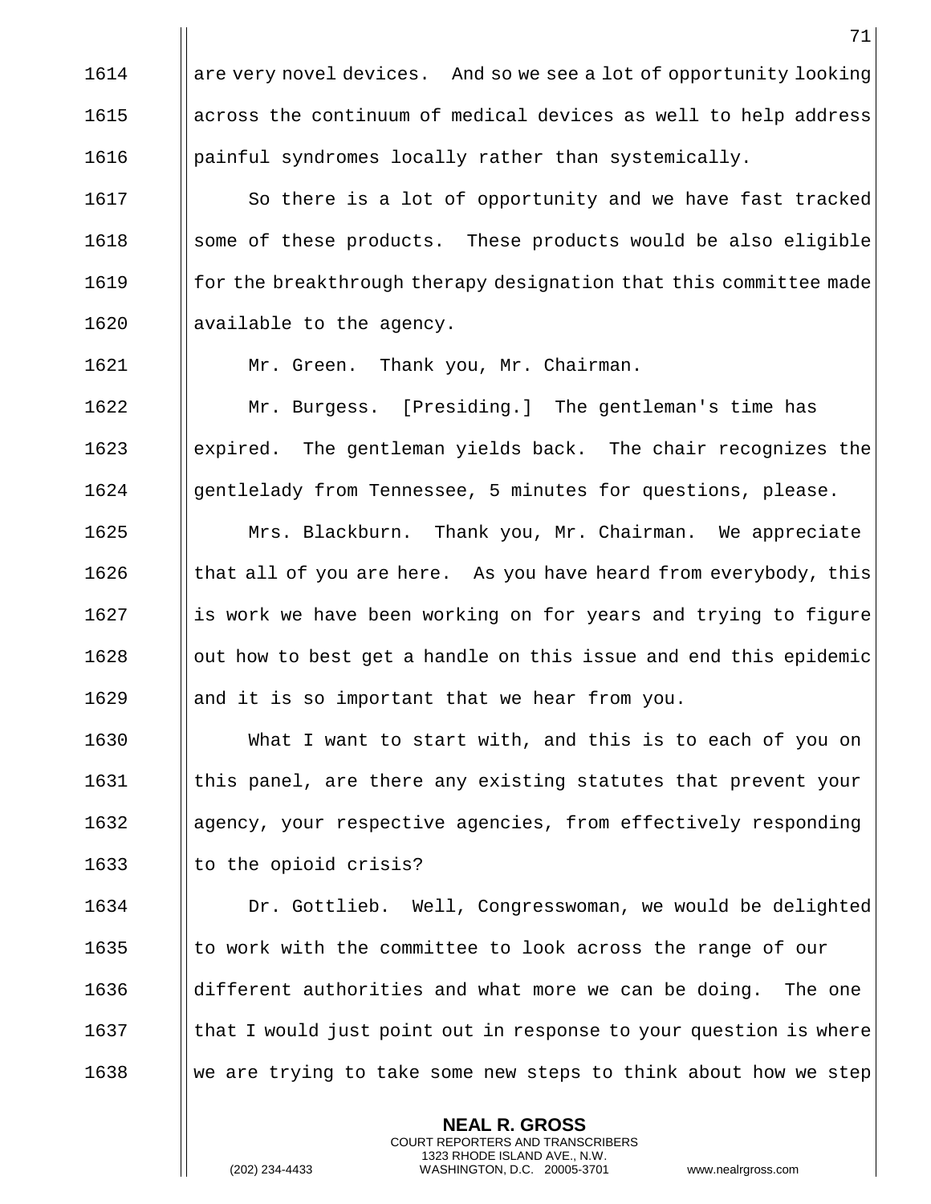are very novel devices. And so we see a lot of opportunity looking across the continuum of medical devices as well to help address painful syndromes locally rather than systemically.

So there is a lot of opportunity and we have fast tracked some of these products. These products would be also eligible for the breakthrough therapy designation that this committee made available to the agency.

Mr. Green. Thank you, Mr. Chairman.

Mr. Burgess. [Presiding.] The gentleman's time has expired. The gentleman yields back. The chair recognizes the gentlelady from Tennessee, 5 minutes for questions, please.

Mrs. Blackburn. Thank you, Mr. Chairman. We appreciate that all of you are here. As you have heard from everybody, this is work we have been working on for years and trying to figure out how to best get a handle on this issue and end this epidemic and it is so important that we hear from you.

What I want to start with, and this is to each of you on this panel, are there any existing statutes that prevent your agency, your respective agencies, from effectively responding to the opioid crisis?

Dr. Gottlieb. Well, Congresswoman, we would be delighted to work with the committee to look across the range of our different authorities and what more we can be doing. The one that I would just point out in response to your question is where we are trying to take some new steps to think about how we step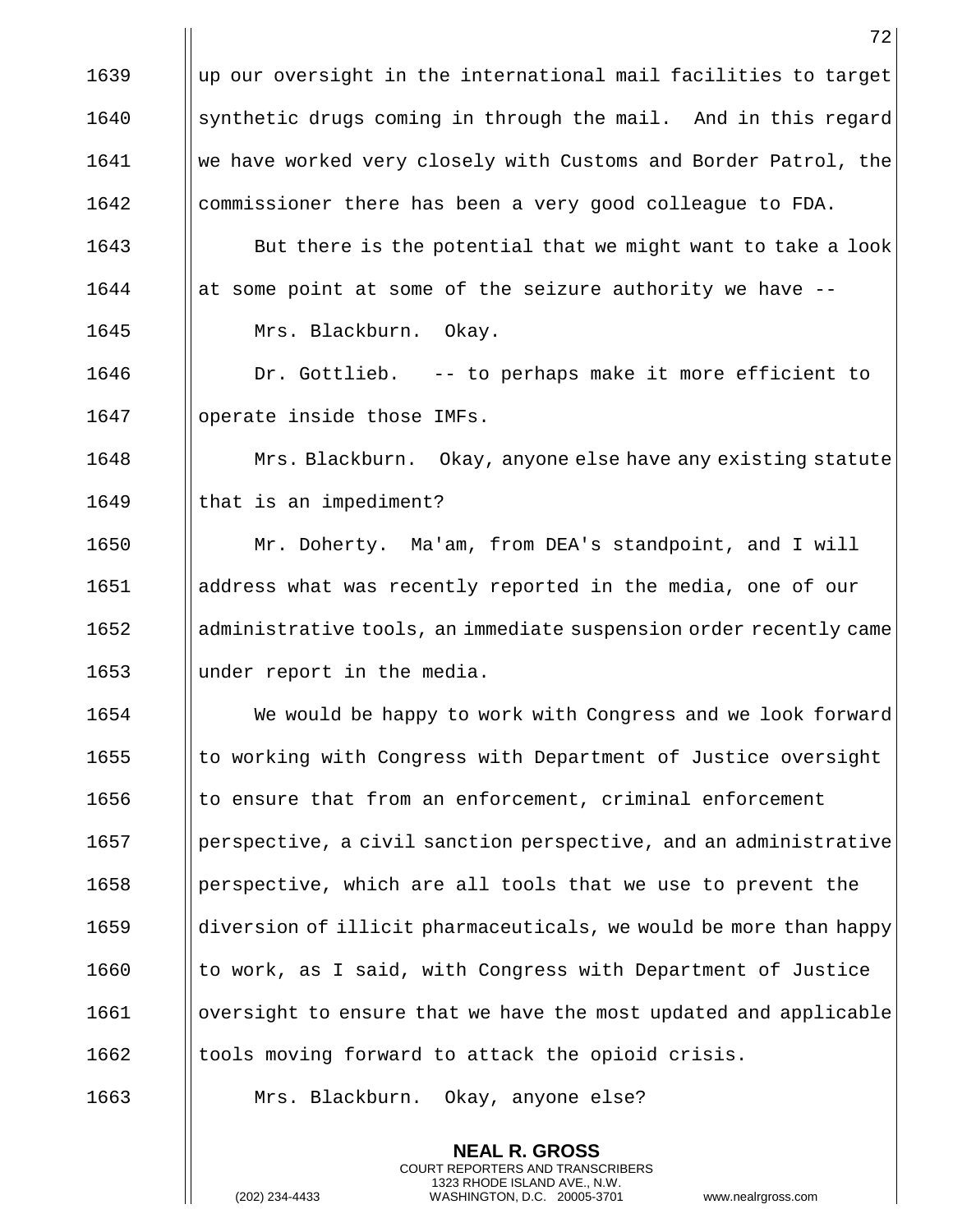up our oversight in the international mail facilities to target synthetic drugs coming in through the mail. And in this regard we have worked very closely with Customs and Border Patrol, the commissioner there has been a very good colleague to FDA.

But there is the potential that we might want to take a look at some point at some of the seizure authority we have --

Mrs. Blackburn. Okay.

Dr. Gottlieb. -- to perhaps make it more efficient to operate inside those IMFs.

Mrs. Blackburn. Okay, anyone else have any existing statute that is an impediment?

Mr. Doherty. Ma'am, from DEA's standpoint, and I will address what was recently reported in the media, one of our administrative tools, an immediate suspension order recently came under report in the media.

We would be happy to work with Congress and we look forward to working with Congress with Department of Justice oversight to ensure that from an enforcement, criminal enforcement perspective, a civil sanction perspective, and an administrative perspective, which are all tools that we use to prevent the diversion of illicit pharmaceuticals, we would be more than happy to work, as I said, with Congress with Department of Justice oversight to ensure that we have the most updated and applicable tools moving forward to attack the opioid crisis.

Mrs. Blackburn. Okay, anyone else?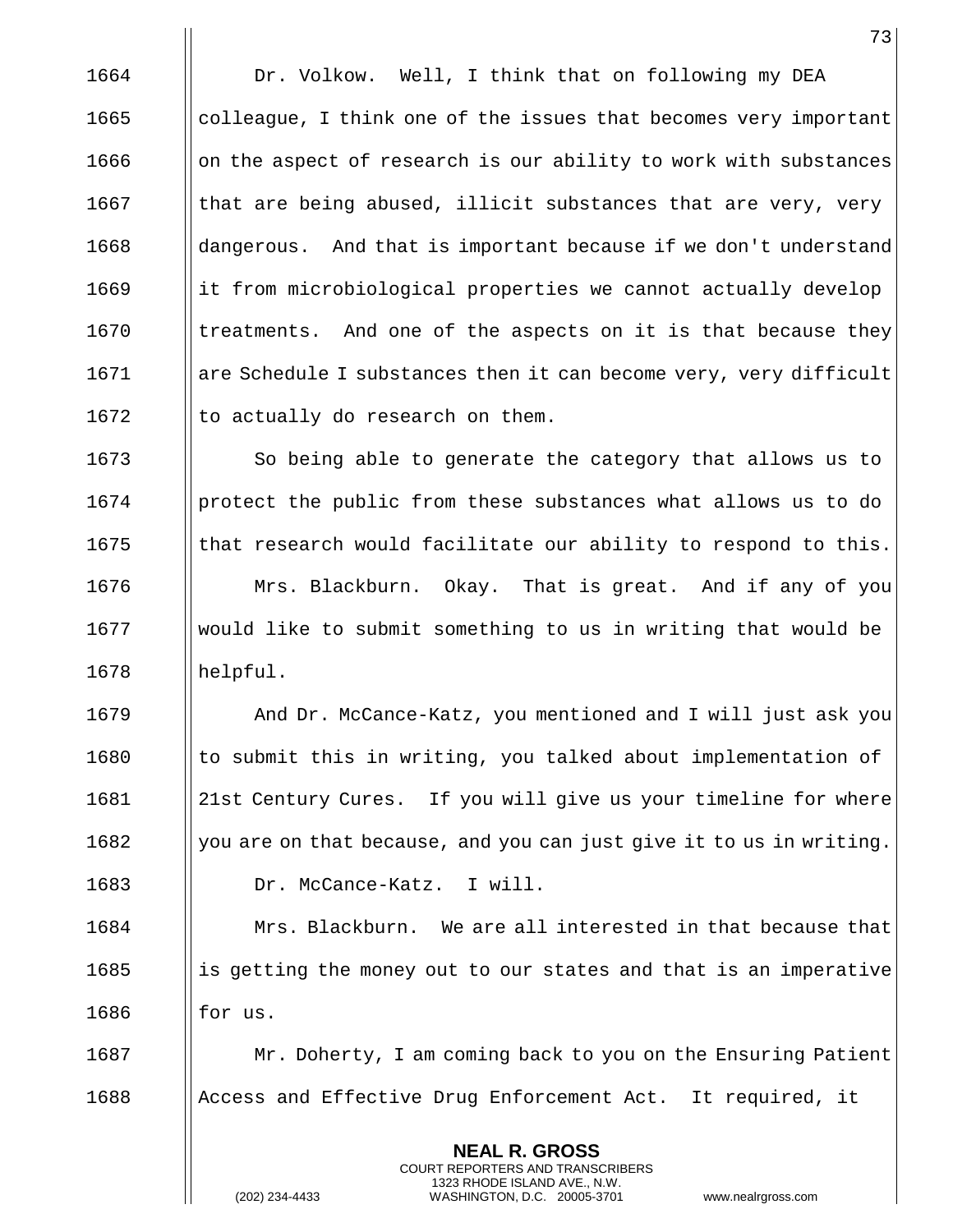Dr. Volkow. Well, I think that on following my DEA colleague, I think one of the issues that becomes very important on the aspect of research is our ability to work with substances that are being abused, illicit substances that are very, very dangerous. And that is important because if we don't understand it from microbiological properties we cannot actually develop treatments. And one of the aspects on it is that because they are Schedule I substances then it can become very, very difficult to actually do research on them.

So being able to generate the category that allows us to protect the public from these substances what allows us to do that research would facilitate our ability to respond to this.

Mrs. Blackburn. Okay. That is great. And if any of you would like to submit something to us in writing that would be helpful.

And Dr. McCance-Katz, you mentioned and I will just ask you to submit this in writing, you talked about implementation of 21st Century Cures. If you will give us your timeline for where you are on that because, and you can just give it to us in writing.

Dr. McCance-Katz. I will.

Mrs. Blackburn. We are all interested in that because that is getting the money out to our states and that is an imperative for us.

Mr. Doherty, I am coming back to you on the Ensuring Patient Access and Effective Drug Enforcement Act. It required, it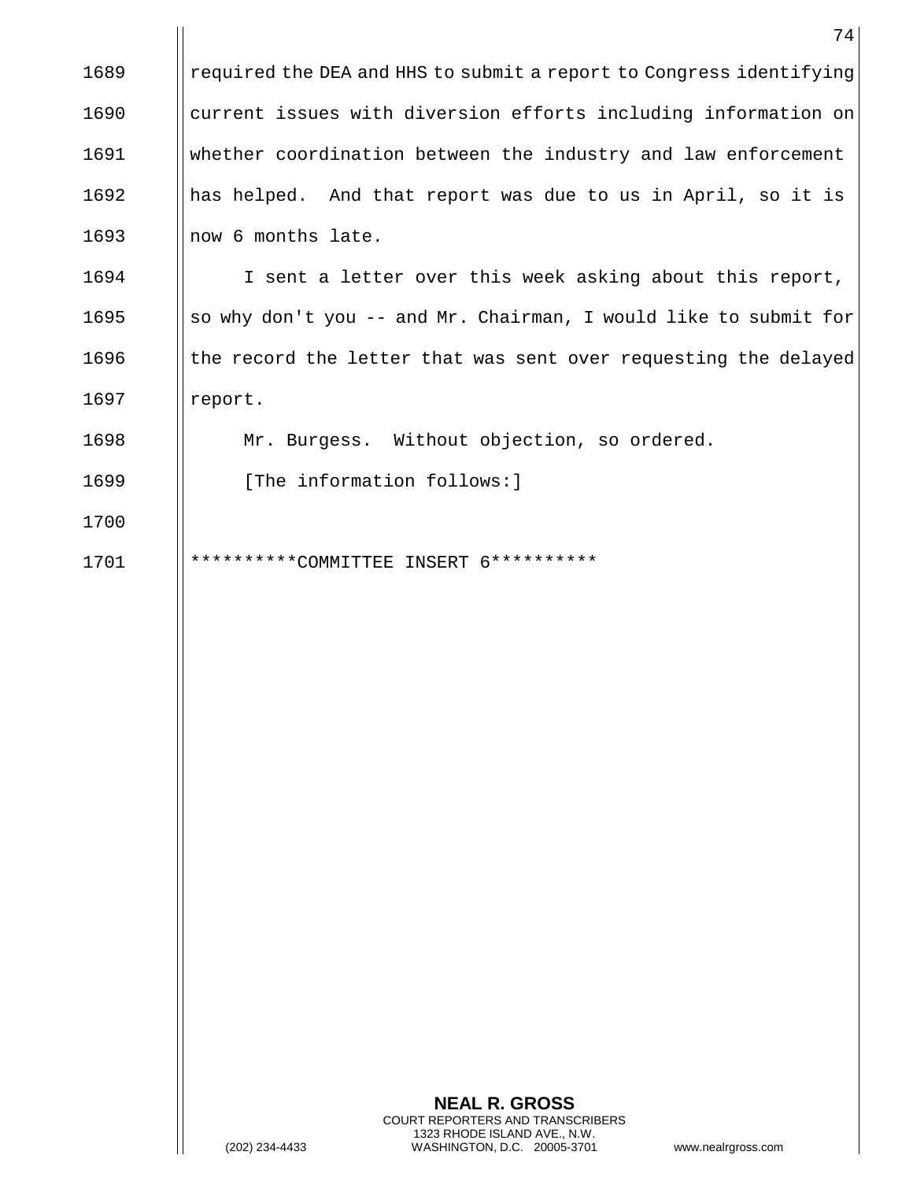required the DEA and HHS to submit a report to Congress identifying current issues with diversion efforts including information on whether coordination between the industry and law enforcement has helped. And that report was due to us in April, so it is now 6 months late.

I sent a letter over this week asking about this report, so why don't you -- and Mr. Chairman, I would like to submit for the record the letter that was sent over requesting the delayed report.

Mr. Burgess. Without objection, so ordered.

[The information follows:]

**********COMMITTEE INSERT 6**********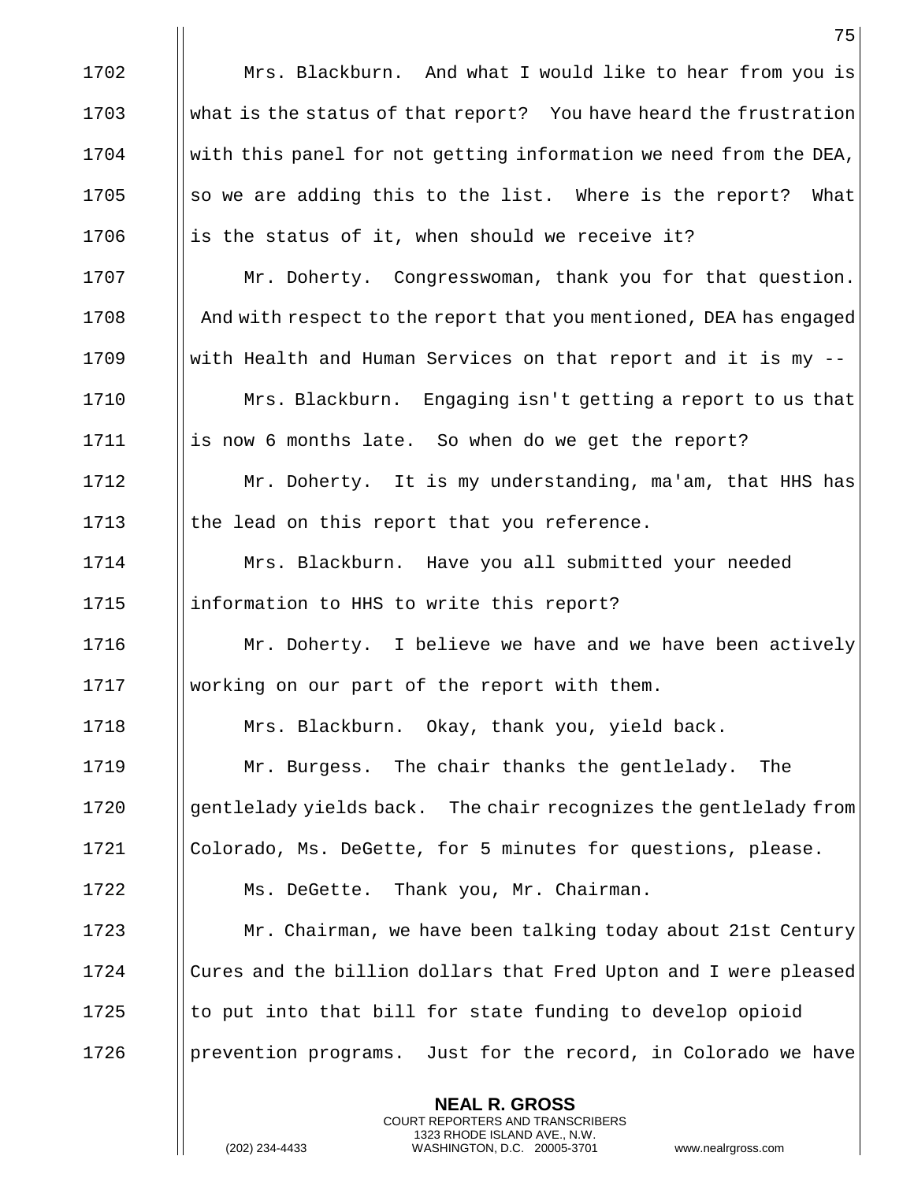1702 Mrs. Blackburn. And what I would like to hear from you is

1703 what is the status of that report? You have heard the frustration

1704 with this panel for not getting information we need from the DEA,

1705 so we are adding this to the list. Where is the report? What

1706 is the status of it, when should we receive it?

1707 Mr. Doherty. Congresswoman, thank you for that question.

1708 And with respect to the report that you mentioned, DEA has engaged

1709 with Health and Human Services on that report and it is my --

1710 Mrs. Blackburn. Engaging isn't getting a report to us that

1711 is now 6 months late. So when do we get the report?

1712 Mr. Doherty. It is my understanding, ma'am, that HHS has

1713 the lead on this report that you reference.

1714 Mrs. Blackburn. Have you all submitted your needed

1715 information to HHS to write this report?

1716 Mr. Doherty. I believe we have and we have been actively

1717 working on our part of the report with them.

1718 Mrs. Blackburn. Okay, thank you, yield back.

1719 Mr. Burgess. The chair thanks the gentlelady. The

1720 gentlelady yields back. The chair recognizes the gentlelady from

1721 Colorado, Ms. DeGette, for 5 minutes for questions, please.

1722 Ms. DeGette. Thank you, Mr. Chairman.

1723 Mr. Chairman, we have been talking today about 21st Century

1724 Cures and the billion dollars that Fred Upton and I were pleased

1725 to put into that bill for state funding to develop opioid

1726 prevention programs. Just for the record, in Colorado we have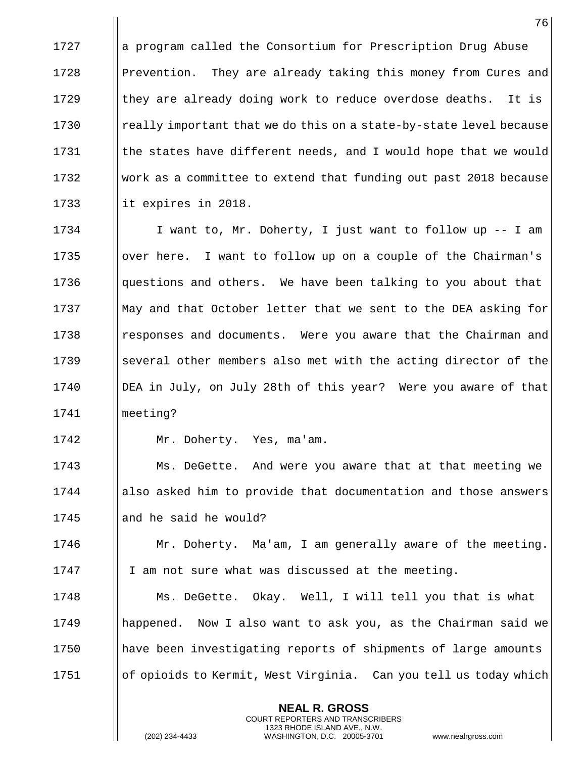a program called the Consortium for Prescription Drug Abuse Prevention. They are already taking this money from Cures and they are already doing work to reduce overdose deaths. It is really important that we do this on a state-by-state level because the states have different needs, and I would hope that we would work as a committee to extend that funding out past 2018 because it expires in 2018.

I want to, Mr. Doherty, I just want to follow up -- I am over here. I want to follow up on a couple of the Chairman's questions and others. We have been talking to you about that May and that October letter that we sent to the DEA asking for responses and documents. Were you aware that the Chairman and several other members also met with the acting director of the DEA in July, on July 28th of this year? Were you aware of that meeting?

Mr. Doherty. Yes, ma'am.

Ms. DeGette. And were you aware that at that meeting we also asked him to provide that documentation and those answers and he said he would?

Mr. Doherty. Ma'am, I am generally aware of the meeting. I am not sure what was discussed at the meeting.

Ms. DeGette. Okay. Well, I will tell you that is what happened. Now I also want to ask you, as the Chairman said we have been investigating reports of shipments of large amounts of opioids to Kermit, West Virginia. Can you tell us today which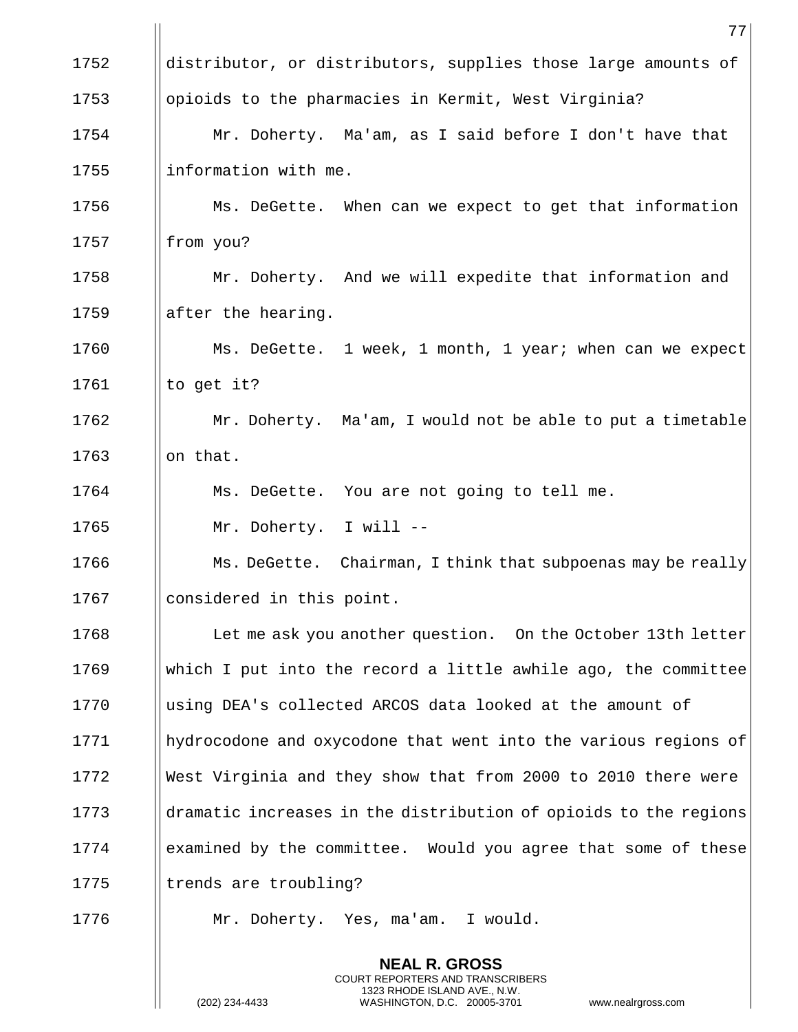1752 distributor, or distributors, supplies those large amounts of
1753 opioids to the pharmacies in Kermit, West Virginia?

1754 Mr. Doherty. Ma'am, as I said before I don't have that
1755 information with me.

1756 Ms. DeGette. When can we expect to get that information
1757 from you?

1758 Mr. Doherty. And we will expedite that information and
1759 after the hearing.

1760 Ms. DeGette. 1 week, 1 month, 1 year; when can we expect
1761 to get it?

1762 Mr. Doherty. Ma'am, I would not be able to put a timetable
1763 on that.

1764 Ms. DeGette. You are not going to tell me.

1765 Mr. Doherty. I will --

1766 Ms. DeGette. Chairman, I think that subpoenas may be really
1767 considered in this point.

1768 Let me ask you another question. On the October 13th letter
1769 which I put into the record a little awhile ago, the committee
1770 using DEA's collected ARCOS data looked at the amount of
1771 hydrocodone and oxycodone that went into the various regions of
1772 West Virginia and they show that from 2000 to 2010 there were
1773 dramatic increases in the distribution of opioids to the regions
1774 examined by the committee. Would you agree that some of these
1775 trends are troubling?

1776 Mr. Doherty. Yes, ma'am. I would.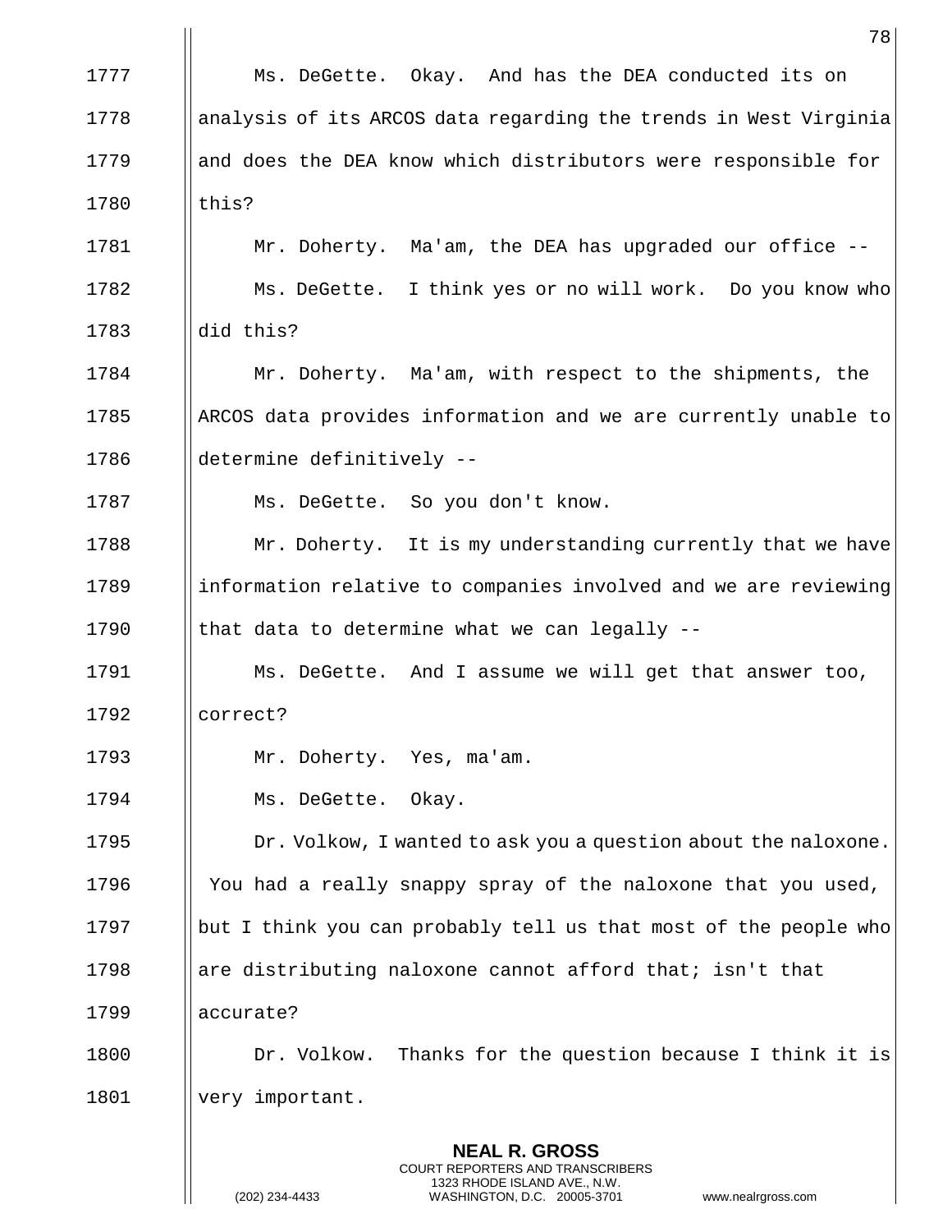Ms. DeGette. Okay. And has the DEA conducted its on analysis of its ARCOS data regarding the trends in West Virginia and does the DEA know which distributors were responsible for this?

Mr. Doherty. Ma'am, the DEA has upgraded our office --

Ms. DeGette. I think yes or no will work. Do you know who did this?

Mr. Doherty. Ma'am, with respect to the shipments, the ARCOS data provides information and we are currently unable to determine definitively --

Ms. DeGette. So you don't know.

Mr. Doherty. It is my understanding currently that we have information relative to companies involved and we are reviewing that data to determine what we can legally --

Ms. DeGette. And I assume we will get that answer too, correct?

Mr. Doherty. Yes, ma'am.

Ms. DeGette. Okay.

Dr. Volkow, I wanted to ask you a question about the naloxone. You had a really snappy spray of the naloxone that you used, but I think you can probably tell us that most of the people who are distributing naloxone cannot afford that; isn't that accurate?

Dr. Volkow. Thanks for the question because I think it is very important.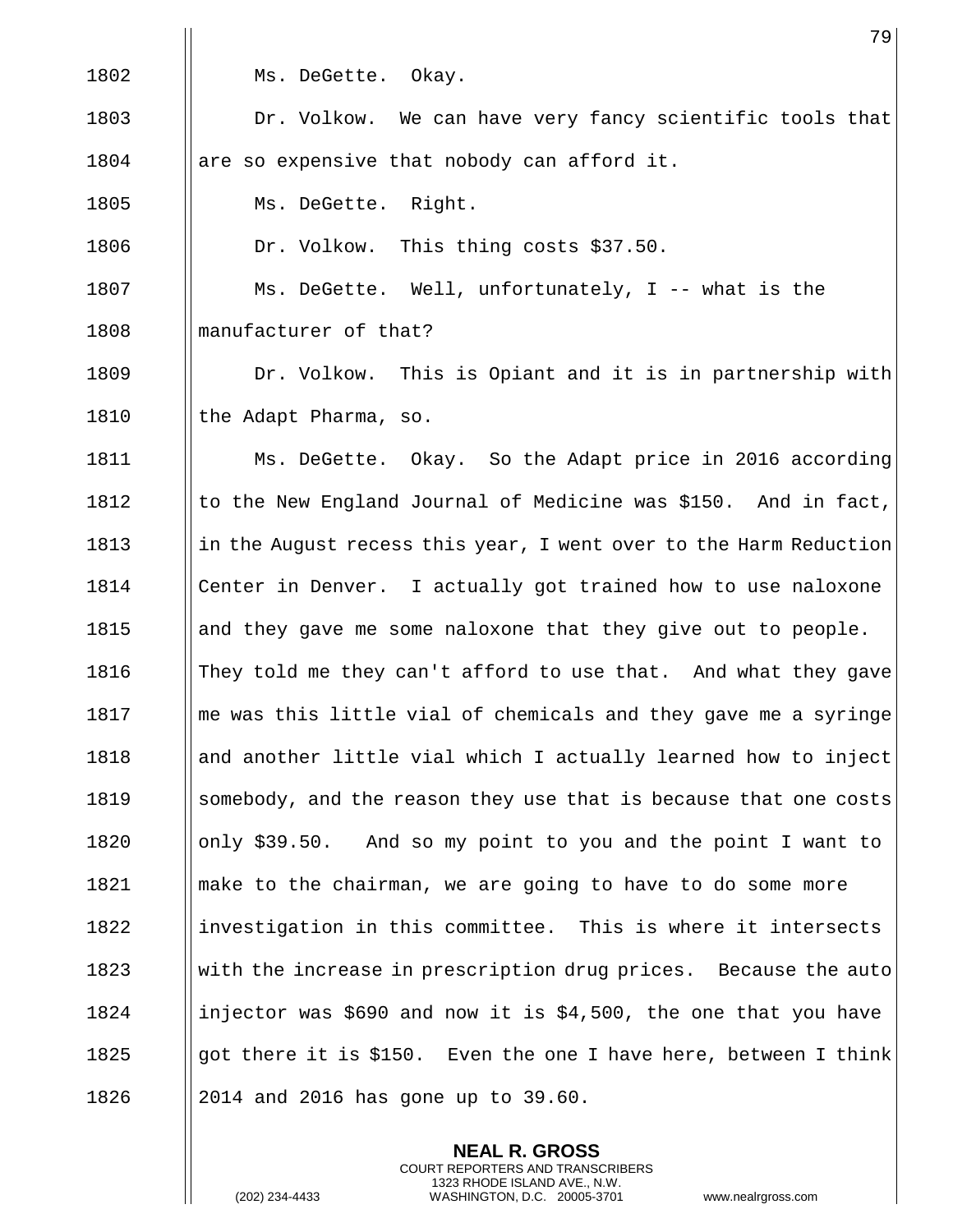1802 Ms. DeGette. Okay.

1803 Dr. Volkow. We can have very fancy scientific tools that
1804 are so expensive that nobody can afford it.

1805 Ms. DeGette. Right.

1806 Dr. Volkow. This thing costs $37.50.

1807 Ms. DeGette. Well, unfortunately, I -- what is the
1808 manufacturer of that?

1809 Dr. Volkow. This is Opiant and it is in partnership with
1810 the Adapt Pharma, so.

1811 Ms. DeGette. Okay. So the Adapt price in 2016 according
1812 to the New England Journal of Medicine was $150. And in fact,
1813 in the August recess this year, I went over to the Harm Reduction
1814 Center in Denver. I actually got trained how to use naloxone
1815 and they gave me some naloxone that they give out to people.
1816 They told me they can't afford to use that. And what they gave
1817 me was this little vial of chemicals and they gave me a syringe
1818 and another little vial which I actually learned how to inject
1819 somebody, and the reason they use that is because that one costs
1820 only $39.50. And so my point to you and the point I want to
1821 make to the chairman, we are going to have to do some more
1822 investigation in this committee. This is where it intersects
1823 with the increase in prescription drug prices. Because the auto
1824 injector was $690 and now it is $4,500, the one that you have
1825 got there it is $150. Even the one I have here, between I think
1826 2014 and 2016 has gone up to 39.60.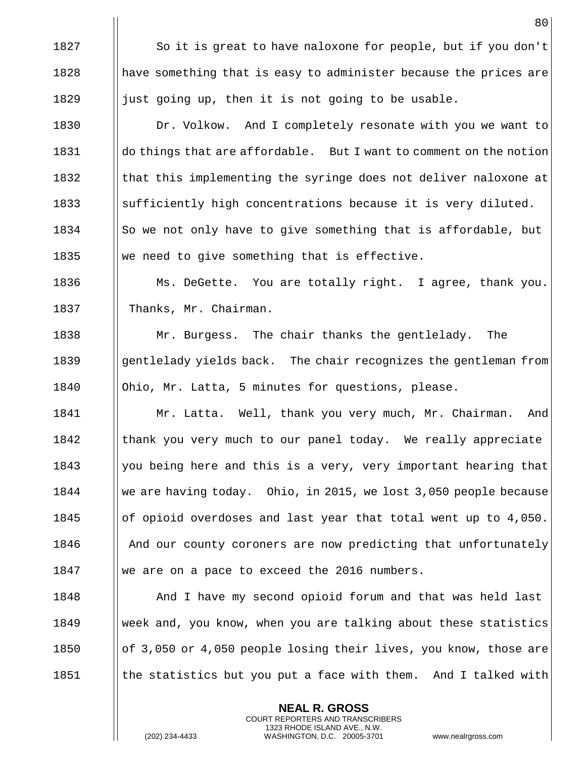So it is great to have naloxone for people, but if you don't have something that is easy to administer because the prices are just going up, then it is not going to be usable.

Dr. Volkow. And I completely resonate with you we want to do things that are affordable. But I want to comment on the notion that this implementing the syringe does not deliver naloxone at sufficiently high concentrations because it is very diluted. So we not only have to give something that is affordable, but we need to give something that is effective.

Ms. DeGette. You are totally right. I agree, thank you. Thanks, Mr. Chairman.

Mr. Burgess. The chair thanks the gentlelady. The gentlelady yields back. The chair recognizes the gentleman from Ohio, Mr. Latta, 5 minutes for questions, please.

Mr. Latta. Well, thank you very much, Mr. Chairman. And thank you very much to our panel today. We really appreciate you being here and this is a very, very important hearing that we are having today. Ohio, in 2015, we lost 3,050 people because of opioid overdoses and last year that total went up to 4,050. And our county coroners are now predicting that unfortunately we are on a pace to exceed the 2016 numbers.

And I have my second opioid forum and that was held last week and, you know, when you are talking about these statistics of 3,050 or 4,050 people losing their lives, you know, those are the statistics but you put a face with them. And I talked with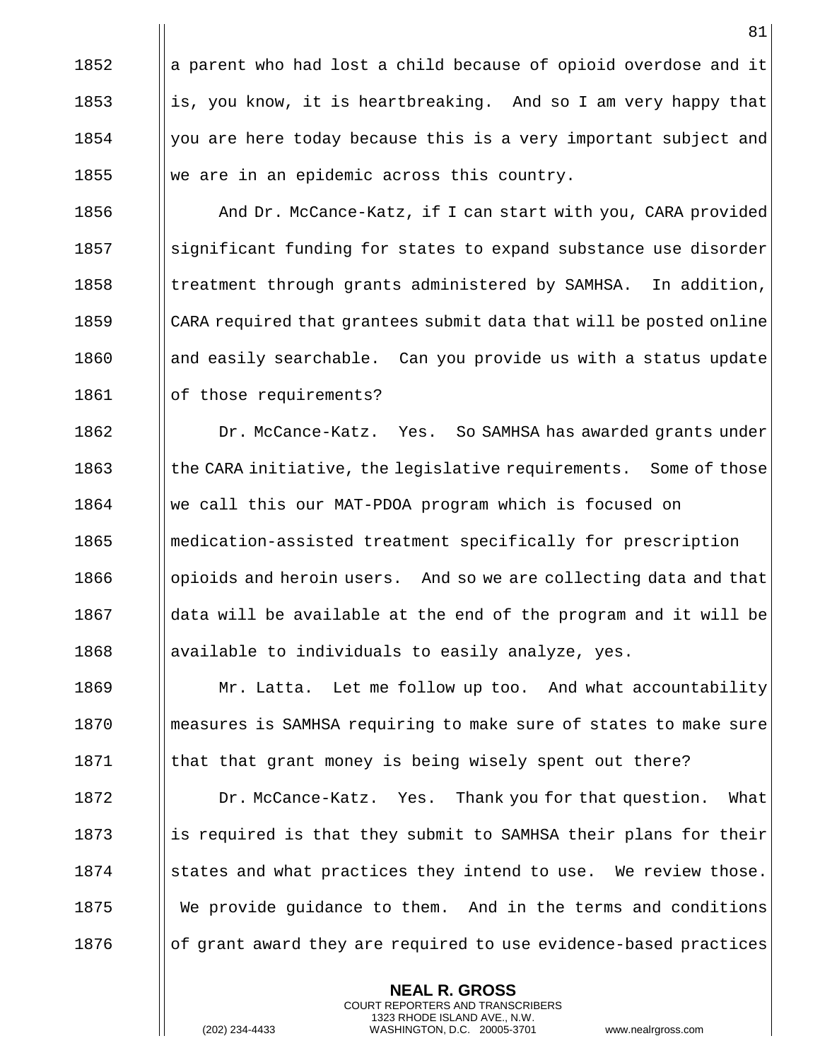a parent who had lost a child because of opioid overdose and it is, you know, it is heartbreaking. And so I am very happy that you are here today because this is a very important subject and we are in an epidemic across this country.

And Dr. McCance-Katz, if I can start with you, CARA provided significant funding for states to expand substance use disorder treatment through grants administered by SAMHSA. In addition, CARA required that grantees submit data that will be posted online and easily searchable. Can you provide us with a status update of those requirements?

Dr. McCance-Katz. Yes. So SAMHSA has awarded grants under the CARA initiative, the legislative requirements. Some of those we call this our MAT-PDOA program which is focused on medication-assisted treatment specifically for prescription opioids and heroin users. And so we are collecting data and that data will be available at the end of the program and it will be available to individuals to easily analyze, yes.

Mr. Latta. Let me follow up too. And what accountability measures is SAMHSA requiring to make sure of states to make sure that that grant money is being wisely spent out there?

Dr. McCance-Katz. Yes. Thank you for that question. What is required is that they submit to SAMHSA their plans for their states and what practices they intend to use. We review those. We provide guidance to them. And in the terms and conditions of grant award they are required to use evidence-based practices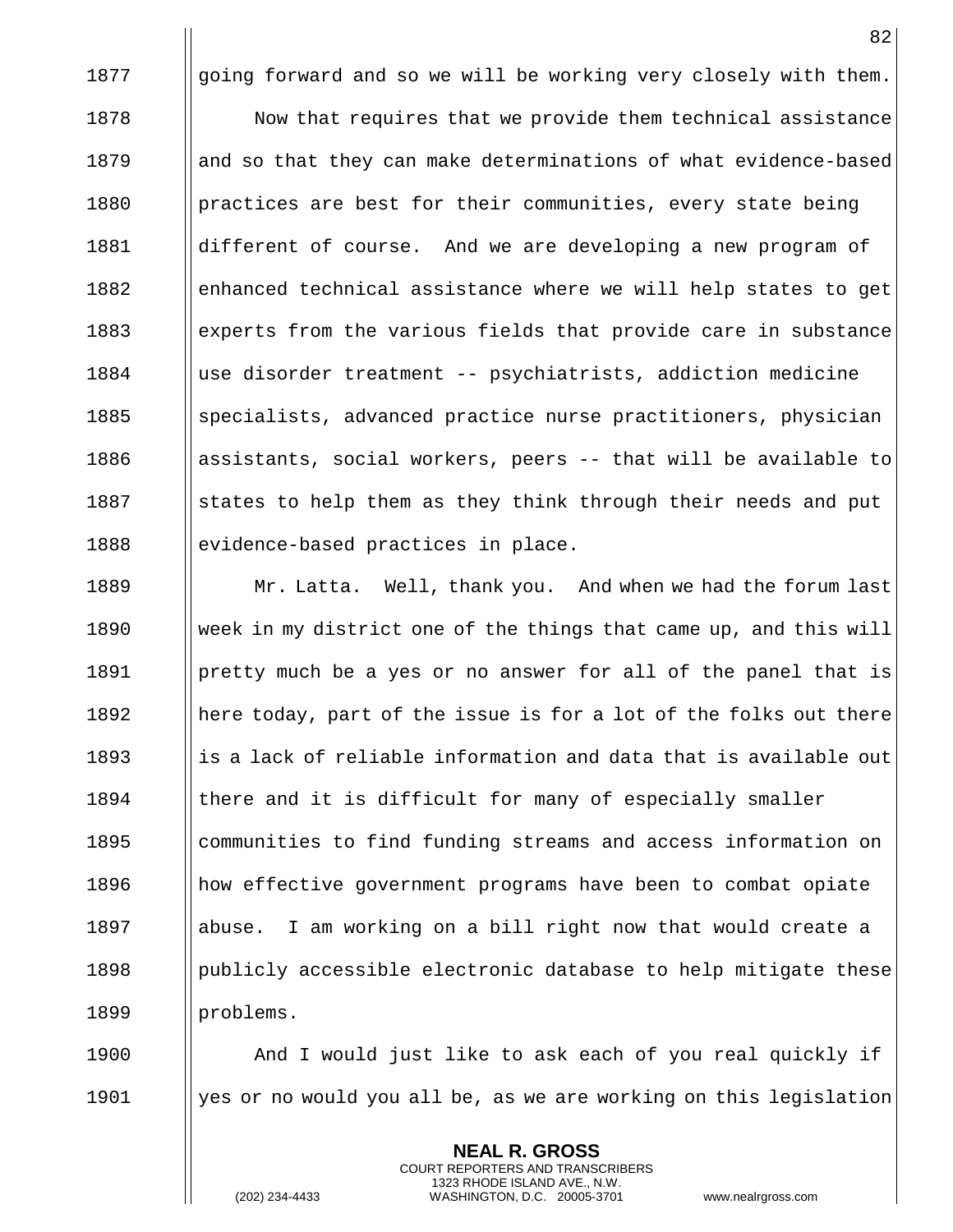going forward and so we will be working very closely with them.

Now that requires that we provide them technical assistance and so that they can make determinations of what evidence-based practices are best for their communities, every state being different of course. And we are developing a new program of enhanced technical assistance where we will help states to get experts from the various fields that provide care in substance use disorder treatment -- psychiatrists, addiction medicine specialists, advanced practice nurse practitioners, physician assistants, social workers, peers -- that will be available to states to help them as they think through their needs and put evidence-based practices in place.

Mr. Latta. Well, thank you. And when we had the forum last week in my district one of the things that came up, and this will pretty much be a yes or no answer for all of the panel that is here today, part of the issue is for a lot of the folks out there is a lack of reliable information and data that is available out there and it is difficult for many of especially smaller communities to find funding streams and access information on how effective government programs have been to combat opiate abuse. I am working on a bill right now that would create a publicly accessible electronic database to help mitigate these problems.

And I would just like to ask each of you real quickly if yes or no would you all be, as we are working on this legislation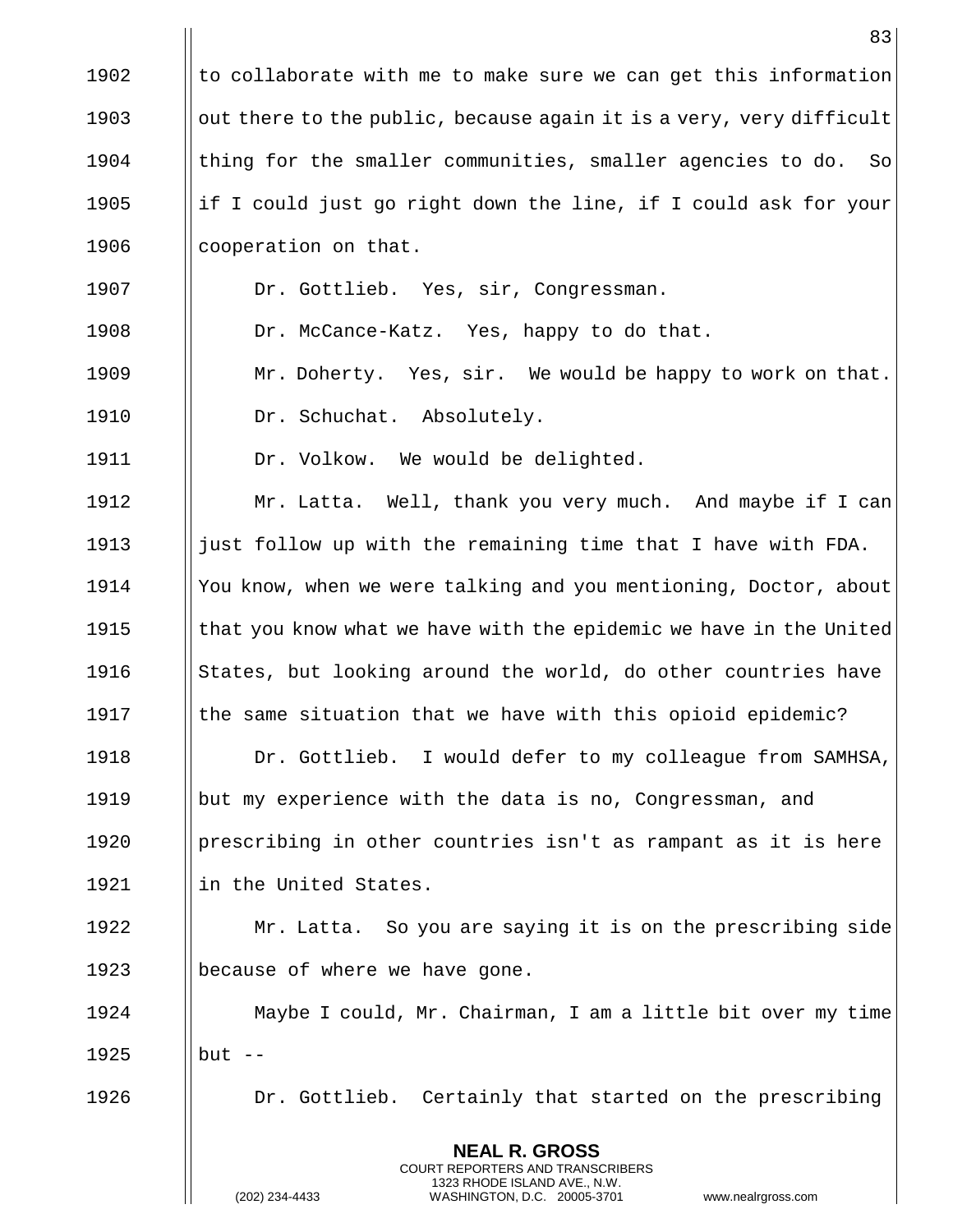to collaborate with me to make sure we can get this information out there to the public, because again it is a very, very difficult thing for the smaller communities, smaller agencies to do. So if I could just go right down the line, if I could ask for your cooperation on that.

Dr. Gottlieb. Yes, sir, Congressman.

Dr. McCance-Katz. Yes, happy to do that.

Mr. Doherty. Yes, sir. We would be happy to work on that.

Dr. Schuchat. Absolutely.

Dr. Volkow. We would be delighted.

Mr. Latta. Well, thank you very much. And maybe if I can just follow up with the remaining time that I have with FDA. You know, when we were talking and you mentioning, Doctor, about that you know what we have with the epidemic we have in the United States, but looking around the world, do other countries have the same situation that we have with this opioid epidemic?

Dr. Gottlieb. I would defer to my colleague from SAMHSA, but my experience with the data is no, Congressman, and prescribing in other countries isn't as rampant as it is here in the United States.

Mr. Latta. So you are saying it is on the prescribing side because of where we have gone.

Maybe I could, Mr. Chairman, I am a little bit over my time but --

Dr. Gottlieb. Certainly that started on the prescribing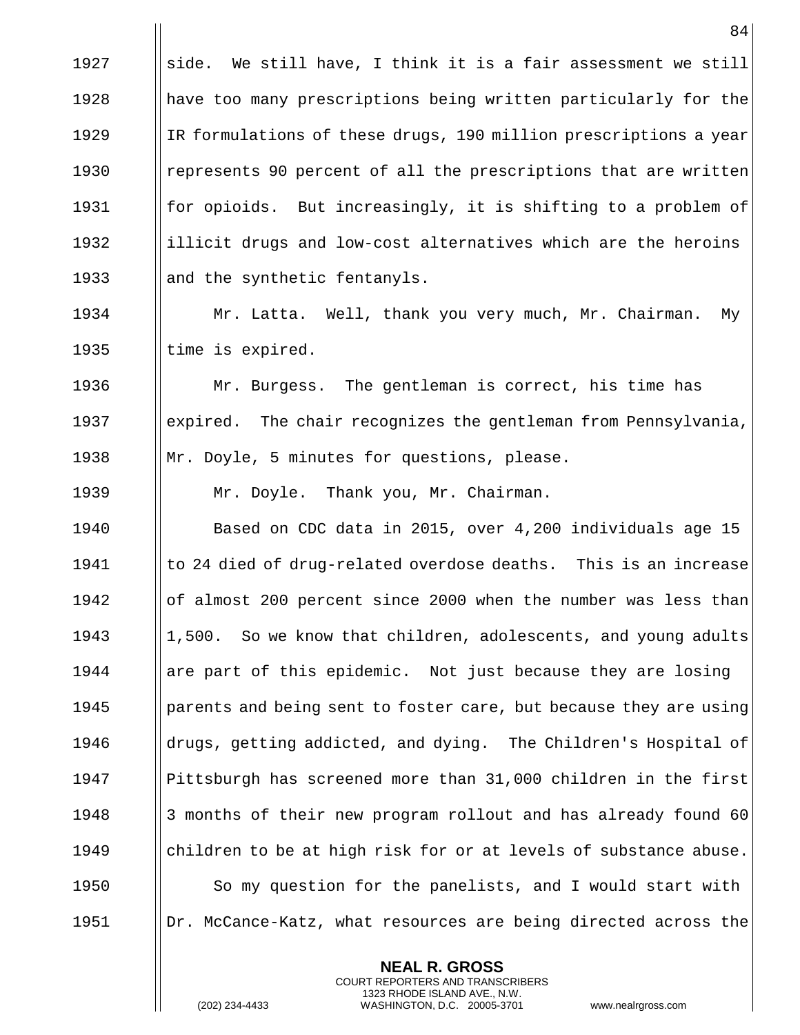side. We still have, I think it is a fair assessment we still have too many prescriptions being written particularly for the IR formulations of these drugs, 190 million prescriptions a year represents 90 percent of all the prescriptions that are written for opioids. But increasingly, it is shifting to a problem of illicit drugs and low-cost alternatives which are the heroins and the synthetic fentanyls.

Mr. Latta. Well, thank you very much, Mr. Chairman. My time is expired.

Mr. Burgess. The gentleman is correct, his time has expired. The chair recognizes the gentleman from Pennsylvania, Mr. Doyle, 5 minutes for questions, please.

Mr. Doyle. Thank you, Mr. Chairman.

Based on CDC data in 2015, over 4,200 individuals age 15 to 24 died of drug-related overdose deaths. This is an increase of almost 200 percent since 2000 when the number was less than 1,500. So we know that children, adolescents, and young adults are part of this epidemic. Not just because they are losing parents and being sent to foster care, but because they are using drugs, getting addicted, and dying. The Children's Hospital of Pittsburgh has screened more than 31,000 children in the first 3 months of their new program rollout and has already found 60 children to be at high risk for or at levels of substance abuse.

So my question for the panelists, and I would start with Dr. McCance-Katz, what resources are being directed across the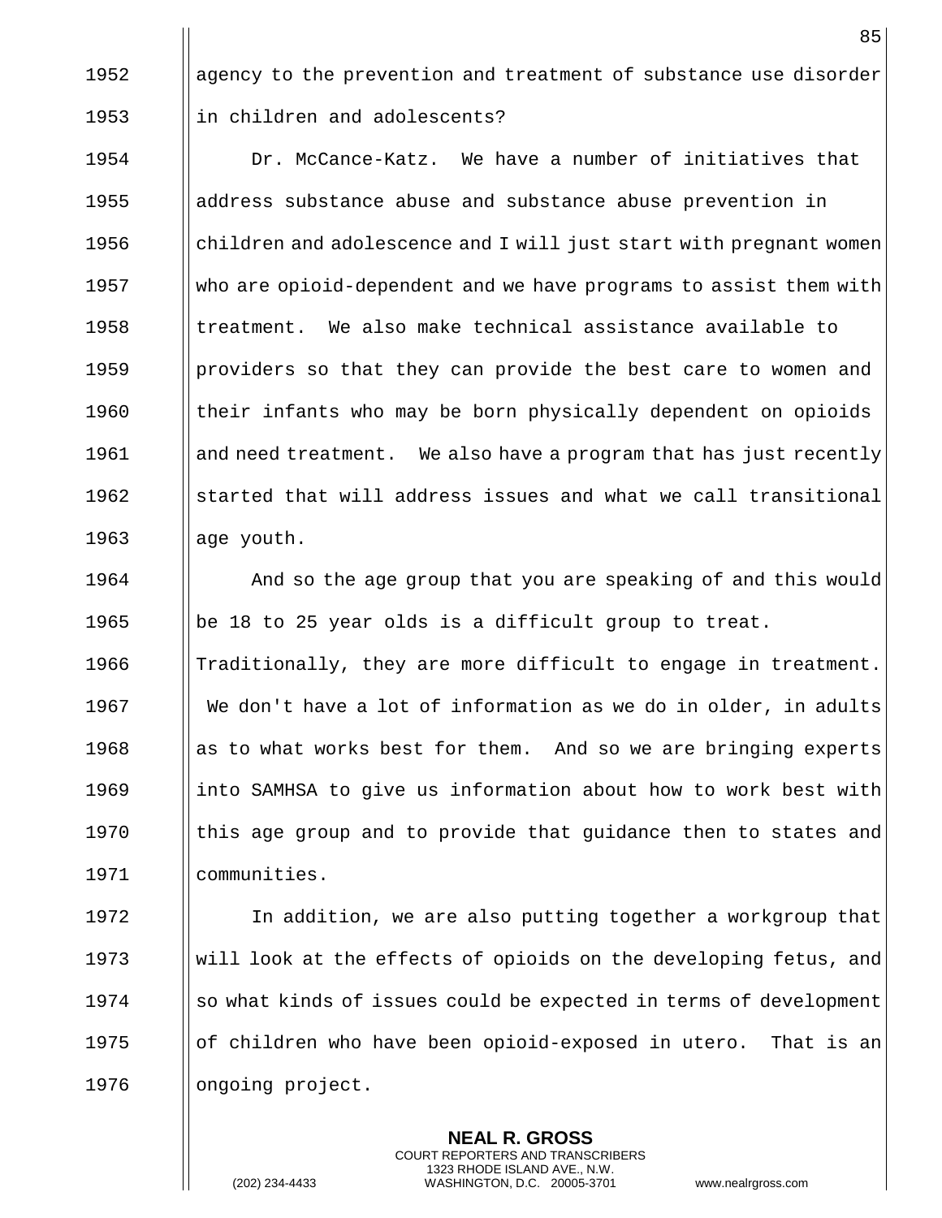agency to the prevention and treatment of substance use disorder in children and adolescents?

Dr. McCance-Katz. We have a number of initiatives that address substance abuse and substance abuse prevention in children and adolescence and I will just start with pregnant women who are opioid-dependent and we have programs to assist them with treatment. We also make technical assistance available to providers so that they can provide the best care to women and their infants who may be born physically dependent on opioids and need treatment. We also have a program that has just recently started that will address issues and what we call transitional age youth.

And so the age group that you are speaking of and this would be 18 to 25 year olds is a difficult group to treat. Traditionally, they are more difficult to engage in treatment. We don't have a lot of information as we do in older, in adults as to what works best for them. And so we are bringing experts into SAMHSA to give us information about how to work best with this age group and to provide that guidance then to states and communities.

In addition, we are also putting together a workgroup that will look at the effects of opioids on the developing fetus, and so what kinds of issues could be expected in terms of development of children who have been opioid-exposed in utero. That is an ongoing project.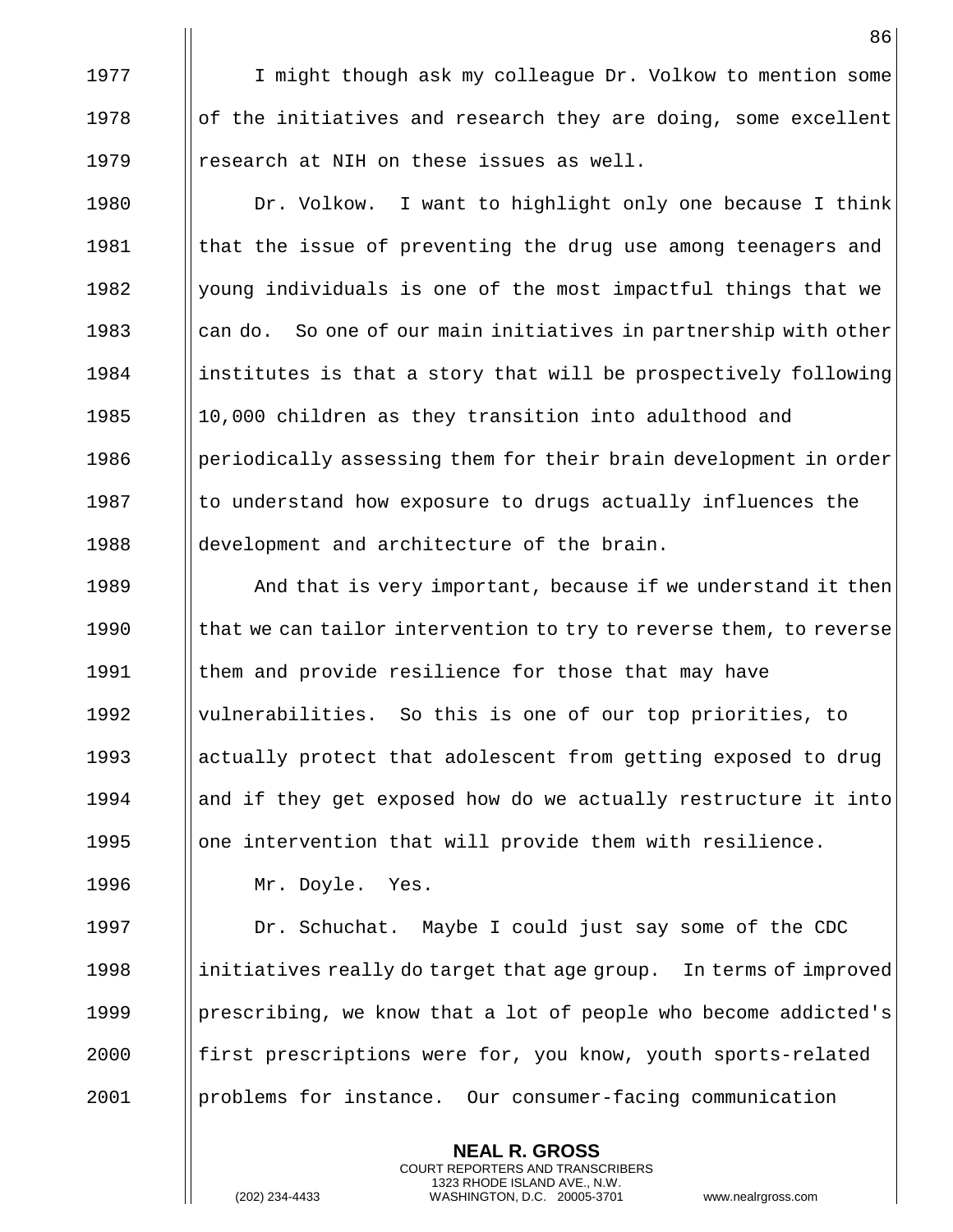I might though ask my colleague Dr. Volkow to mention some of the initiatives and research they are doing, some excellent research at NIH on these issues as well.

Dr. Volkow. I want to highlight only one because I think that the issue of preventing the drug use among teenagers and young individuals is one of the most impactful things that we can do. So one of our main initiatives in partnership with other institutes is that a story that will be prospectively following 10,000 children as they transition into adulthood and periodically assessing them for their brain development in order to understand how exposure to drugs actually influences the development and architecture of the brain.

And that is very important, because if we understand it then that we can tailor intervention to try to reverse them, to reverse them and provide resilience for those that may have vulnerabilities. So this is one of our top priorities, to actually protect that adolescent from getting exposed to drug and if they get exposed how do we actually restructure it into one intervention that will provide them with resilience.

Mr. Doyle. Yes.

Dr. Schuchat. Maybe I could just say some of the CDC initiatives really do target that age group. In terms of improved prescribing, we know that a lot of people who become addicted's first prescriptions were for, you know, youth sports-related problems for instance. Our consumer-facing communication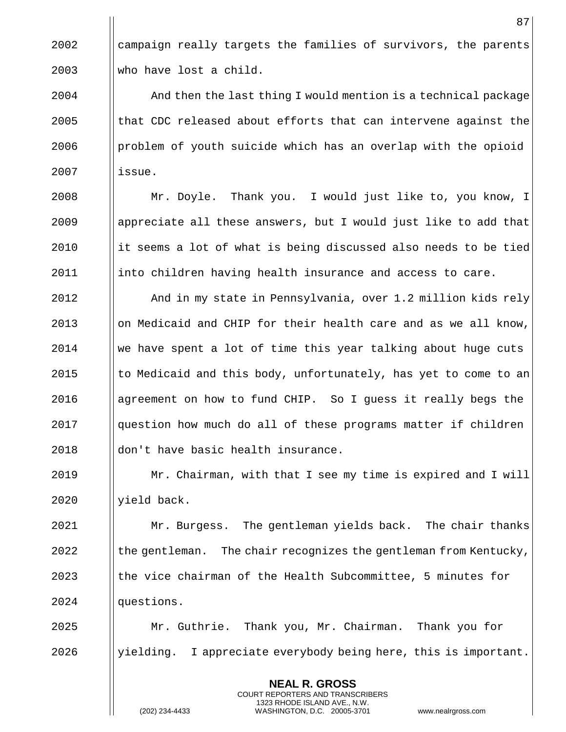campaign really targets the families of survivors, the parents who have lost a child.

And then the last thing I would mention is a technical package that CDC released about efforts that can intervene against the problem of youth suicide which has an overlap with the opioid issue.

Mr. Doyle. Thank you. I would just like to, you know, I appreciate all these answers, but I would just like to add that it seems a lot of what is being discussed also needs to be tied into children having health insurance and access to care.

And in my state in Pennsylvania, over 1.2 million kids rely on Medicaid and CHIP for their health care and as we all know, we have spent a lot of time this year talking about huge cuts to Medicaid and this body, unfortunately, has yet to come to an agreement on how to fund CHIP. So I guess it really begs the question how much do all of these programs matter if children don't have basic health insurance.

Mr. Chairman, with that I see my time is expired and I will yield back.

Mr. Burgess. The gentleman yields back. The chair thanks the gentleman. The chair recognizes the gentleman from Kentucky, the vice chairman of the Health Subcommittee, 5 minutes for questions.

Mr. Guthrie. Thank you, Mr. Chairman. Thank you for yielding. I appreciate everybody being here, this is important.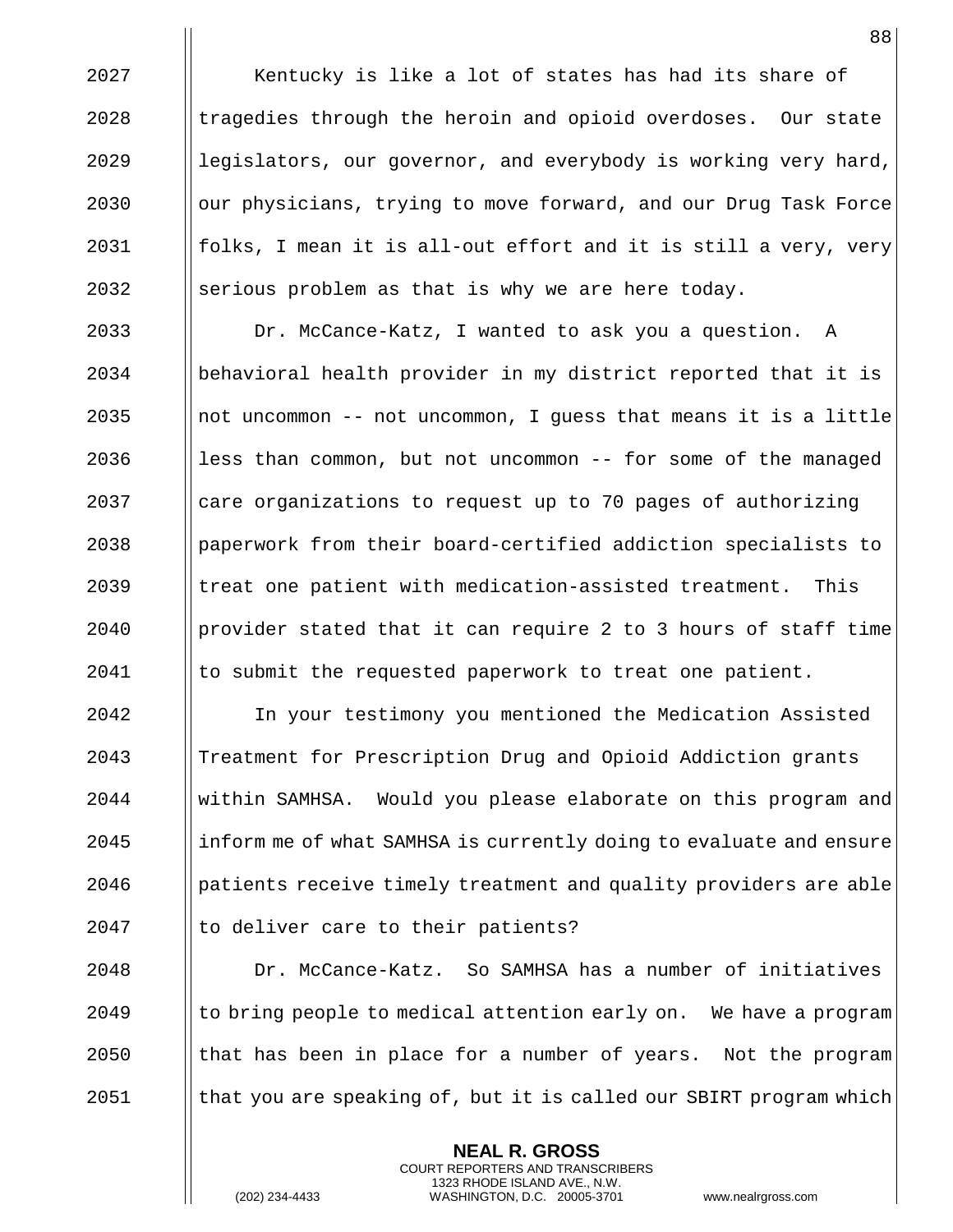Kentucky is like a lot of states has had its share of tragedies through the heroin and opioid overdoses. Our state legislators, our governor, and everybody is working very hard, our physicians, trying to move forward, and our Drug Task Force folks, I mean it is all-out effort and it is still a very, very serious problem as that is why we are here today.

Dr. McCance-Katz, I wanted to ask you a question. A behavioral health provider in my district reported that it is not uncommon -- not uncommon, I guess that means it is a little less than common, but not uncommon -- for some of the managed care organizations to request up to 70 pages of authorizing paperwork from their board-certified addiction specialists to treat one patient with medication-assisted treatment. This provider stated that it can require 2 to 3 hours of staff time to submit the requested paperwork to treat one patient.

In your testimony you mentioned the Medication Assisted Treatment for Prescription Drug and Opioid Addiction grants within SAMHSA. Would you please elaborate on this program and inform me of what SAMHSA is currently doing to evaluate and ensure patients receive timely treatment and quality providers are able to deliver care to their patients?

Dr. McCance-Katz. So SAMHSA has a number of initiatives to bring people to medical attention early on. We have a program that has been in place for a number of years. Not the program that you are speaking of, but it is called our SBIRT program which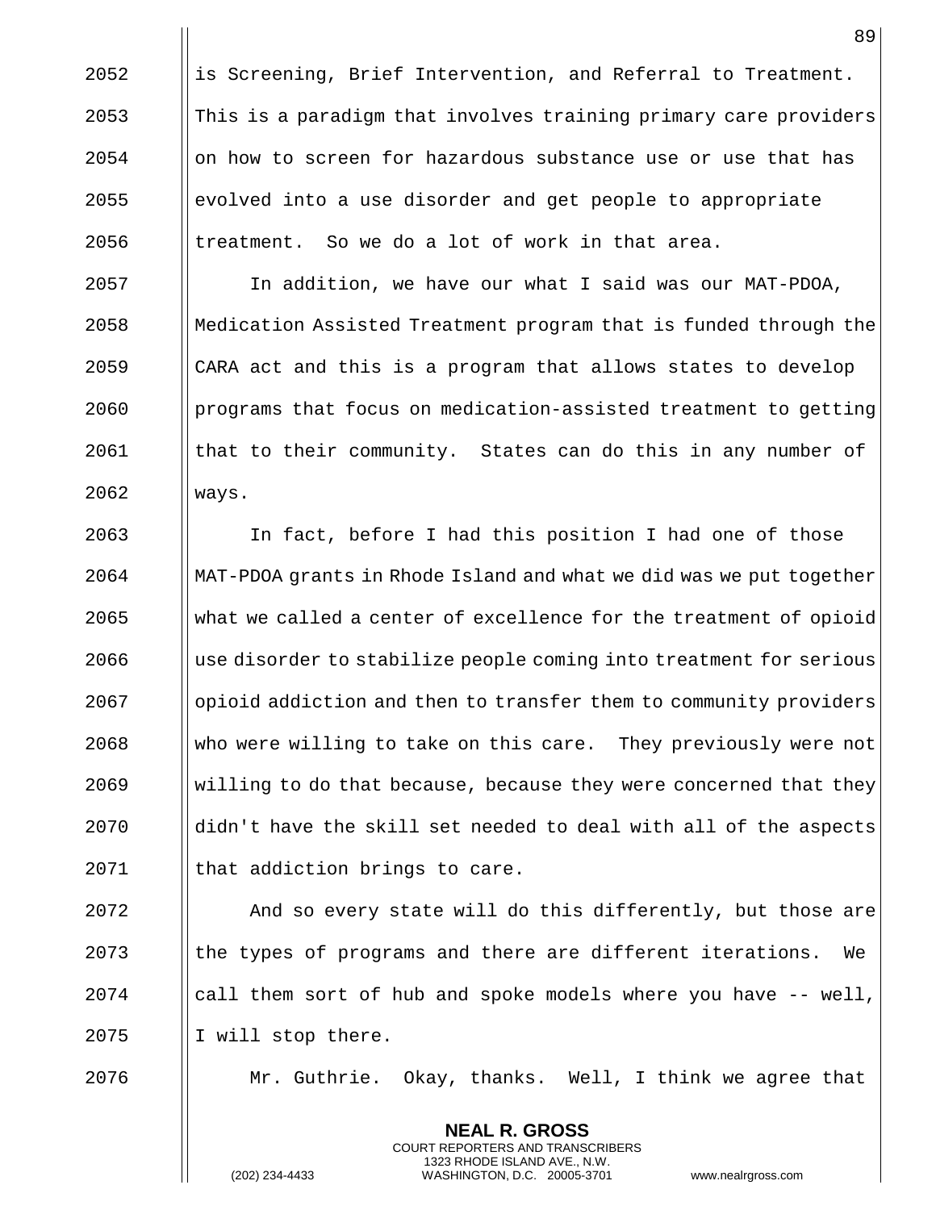is Screening, Brief Intervention, and Referral to Treatment. This is a paradigm that involves training primary care providers on how to screen for hazardous substance use or use that has evolved into a use disorder and get people to appropriate treatment. So we do a lot of work in that area.

In addition, we have our what I said was our MAT-PDOA, Medication Assisted Treatment program that is funded through the CARA act and this is a program that allows states to develop programs that focus on medication-assisted treatment to getting that to their community. States can do this in any number of ways.

In fact, before I had this position I had one of those MAT-PDOA grants in Rhode Island and what we did was we put together what we called a center of excellence for the treatment of opioid use disorder to stabilize people coming into treatment for serious opioid addiction and then to transfer them to community providers who were willing to take on this care. They previously were not willing to do that because, because they were concerned that they didn't have the skill set needed to deal with all of the aspects that addiction brings to care.

And so every state will do this differently, but those are the types of programs and there are different iterations. We call them sort of hub and spoke models where you have -- well, I will stop there.

Mr. Guthrie. Okay, thanks. Well, I think we agree that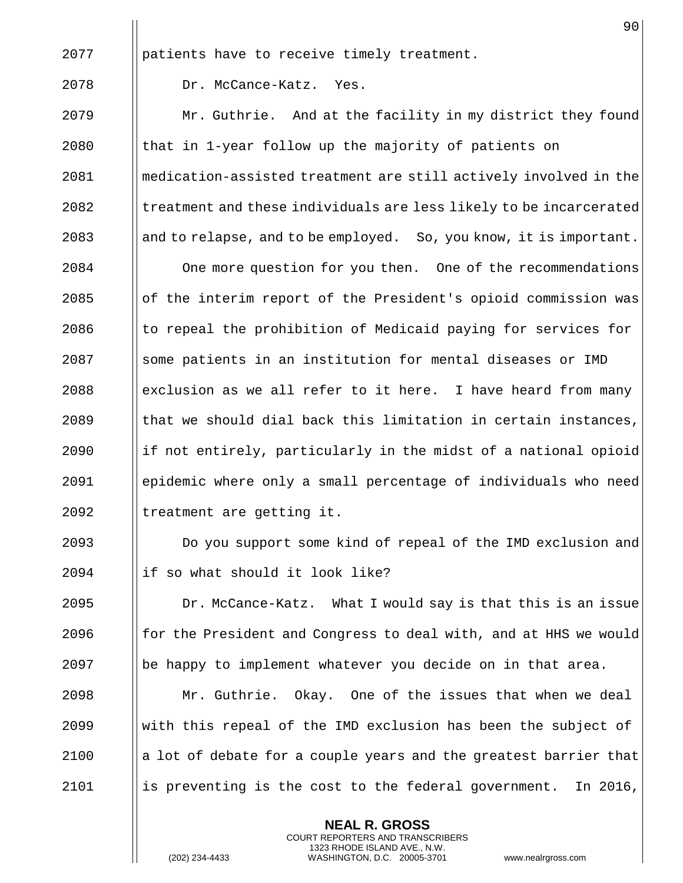patients have to receive timely treatment.

Dr. McCance-Katz. Yes.

Mr. Guthrie. And at the facility in my district they found that in 1-year follow up the majority of patients on medication-assisted treatment are still actively involved in the treatment and these individuals are less likely to be incarcerated and to relapse, and to be employed. So, you know, it is important.

One more question for you then. One of the recommendations of the interim report of the President's opioid commission was to repeal the prohibition of Medicaid paying for services for some patients in an institution for mental diseases or IMD exclusion as we all refer to it here. I have heard from many that we should dial back this limitation in certain instances, if not entirely, particularly in the midst of a national opioid epidemic where only a small percentage of individuals who need treatment are getting it.

Do you support some kind of repeal of the IMD exclusion and if so what should it look like?

Dr. McCance-Katz. What I would say is that this is an issue for the President and Congress to deal with, and at HHS we would be happy to implement whatever you decide on in that area.

Mr. Guthrie. Okay. One of the issues that when we deal with this repeal of the IMD exclusion has been the subject of a lot of debate for a couple years and the greatest barrier that is preventing is the cost to the federal government. In 2016,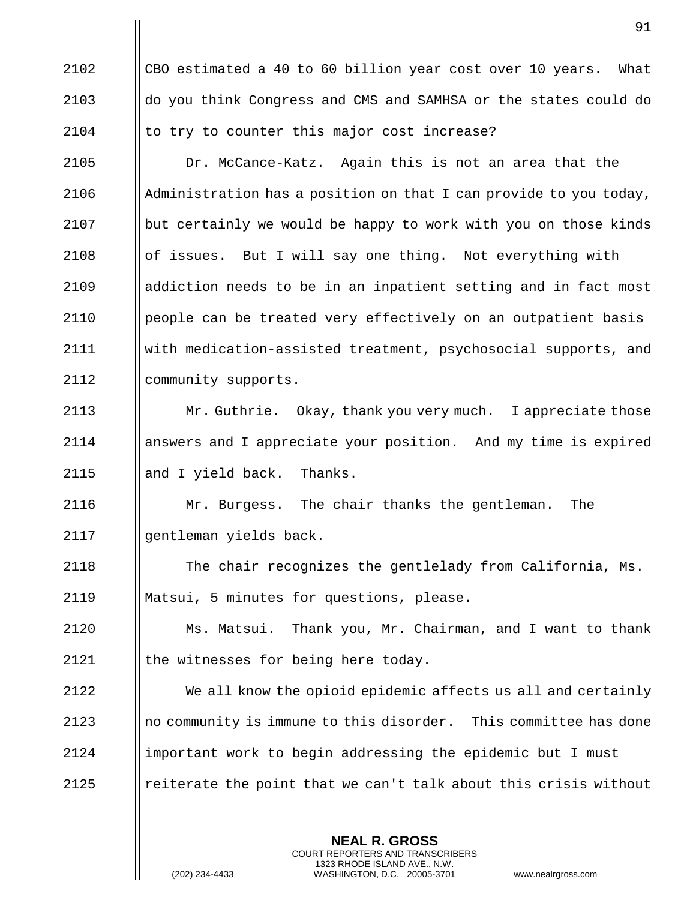CBO estimated a 40 to 60 billion year cost over 10 years. What do you think Congress and CMS and SAMHSA or the states could do to try to counter this major cost increase?

Dr. McCance-Katz. Again this is not an area that the Administration has a position on that I can provide to you today, but certainly we would be happy to work with you on those kinds of issues. But I will say one thing. Not everything with addiction needs to be in an inpatient setting and in fact most people can be treated very effectively on an outpatient basis with medication-assisted treatment, psychosocial supports, and community supports.

Mr. Guthrie. Okay, thank you very much. I appreciate those answers and I appreciate your position. And my time is expired and I yield back. Thanks.

Mr. Burgess. The chair thanks the gentleman. The gentleman yields back.

The chair recognizes the gentlelady from California, Ms. Matsui, 5 minutes for questions, please.

Ms. Matsui. Thank you, Mr. Chairman, and I want to thank the witnesses for being here today.

We all know the opioid epidemic affects us all and certainly no community is immune to this disorder. This committee has done important work to begin addressing the epidemic but I must reiterate the point that we can't talk about this crisis without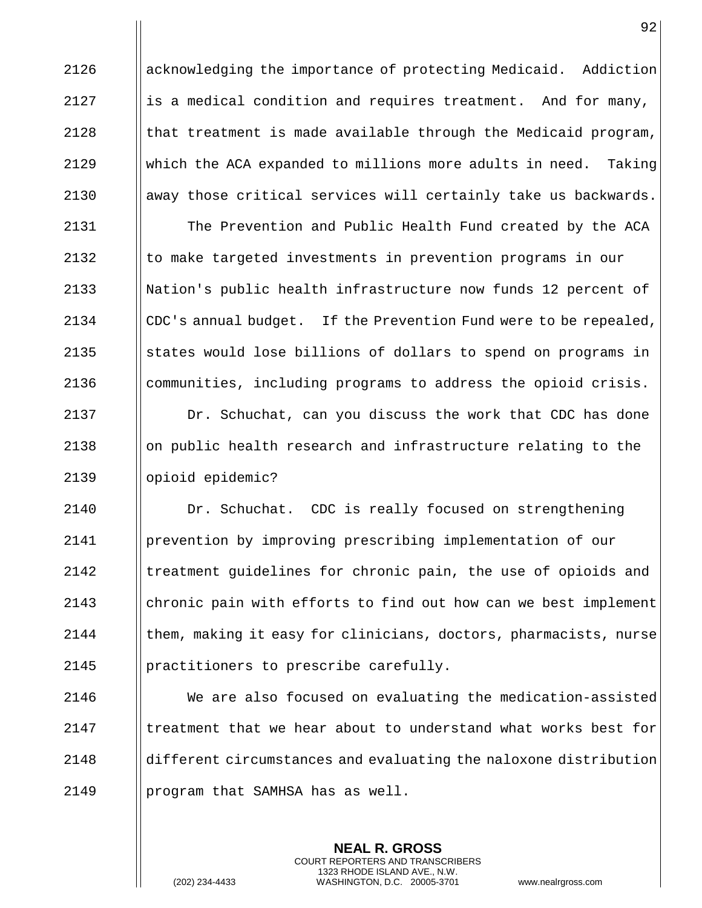acknowledging the importance of protecting Medicaid. Addiction is a medical condition and requires treatment. And for many, that treatment is made available through the Medicaid program, which the ACA expanded to millions more adults in need. Taking away those critical services will certainly take us backwards.

The Prevention and Public Health Fund created by the ACA to make targeted investments in prevention programs in our Nation's public health infrastructure now funds 12 percent of CDC's annual budget. If the Prevention Fund were to be repealed, states would lose billions of dollars to spend on programs in communities, including programs to address the opioid crisis.

Dr. Schuchat, can you discuss the work that CDC has done on public health research and infrastructure relating to the opioid epidemic?

Dr. Schuchat. CDC is really focused on strengthening prevention by improving prescribing implementation of our treatment guidelines for chronic pain, the use of opioids and chronic pain with efforts to find out how can we best implement them, making it easy for clinicians, doctors, pharmacists, nurse practitioners to prescribe carefully.

We are also focused on evaluating the medication-assisted treatment that we hear about to understand what works best for different circumstances and evaluating the naloxone distribution program that SAMHSA has as well.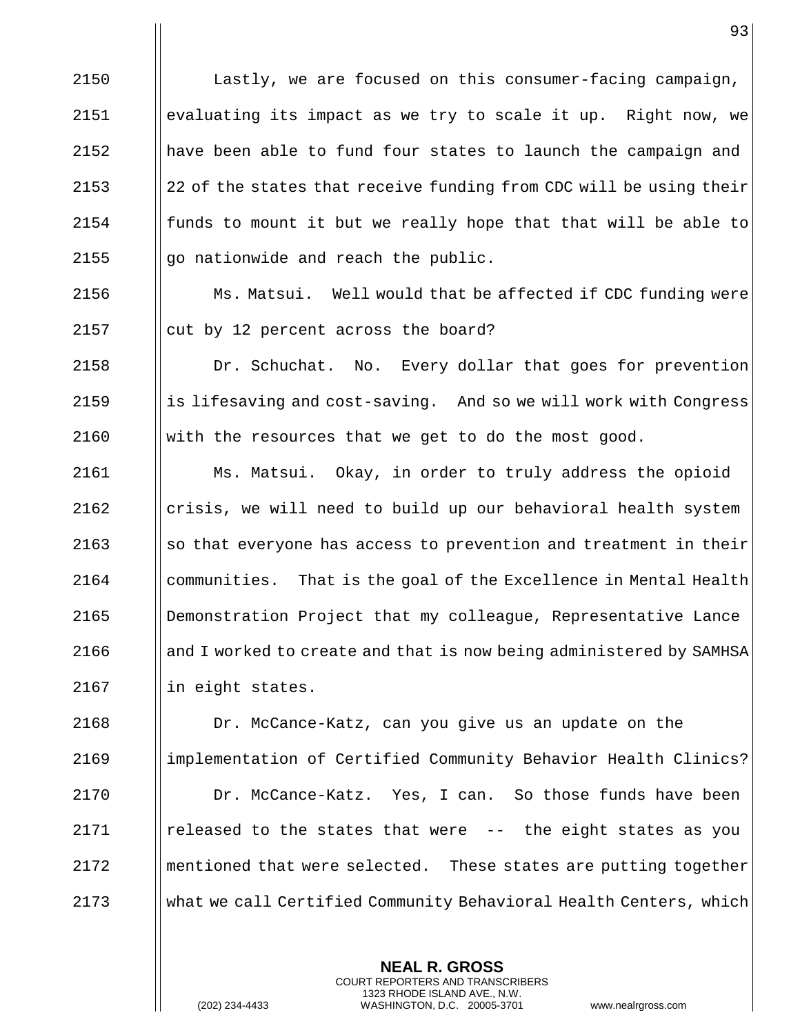Lastly, we are focused on this consumer-facing campaign, evaluating its impact as we try to scale it up. Right now, we have been able to fund four states to launch the campaign and 22 of the states that receive funding from CDC will be using their funds to mount it but we really hope that that will be able to go nationwide and reach the public.

Ms. Matsui. Well would that be affected if CDC funding were cut by 12 percent across the board?

Dr. Schuchat. No. Every dollar that goes for prevention is lifesaving and cost-saving. And so we will work with Congress with the resources that we get to do the most good.

Ms. Matsui. Okay, in order to truly address the opioid crisis, we will need to build up our behavioral health system so that everyone has access to prevention and treatment in their communities. That is the goal of the Excellence in Mental Health Demonstration Project that my colleague, Representative Lance and I worked to create and that is now being administered by SAMHSA in eight states.

Dr. McCance-Katz, can you give us an update on the implementation of Certified Community Behavior Health Clinics?

Dr. McCance-Katz. Yes, I can. So those funds have been released to the states that were -- the eight states as you mentioned that were selected. These states are putting together what we call Certified Community Behavioral Health Centers, which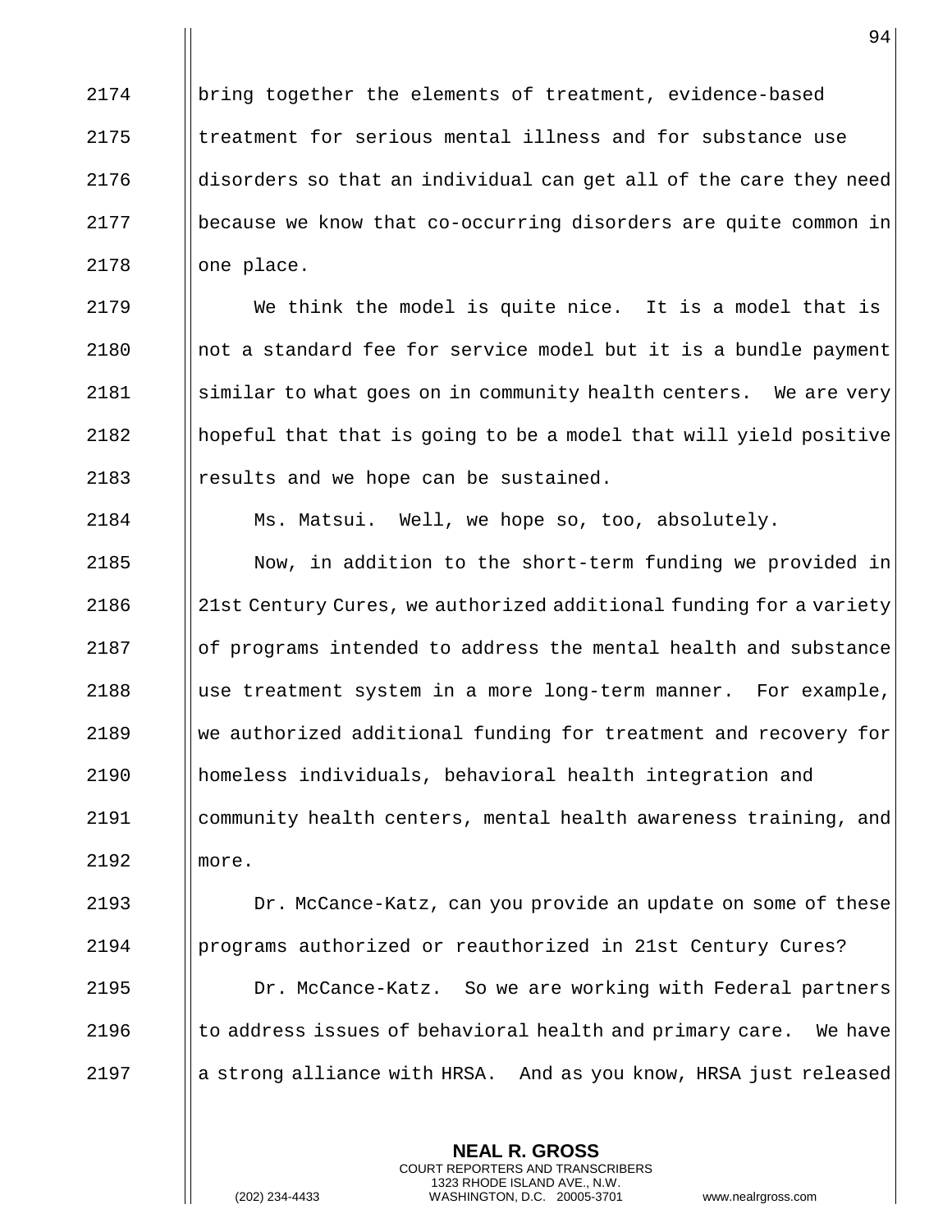bring together the elements of treatment, evidence-based treatment for serious mental illness and for substance use disorders so that an individual can get all of the care they need because we know that co-occurring disorders are quite common in one place.

We think the model is quite nice. It is a model that is not a standard fee for service model but it is a bundle payment similar to what goes on in community health centers. We are very hopeful that that is going to be a model that will yield positive results and we hope can be sustained.

Ms. Matsui. Well, we hope so, too, absolutely.

Now, in addition to the short-term funding we provided in 21st Century Cures, we authorized additional funding for a variety of programs intended to address the mental health and substance use treatment system in a more long-term manner. For example, we authorized additional funding for treatment and recovery for homeless individuals, behavioral health integration and community health centers, mental health awareness training, and more.

Dr. McCance-Katz, can you provide an update on some of these programs authorized or reauthorized in 21st Century Cures?

Dr. McCance-Katz. So we are working with Federal partners to address issues of behavioral health and primary care. We have a strong alliance with HRSA. And as you know, HRSA just released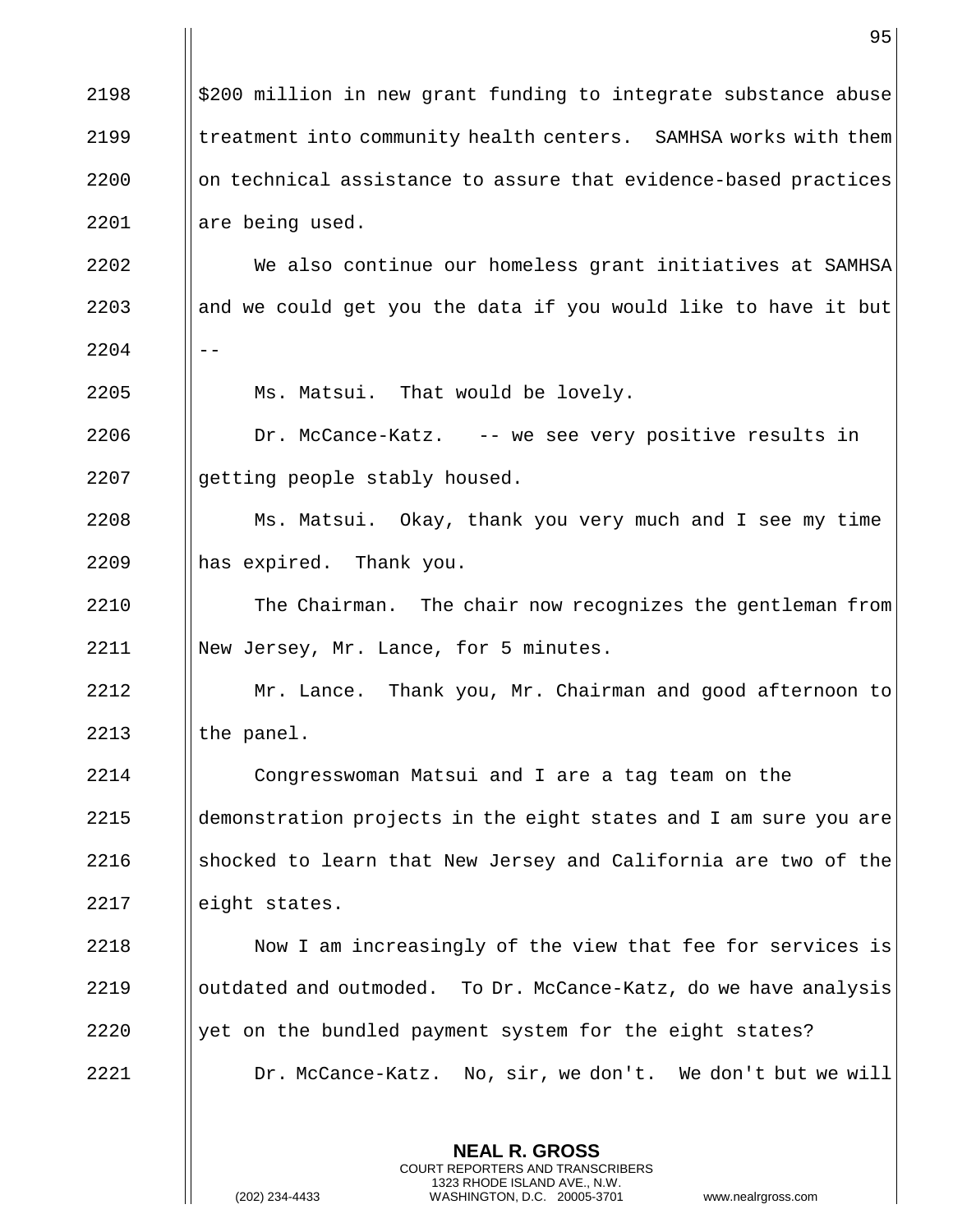$200 million in new grant funding to integrate substance abuse treatment into community health centers. SAMHSA works with them on technical assistance to assure that evidence-based practices are being used.

We also continue our homeless grant initiatives at SAMHSA and we could get you the data if you would like to have it but --

Ms. Matsui. That would be lovely.

Dr. McCance-Katz. -- we see very positive results in getting people stably housed.

Ms. Matsui. Okay, thank you very much and I see my time has expired. Thank you.

The Chairman. The chair now recognizes the gentleman from New Jersey, Mr. Lance, for 5 minutes.

Mr. Lance. Thank you, Mr. Chairman and good afternoon to the panel.

Congresswoman Matsui and I are a tag team on the demonstration projects in the eight states and I am sure you are shocked to learn that New Jersey and California are two of the eight states.

Now I am increasingly of the view that fee for services is outdated and outmoded. To Dr. McCance-Katz, do we have analysis yet on the bundled payment system for the eight states?

Dr. McCance-Katz. No, sir, we don't. We don't but we will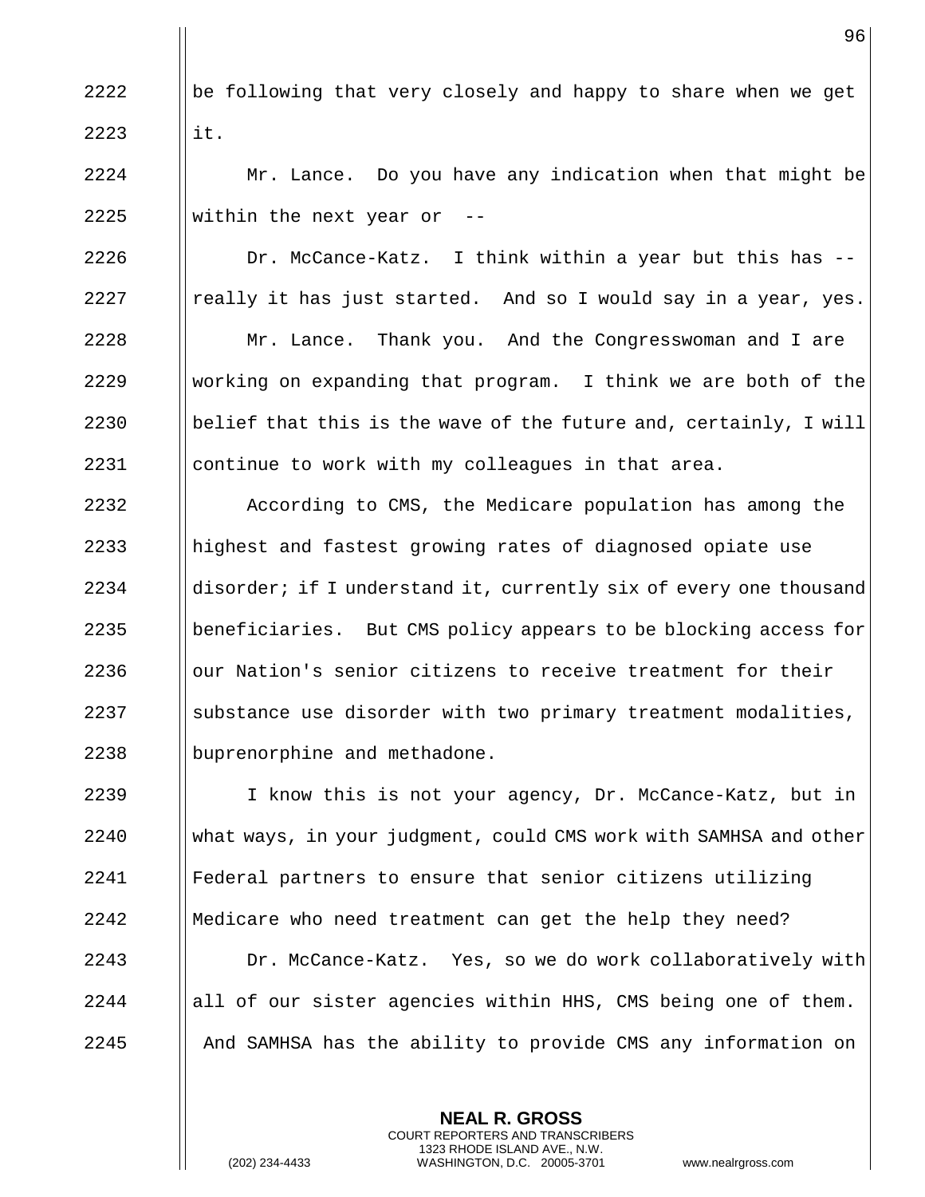be following that very closely and happy to share when we get it.

Mr. Lance. Do you have any indication when that might be within the next year or --

Dr. McCance-Katz. I think within a year but this has -- really it has just started. And so I would say in a year, yes.

Mr. Lance. Thank you. And the Congresswoman and I are working on expanding that program. I think we are both of the belief that this is the wave of the future and, certainly, I will continue to work with my colleagues in that area.

According to CMS, the Medicare population has among the highest and fastest growing rates of diagnosed opiate use disorder; if I understand it, currently six of every one thousand beneficiaries. But CMS policy appears to be blocking access for our Nation's senior citizens to receive treatment for their substance use disorder with two primary treatment modalities, buprenorphine and methadone.

I know this is not your agency, Dr. McCance-Katz, but in what ways, in your judgment, could CMS work with SAMHSA and other Federal partners to ensure that senior citizens utilizing Medicare who need treatment can get the help they need?

Dr. McCance-Katz. Yes, so we do work collaboratively with all of our sister agencies within HHS, CMS being one of them. And SAMHSA has the ability to provide CMS any information on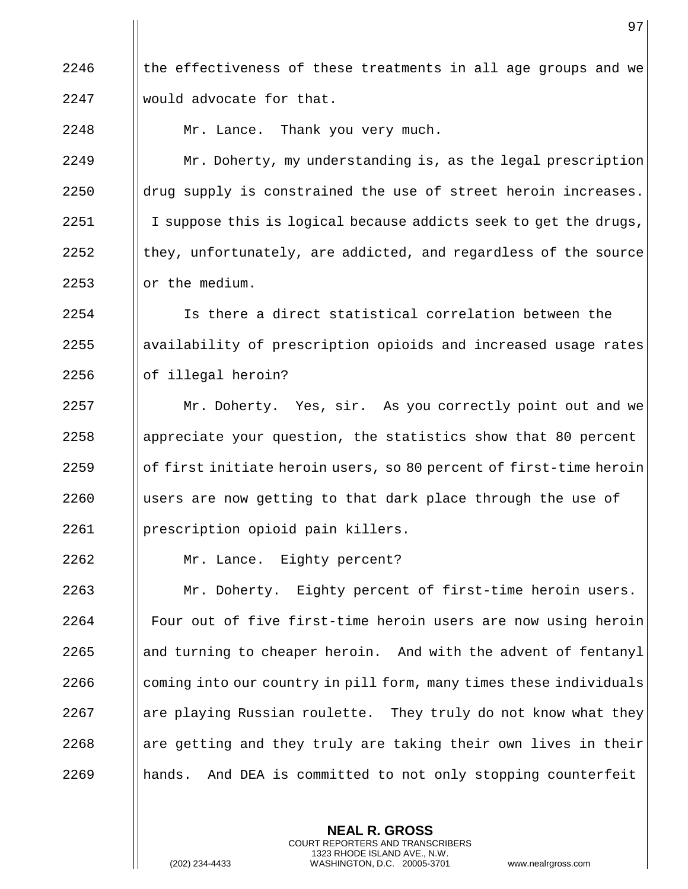the effectiveness of these treatments in all age groups and we would advocate for that.

Mr. Lance. Thank you very much.

Mr. Doherty, my understanding is, as the legal prescription drug supply is constrained the use of street heroin increases. I suppose this is logical because addicts seek to get the drugs, they, unfortunately, are addicted, and regardless of the source or the medium.

Is there a direct statistical correlation between the availability of prescription opioids and increased usage rates of illegal heroin?

Mr. Doherty. Yes, sir. As you correctly point out and we appreciate your question, the statistics show that 80 percent of first initiate heroin users, so 80 percent of first-time heroin users are now getting to that dark place through the use of prescription opioid pain killers.

Mr. Lance. Eighty percent?

Mr. Doherty. Eighty percent of first-time heroin users. Four out of five first-time heroin users are now using heroin and turning to cheaper heroin. And with the advent of fentanyl coming into our country in pill form, many times these individuals are playing Russian roulette. They truly do not know what they are getting and they truly are taking their own lives in their hands. And DEA is committed to not only stopping counterfeit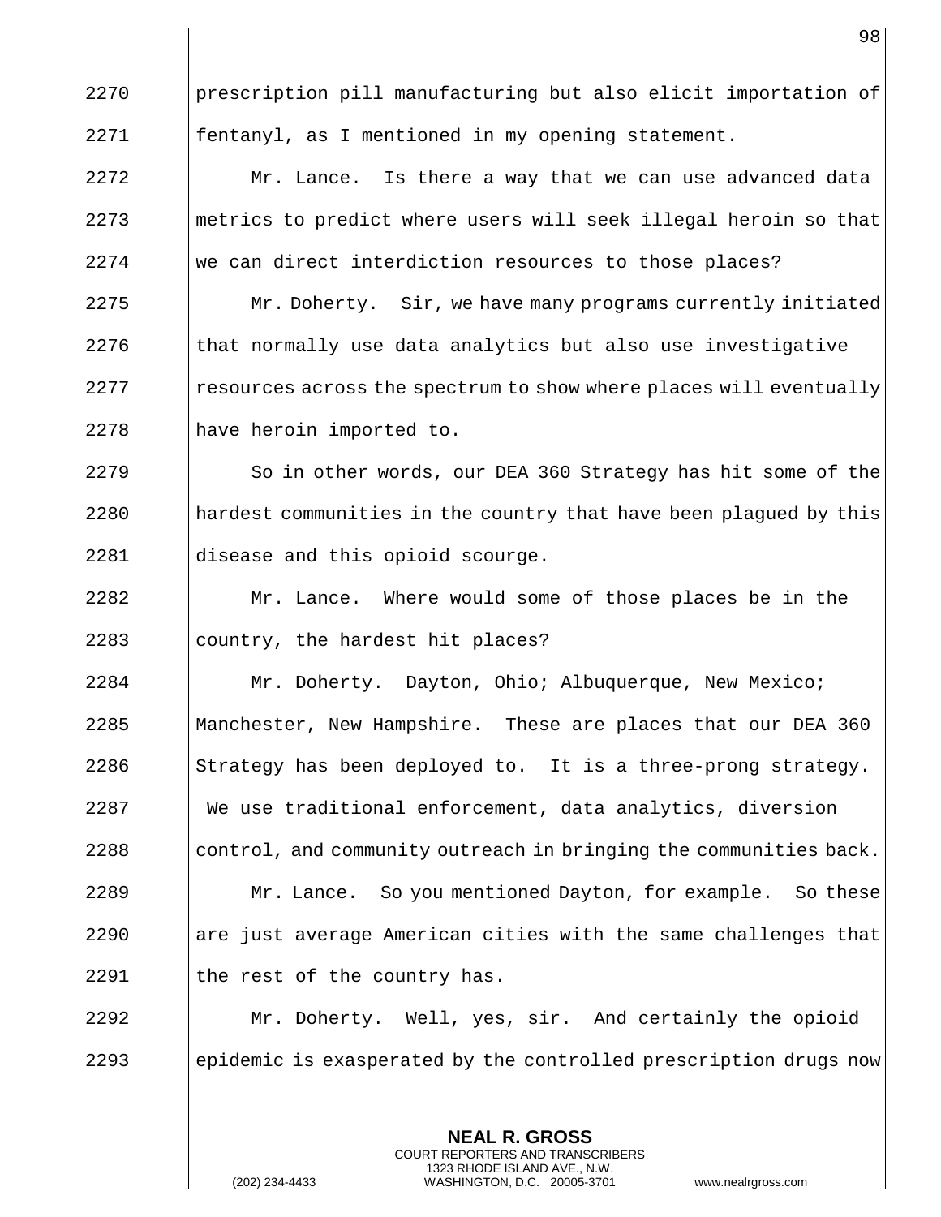prescription pill manufacturing but also elicit importation of fentanyl, as I mentioned in my opening statement.

Mr. Lance. Is there a way that we can use advanced data metrics to predict where users will seek illegal heroin so that we can direct interdiction resources to those places?

Mr. Doherty. Sir, we have many programs currently initiated that normally use data analytics but also use investigative resources across the spectrum to show where places will eventually have heroin imported to.

So in other words, our DEA 360 Strategy has hit some of the hardest communities in the country that have been plagued by this disease and this opioid scourge.

Mr. Lance. Where would some of those places be in the country, the hardest hit places?

Mr. Doherty. Dayton, Ohio; Albuquerque, New Mexico; Manchester, New Hampshire. These are places that our DEA 360 Strategy has been deployed to. It is a three-prong strategy. We use traditional enforcement, data analytics, diversion control, and community outreach in bringing the communities back.

Mr. Lance. So you mentioned Dayton, for example. So these are just average American cities with the same challenges that the rest of the country has.

Mr. Doherty. Well, yes, sir. And certainly the opioid epidemic is exasperated by the controlled prescription drugs now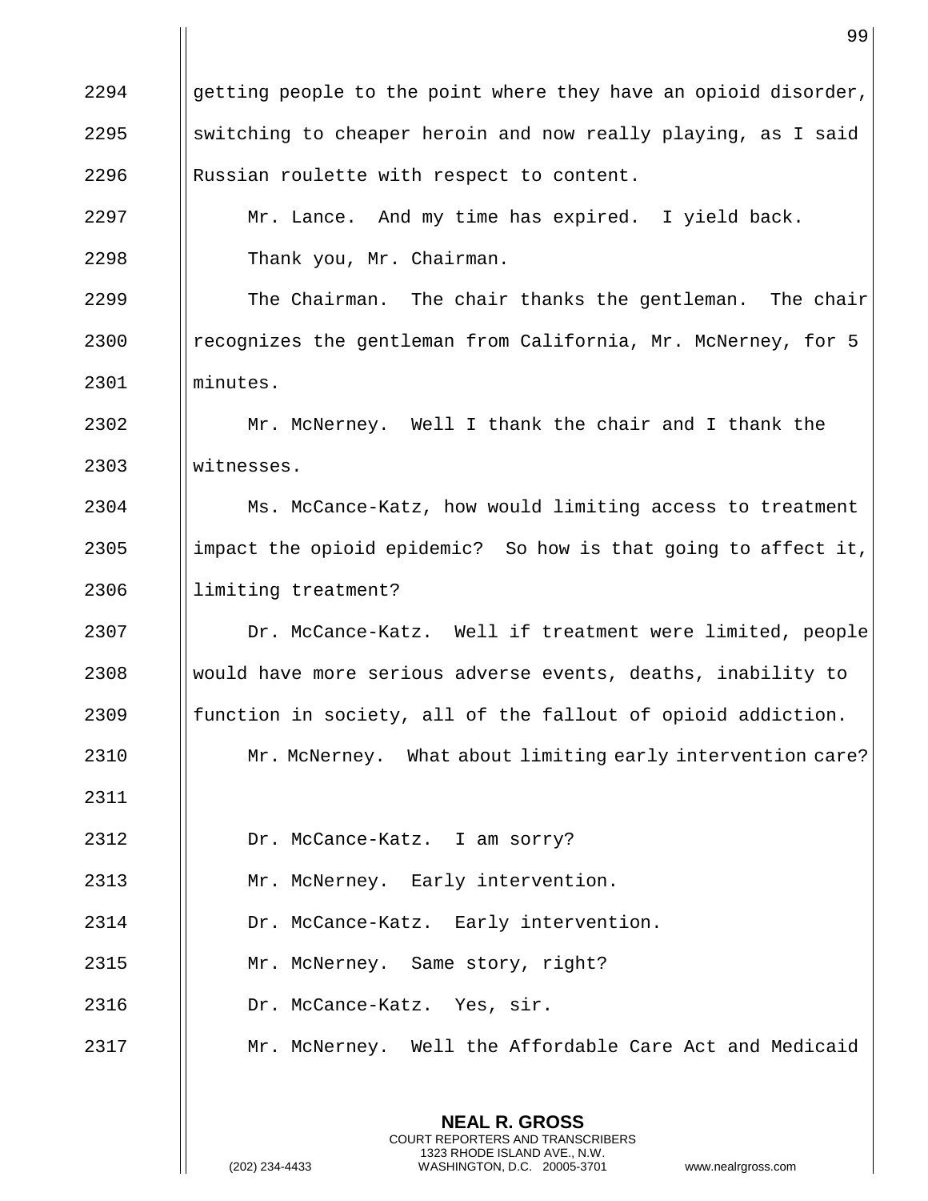getting people to the point where they have an opioid disorder, switching to cheaper heroin and now really playing, as I said Russian roulette with respect to content.

Mr. Lance. And my time has expired. I yield back.

Thank you, Mr. Chairman.

The Chairman. The chair thanks the gentleman. The chair recognizes the gentleman from California, Mr. McNerney, for 5 minutes.

Mr. McNerney. Well I thank the chair and I thank the witnesses.

Ms. McCance-Katz, how would limiting access to treatment impact the opioid epidemic? So how is that going to affect it, limiting treatment?

Dr. McCance-Katz. Well if treatment were limited, people would have more serious adverse events, deaths, inability to function in society, all of the fallout of opioid addiction.

Mr. McNerney. What about limiting early intervention care?

Dr. McCance-Katz. I am sorry?

Mr. McNerney. Early intervention.

Dr. McCance-Katz. Early intervention.

Mr. McNerney. Same story, right?

Dr. McCance-Katz. Yes, sir.

Mr. McNerney. Well the Affordable Care Act and Medicaid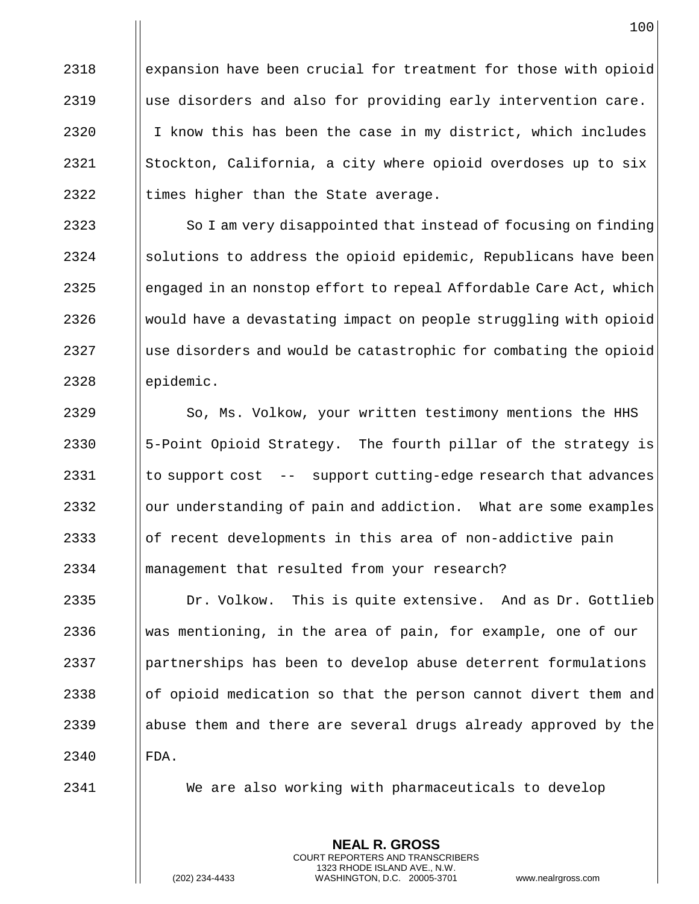expansion have been crucial for treatment for those with opioid use disorders and also for providing early intervention care. I know this has been the case in my district, which includes Stockton, California, a city where opioid overdoses up to six times higher than the State average.

So I am very disappointed that instead of focusing on finding solutions to address the opioid epidemic, Republicans have been engaged in an nonstop effort to repeal Affordable Care Act, which would have a devastating impact on people struggling with opioid use disorders and would be catastrophic for combating the opioid epidemic.

So, Ms. Volkow, your written testimony mentions the HHS 5-Point Opioid Strategy. The fourth pillar of the strategy is to support cost -- support cutting-edge research that advances our understanding of pain and addiction. What are some examples of recent developments in this area of non-addictive pain management that resulted from your research?

Dr. Volkow. This is quite extensive. And as Dr. Gottlieb was mentioning, in the area of pain, for example, one of our partnerships has been to develop abuse deterrent formulations of opioid medication so that the person cannot divert them and abuse them and there are several drugs already approved by the FDA.

We are also working with pharmaceuticals to develop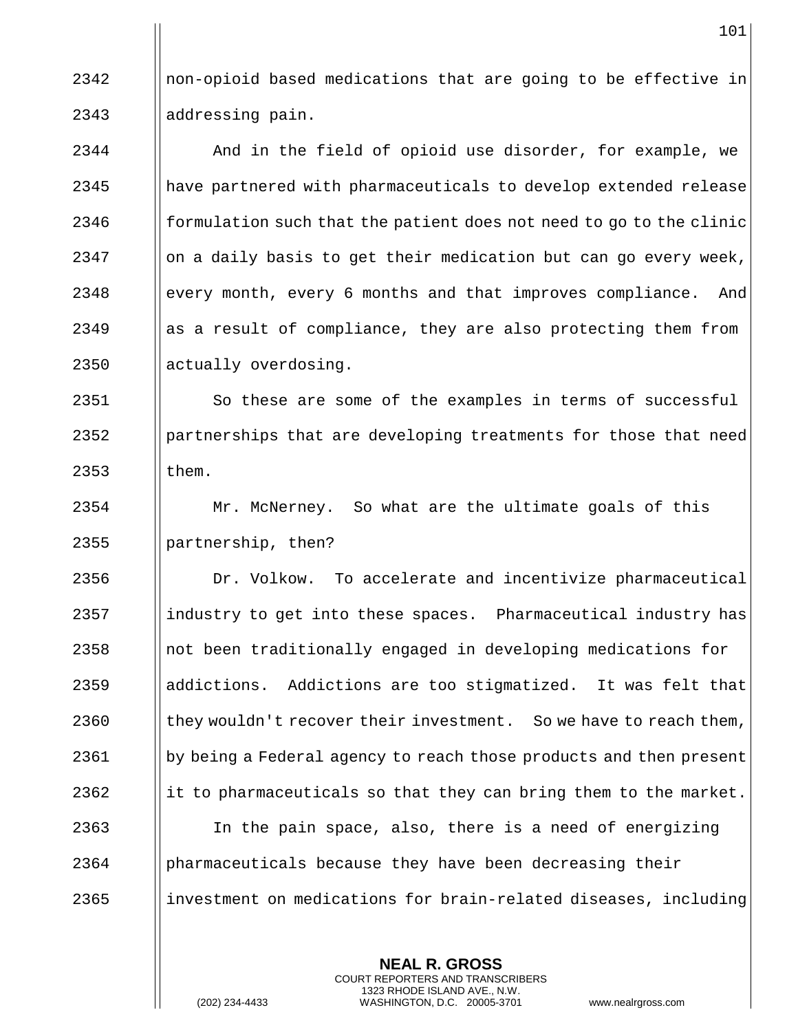non-opioid based medications that are going to be effective in addressing pain.

And in the field of opioid use disorder, for example, we have partnered with pharmaceuticals to develop extended release formulation such that the patient does not need to go to the clinic on a daily basis to get their medication but can go every week, every month, every 6 months and that improves compliance. And as a result of compliance, they are also protecting them from actually overdosing.

So these are some of the examples in terms of successful partnerships that are developing treatments for those that need them.

Mr. McNerney. So what are the ultimate goals of this partnership, then?

Dr. Volkow. To accelerate and incentivize pharmaceutical industry to get into these spaces. Pharmaceutical industry has not been traditionally engaged in developing medications for addictions. Addictions are too stigmatized. It was felt that they wouldn't recover their investment. So we have to reach them, by being a Federal agency to reach those products and then present it to pharmaceuticals so that they can bring them to the market.

In the pain space, also, there is a need of energizing pharmaceuticals because they have been decreasing their investment on medications for brain-related diseases, including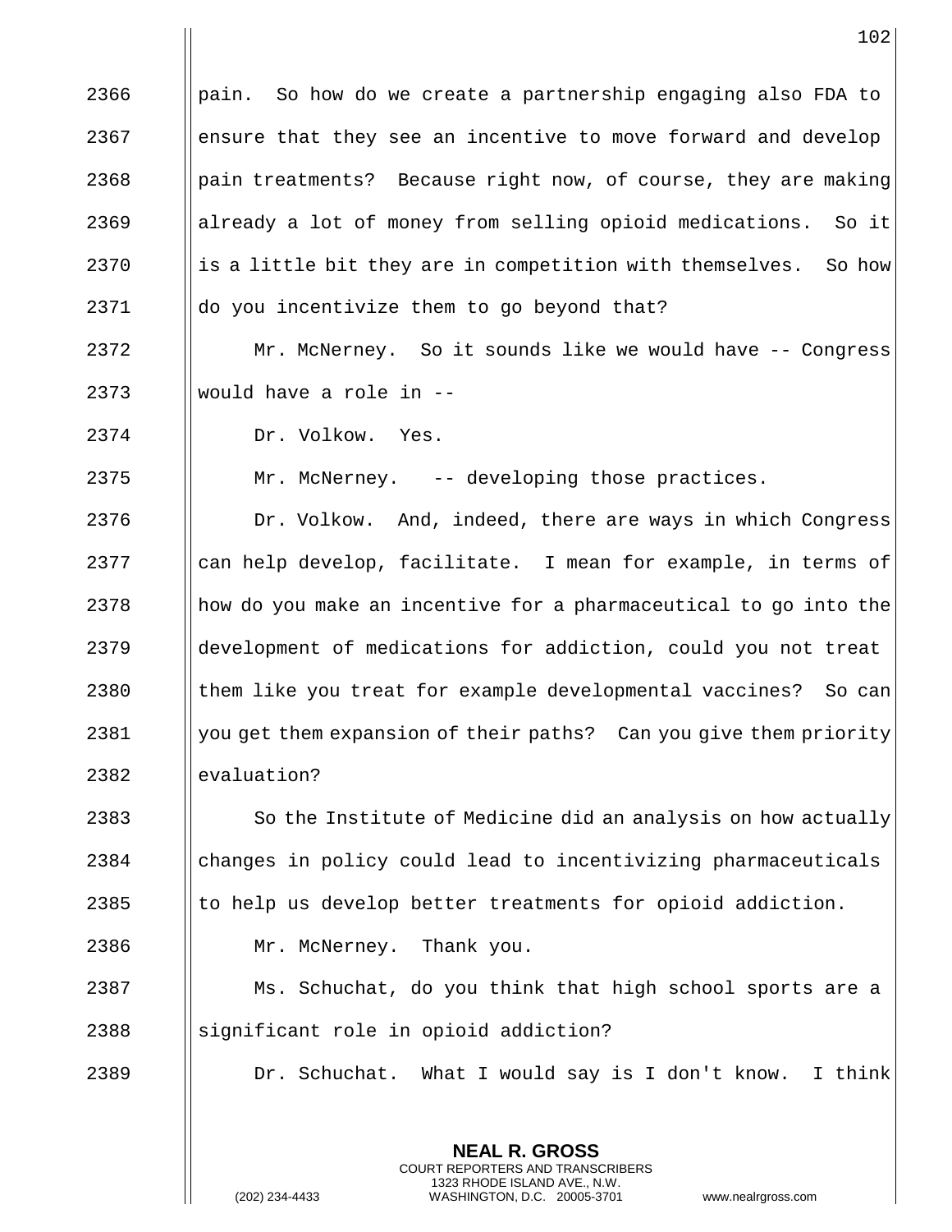2366 pain. So how do we create a partnership engaging also FDA to
2367 ensure that they see an incentive to move forward and develop
2368 pain treatments? Because right now, of course, they are making
2369 already a lot of money from selling opioid medications. So it
2370 is a little bit they are in competition with themselves. So how
2371 do you incentivize them to go beyond that?

2372 Mr. McNerney. So it sounds like we would have -- Congress
2373 would have a role in --

2374 Dr. Volkow. Yes.

2375 Mr. McNerney. -- developing those practices.

2376 Dr. Volkow. And, indeed, there are ways in which Congress
2377 can help develop, facilitate. I mean for example, in terms of
2378 how do you make an incentive for a pharmaceutical to go into the
2379 development of medications for addiction, could you not treat
2380 them like you treat for example developmental vaccines? So can
2381 you get them expansion of their paths? Can you give them priority
2382 evaluation?

2383 So the Institute of Medicine did an analysis on how actually
2384 changes in policy could lead to incentivizing pharmaceuticals
2385 to help us develop better treatments for opioid addiction.

2386 Mr. McNerney. Thank you.

2387 Ms. Schuchat, do you think that high school sports are a
2388 significant role in opioid addiction?

2389 Dr. Schuchat. What I would say is I don't know. I think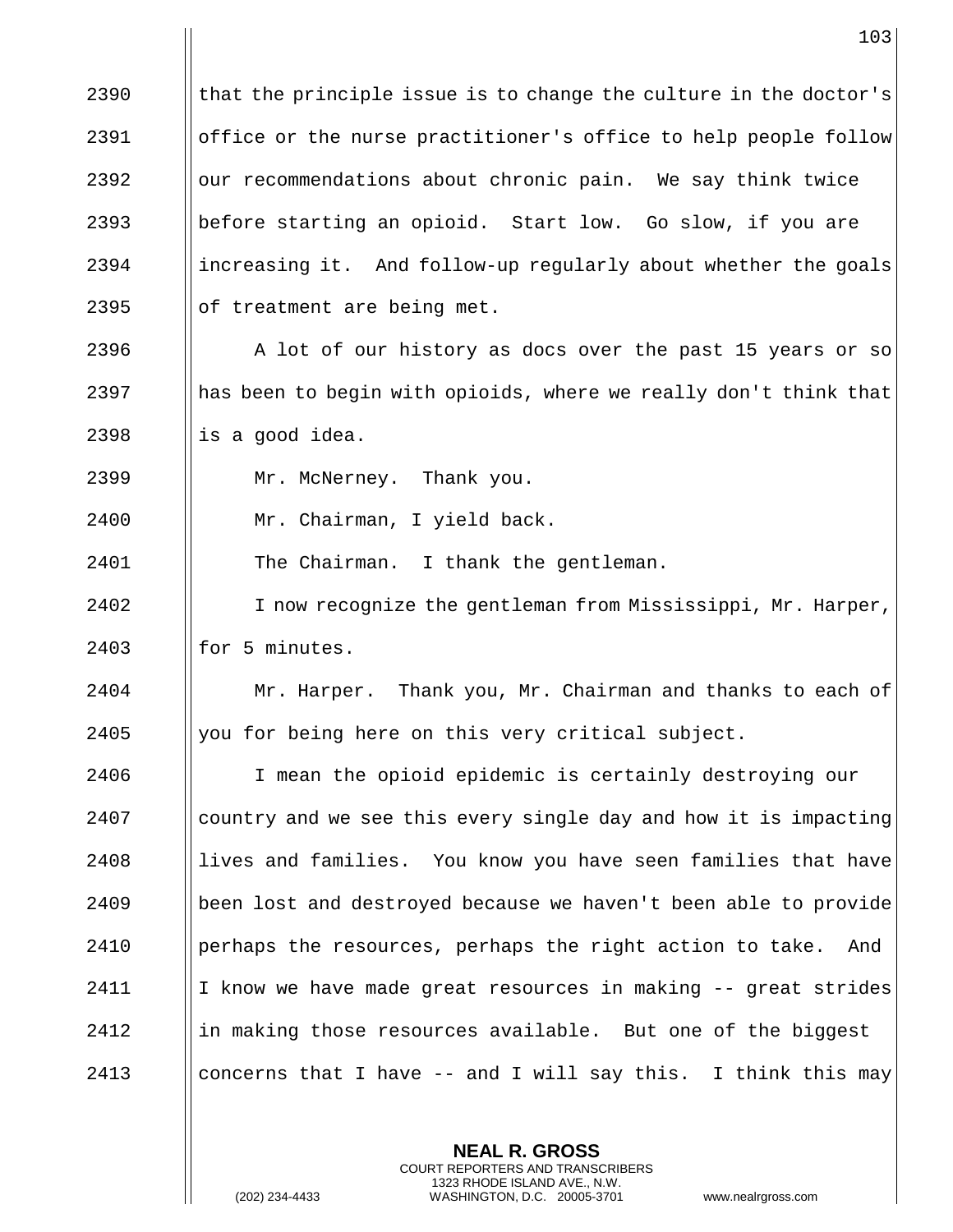that the principle issue is to change the culture in the doctor's office or the nurse practitioner's office to help people follow our recommendations about chronic pain. We say think twice before starting an opioid. Start low. Go slow, if you are increasing it. And follow-up regularly about whether the goals of treatment are being met.

A lot of our history as docs over the past 15 years or so has been to begin with opioids, where we really don't think that is a good idea.

Mr. McNerney. Thank you.

Mr. Chairman, I yield back.

The Chairman. I thank the gentleman.

I now recognize the gentleman from Mississippi, Mr. Harper, for 5 minutes.

Mr. Harper. Thank you, Mr. Chairman and thanks to each of you for being here on this very critical subject.

I mean the opioid epidemic is certainly destroying our country and we see this every single day and how it is impacting lives and families. You know you have seen families that have been lost and destroyed because we haven't been able to provide perhaps the resources, perhaps the right action to take. And I know we have made great resources in making -- great strides in making those resources available. But one of the biggest concerns that I have -- and I will say this. I think this may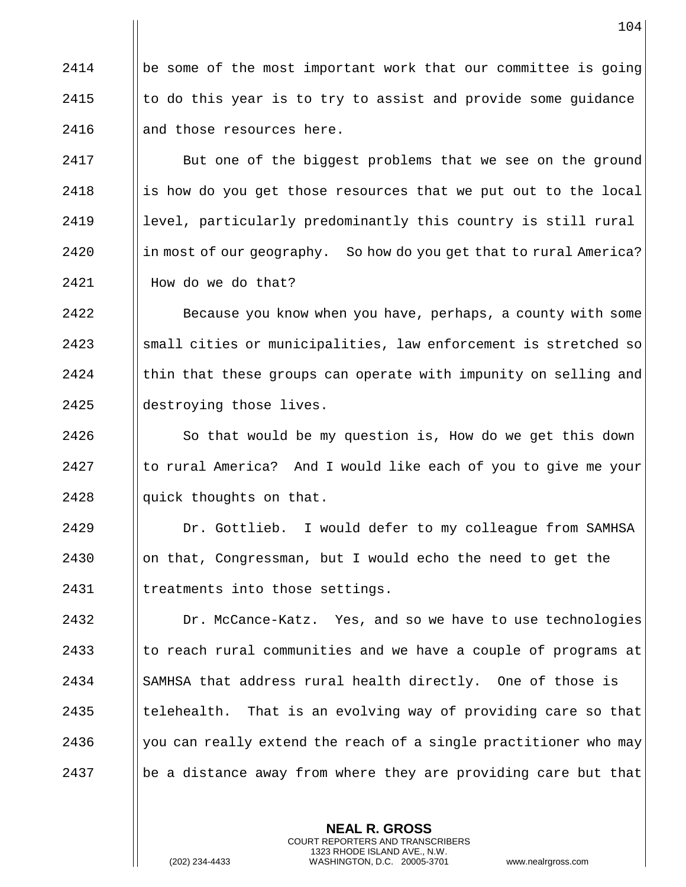be some of the most important work that our committee is going to do this year is to try to assist and provide some guidance and those resources here.

But one of the biggest problems that we see on the ground is how do you get those resources that we put out to the local level, particularly predominantly this country is still rural in most of our geography. So how do you get that to rural America? How do we do that?

Because you know when you have, perhaps, a county with some small cities or municipalities, law enforcement is stretched so thin that these groups can operate with impunity on selling and destroying those lives.

So that would be my question is, How do we get this down to rural America? And I would like each of you to give me your quick thoughts on that.

Dr. Gottlieb. I would defer to my colleague from SAMHSA on that, Congressman, but I would echo the need to get the treatments into those settings.

Dr. McCance-Katz. Yes, and so we have to use technologies to reach rural communities and we have a couple of programs at SAMHSA that address rural health directly. One of those is telehealth. That is an evolving way of providing care so that you can really extend the reach of a single practitioner who may be a distance away from where they are providing care but that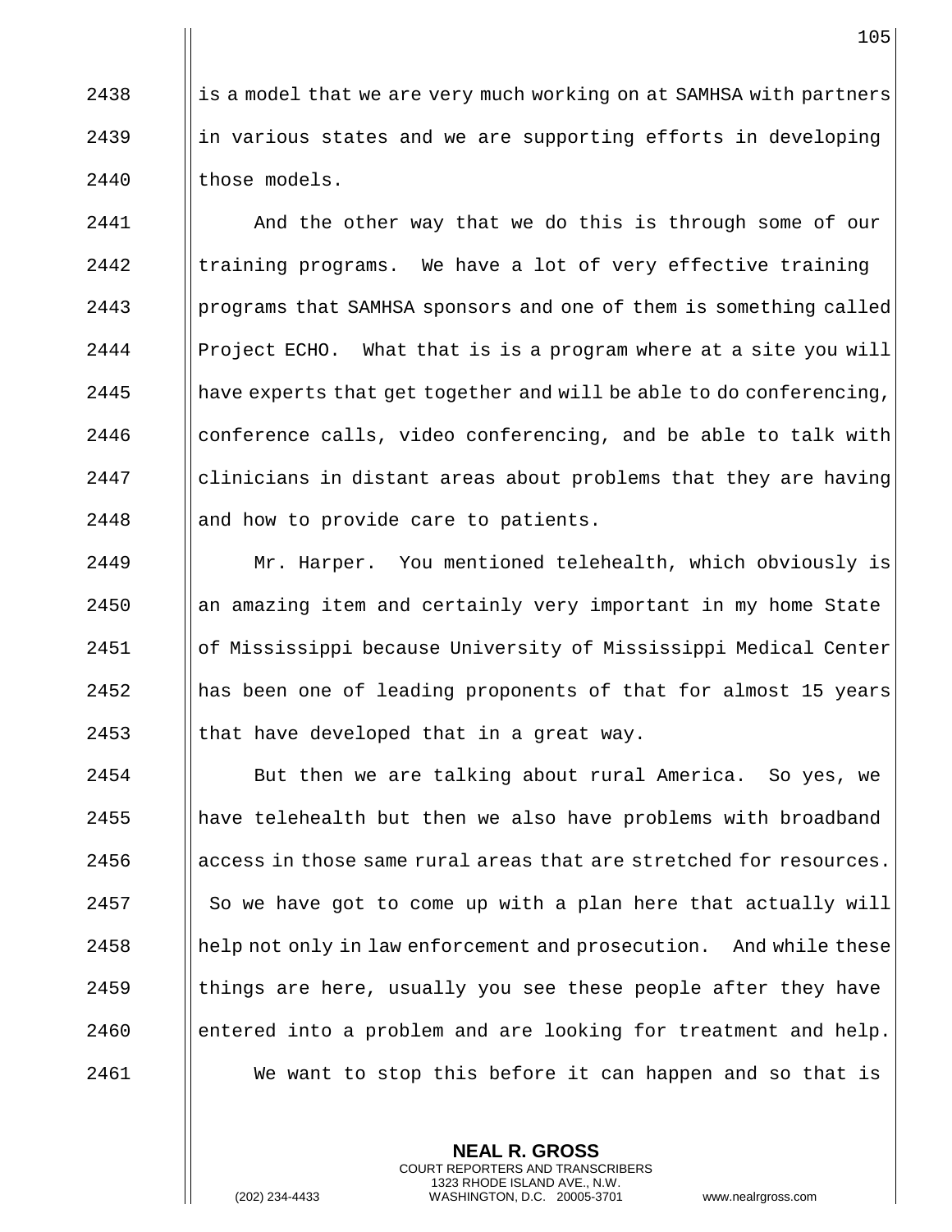is a model that we are very much working on at SAMHSA with partners in various states and we are supporting efforts in developing those models.

And the other way that we do this is through some of our training programs. We have a lot of very effective training programs that SAMHSA sponsors and one of them is something called Project ECHO. What that is is a program where at a site you will have experts that get together and will be able to do conferencing, conference calls, video conferencing, and be able to talk with clinicians in distant areas about problems that they are having and how to provide care to patients.

Mr. Harper. You mentioned telehealth, which obviously is an amazing item and certainly very important in my home State of Mississippi because University of Mississippi Medical Center has been one of leading proponents of that for almost 15 years that have developed that in a great way.

But then we are talking about rural America. So yes, we have telehealth but then we also have problems with broadband access in those same rural areas that are stretched for resources. So we have got to come up with a plan here that actually will help not only in law enforcement and prosecution. And while these things are here, usually you see these people after they have entered into a problem and are looking for treatment and help.

We want to stop this before it can happen and so that is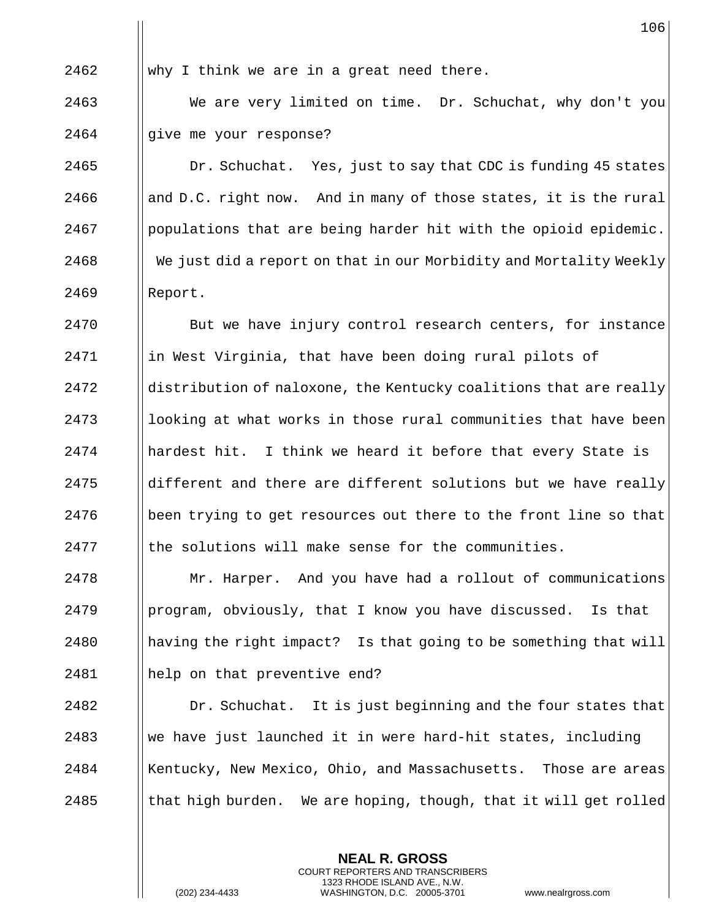why I think we are in a great need there.

We are very limited on time. Dr. Schuchat, why don't you give me your response?

Dr. Schuchat. Yes, just to say that CDC is funding 45 states and D.C. right now. And in many of those states, it is the rural populations that are being harder hit with the opioid epidemic. We just did a report on that in our Morbidity and Mortality Weekly Report.

But we have injury control research centers, for instance in West Virginia, that have been doing rural pilots of distribution of naloxone, the Kentucky coalitions that are really looking at what works in those rural communities that have been hardest hit. I think we heard it before that every State is different and there are different solutions but we have really been trying to get resources out there to the front line so that the solutions will make sense for the communities.

Mr. Harper. And you have had a rollout of communications program, obviously, that I know you have discussed. Is that having the right impact? Is that going to be something that will help on that preventive end?

Dr. Schuchat. It is just beginning and the four states that we have just launched it in were hard-hit states, including Kentucky, New Mexico, Ohio, and Massachusetts. Those are areas that high burden. We are hoping, though, that it will get rolled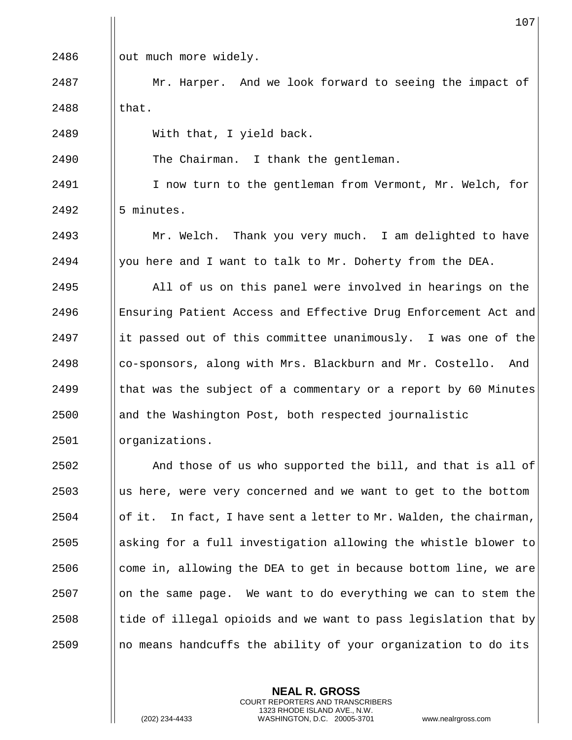out much more widely.

Mr. Harper. And we look forward to seeing the impact of that.

With that, I yield back.

The Chairman. I thank the gentleman.

I now turn to the gentleman from Vermont, Mr. Welch, for 5 minutes.

Mr. Welch. Thank you very much. I am delighted to have you here and I want to talk to Mr. Doherty from the DEA.

All of us on this panel were involved in hearings on the Ensuring Patient Access and Effective Drug Enforcement Act and it passed out of this committee unanimously. I was one of the co-sponsors, along with Mrs. Blackburn and Mr. Costello. And that was the subject of a commentary or a report by 60 Minutes and the Washington Post, both respected journalistic organizations.

And those of us who supported the bill, and that is all of us here, were very concerned and we want to get to the bottom of it. In fact, I have sent a letter to Mr. Walden, the chairman, asking for a full investigation allowing the whistle blower to come in, allowing the DEA to get in because bottom line, we are on the same page. We want to do everything we can to stem the tide of illegal opioids and we want to pass legislation that by no means handcuffs the ability of your organization to do its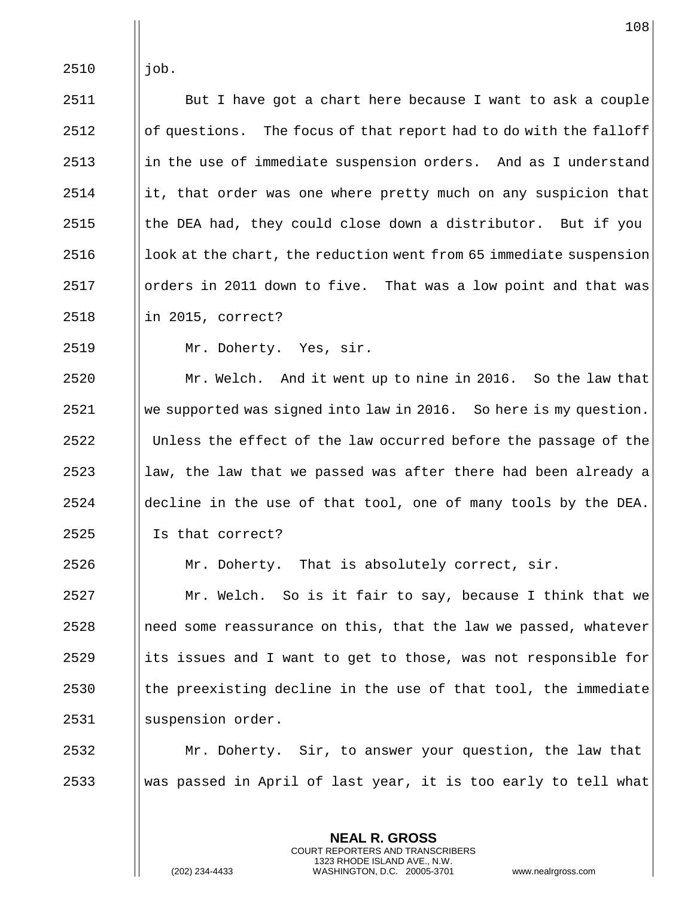job.

But I have got a chart here because I want to ask a couple of questions. The focus of that report had to do with the falloff in the use of immediate suspension orders. And as I understand it, that order was one where pretty much on any suspicion that the DEA had, they could close down a distributor. But if you look at the chart, the reduction went from 65 immediate suspension orders in 2011 down to five. That was a low point and that was in 2015, correct?

Mr. Doherty. Yes, sir.

Mr. Welch. And it went up to nine in 2016. So the law that we supported was signed into law in 2016. So here is my question. Unless the effect of the law occurred before the passage of the law, the law that we passed was after there had been already a decline in the use of that tool, one of many tools by the DEA. Is that correct?

Mr. Doherty. That is absolutely correct, sir.

Mr. Welch. So is it fair to say, because I think that we need some reassurance on this, that the law we passed, whatever its issues and I want to get to those, was not responsible for the preexisting decline in the use of that tool, the immediate suspension order.

Mr. Doherty. Sir, to answer your question, the law that was passed in April of last year, it is too early to tell what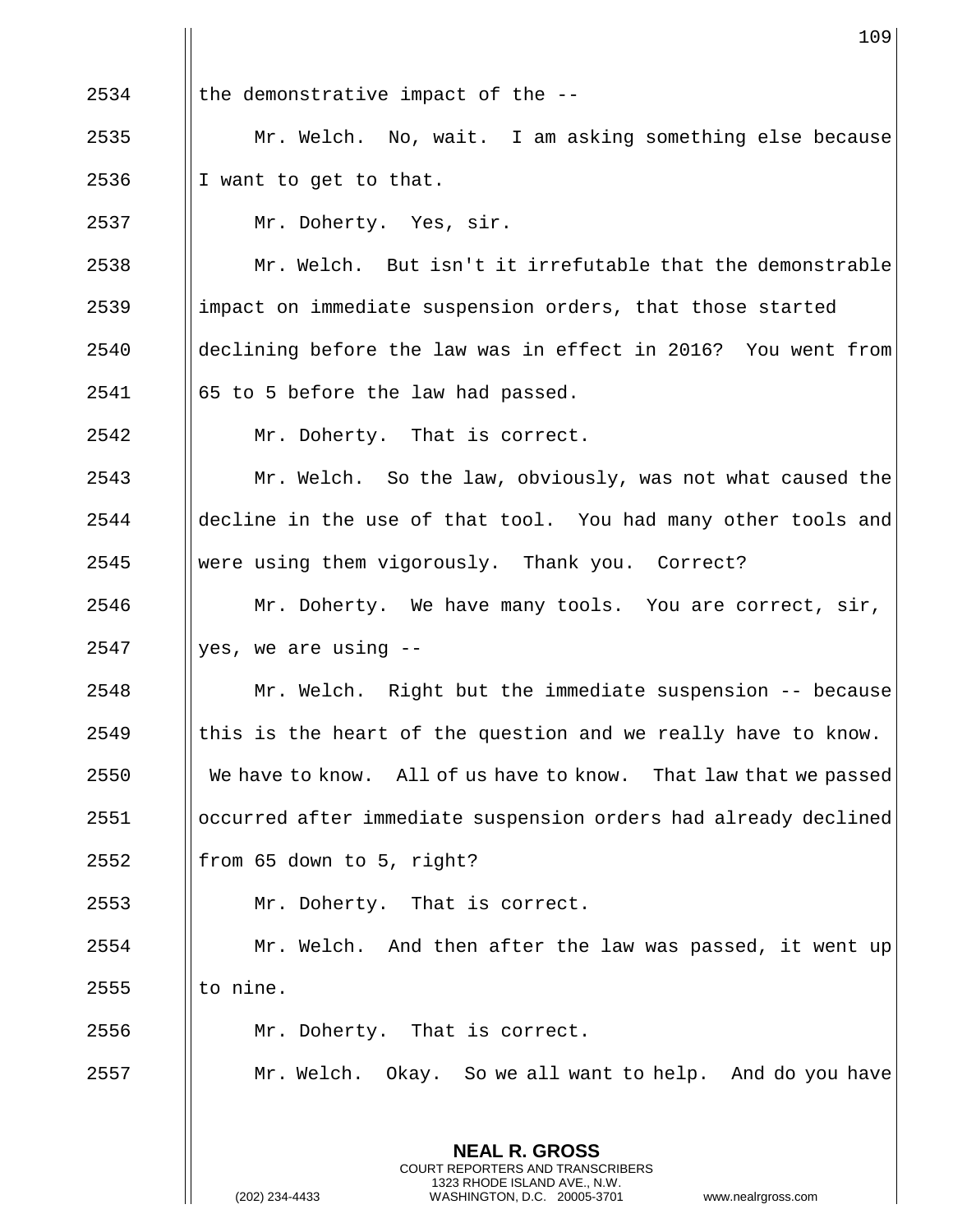2534 the demonstrative impact of the --

2535 Mr. Welch. No, wait. I am asking something else because

2536 I want to get to that.

2537 Mr. Doherty. Yes, sir.

2538 Mr. Welch. But isn't it irrefutable that the demonstrable

2539 impact on immediate suspension orders, that those started

2540 declining before the law was in effect in 2016? You went from

2541 65 to 5 before the law had passed.

2542 Mr. Doherty. That is correct.

2543 Mr. Welch. So the law, obviously, was not what caused the

2544 decline in the use of that tool. You had many other tools and

2545 were using them vigorously. Thank you. Correct?

2546 Mr. Doherty. We have many tools. You are correct, sir,

2547 yes, we are using --

2548 Mr. Welch. Right but the immediate suspension -- because

2549 this is the heart of the question and we really have to know.

2550 We have to know. All of us have to know. That law that we passed

2551 occurred after immediate suspension orders had already declined

2552 from 65 down to 5, right?

2553 Mr. Doherty. That is correct.

2554 Mr. Welch. And then after the law was passed, it went up

2555 to nine.

2556 Mr. Doherty. That is correct.

2557 Mr. Welch. Okay. So we all want to help. And do you have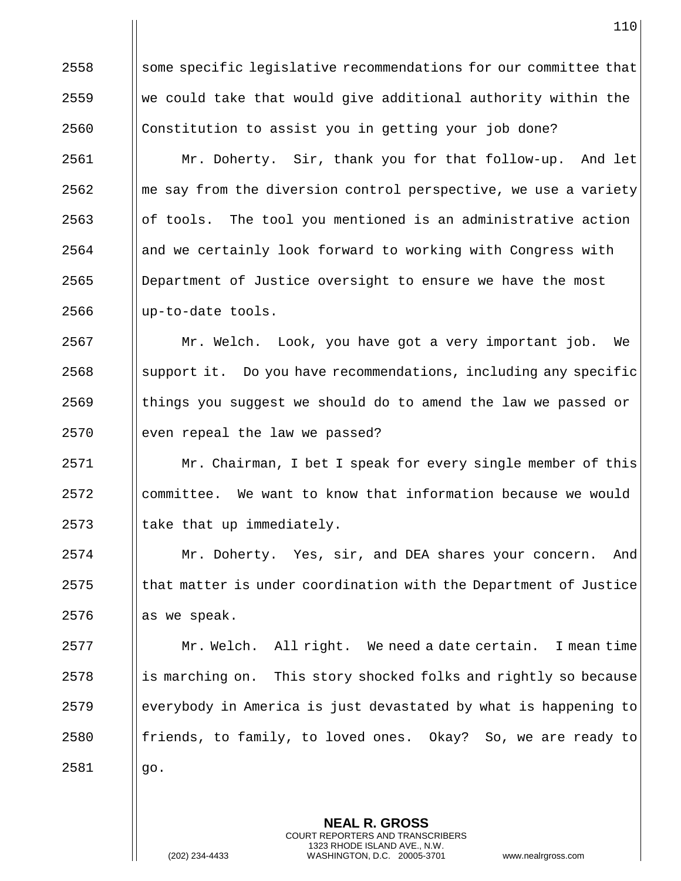some specific legislative recommendations for our committee that we could take that would give additional authority within the Constitution to assist you in getting your job done?

Mr. Doherty. Sir, thank you for that follow-up. And let me say from the diversion control perspective, we use a variety of tools. The tool you mentioned is an administrative action and we certainly look forward to working with Congress with Department of Justice oversight to ensure we have the most up-to-date tools.

Mr. Welch. Look, you have got a very important job. We support it. Do you have recommendations, including any specific things you suggest we should do to amend the law we passed or even repeal the law we passed?

Mr. Chairman, I bet I speak for every single member of this committee. We want to know that information because we would take that up immediately.

Mr. Doherty. Yes, sir, and DEA shares your concern. And that matter is under coordination with the Department of Justice as we speak.

Mr. Welch. All right. We need a date certain. I mean time is marching on. This story shocked folks and rightly so because everybody in America is just devastated by what is happening to friends, to family, to loved ones. Okay? So, we are ready to go.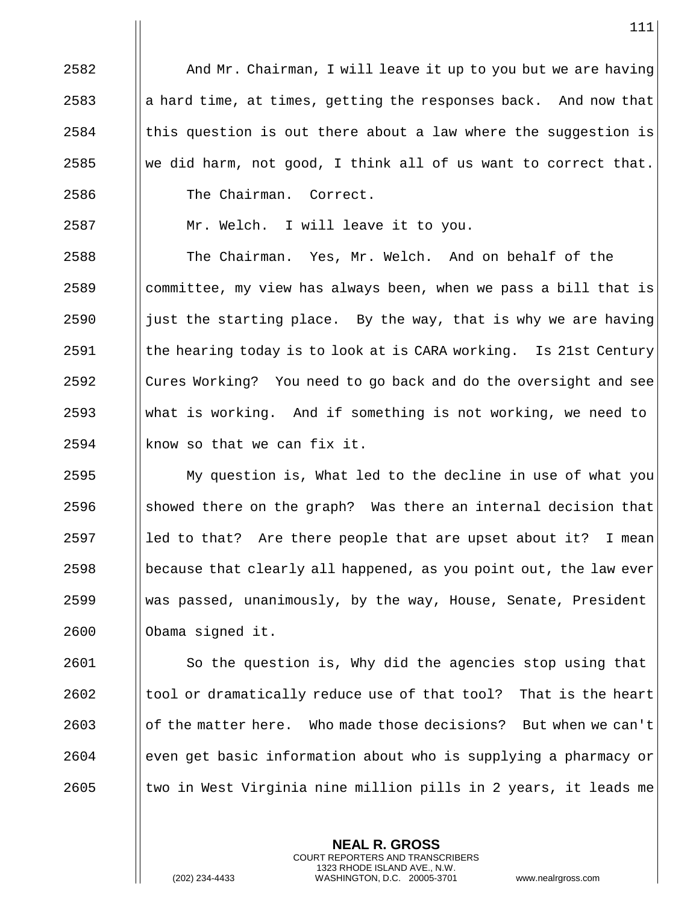2582 And Mr. Chairman, I will leave it up to you but we are having
2583 a hard time, at times, getting the responses back. And now that
2584 this question is out there about a law where the suggestion is
2585 we did harm, not good, I think all of us want to correct that.

2586 The Chairman. Correct.

2587 Mr. Welch. I will leave it to you.

2588 The Chairman. Yes, Mr. Welch. And on behalf of the
2589 committee, my view has always been, when we pass a bill that is
2590 just the starting place. By the way, that is why we are having
2591 the hearing today is to look at is CARA working. Is 21st Century
2592 Cures Working? You need to go back and do the oversight and see
2593 what is working. And if something is not working, we need to
2594 know so that we can fix it.

2595 My question is, What led to the decline in use of what you
2596 showed there on the graph? Was there an internal decision that
2597 led to that? Are there people that are upset about it? I mean
2598 because that clearly all happened, as you point out, the law ever
2599 was passed, unanimously, by the way, House, Senate, President
2600 Obama signed it.

2601 So the question is, Why did the agencies stop using that
2602 tool or dramatically reduce use of that tool? That is the heart
2603 of the matter here. Who made those decisions? But when we can't
2604 even get basic information about who is supplying a pharmacy or
2605 two in West Virginia nine million pills in 2 years, it leads me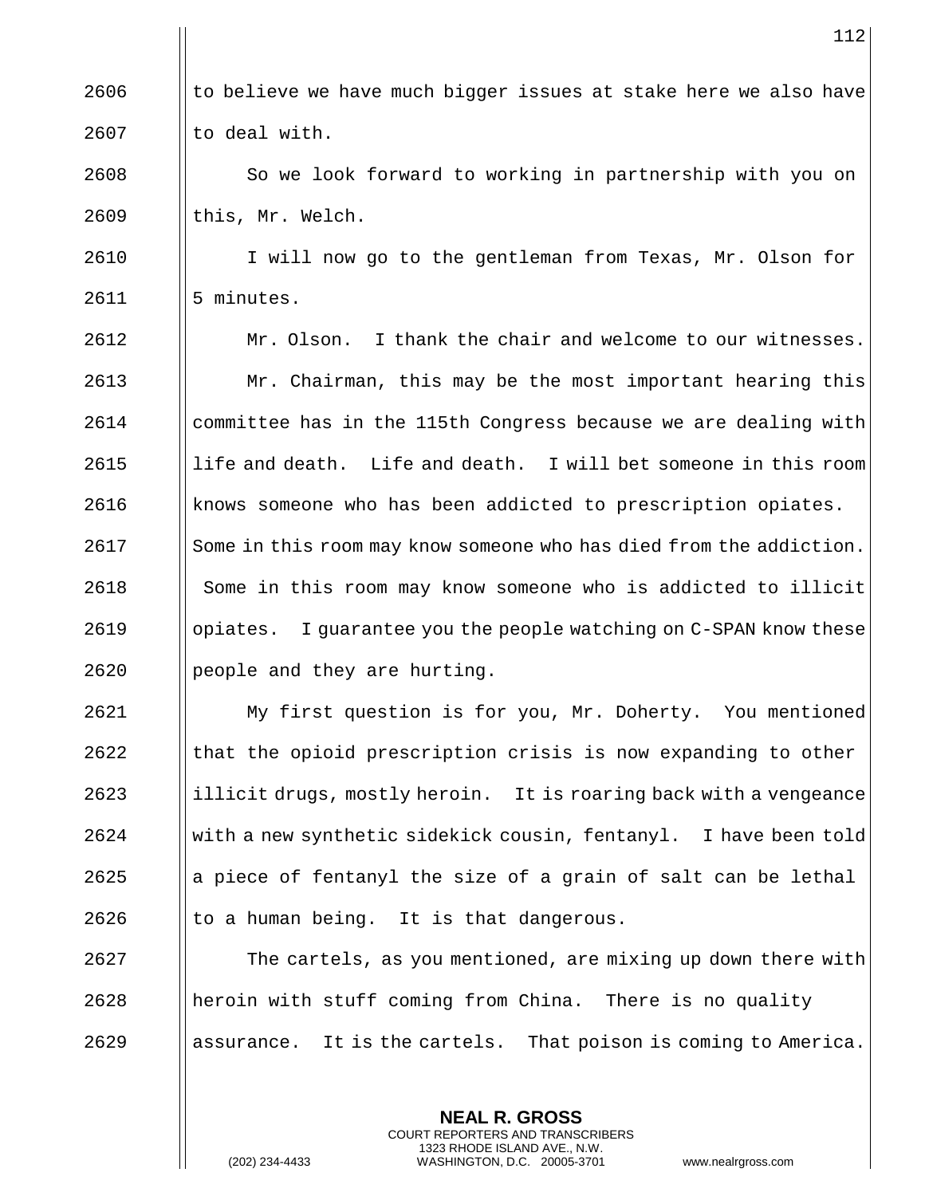to believe we have much bigger issues at stake here we also have to deal with.

So we look forward to working in partnership with you on this, Mr. Welch.

I will now go to the gentleman from Texas, Mr. Olson for 5 minutes.

Mr. Olson. I thank the chair and welcome to our witnesses.

Mr. Chairman, this may be the most important hearing this committee has in the 115th Congress because we are dealing with life and death. Life and death. I will bet someone in this room knows someone who has been addicted to prescription opiates. Some in this room may know someone who has died from the addiction. Some in this room may know someone who is addicted to illicit opiates. I guarantee you the people watching on C-SPAN know these people and they are hurting.

My first question is for you, Mr. Doherty. You mentioned that the opioid prescription crisis is now expanding to other illicit drugs, mostly heroin. It is roaring back with a vengeance with a new synthetic sidekick cousin, fentanyl. I have been told a piece of fentanyl the size of a grain of salt can be lethal to a human being. It is that dangerous.

The cartels, as you mentioned, are mixing up down there with heroin with stuff coming from China. There is no quality assurance. It is the cartels. That poison is coming to America.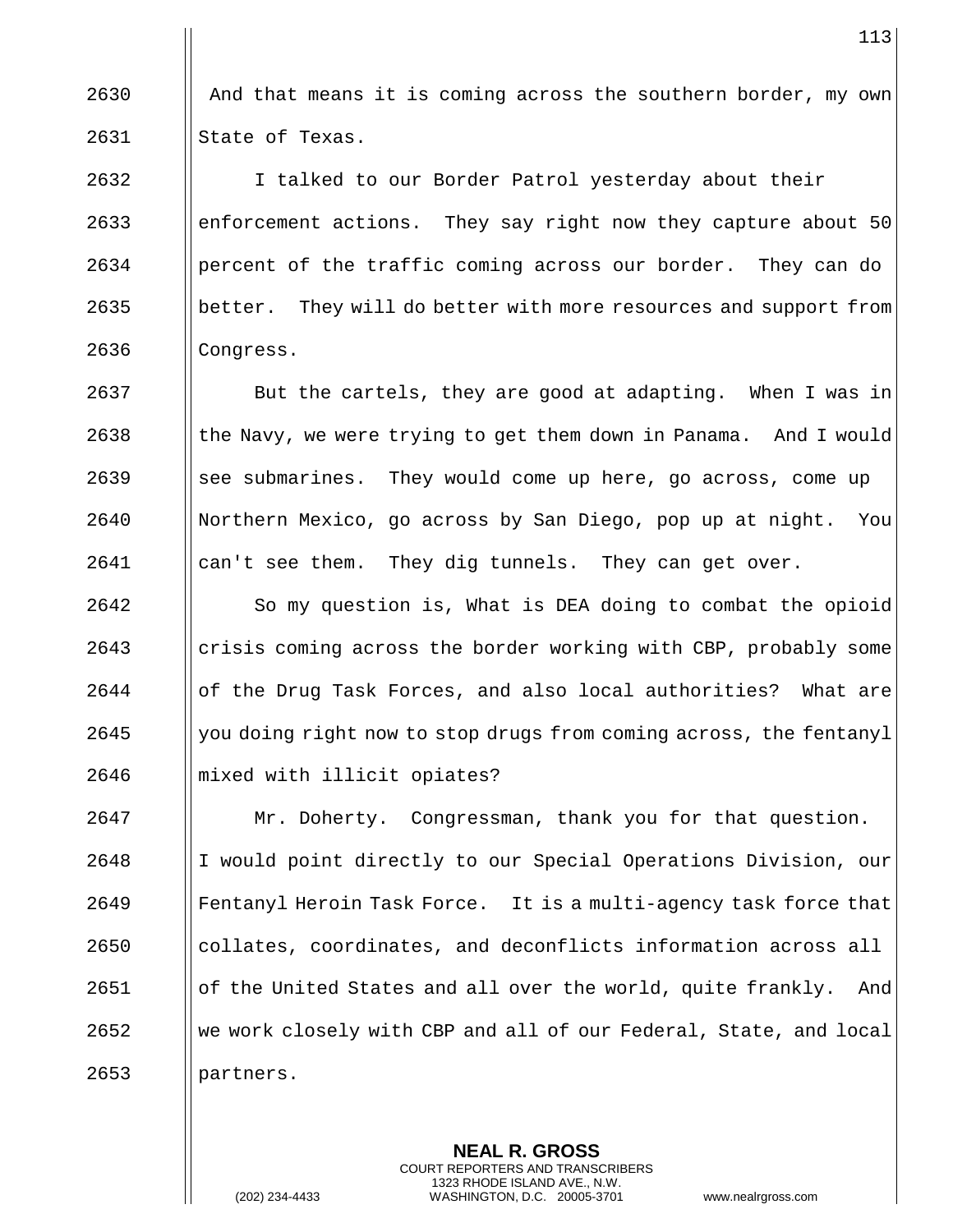And that means it is coming across the southern border, my own State of Texas.

I talked to our Border Patrol yesterday about their enforcement actions. They say right now they capture about 50 percent of the traffic coming across our border. They can do better. They will do better with more resources and support from Congress.

But the cartels, they are good at adapting. When I was in the Navy, we were trying to get them down in Panama. And I would see submarines. They would come up here, go across, come up Northern Mexico, go across by San Diego, pop up at night. You can't see them. They dig tunnels. They can get over.

So my question is, What is DEA doing to combat the opioid crisis coming across the border working with CBP, probably some of the Drug Task Forces, and also local authorities? What are you doing right now to stop drugs from coming across, the fentanyl mixed with illicit opiates?

Mr. Doherty. Congressman, thank you for that question. I would point directly to our Special Operations Division, our Fentanyl Heroin Task Force. It is a multi-agency task force that collates, coordinates, and deconflicts information across all of the United States and all over the world, quite frankly. And we work closely with CBP and all of our Federal, State, and local partners.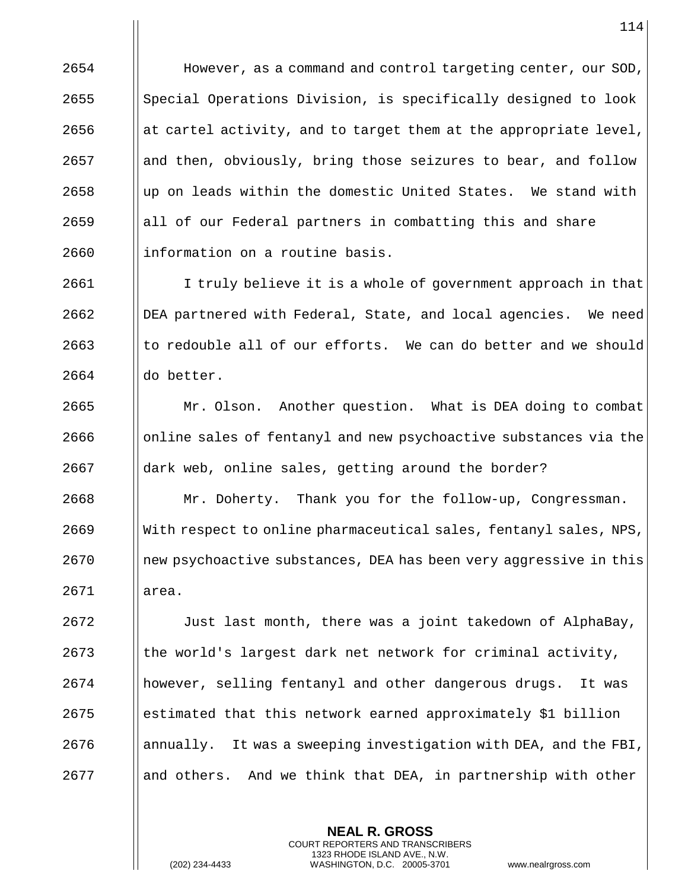However, as a command and control targeting center, our SOD, Special Operations Division, is specifically designed to look at cartel activity, and to target them at the appropriate level, and then, obviously, bring those seizures to bear, and follow up on leads within the domestic United States. We stand with all of our Federal partners in combatting this and share information on a routine basis.

I truly believe it is a whole of government approach in that DEA partnered with Federal, State, and local agencies. We need to redouble all of our efforts. We can do better and we should do better.

Mr. Olson. Another question. What is DEA doing to combat online sales of fentanyl and new psychoactive substances via the dark web, online sales, getting around the border?

Mr. Doherty. Thank you for the follow-up, Congressman. With respect to online pharmaceutical sales, fentanyl sales, NPS, new psychoactive substances, DEA has been very aggressive in this area.

Just last month, there was a joint takedown of AlphaBay, the world's largest dark net network for criminal activity, however, selling fentanyl and other dangerous drugs. It was estimated that this network earned approximately $1 billion annually. It was a sweeping investigation with DEA, and the FBI, and others. And we think that DEA, in partnership with other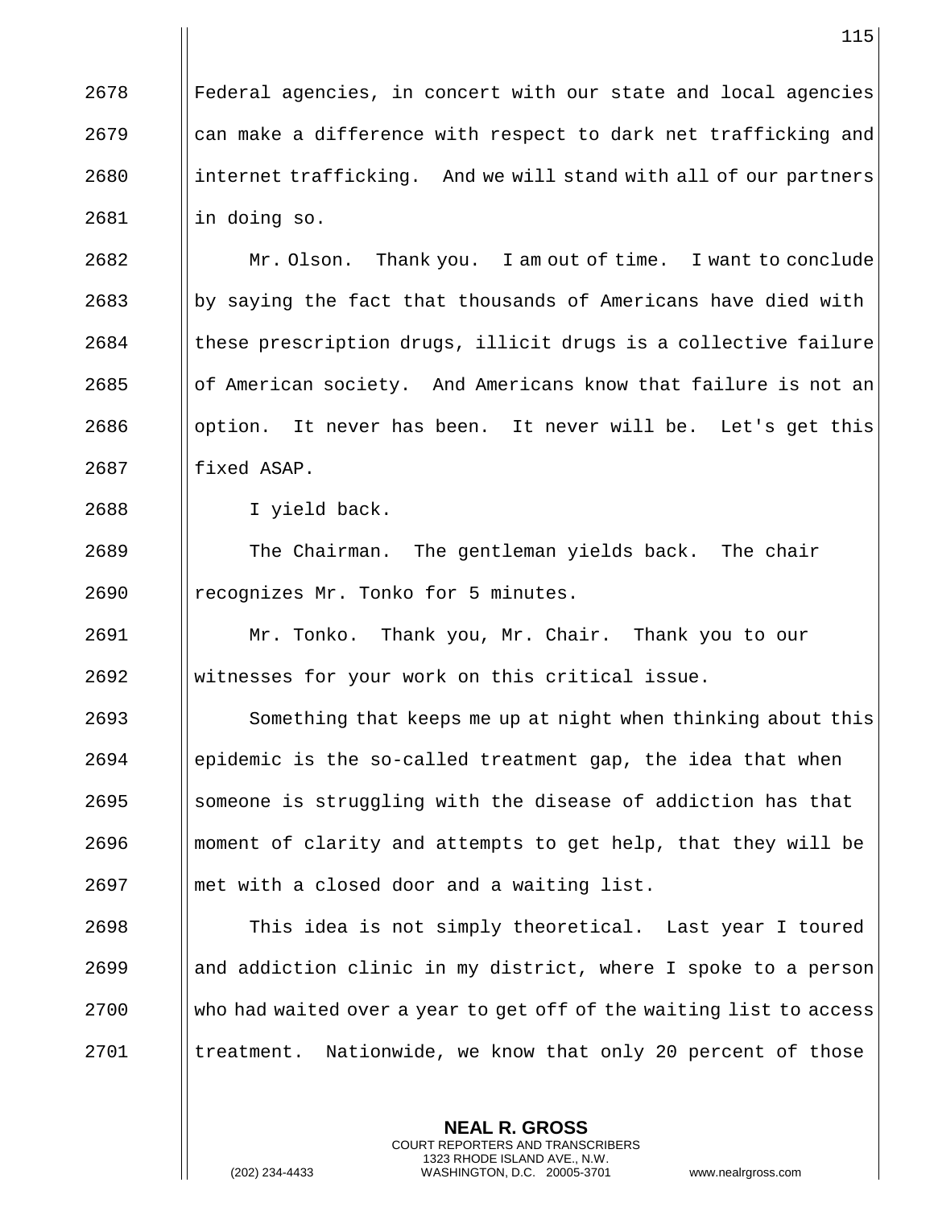Federal agencies, in concert with our state and local agencies can make a difference with respect to dark net trafficking and internet trafficking. And we will stand with all of our partners in doing so.

Mr. Olson. Thank you. I am out of time. I want to conclude by saying the fact that thousands of Americans have died with these prescription drugs, illicit drugs is a collective failure of American society. And Americans know that failure is not an option. It never has been. It never will be. Let's get this fixed ASAP.

I yield back.

The Chairman. The gentleman yields back. The chair recognizes Mr. Tonko for 5 minutes.

Mr. Tonko. Thank you, Mr. Chair. Thank you to our witnesses for your work on this critical issue.

Something that keeps me up at night when thinking about this epidemic is the so-called treatment gap, the idea that when someone is struggling with the disease of addiction has that moment of clarity and attempts to get help, that they will be met with a closed door and a waiting list.

This idea is not simply theoretical. Last year I toured and addiction clinic in my district, where I spoke to a person who had waited over a year to get off of the waiting list to access treatment. Nationwide, we know that only 20 percent of those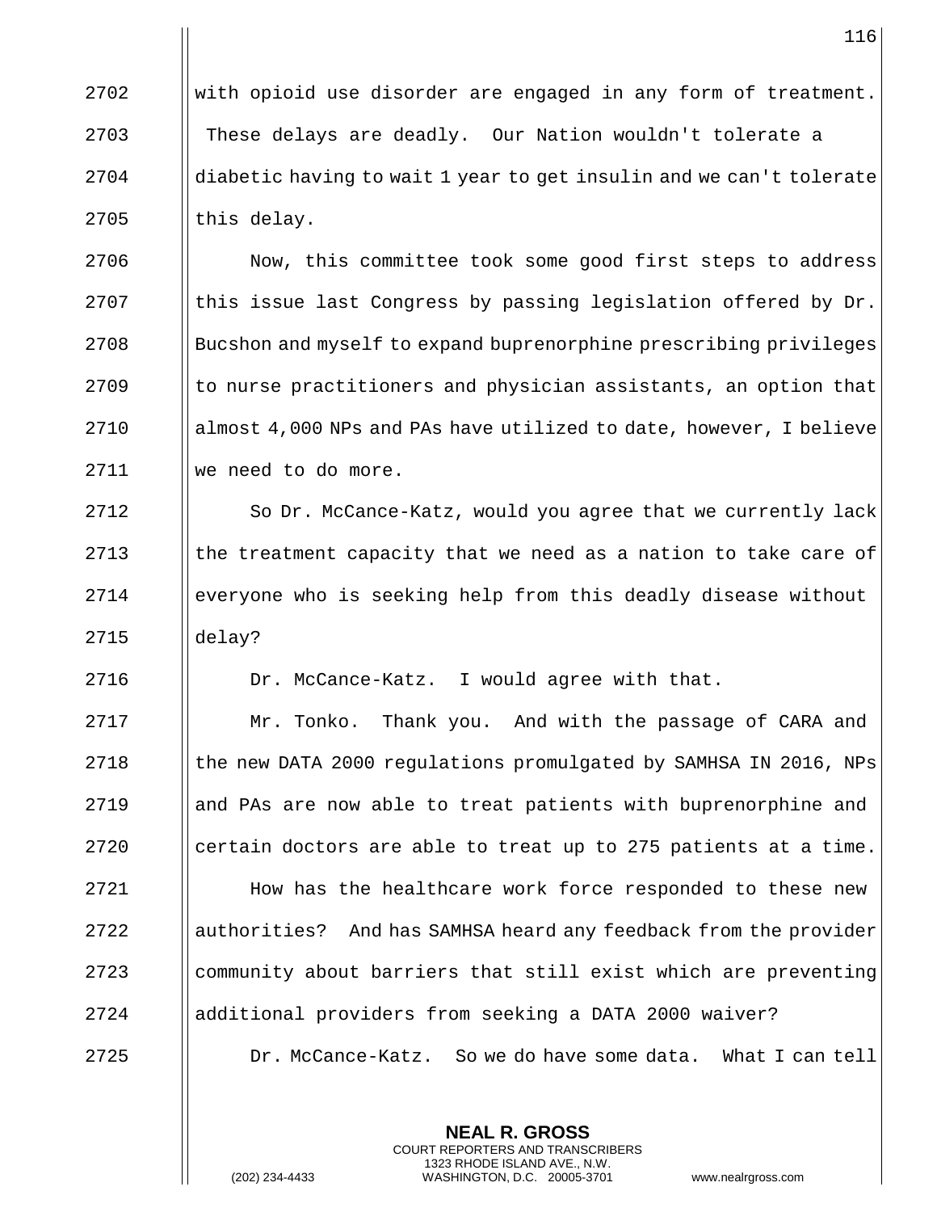with opioid use disorder are engaged in any form of treatment. These delays are deadly. Our Nation wouldn't tolerate a diabetic having to wait 1 year to get insulin and we can't tolerate this delay.

Now, this committee took some good first steps to address this issue last Congress by passing legislation offered by Dr. Bucshon and myself to expand buprenorphine prescribing privileges to nurse practitioners and physician assistants, an option that almost 4,000 NPs and PAs have utilized to date, however, I believe we need to do more.

So Dr. McCance-Katz, would you agree that we currently lack the treatment capacity that we need as a nation to take care of everyone who is seeking help from this deadly disease without delay?

Dr. McCance-Katz. I would agree with that.

Mr. Tonko. Thank you. And with the passage of CARA and the new DATA 2000 regulations promulgated by SAMHSA IN 2016, NPs and PAs are now able to treat patients with buprenorphine and certain doctors are able to treat up to 275 patients at a time.

How has the healthcare work force responded to these new authorities? And has SAMHSA heard any feedback from the provider community about barriers that still exist which are preventing additional providers from seeking a DATA 2000 waiver?

Dr. McCance-Katz. So we do have some data. What I can tell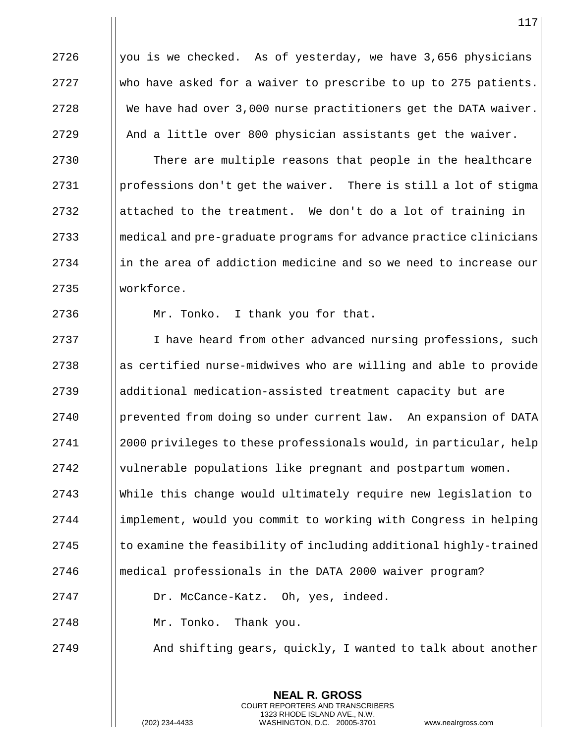you is we checked. As of yesterday, we have 3,656 physicians who have asked for a waiver to prescribe to up to 275 patients. We have had over 3,000 nurse practitioners get the DATA waiver. And a little over 800 physician assistants get the waiver.

There are multiple reasons that people in the healthcare professions don't get the waiver. There is still a lot of stigma attached to the treatment. We don't do a lot of training in medical and pre-graduate programs for advance practice clinicians in the area of addiction medicine and so we need to increase our workforce.

Mr. Tonko. I thank you for that.

I have heard from other advanced nursing professions, such as certified nurse-midwives who are willing and able to provide additional medication-assisted treatment capacity but are prevented from doing so under current law. An expansion of DATA 2000 privileges to these professionals would, in particular, help vulnerable populations like pregnant and postpartum women. While this change would ultimately require new legislation to implement, would you commit to working with Congress in helping to examine the feasibility of including additional highly-trained medical professionals in the DATA 2000 waiver program?

Dr. McCance-Katz. Oh, yes, indeed.

Mr. Tonko. Thank you.

And shifting gears, quickly, I wanted to talk about another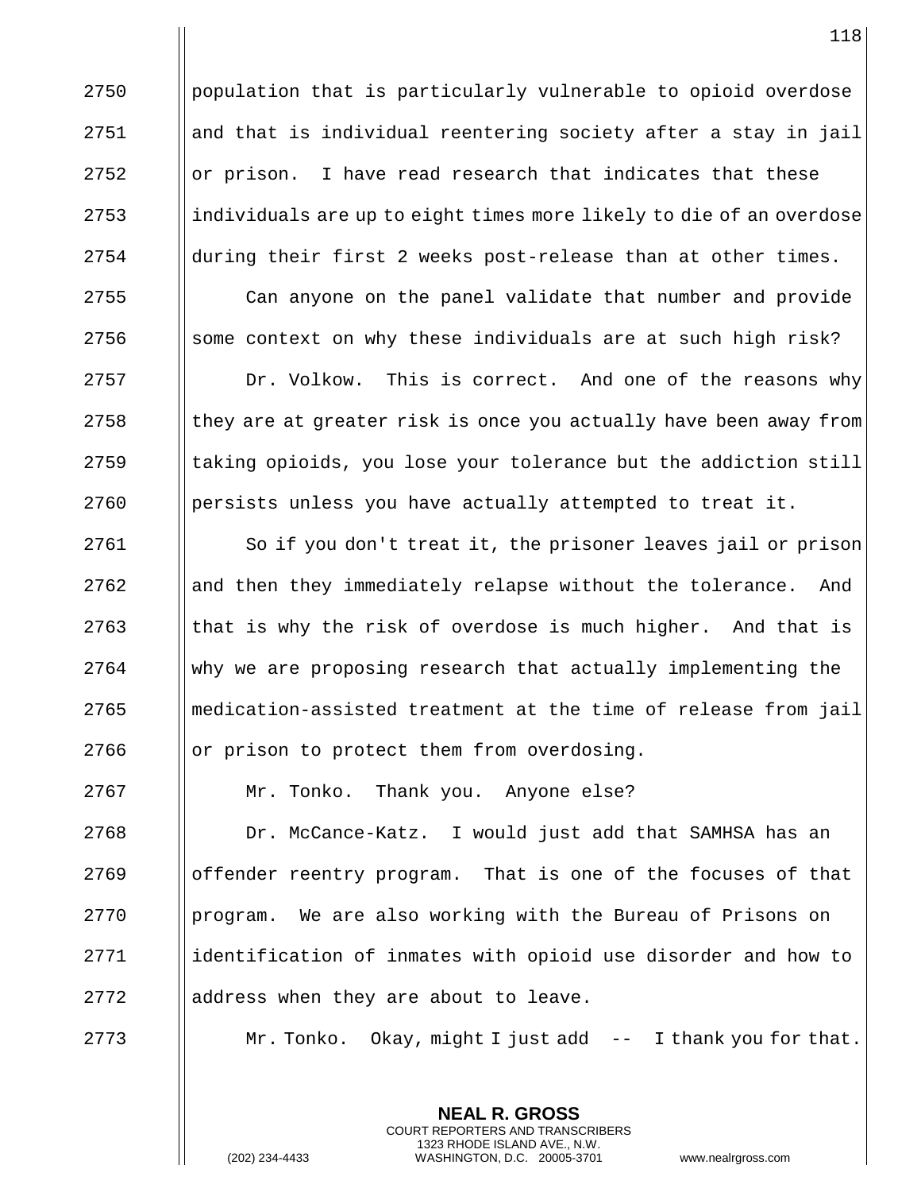2750 population that is particularly vulnerable to opioid overdose
2751 and that is individual reentering society after a stay in jail
2752 or prison. I have read research that indicates that these
2753 individuals are up to eight times more likely to die of an overdose
2754 during their first 2 weeks post-release than at other times.

2755 Can anyone on the panel validate that number and provide
2756 some context on why these individuals are at such high risk?

2757 Dr. Volkow. This is correct. And one of the reasons why
2758 they are at greater risk is once you actually have been away from
2759 taking opioids, you lose your tolerance but the addiction still
2760 persists unless you have actually attempted to treat it.

2761 So if you don't treat it, the prisoner leaves jail or prison
2762 and then they immediately relapse without the tolerance. And
2763 that is why the risk of overdose is much higher. And that is
2764 why we are proposing research that actually implementing the
2765 medication-assisted treatment at the time of release from jail
2766 or prison to protect them from overdosing.

2767 Mr. Tonko. Thank you. Anyone else?

2768 Dr. McCance-Katz. I would just add that SAMHSA has an
2769 offender reentry program. That is one of the focuses of that
2770 program. We are also working with the Bureau of Prisons on
2771 identification of inmates with opioid use disorder and how to
2772 address when they are about to leave.

2773 Mr. Tonko. Okay, might I just add -- I thank you for that.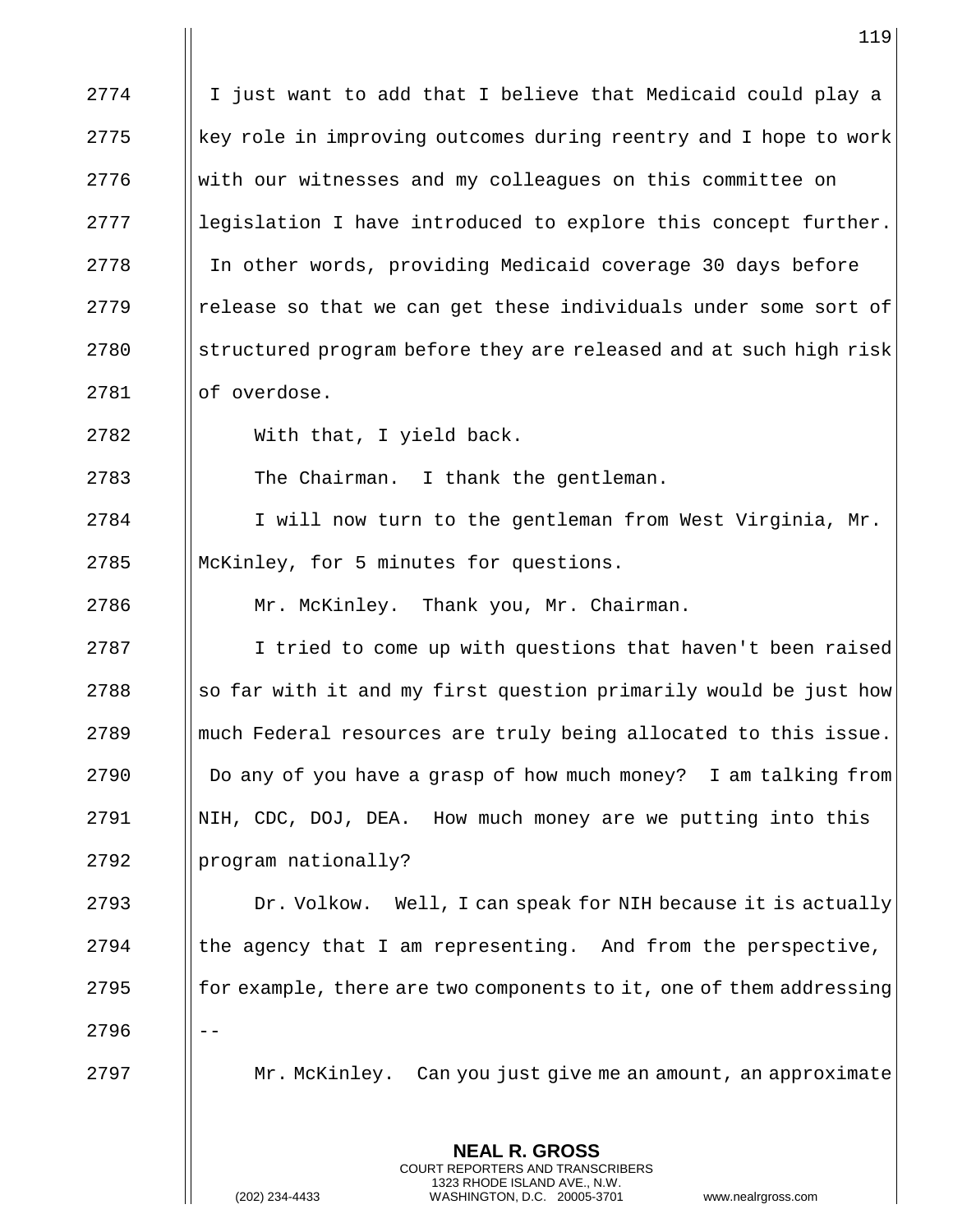2774 I just want to add that I believe that Medicaid could play a
2775 key role in improving outcomes during reentry and I hope to work
2776 with our witnesses and my colleagues on this committee on
2777 legislation I have introduced to explore this concept further.
2778 In other words, providing Medicaid coverage 30 days before
2779 release so that we can get these individuals under some sort of
2780 structured program before they are released and at such high risk
2781 of overdose.

2782 With that, I yield back.

2783 The Chairman. I thank the gentleman.

2784 I will now turn to the gentleman from West Virginia, Mr.
2785 McKinley, for 5 minutes for questions.

2786 Mr. McKinley. Thank you, Mr. Chairman.

2787 I tried to come up with questions that haven't been raised
2788 so far with it and my first question primarily would be just how
2789 much Federal resources are truly being allocated to this issue.
2790 Do any of you have a grasp of how much money? I am talking from
2791 NIH, CDC, DOJ, DEA. How much money are we putting into this
2792 program nationally?

2793 Dr. Volkow. Well, I can speak for NIH because it is actually
2794 the agency that I am representing. And from the perspective,
2795 for example, there are two components to it, one of them addressing
2796 --

2797 Mr. McKinley. Can you just give me an amount, an approximate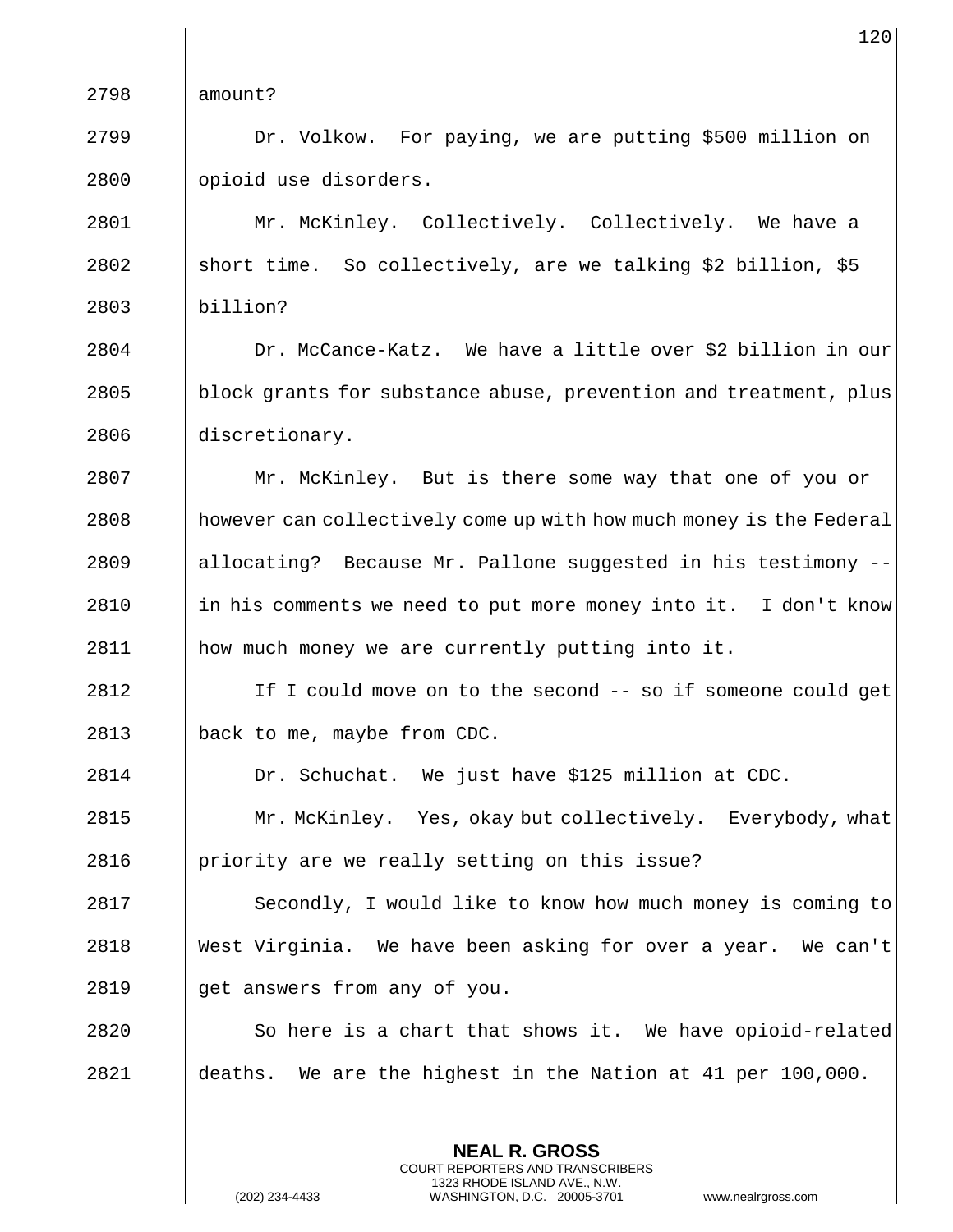amount?

Dr. Volkow. For paying, we are putting $500 million on opioid use disorders.

Mr. McKinley. Collectively. Collectively. We have a short time. So collectively, are we talking $2 billion, $5 billion?

Dr. McCance-Katz. We have a little over $2 billion in our block grants for substance abuse, prevention and treatment, plus discretionary.

Mr. McKinley. But is there some way that one of you or however can collectively come up with how much money is the Federal allocating? Because Mr. Pallone suggested in his testimony -- in his comments we need to put more money into it. I don't know how much money we are currently putting into it.

If I could move on to the second -- so if someone could get back to me, maybe from CDC.

Dr. Schuchat. We just have $125 million at CDC.

Mr. McKinley. Yes, okay but collectively. Everybody, what priority are we really setting on this issue?

Secondly, I would like to know how much money is coming to West Virginia. We have been asking for over a year. We can't get answers from any of you.

So here is a chart that shows it. We have opioid-related deaths. We are the highest in the Nation at 41 per 100,000.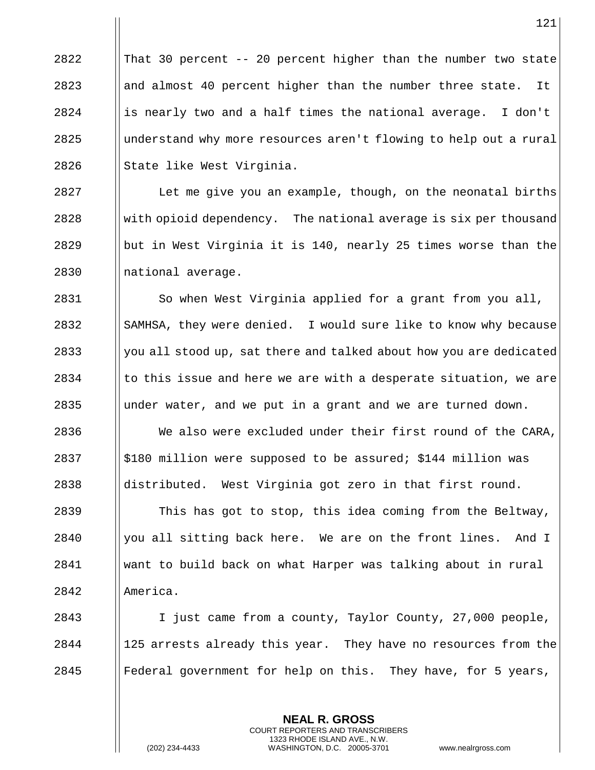That 30 percent -- 20 percent higher than the number two state and almost 40 percent higher than the number three state. It is nearly two and a half times the national average. I don't understand why more resources aren't flowing to help out a rural State like West Virginia.

Let me give you an example, though, on the neonatal births with opioid dependency. The national average is six per thousand but in West Virginia it is 140, nearly 25 times worse than the national average.

So when West Virginia applied for a grant from you all, SAMHSA, they were denied. I would sure like to know why because you all stood up, sat there and talked about how you are dedicated to this issue and here we are with a desperate situation, we are under water, and we put in a grant and we are turned down.

We also were excluded under their first round of the CARA, $180 million were supposed to be assured; $144 million was distributed. West Virginia got zero in that first round.

This has got to stop, this idea coming from the Beltway, you all sitting back here. We are on the front lines. And I want to build back on what Harper was talking about in rural America.

I just came from a county, Taylor County, 27,000 people, 125 arrests already this year. They have no resources from the Federal government for help on this. They have, for 5 years,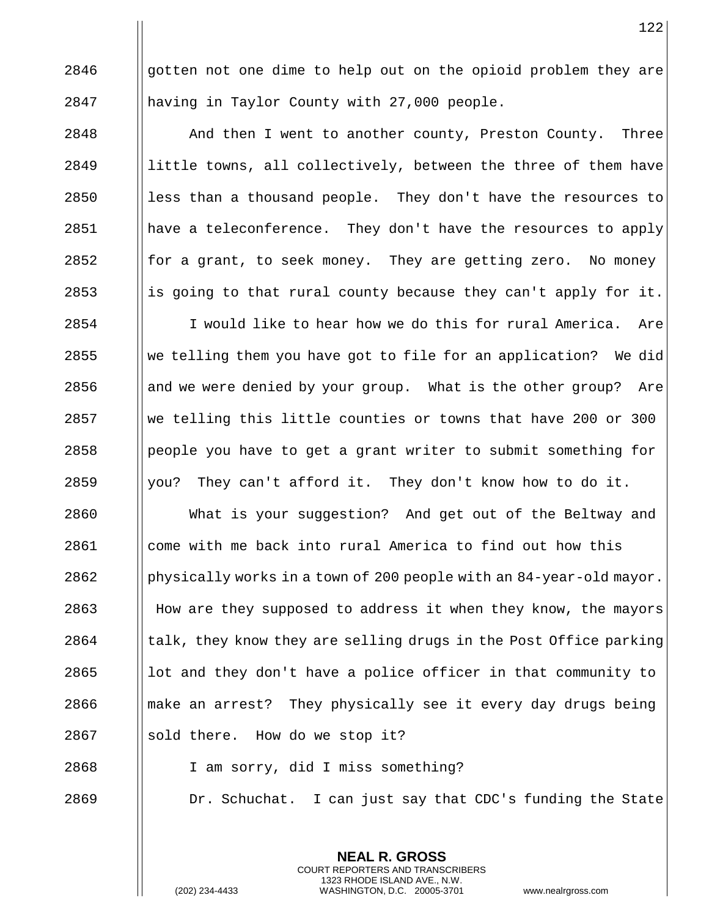gotten not one dime to help out on the opioid problem they are having in Taylor County with 27,000 people.

And then I went to another county, Preston County. Three little towns, all collectively, between the three of them have less than a thousand people. They don't have the resources to have a teleconference. They don't have the resources to apply for a grant, to seek money. They are getting zero. No money is going to that rural county because they can't apply for it.

I would like to hear how we do this for rural America. Are we telling them you have got to file for an application? We did and we were denied by your group. What is the other group? Are we telling this little counties or towns that have 200 or 300 people you have to get a grant writer to submit something for you? They can't afford it. They don't know how to do it.

What is your suggestion? And get out of the Beltway and come with me back into rural America to find out how this physically works in a town of 200 people with an 84-year-old mayor. How are they supposed to address it when they know, the mayors talk, they know they are selling drugs in the Post Office parking lot and they don't have a police officer in that community to make an arrest? They physically see it every day drugs being sold there. How do we stop it?

I am sorry, did I miss something?

Dr. Schuchat. I can just say that CDC's funding the State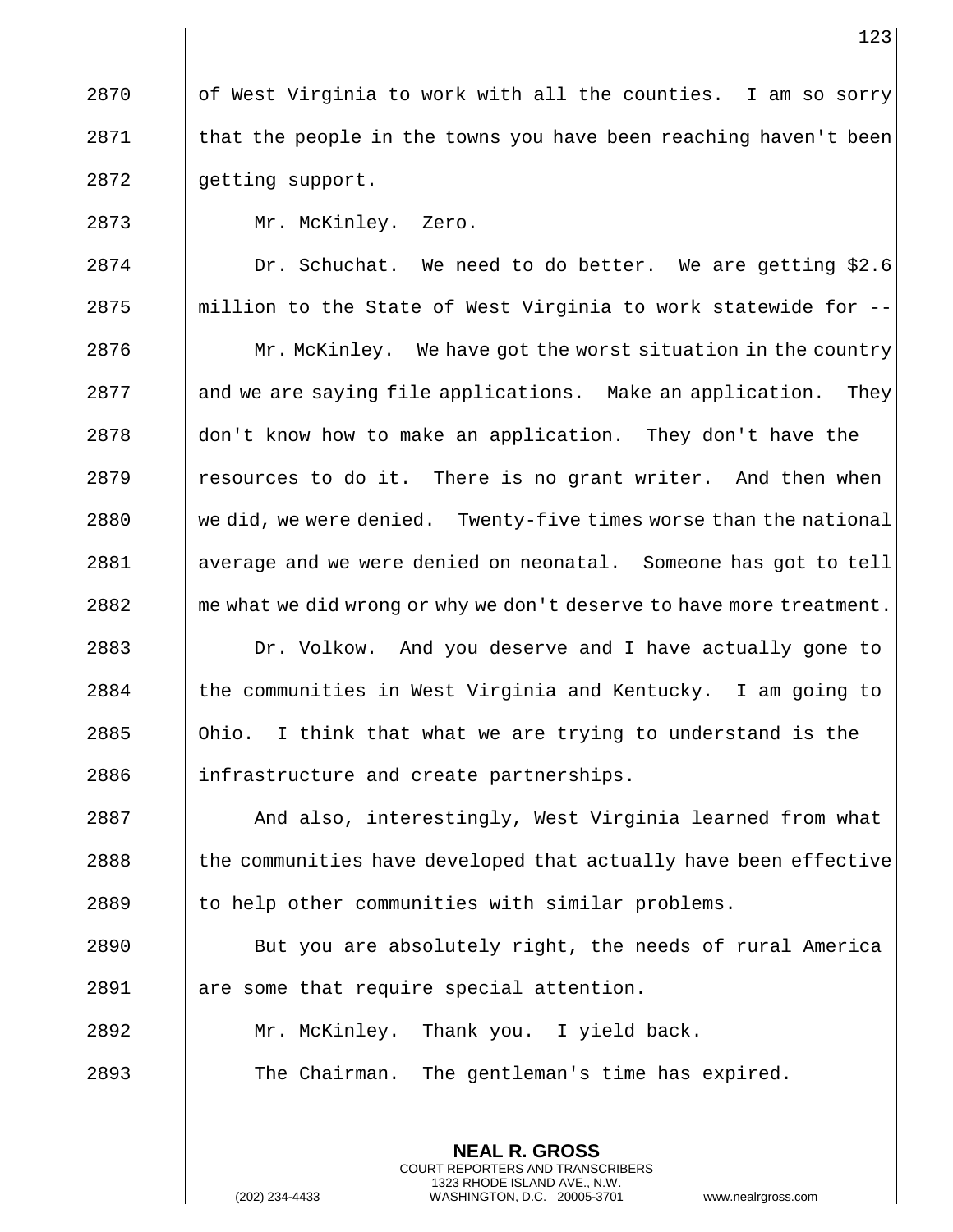of West Virginia to work with all the counties. I am so sorry that the people in the towns you have been reaching haven't been getting support.

Mr. McKinley. Zero.

Dr. Schuchat. We need to do better. We are getting $2.6 million to the State of West Virginia to work statewide for --

Mr. McKinley. We have got the worst situation in the country and we are saying file applications. Make an application. They don't know how to make an application. They don't have the resources to do it. There is no grant writer. And then when we did, we were denied. Twenty-five times worse than the national average and we were denied on neonatal. Someone has got to tell me what we did wrong or why we don't deserve to have more treatment.

Dr. Volkow. And you deserve and I have actually gone to the communities in West Virginia and Kentucky. I am going to Ohio. I think that what we are trying to understand is the infrastructure and create partnerships.

And also, interestingly, West Virginia learned from what the communities have developed that actually have been effective to help other communities with similar problems.

But you are absolutely right, the needs of rural America are some that require special attention.

Mr. McKinley. Thank you. I yield back.

The Chairman. The gentleman's time has expired.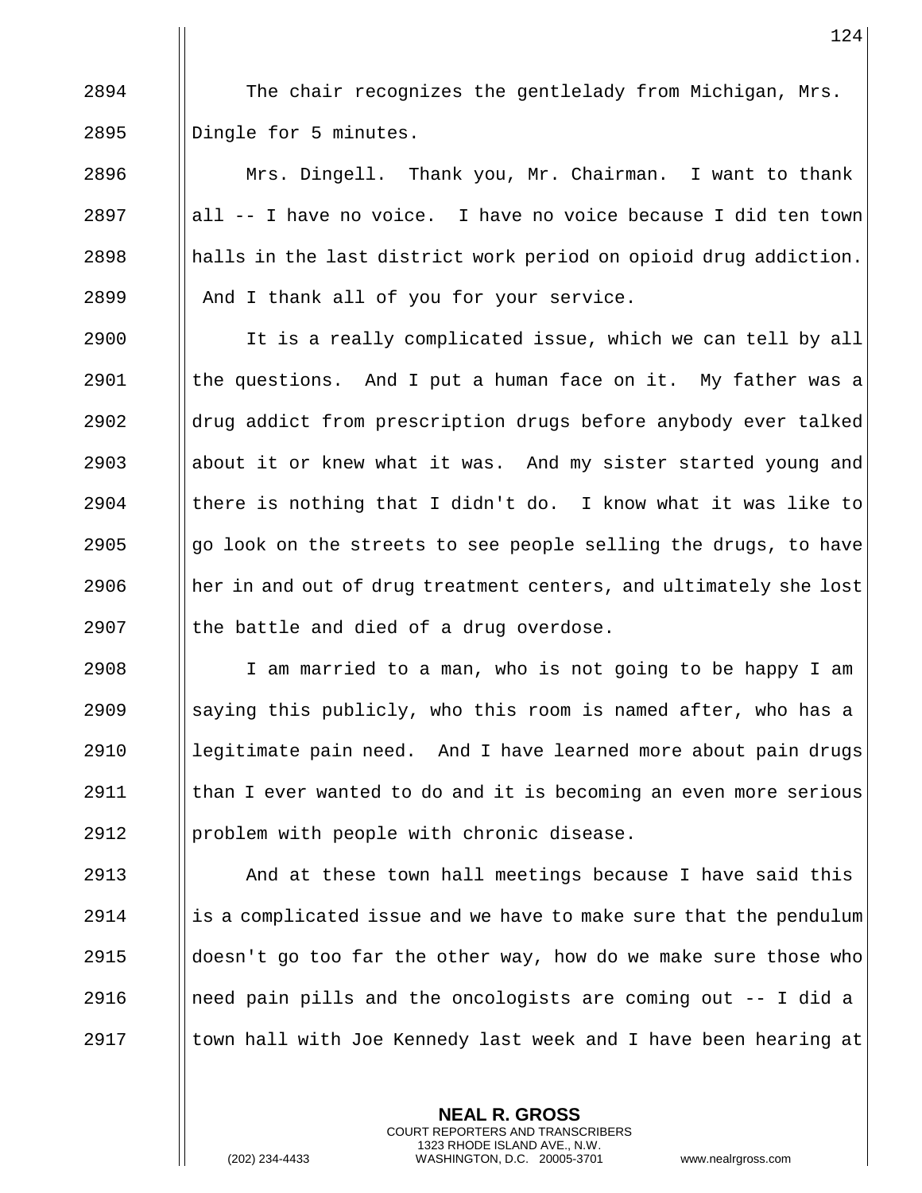The chair recognizes the gentlelady from Michigan, Mrs. Dingle for 5 minutes.

Mrs. Dingell. Thank you, Mr. Chairman. I want to thank all -- I have no voice. I have no voice because I did ten town halls in the last district work period on opioid drug addiction. And I thank all of you for your service.

It is a really complicated issue, which we can tell by all the questions. And I put a human face on it. My father was a drug addict from prescription drugs before anybody ever talked about it or knew what it was. And my sister started young and there is nothing that I didn't do. I know what it was like to go look on the streets to see people selling the drugs, to have her in and out of drug treatment centers, and ultimately she lost the battle and died of a drug overdose.

I am married to a man, who is not going to be happy I am saying this publicly, who this room is named after, who has a legitimate pain need. And I have learned more about pain drugs than I ever wanted to do and it is becoming an even more serious problem with people with chronic disease.

And at these town hall meetings because I have said this is a complicated issue and we have to make sure that the pendulum doesn't go too far the other way, how do we make sure those who need pain pills and the oncologists are coming out -- I did a town hall with Joe Kennedy last week and I have been hearing at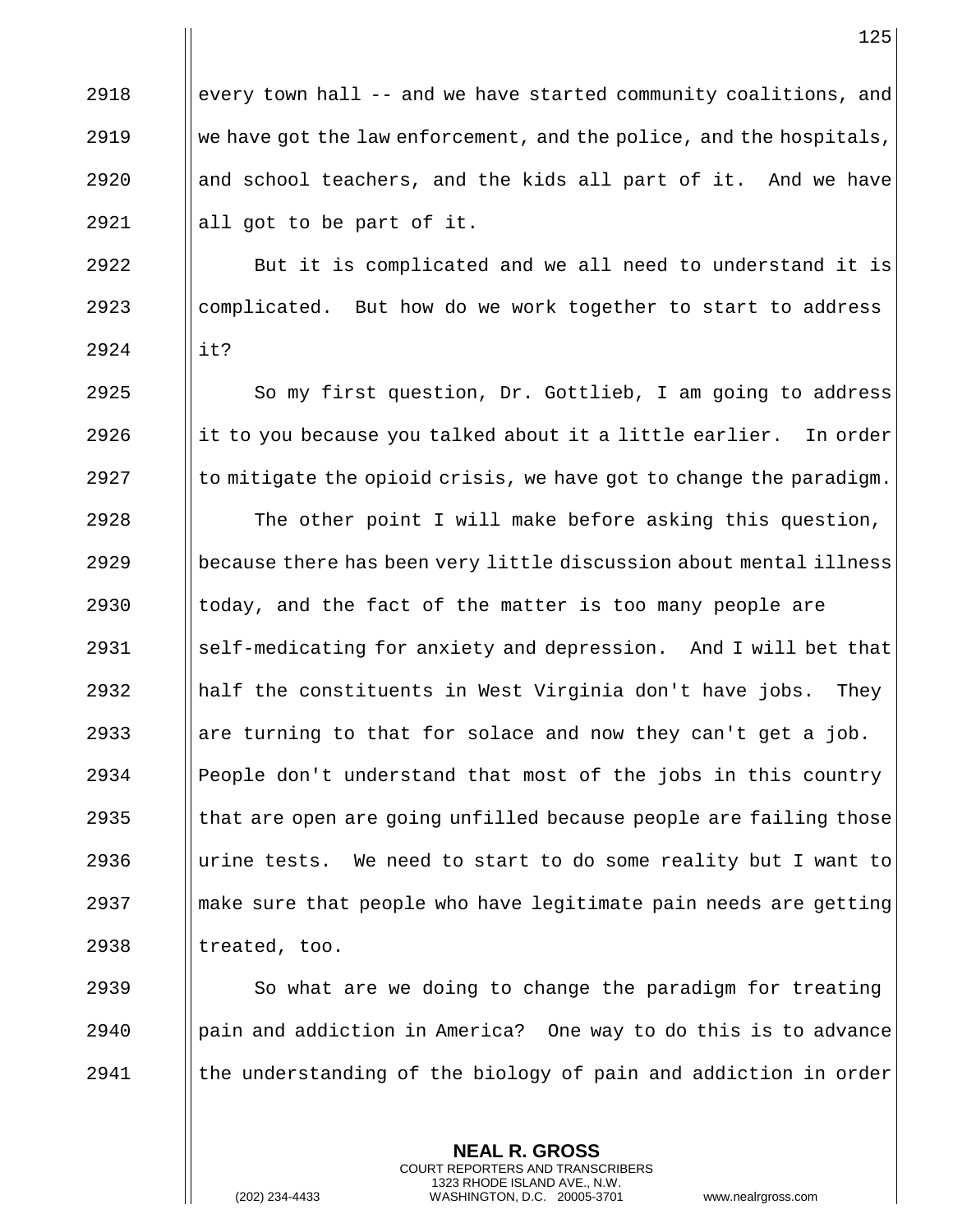every town hall -- and we have started community coalitions, and we have got the law enforcement, and the police, and the hospitals, and school teachers, and the kids all part of it. And we have all got to be part of it.

But it is complicated and we all need to understand it is complicated. But how do we work together to start to address it?

So my first question, Dr. Gottlieb, I am going to address it to you because you talked about it a little earlier. In order to mitigate the opioid crisis, we have got to change the paradigm.

The other point I will make before asking this question, because there has been very little discussion about mental illness today, and the fact of the matter is too many people are self-medicating for anxiety and depression. And I will bet that half the constituents in West Virginia don't have jobs. They are turning to that for solace and now they can't get a job. People don't understand that most of the jobs in this country that are open are going unfilled because people are failing those urine tests. We need to start to do some reality but I want to make sure that people who have legitimate pain needs are getting treated, too.

So what are we doing to change the paradigm for treating pain and addiction in America? One way to do this is to advance the understanding of the biology of pain and addiction in order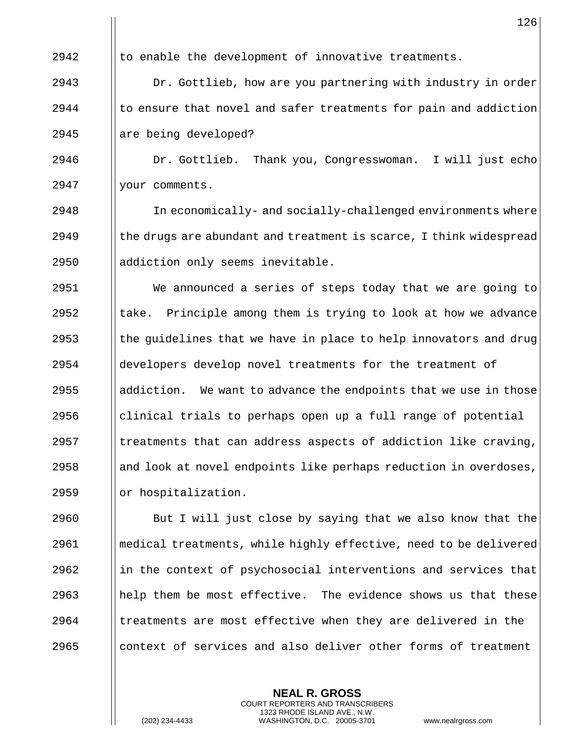to enable the development of innovative treatments.

Dr. Gottlieb, how are you partnering with industry in order to ensure that novel and safer treatments for pain and addiction are being developed?

Dr. Gottlieb. Thank you, Congresswoman. I will just echo your comments.

In economically- and socially-challenged environments where the drugs are abundant and treatment is scarce, I think widespread addiction only seems inevitable.

We announced a series of steps today that we are going to take. Principle among them is trying to look at how we advance the guidelines that we have in place to help innovators and drug developers develop novel treatments for the treatment of addiction. We want to advance the endpoints that we use in those clinical trials to perhaps open up a full range of potential treatments that can address aspects of addiction like craving, and look at novel endpoints like perhaps reduction in overdoses, or hospitalization.

But I will just close by saying that we also know that the medical treatments, while highly effective, need to be delivered in the context of psychosocial interventions and services that help them be most effective. The evidence shows us that these treatments are most effective when they are delivered in the context of services and also deliver other forms of treatment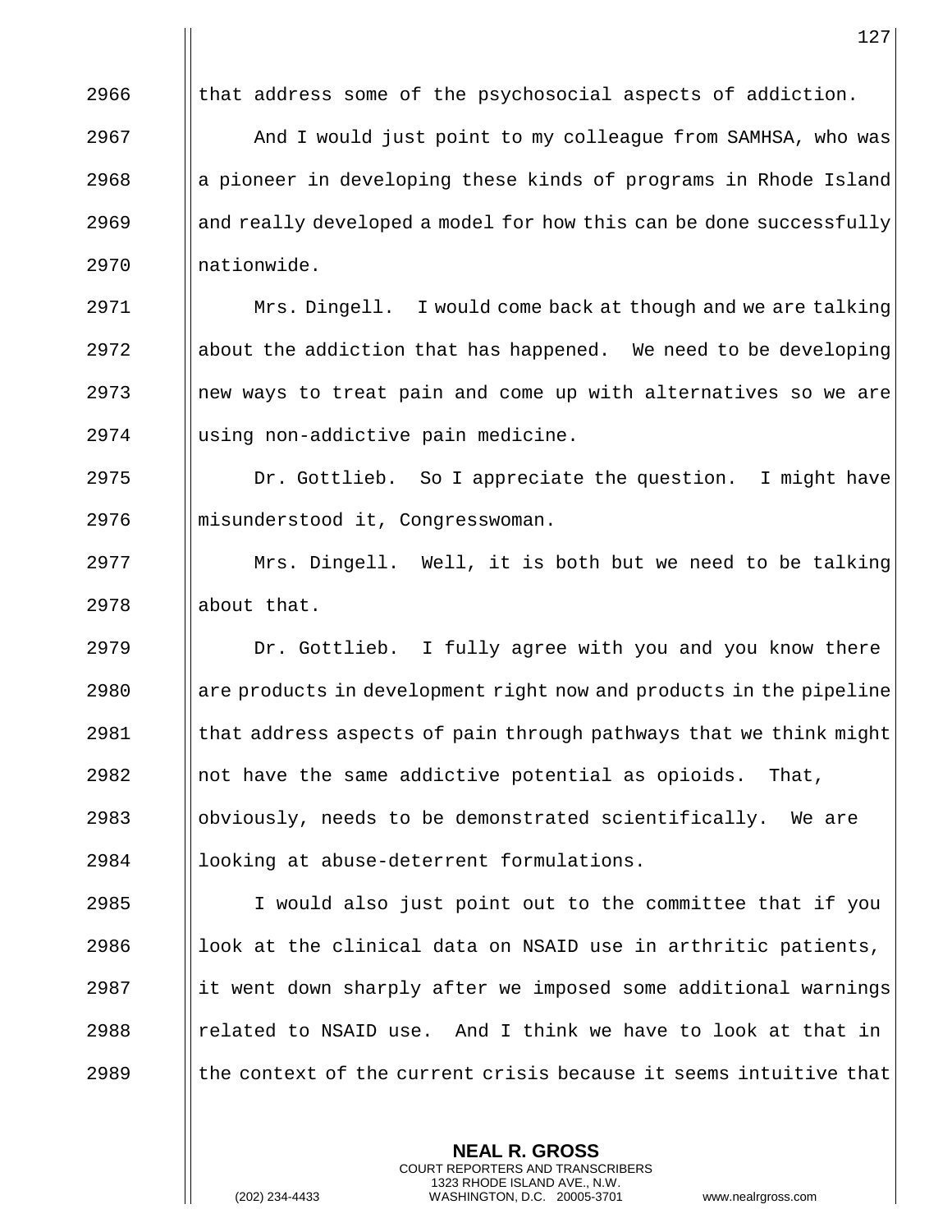2966 that address some of the psychosocial aspects of addiction.

2967 And I would just point to my colleague from SAMHSA, who was
2968 a pioneer in developing these kinds of programs in Rhode Island
2969 and really developed a model for how this can be done successfully
2970 nationwide.

2971 Mrs. Dingell. I would come back at though and we are talking
2972 about the addiction that has happened. We need to be developing
2973 new ways to treat pain and come up with alternatives so we are
2974 using non-addictive pain medicine.

2975 Dr. Gottlieb. So I appreciate the question. I might have
2976 misunderstood it, Congresswoman.

2977 Mrs. Dingell. Well, it is both but we need to be talking
2978 about that.

2979 Dr. Gottlieb. I fully agree with you and you know there
2980 are products in development right now and products in the pipeline
2981 that address aspects of pain through pathways that we think might
2982 not have the same addictive potential as opioids. That,
2983 obviously, needs to be demonstrated scientifically. We are
2984 looking at abuse-deterrent formulations.

2985 I would also just point out to the committee that if you
2986 look at the clinical data on NSAID use in arthritic patients,
2987 it went down sharply after we imposed some additional warnings
2988 related to NSAID use. And I think we have to look at that in
2989 the context of the current crisis because it seems intuitive that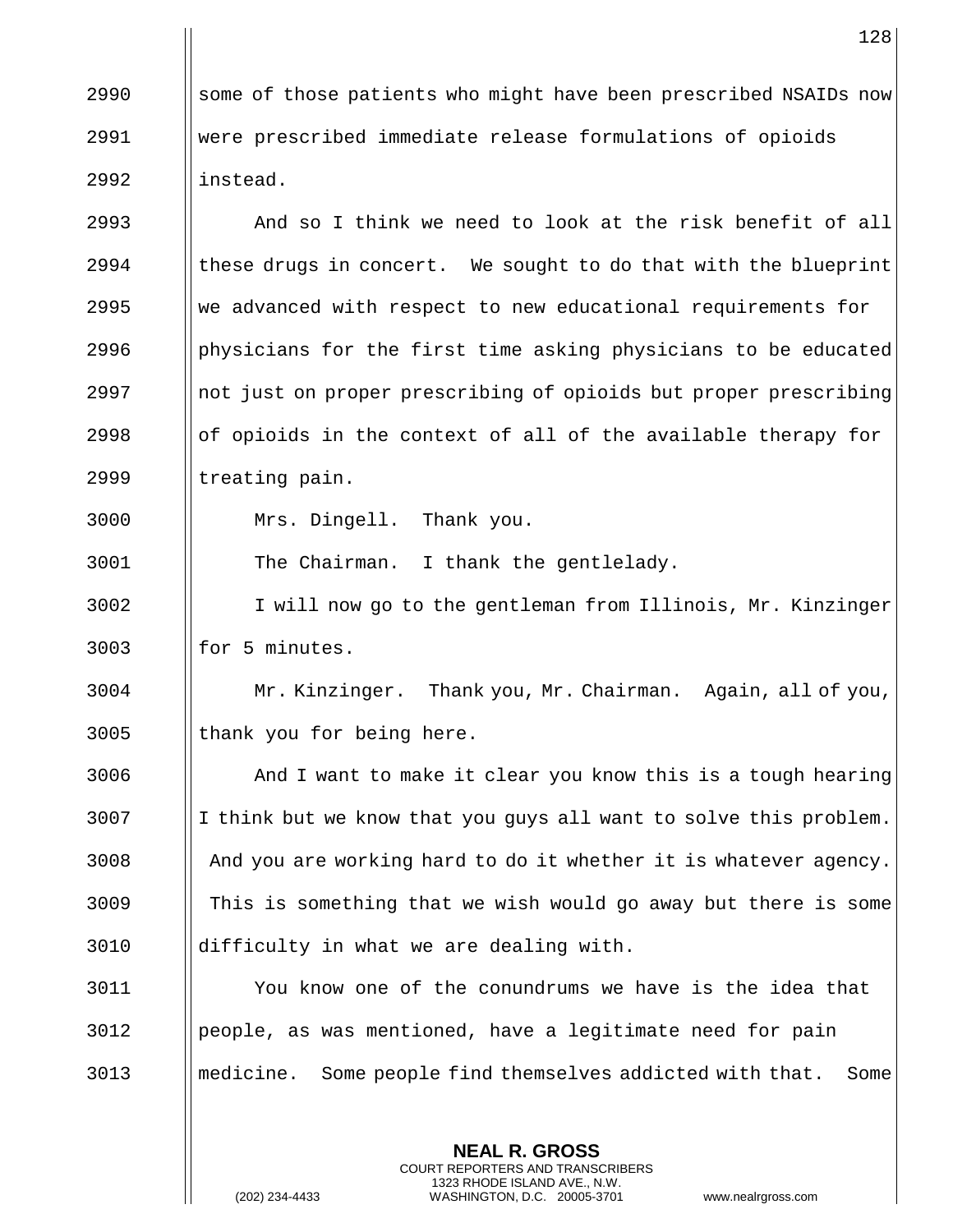some of those patients who might have been prescribed NSAIDs now were prescribed immediate release formulations of opioids instead.

And so I think we need to look at the risk benefit of all these drugs in concert. We sought to do that with the blueprint we advanced with respect to new educational requirements for physicians for the first time asking physicians to be educated not just on proper prescribing of opioids but proper prescribing of opioids in the context of all of the available therapy for treating pain.

Mrs. Dingell. Thank you.

The Chairman. I thank the gentlelady.

I will now go to the gentleman from Illinois, Mr. Kinzinger for 5 minutes.

Mr. Kinzinger. Thank you, Mr. Chairman. Again, all of you, thank you for being here.

And I want to make it clear you know this is a tough hearing I think but we know that you guys all want to solve this problem. And you are working hard to do it whether it is whatever agency. This is something that we wish would go away but there is some difficulty in what we are dealing with.

You know one of the conundrums we have is the idea that people, as was mentioned, have a legitimate need for pain medicine. Some people find themselves addicted with that. Some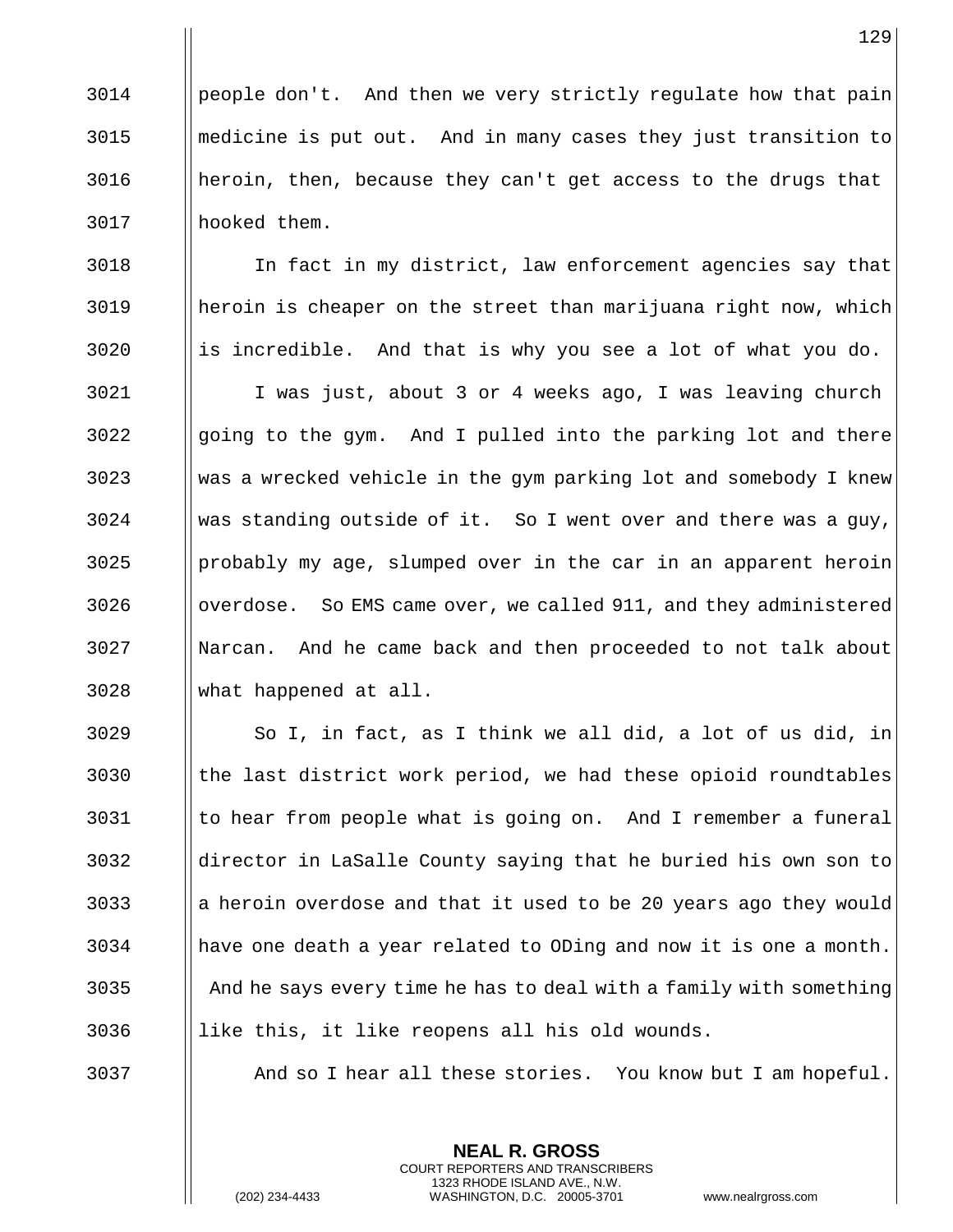people don't. And then we very strictly regulate how that pain medicine is put out. And in many cases they just transition to heroin, then, because they can't get access to the drugs that hooked them.

In fact in my district, law enforcement agencies say that heroin is cheaper on the street than marijuana right now, which is incredible. And that is why you see a lot of what you do.

I was just, about 3 or 4 weeks ago, I was leaving church going to the gym. And I pulled into the parking lot and there was a wrecked vehicle in the gym parking lot and somebody I knew was standing outside of it. So I went over and there was a guy, probably my age, slumped over in the car in an apparent heroin overdose. So EMS came over, we called 911, and they administered Narcan. And he came back and then proceeded to not talk about what happened at all.

So I, in fact, as I think we all did, a lot of us did, in the last district work period, we had these opioid roundtables to hear from people what is going on. And I remember a funeral director in LaSalle County saying that he buried his own son to a heroin overdose and that it used to be 20 years ago they would have one death a year related to ODing and now it is one a month. And he says every time he has to deal with a family with something like this, it like reopens all his old wounds.

And so I hear all these stories. You know but I am hopeful.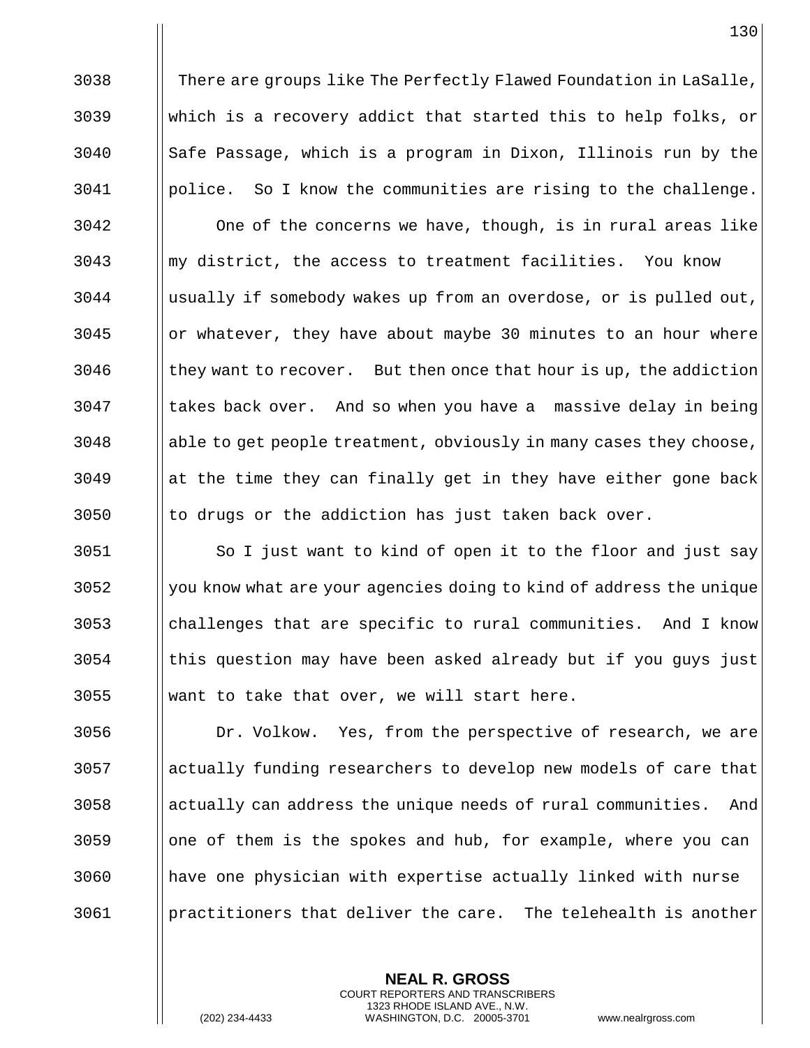There are groups like The Perfectly Flawed Foundation in LaSalle, which is a recovery addict that started this to help folks, or Safe Passage, which is a program in Dixon, Illinois run by the police. So I know the communities are rising to the challenge.

One of the concerns we have, though, is in rural areas like my district, the access to treatment facilities. You know usually if somebody wakes up from an overdose, or is pulled out, or whatever, they have about maybe 30 minutes to an hour where they want to recover. But then once that hour is up, the addiction takes back over. And so when you have a massive delay in being able to get people treatment, obviously in many cases they choose, at the time they can finally get in they have either gone back to drugs or the addiction has just taken back over.

So I just want to kind of open it to the floor and just say you know what are your agencies doing to kind of address the unique challenges that are specific to rural communities. And I know this question may have been asked already but if you guys just want to take that over, we will start here.

Dr. Volkow. Yes, from the perspective of research, we are actually funding researchers to develop new models of care that actually can address the unique needs of rural communities. And one of them is the spokes and hub, for example, where you can have one physician with expertise actually linked with nurse practitioners that deliver the care. The telehealth is another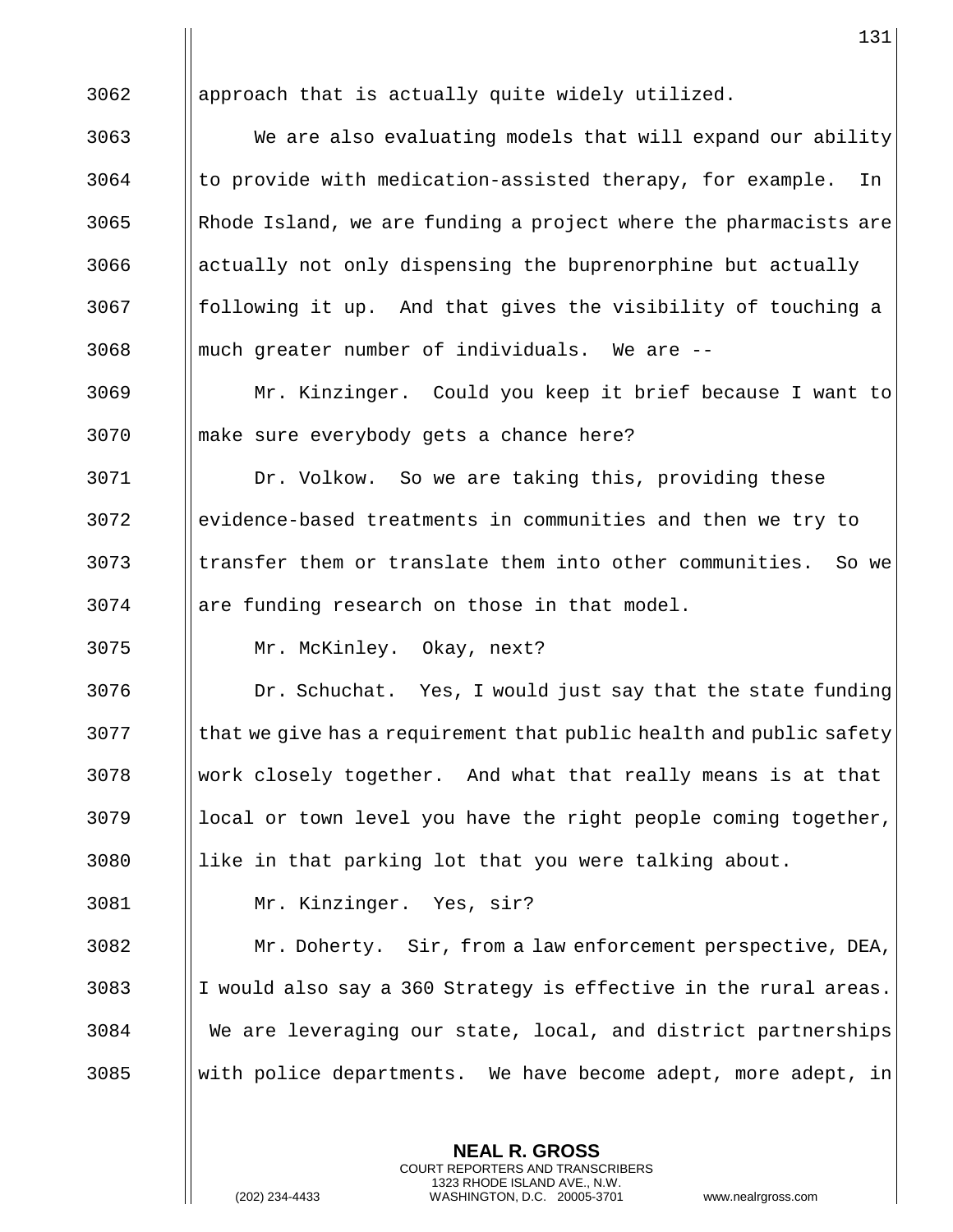3062 approach that is actually quite widely utilized.

3063 We are also evaluating models that will expand our ability 3064 to provide with medication-assisted therapy, for example. In 3065 Rhode Island, we are funding a project where the pharmacists are 3066 actually not only dispensing the buprenorphine but actually 3067 following it up. And that gives the visibility of touching a 3068 much greater number of individuals. We are --

3069 Mr. Kinzinger. Could you keep it brief because I want to 3070 make sure everybody gets a chance here?

3071 Dr. Volkow. So we are taking this, providing these 3072 evidence-based treatments in communities and then we try to 3073 transfer them or translate them into other communities. So we 3074 are funding research on those in that model.

3075 Mr. McKinley. Okay, next?

3076 Dr. Schuchat. Yes, I would just say that the state funding 3077 that we give has a requirement that public health and public safety 3078 work closely together. And what that really means is at that 3079 local or town level you have the right people coming together, 3080 like in that parking lot that you were talking about.

3081 Mr. Kinzinger. Yes, sir?

3082 Mr. Doherty. Sir, from a law enforcement perspective, DEA, 3083 I would also say a 360 Strategy is effective in the rural areas. 3084 We are leveraging our state, local, and district partnerships 3085 with police departments. We have become adept, more adept, in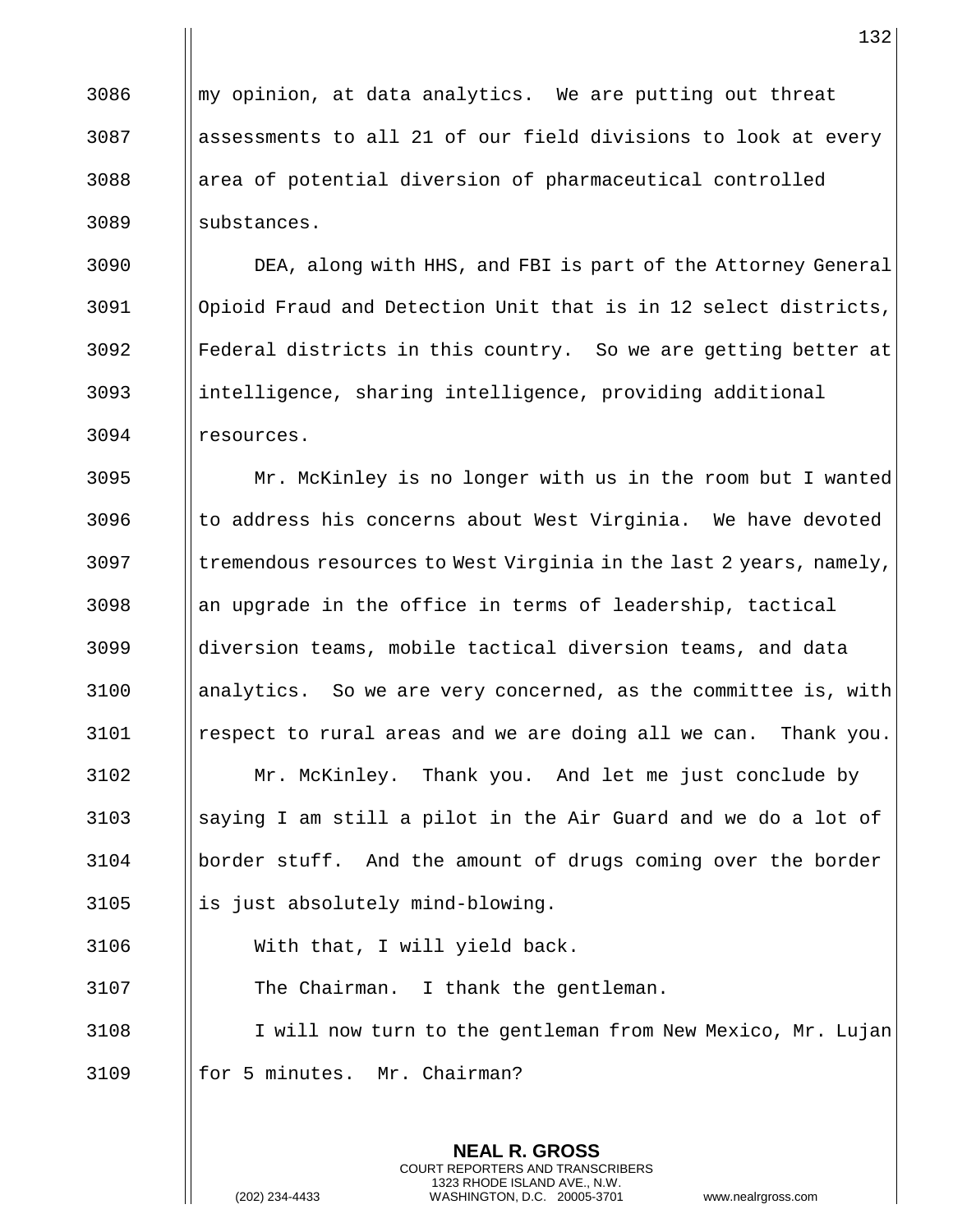3086 my opinion, at data analytics. We are putting out threat
3087 assessments to all 21 of our field divisions to look at every
3088 area of potential diversion of pharmaceutical controlled
3089 substances.

3090 DEA, along with HHS, and FBI is part of the Attorney General
3091 Opioid Fraud and Detection Unit that is in 12 select districts,
3092 Federal districts in this country. So we are getting better at
3093 intelligence, sharing intelligence, providing additional
3094 resources.

3095 Mr. McKinley is no longer with us in the room but I wanted
3096 to address his concerns about West Virginia. We have devoted
3097 tremendous resources to West Virginia in the last 2 years, namely,
3098 an upgrade in the office in terms of leadership, tactical
3099 diversion teams, mobile tactical diversion teams, and data
3100 analytics. So we are very concerned, as the committee is, with
3101 respect to rural areas and we are doing all we can. Thank you.

3102 Mr. McKinley. Thank you. And let me just conclude by
3103 saying I am still a pilot in the Air Guard and we do a lot of
3104 border stuff. And the amount of drugs coming over the border
3105 is just absolutely mind-blowing.

3106 With that, I will yield back.

3107 The Chairman. I thank the gentleman.

3108 I will now turn to the gentleman from New Mexico, Mr. Lujan
3109 for 5 minutes. Mr. Chairman?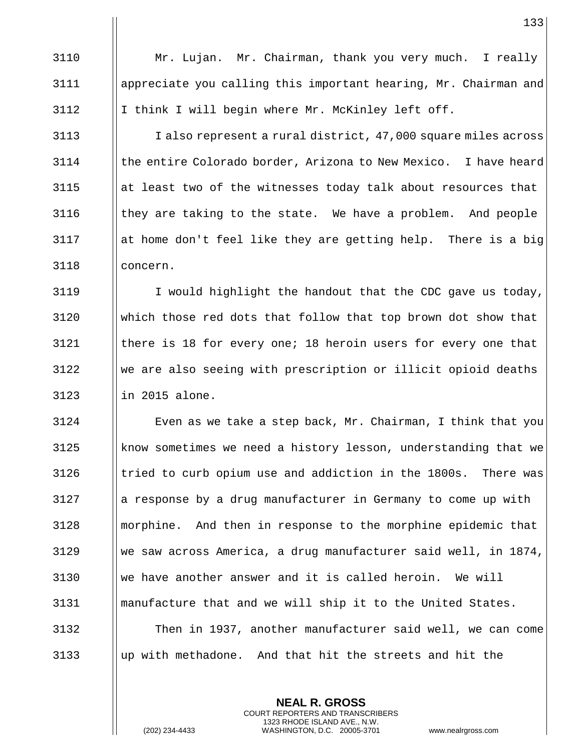Mr. Lujan. Mr. Chairman, thank you very much. I really appreciate you calling this important hearing, Mr. Chairman and I think I will begin where Mr. McKinley left off.

I also represent a rural district, 47,000 square miles across the entire Colorado border, Arizona to New Mexico. I have heard at least two of the witnesses today talk about resources that they are taking to the state. We have a problem. And people at home don't feel like they are getting help. There is a big concern.

I would highlight the handout that the CDC gave us today, which those red dots that follow that top brown dot show that there is 18 for every one; 18 heroin users for every one that we are also seeing with prescription or illicit opioid deaths in 2015 alone.

Even as we take a step back, Mr. Chairman, I think that you know sometimes we need a history lesson, understanding that we tried to curb opium use and addiction in the 1800s. There was a response by a drug manufacturer in Germany to come up with morphine. And then in response to the morphine epidemic that we saw across America, a drug manufacturer said well, in 1874, we have another answer and it is called heroin. We will manufacture that and we will ship it to the United States.

Then in 1937, another manufacturer said well, we can come up with methadone. And that hit the streets and hit the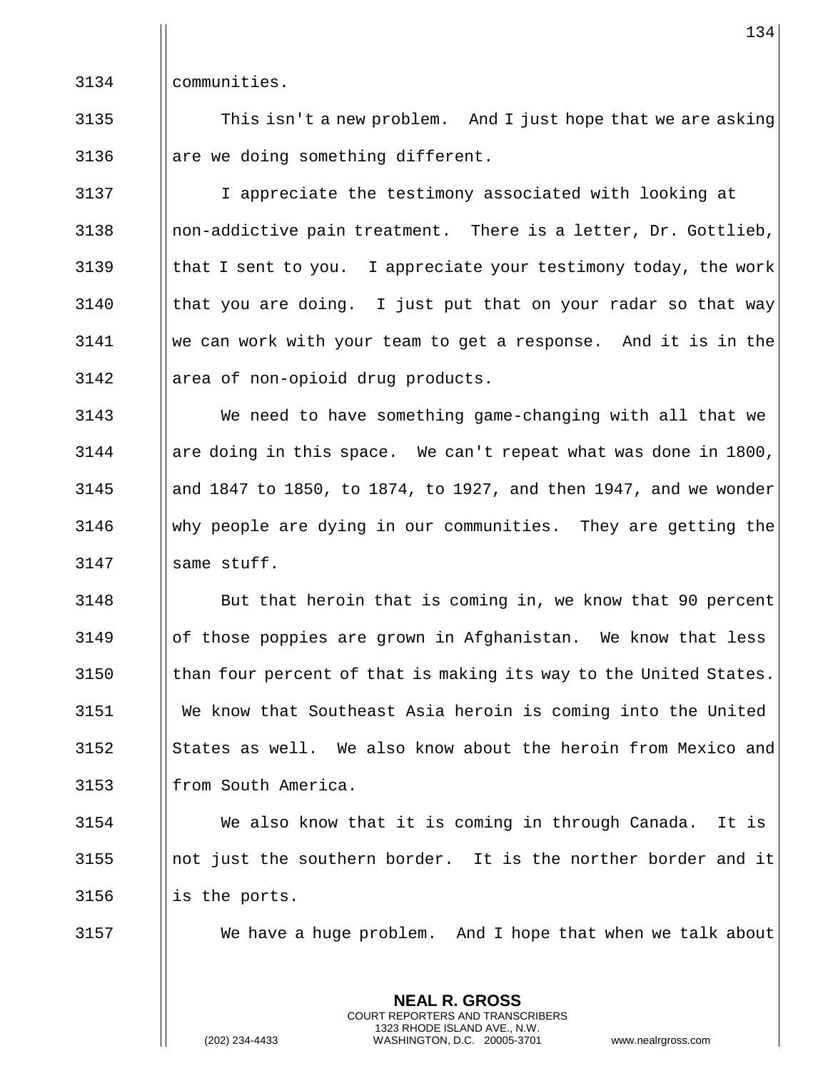communities.

This isn't a new problem. And I just hope that we are asking are we doing something different.

I appreciate the testimony associated with looking at non-addictive pain treatment. There is a letter, Dr. Gottlieb, that I sent to you. I appreciate your testimony today, the work that you are doing. I just put that on your radar so that way we can work with your team to get a response. And it is in the area of non-opioid drug products.

We need to have something game-changing with all that we are doing in this space. We can't repeat what was done in 1800, and 1847 to 1850, to 1874, to 1927, and then 1947, and we wonder why people are dying in our communities. They are getting the same stuff.

But that heroin that is coming in, we know that 90 percent of those poppies are grown in Afghanistan. We know that less than four percent of that is making its way to the United States. We know that Southeast Asia heroin is coming into the United States as well. We also know about the heroin from Mexico and from South America.

We also know that it is coming in through Canada. It is not just the southern border. It is the norther border and it is the ports.

We have a huge problem. And I hope that when we talk about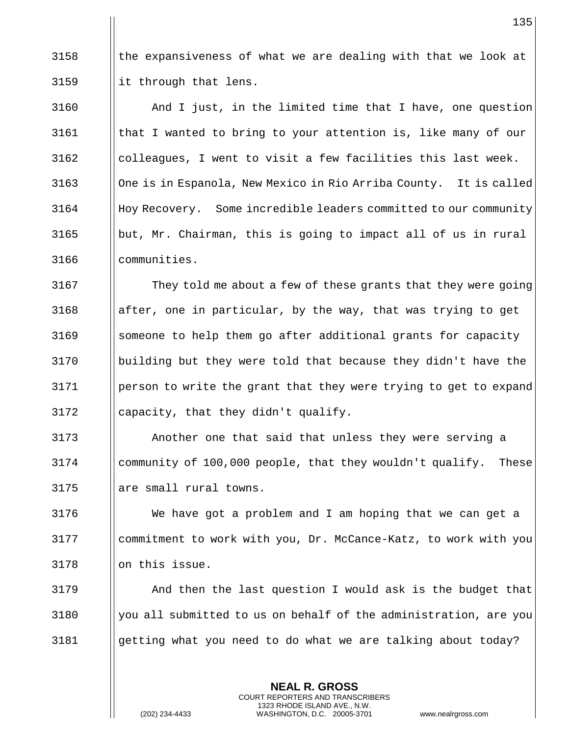the expansiveness of what we are dealing with that we look at it through that lens.

And I just, in the limited time that I have, one question that I wanted to bring to your attention is, like many of our colleagues, I went to visit a few facilities this last week. One is in Espanola, New Mexico in Rio Arriba County. It is called Hoy Recovery. Some incredible leaders committed to our community but, Mr. Chairman, this is going to impact all of us in rural communities.

They told me about a few of these grants that they were going after, one in particular, by the way, that was trying to get someone to help them go after additional grants for capacity building but they were told that because they didn't have the person to write the grant that they were trying to get to expand capacity, that they didn't qualify.

Another one that said that unless they were serving a community of 100,000 people, that they wouldn't qualify. These are small rural towns.

We have got a problem and I am hoping that we can get a commitment to work with you, Dr. McCance-Katz, to work with you on this issue.

And then the last question I would ask is the budget that you all submitted to us on behalf of the administration, are you getting what you need to do what we are talking about today?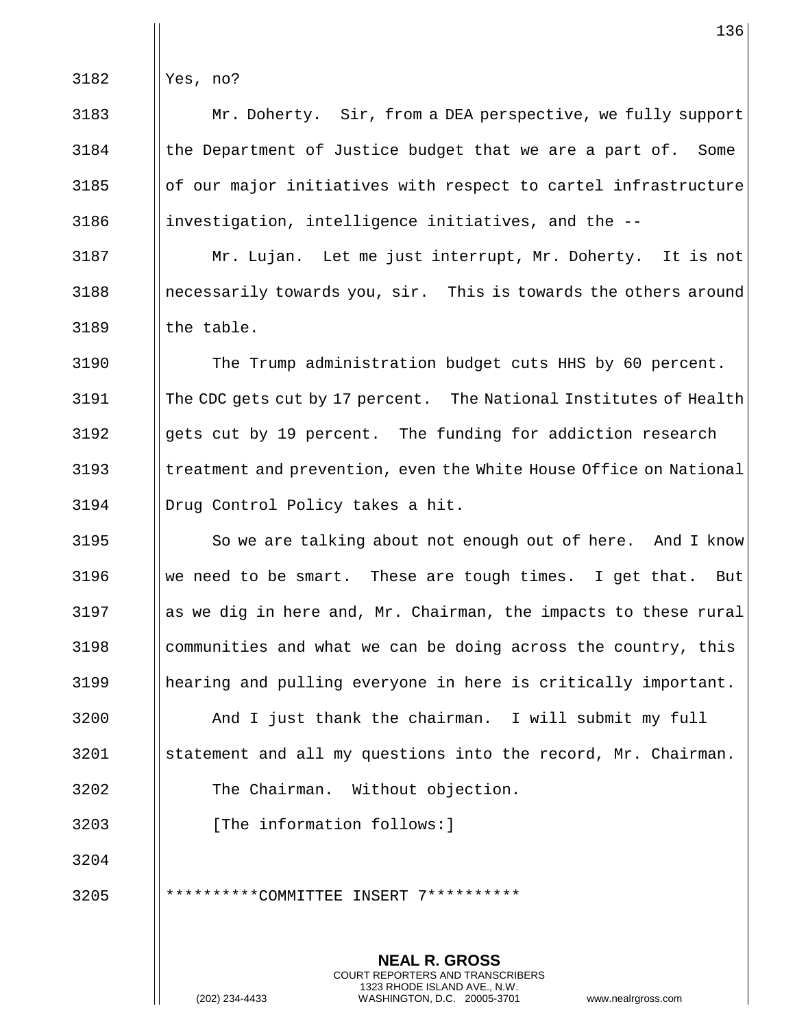Yes, no?

Mr. Doherty. Sir, from a DEA perspective, we fully support the Department of Justice budget that we are a part of. Some of our major initiatives with respect to cartel infrastructure investigation, intelligence initiatives, and the --

Mr. Lujan. Let me just interrupt, Mr. Doherty. It is not necessarily towards you, sir. This is towards the others around the table.

The Trump administration budget cuts HHS by 60 percent. The CDC gets cut by 17 percent. The National Institutes of Health gets cut by 19 percent. The funding for addiction research treatment and prevention, even the White House Office on National Drug Control Policy takes a hit.

So we are talking about not enough out of here. And I know we need to be smart. These are tough times. I get that. But as we dig in here and, Mr. Chairman, the impacts to these rural communities and what we can be doing across the country, this hearing and pulling everyone in here is critically important.

And I just thank the chairman. I will submit my full statement and all my questions into the record, Mr. Chairman.

The Chairman. Without objection.

[The information follows:]

**********COMMITTEE INSERT 7**********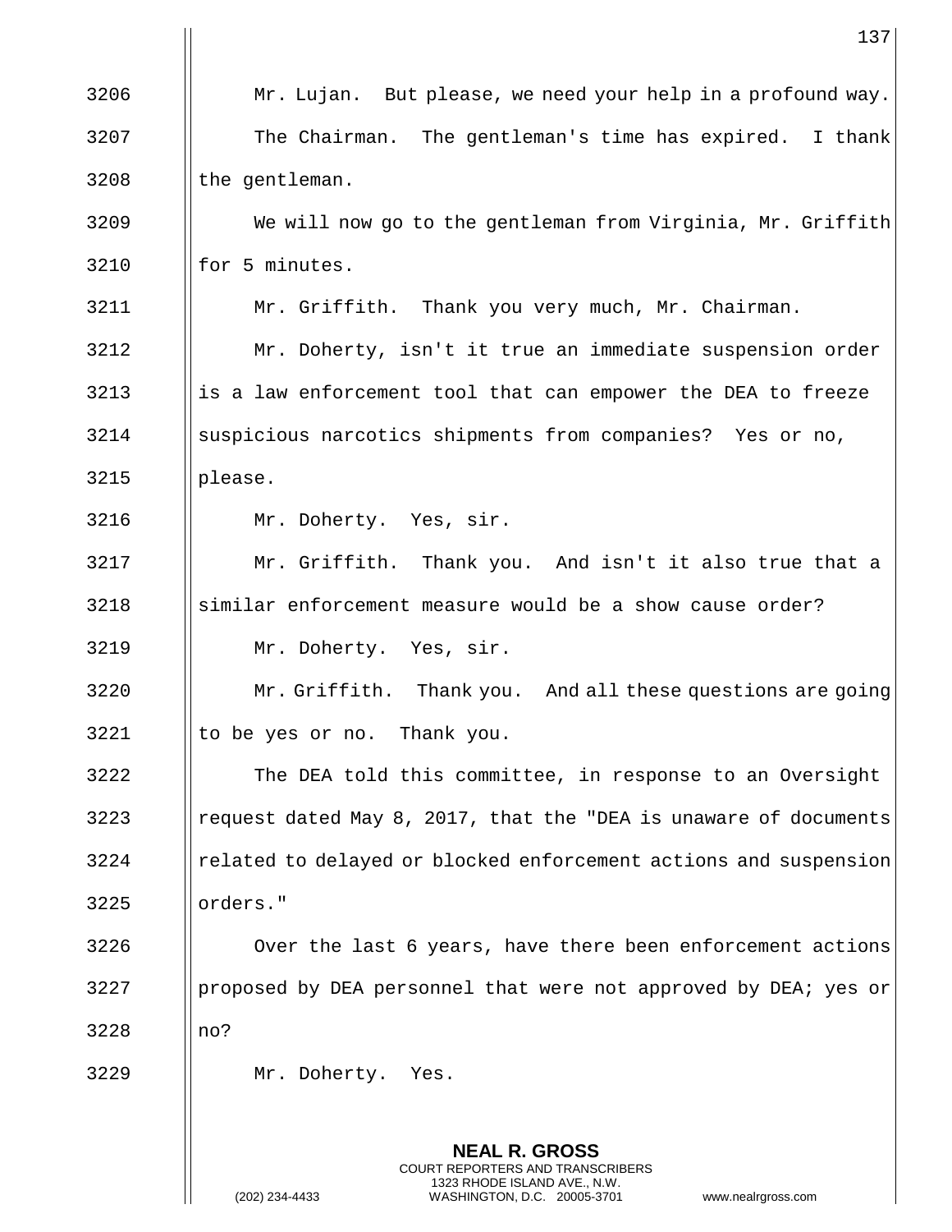Mr. Lujan. But please, we need your help in a profound way.

The Chairman. The gentleman's time has expired. I thank the gentleman.

We will now go to the gentleman from Virginia, Mr. Griffith for 5 minutes.

Mr. Griffith. Thank you very much, Mr. Chairman.

Mr. Doherty, isn't it true an immediate suspension order is a law enforcement tool that can empower the DEA to freeze suspicious narcotics shipments from companies? Yes or no, please.

Mr. Doherty. Yes, sir.

Mr. Griffith. Thank you. And isn't it also true that a similar enforcement measure would be a show cause order?

Mr. Doherty. Yes, sir.

Mr. Griffith. Thank you. And all these questions are going to be yes or no. Thank you.

The DEA told this committee, in response to an Oversight request dated May 8, 2017, that the "DEA is unaware of documents related to delayed or blocked enforcement actions and suspension orders."

Over the last 6 years, have there been enforcement actions proposed by DEA personnel that were not approved by DEA; yes or no?

Mr. Doherty. Yes.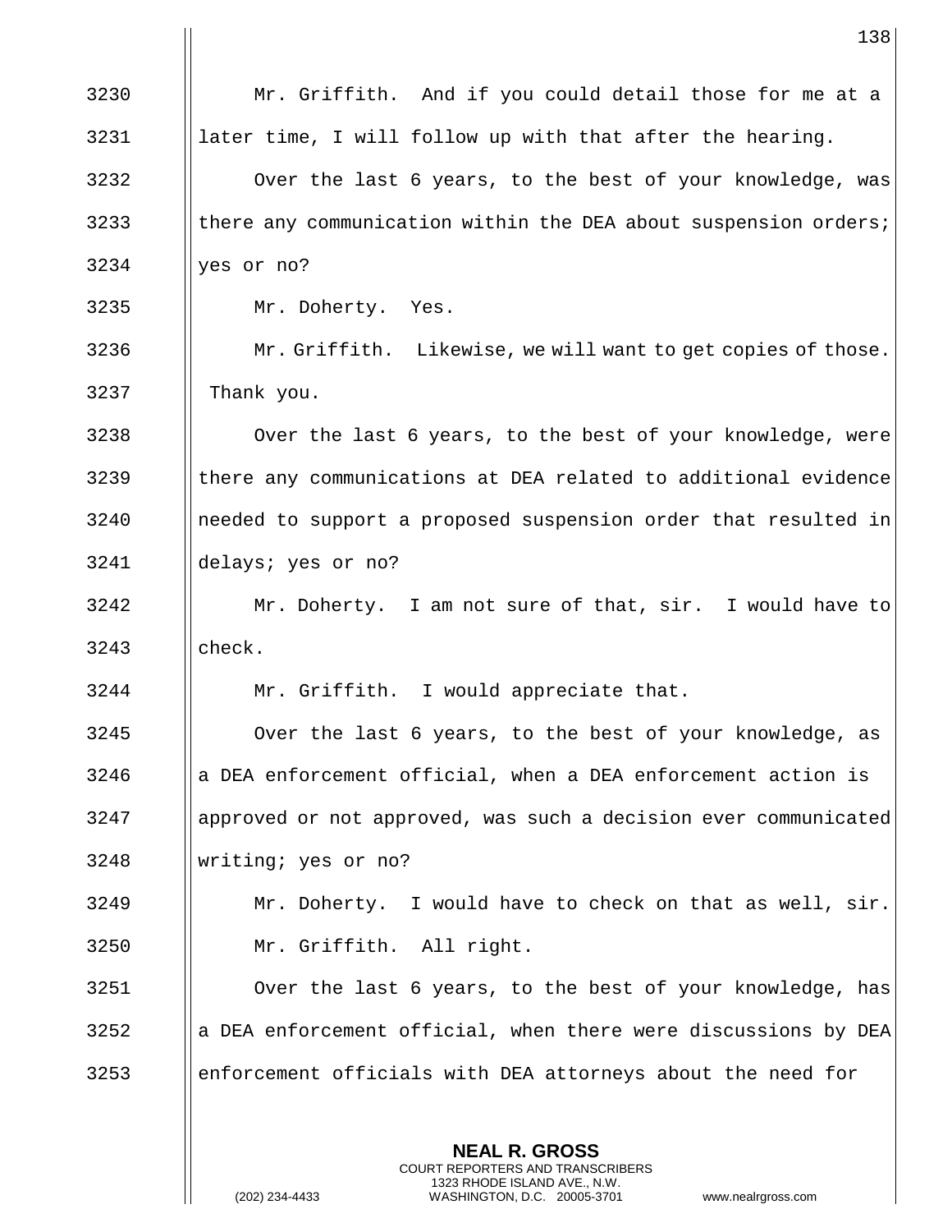Mr. Griffith. And if you could detail those for me at a later time, I will follow up with that after the hearing.

Over the last 6 years, to the best of your knowledge, was there any communication within the DEA about suspension orders; yes or no?

Mr. Doherty. Yes.

Mr. Griffith. Likewise, we will want to get copies of those. Thank you.

Over the last 6 years, to the best of your knowledge, were there any communications at DEA related to additional evidence needed to support a proposed suspension order that resulted in delays; yes or no?

Mr. Doherty. I am not sure of that, sir. I would have to check.

Mr. Griffith. I would appreciate that.

Over the last 6 years, to the best of your knowledge, as a DEA enforcement official, when a DEA enforcement action is approved or not approved, was such a decision ever communicated writing; yes or no?

Mr. Doherty. I would have to check on that as well, sir.

Mr. Griffith. All right.

Over the last 6 years, to the best of your knowledge, has a DEA enforcement official, when there were discussions by DEA enforcement officials with DEA attorneys about the need for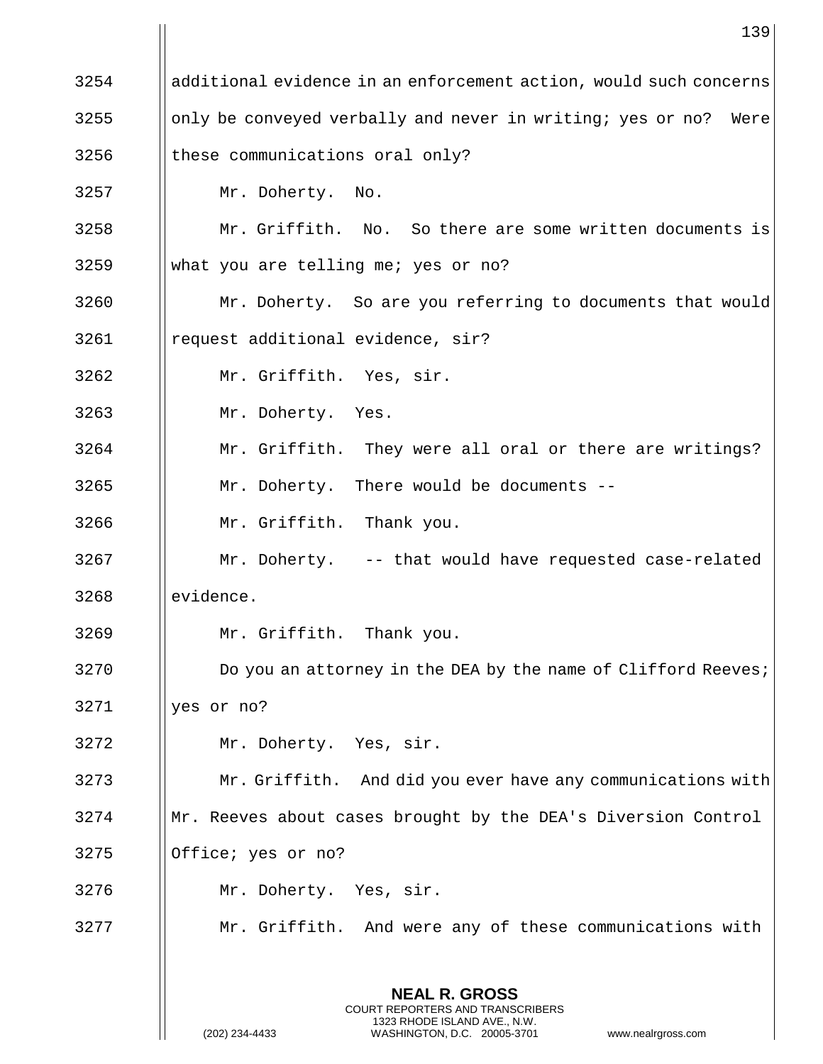additional evidence in an enforcement action, would such concerns only be conveyed verbally and never in writing; yes or no? Were these communications oral only?

Mr. Doherty. No.

Mr. Griffith. No. So there are some written documents is what you are telling me; yes or no?

Mr. Doherty. So are you referring to documents that would request additional evidence, sir?

Mr. Griffith. Yes, sir.

Mr. Doherty. Yes.

Mr. Griffith. They were all oral or there are writings?

Mr. Doherty. There would be documents --

Mr. Griffith. Thank you.

Mr. Doherty. -- that would have requested case-related evidence.

Mr. Griffith. Thank you.

Do you an attorney in the DEA by the name of Clifford Reeves; yes or no?

Mr. Doherty. Yes, sir.

Mr. Griffith. And did you ever have any communications with Mr. Reeves about cases brought by the DEA's Diversion Control Office; yes or no?

Mr. Doherty. Yes, sir.

Mr. Griffith. And were any of these communications with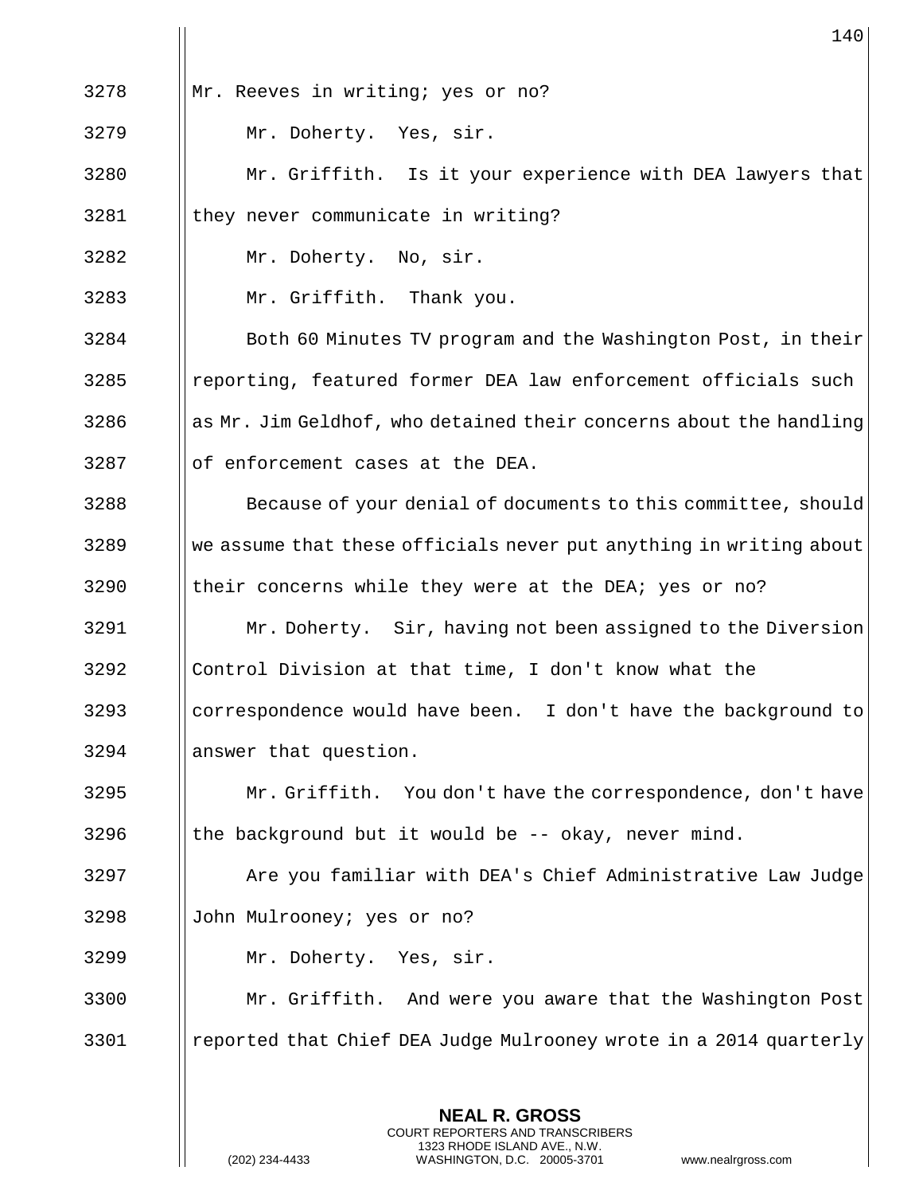3278 Mr. Reeves in writing; yes or no?

3279 Mr. Doherty. Yes, sir.

3280 Mr. Griffith. Is it your experience with DEA lawyers that

3281 they never communicate in writing?

3282 Mr. Doherty. No, sir.

3283 Mr. Griffith. Thank you.

3284 Both 60 Minutes TV program and the Washington Post, in their

3285 reporting, featured former DEA law enforcement officials such

3286 as Mr. Jim Geldhof, who detained their concerns about the handling

3287 of enforcement cases at the DEA.

3288 Because of your denial of documents to this committee, should

3289 we assume that these officials never put anything in writing about

3290 their concerns while they were at the DEA; yes or no?

3291 Mr. Doherty. Sir, having not been assigned to the Diversion

3292 Control Division at that time, I don't know what the

3293 correspondence would have been. I don't have the background to

3294 answer that question.

3295 Mr. Griffith. You don't have the correspondence, don't have

3296 the background but it would be -- okay, never mind.

3297 Are you familiar with DEA's Chief Administrative Law Judge

3298 John Mulrooney; yes or no?

3299 Mr. Doherty. Yes, sir.

3300 Mr. Griffith. And were you aware that the Washington Post

3301 reported that Chief DEA Judge Mulrooney wrote in a 2014 quarterly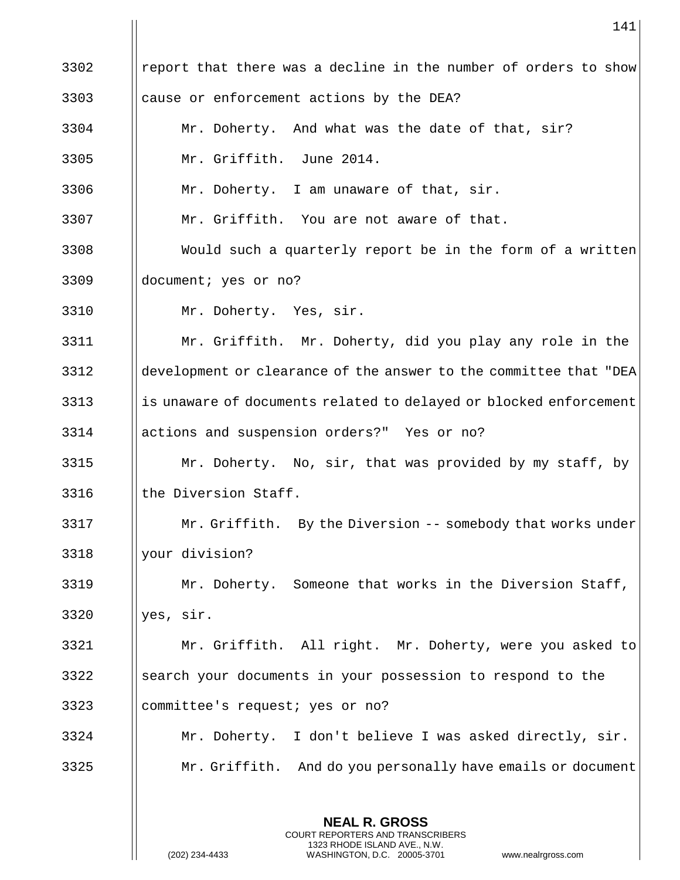3302 report that there was a decline in the number of orders to show
3303 cause or enforcement actions by the DEA?

3304 Mr. Doherty. And what was the date of that, sir?

3305 Mr. Griffith. June 2014.

3306 Mr. Doherty. I am unaware of that, sir.

3307 Mr. Griffith. You are not aware of that.

3308 Would such a quarterly report be in the form of a written
3309 document; yes or no?

3310 Mr. Doherty. Yes, sir.

3311 Mr. Griffith. Mr. Doherty, did you play any role in the
3312 development or clearance of the answer to the committee that "DEA
3313 is unaware of documents related to delayed or blocked enforcement
3314 actions and suspension orders?" Yes or no?

3315 Mr. Doherty. No, sir, that was provided by my staff, by
3316 the Diversion Staff.

3317 Mr. Griffith. By the Diversion -- somebody that works under
3318 your division?

3319 Mr. Doherty. Someone that works in the Diversion Staff,
3320 yes, sir.

3321 Mr. Griffith. All right. Mr. Doherty, were you asked to
3322 search your documents in your possession to respond to the
3323 committee's request; yes or no?

3324 Mr. Doherty. I don't believe I was asked directly, sir.

3325 Mr. Griffith. And do you personally have emails or document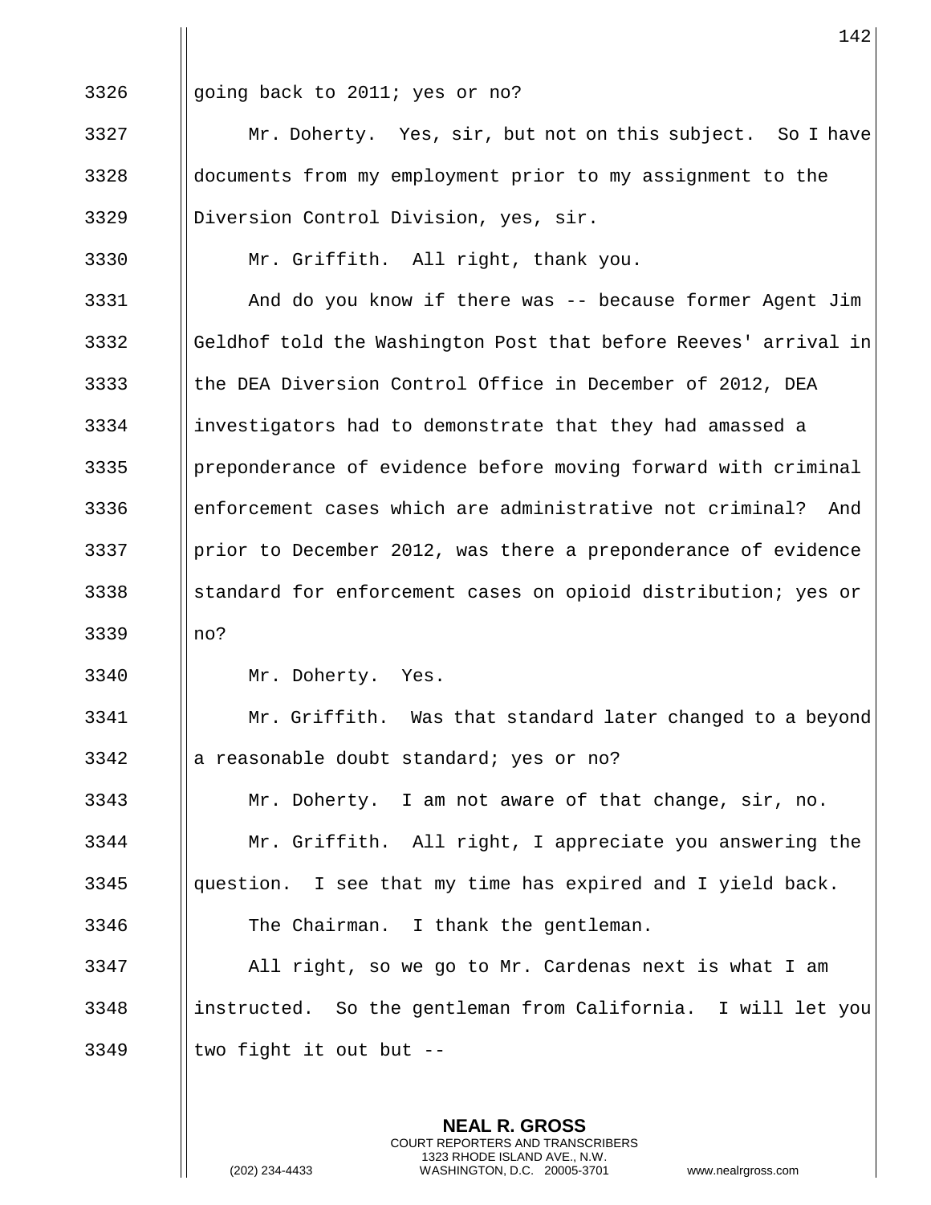going back to 2011; yes or no?

Mr. Doherty. Yes, sir, but not on this subject. So I have documents from my employment prior to my assignment to the Diversion Control Division, yes, sir.

Mr. Griffith. All right, thank you.

And do you know if there was -- because former Agent Jim Geldhof told the Washington Post that before Reeves' arrival in the DEA Diversion Control Office in December of 2012, DEA investigators had to demonstrate that they had amassed a preponderance of evidence before moving forward with criminal enforcement cases which are administrative not criminal? And prior to December 2012, was there a preponderance of evidence standard for enforcement cases on opioid distribution; yes or no?

Mr. Doherty. Yes.

Mr. Griffith. Was that standard later changed to a beyond a reasonable doubt standard; yes or no?

Mr. Doherty. I am not aware of that change, sir, no.

Mr. Griffith. All right, I appreciate you answering the question. I see that my time has expired and I yield back.

The Chairman. I thank the gentleman.

All right, so we go to Mr. Cardenas next is what I am instructed. So the gentleman from California. I will let you two fight it out but --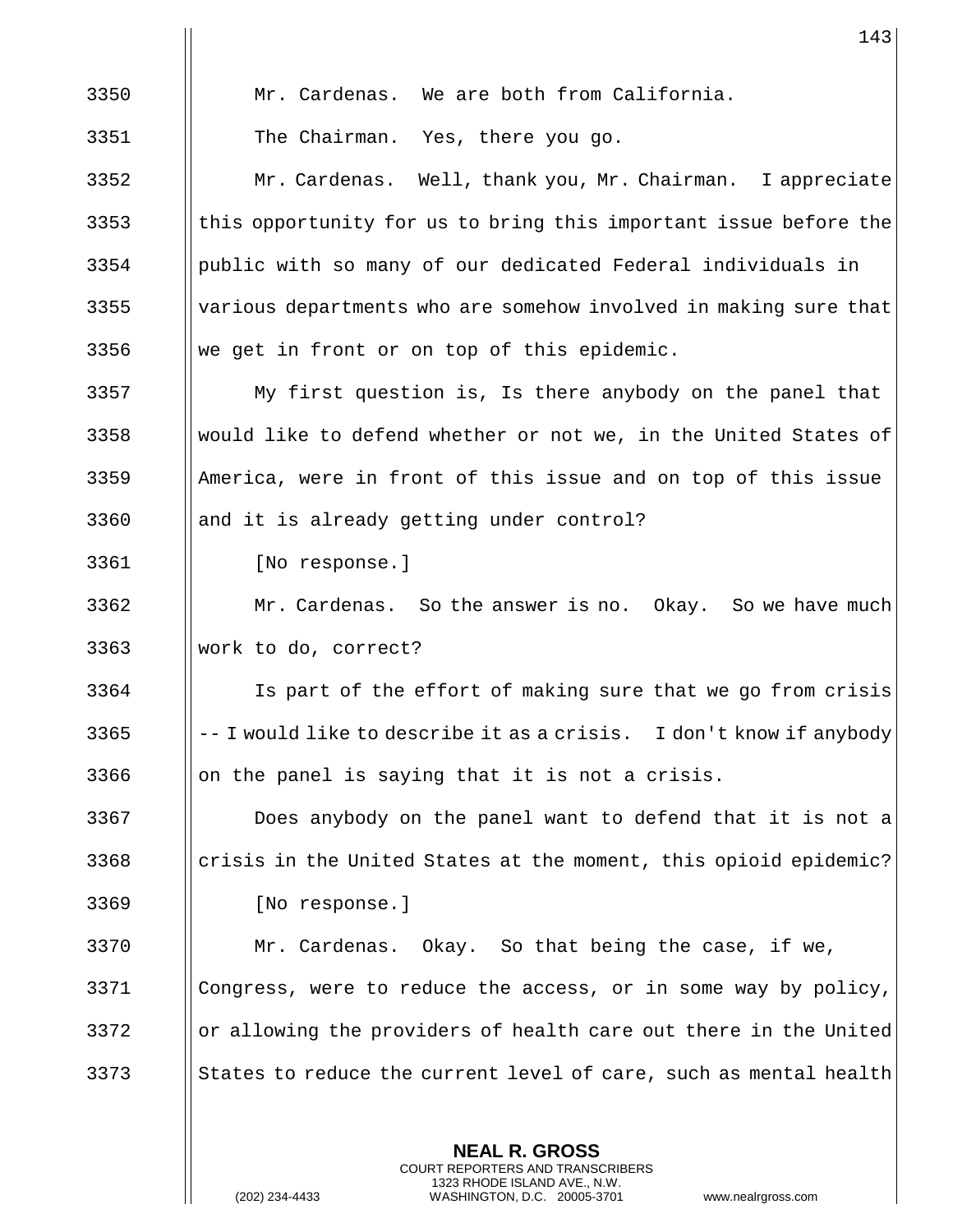3350 Mr. Cardenas. We are both from California.

3351 The Chairman. Yes, there you go.

3352 Mr. Cardenas. Well, thank you, Mr. Chairman. I appreciate
3353 this opportunity for us to bring this important issue before the
3354 public with so many of our dedicated Federal individuals in
3355 various departments who are somehow involved in making sure that
3356 we get in front or on top of this epidemic.

3357 My first question is, Is there anybody on the panel that
3358 would like to defend whether or not we, in the United States of
3359 America, were in front of this issue and on top of this issue
3360 and it is already getting under control?

3361 [No response.]

3362 Mr. Cardenas. So the answer is no. Okay. So we have much
3363 work to do, correct?

3364 Is part of the effort of making sure that we go from crisis
3365 -- I would like to describe it as a crisis. I don't know if anybody
3366 on the panel is saying that it is not a crisis.

3367 Does anybody on the panel want to defend that it is not a
3368 crisis in the United States at the moment, this opioid epidemic?

3369 [No response.]

3370 Mr. Cardenas. Okay. So that being the case, if we,
3371 Congress, were to reduce the access, or in some way by policy,
3372 or allowing the providers of health care out there in the United
3373 States to reduce the current level of care, such as mental health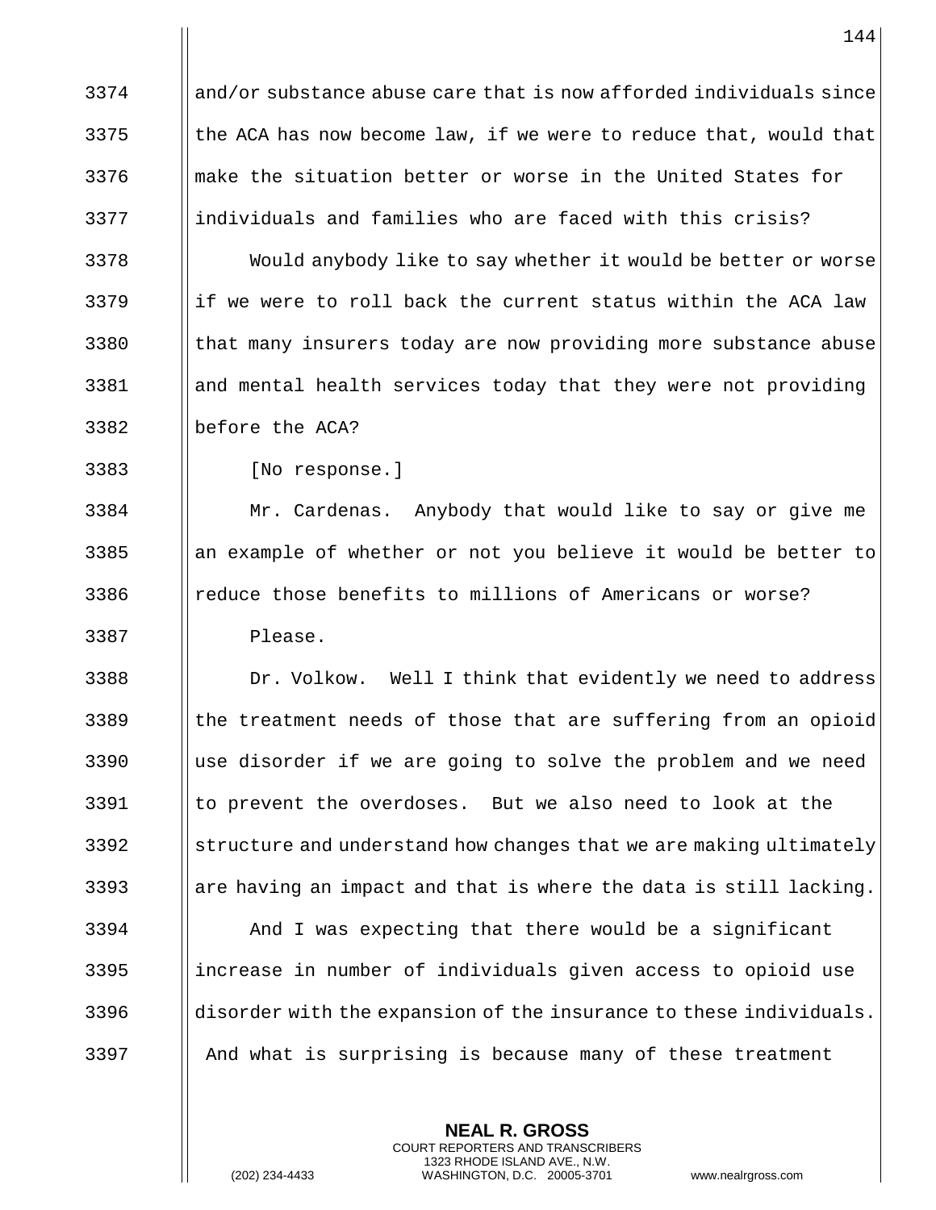and/or substance abuse care that is now afforded individuals since the ACA has now become law, if we were to reduce that, would that make the situation better or worse in the United States for individuals and families who are faced with this crisis?

Would anybody like to say whether it would be better or worse if we were to roll back the current status within the ACA law that many insurers today are now providing more substance abuse and mental health services today that they were not providing before the ACA?

[No response.]

Mr. Cardenas. Anybody that would like to say or give me an example of whether or not you believe it would be better to reduce those benefits to millions of Americans or worse?

Please.

Dr. Volkow. Well I think that evidently we need to address the treatment needs of those that are suffering from an opioid use disorder if we are going to solve the problem and we need to prevent the overdoses. But we also need to look at the structure and understand how changes that we are making ultimately are having an impact and that is where the data is still lacking.

And I was expecting that there would be a significant increase in number of individuals given access to opioid use disorder with the expansion of the insurance to these individuals. And what is surprising is because many of these treatment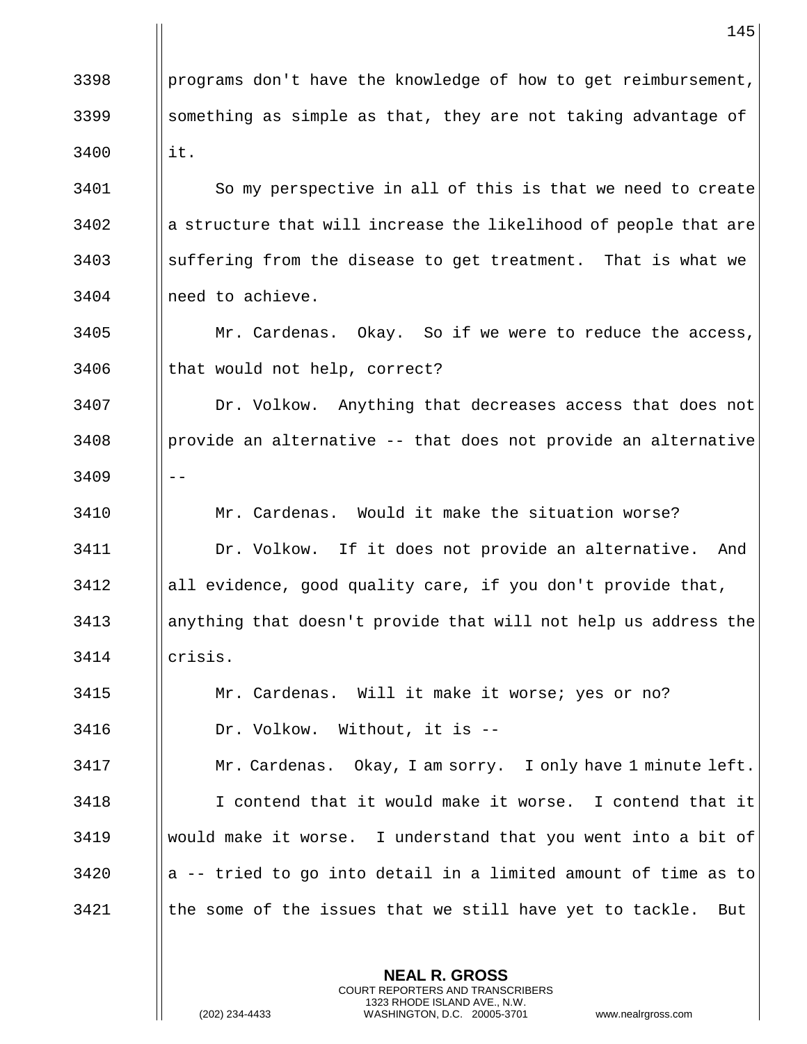programs don't have the knowledge of how to get reimbursement, something as simple as that, they are not taking advantage of it.

So my perspective in all of this is that we need to create a structure that will increase the likelihood of people that are suffering from the disease to get treatment. That is what we need to achieve.

Mr. Cardenas. Okay. So if we were to reduce the access, that would not help, correct?

Dr. Volkow. Anything that decreases access that does not provide an alternative -- that does not provide an alternative --

Mr. Cardenas. Would it make the situation worse?

Dr. Volkow. If it does not provide an alternative. And all evidence, good quality care, if you don't provide that, anything that doesn't provide that will not help us address the crisis.

Mr. Cardenas. Will it make it worse; yes or no?

Dr. Volkow. Without, it is --

Mr. Cardenas. Okay, I am sorry. I only have 1 minute left. I contend that it would make it worse. I contend that it would make it worse. I understand that you went into a bit of a -- tried to go into detail in a limited amount of time as to the some of the issues that we still have yet to tackle. But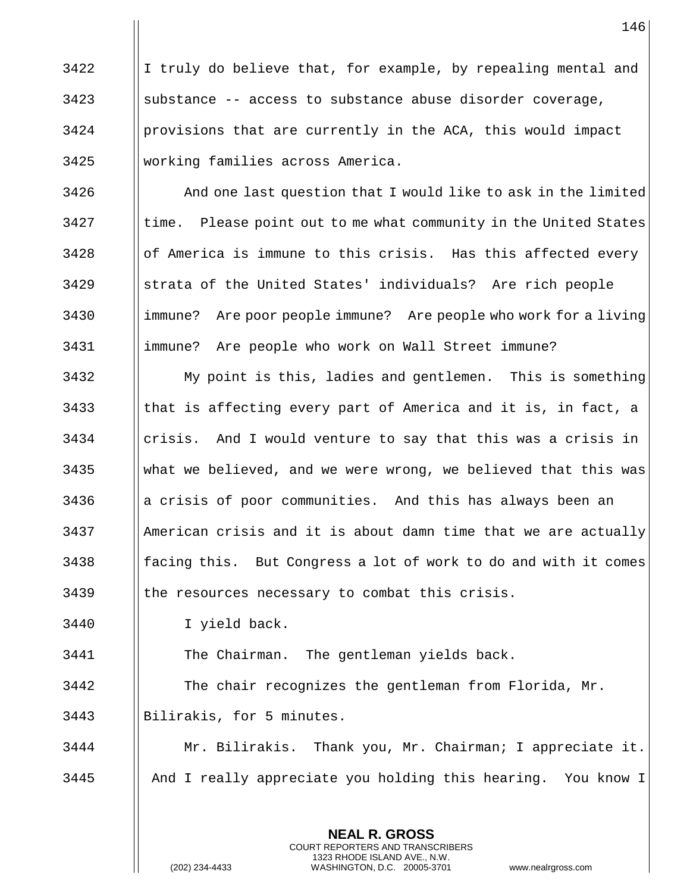I truly do believe that, for example, by repealing mental and substance -- access to substance abuse disorder coverage, provisions that are currently in the ACA, this would impact working families across America.

And one last question that I would like to ask in the limited time. Please point out to me what community in the United States of America is immune to this crisis. Has this affected every strata of the United States' individuals? Are rich people immune? Are poor people immune? Are people who work for a living immune? Are people who work on Wall Street immune?

My point is this, ladies and gentlemen. This is something that is affecting every part of America and it is, in fact, a crisis. And I would venture to say that this was a crisis in what we believed, and we were wrong, we believed that this was a crisis of poor communities. And this has always been an American crisis and it is about damn time that we are actually facing this. But Congress a lot of work to do and with it comes the resources necessary to combat this crisis.

I yield back.

The Chairman. The gentleman yields back.

The chair recognizes the gentleman from Florida, Mr. Bilirakis, for 5 minutes.

Mr. Bilirakis. Thank you, Mr. Chairman; I appreciate it. And I really appreciate you holding this hearing. You know I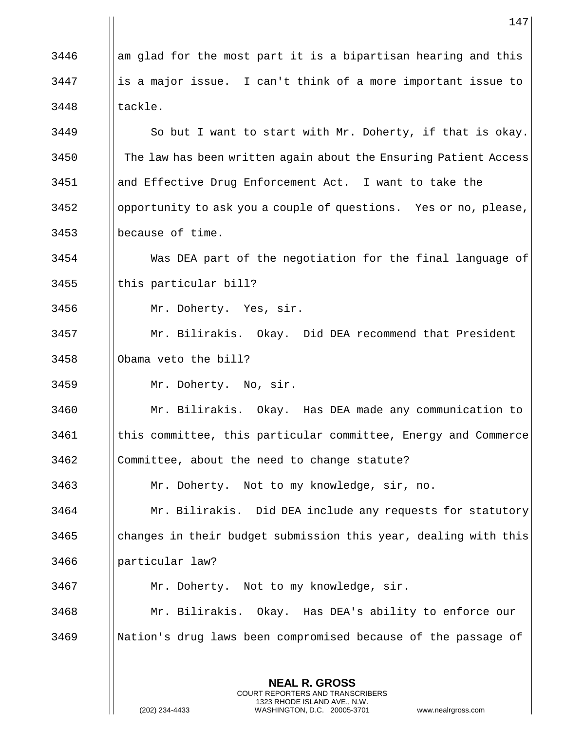am glad for the most part it is a bipartisan hearing and this is a major issue. I can't think of a more important issue to tackle.

So but I want to start with Mr. Doherty, if that is okay. The law has been written again about the Ensuring Patient Access and Effective Drug Enforcement Act. I want to take the opportunity to ask you a couple of questions. Yes or no, please, because of time.

Was DEA part of the negotiation for the final language of this particular bill?

Mr. Doherty. Yes, sir.

Mr. Bilirakis. Okay. Did DEA recommend that President Obama veto the bill?

Mr. Doherty. No, sir.

Mr. Bilirakis. Okay. Has DEA made any communication to this committee, this particular committee, Energy and Commerce Committee, about the need to change statute?

Mr. Doherty. Not to my knowledge, sir, no.

Mr. Bilirakis. Did DEA include any requests for statutory changes in their budget submission this year, dealing with this particular law?

Mr. Doherty. Not to my knowledge, sir.

Mr. Bilirakis. Okay. Has DEA's ability to enforce our Nation's drug laws been compromised because of the passage of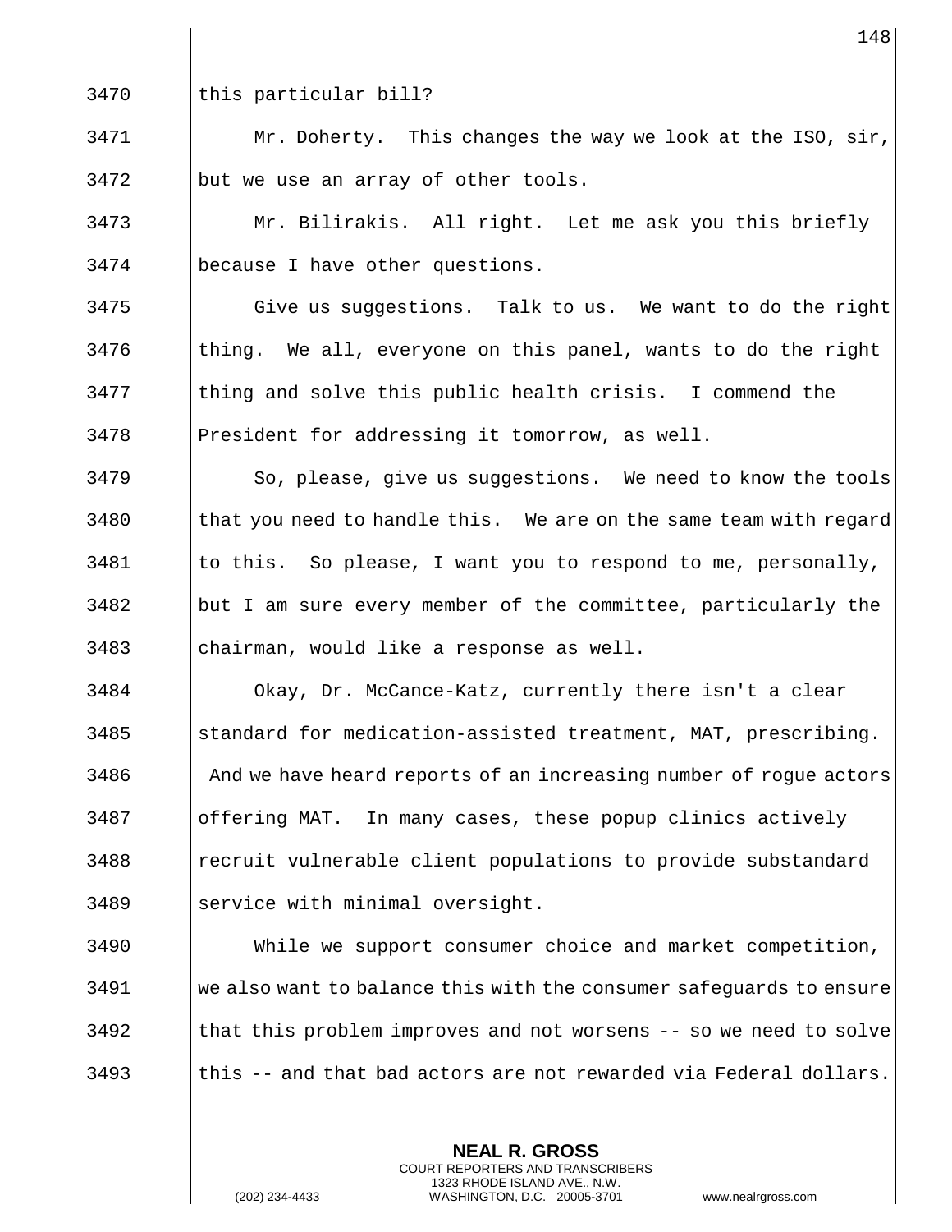this particular bill?

Mr. Doherty. This changes the way we look at the ISO, sir, but we use an array of other tools.

Mr. Bilirakis. All right. Let me ask you this briefly because I have other questions.

Give us suggestions. Talk to us. We want to do the right thing. We all, everyone on this panel, wants to do the right thing and solve this public health crisis. I commend the President for addressing it tomorrow, as well.

So, please, give us suggestions. We need to know the tools that you need to handle this. We are on the same team with regard to this. So please, I want you to respond to me, personally, but I am sure every member of the committee, particularly the chairman, would like a response as well.

Okay, Dr. McCance-Katz, currently there isn't a clear standard for medication-assisted treatment, MAT, prescribing. And we have heard reports of an increasing number of rogue actors offering MAT. In many cases, these popup clinics actively recruit vulnerable client populations to provide substandard service with minimal oversight.

While we support consumer choice and market competition, we also want to balance this with the consumer safeguards to ensure that this problem improves and not worsens -- so we need to solve this -- and that bad actors are not rewarded via Federal dollars.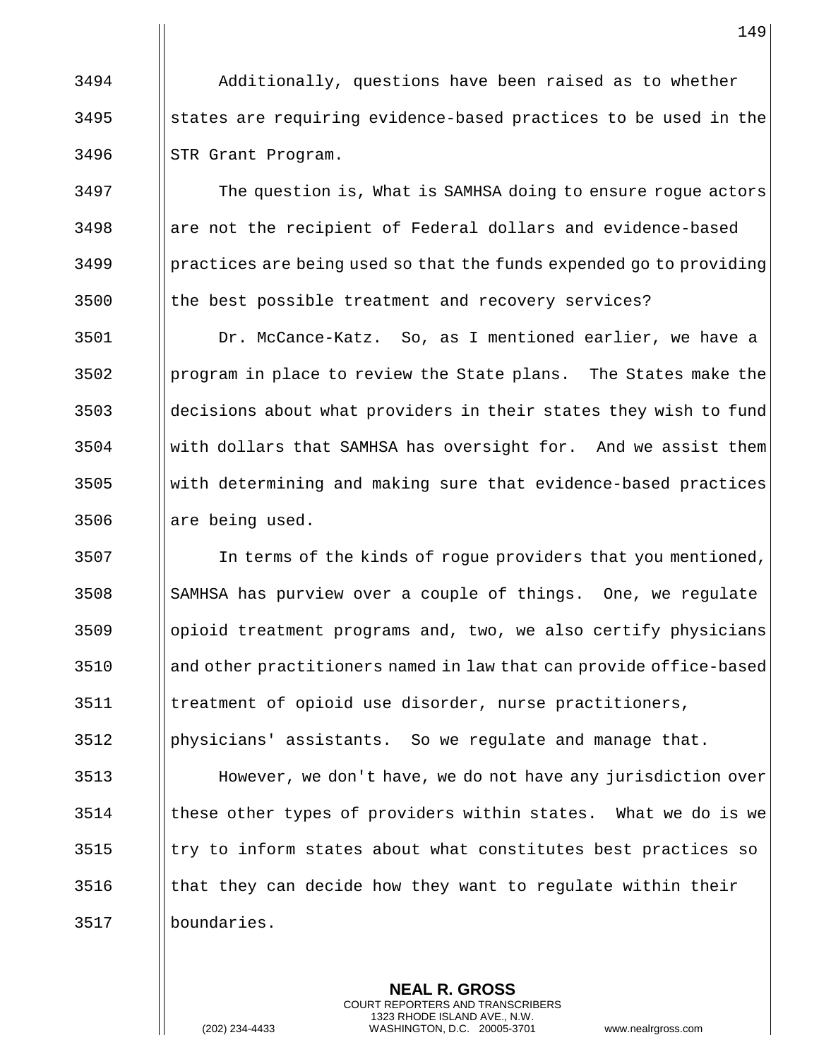Additionally, questions have been raised as to whether states are requiring evidence-based practices to be used in the STR Grant Program.

The question is, What is SAMHSA doing to ensure rogue actors are not the recipient of Federal dollars and evidence-based practices are being used so that the funds expended go to providing the best possible treatment and recovery services?

Dr. McCance-Katz. So, as I mentioned earlier, we have a program in place to review the State plans. The States make the decisions about what providers in their states they wish to fund with dollars that SAMHSA has oversight for. And we assist them with determining and making sure that evidence-based practices are being used.

In terms of the kinds of rogue providers that you mentioned, SAMHSA has purview over a couple of things. One, we regulate opioid treatment programs and, two, we also certify physicians and other practitioners named in law that can provide office-based treatment of opioid use disorder, nurse practitioners, physicians' assistants. So we regulate and manage that.

However, we don't have, we do not have any jurisdiction over these other types of providers within states. What we do is we try to inform states about what constitutes best practices so that they can decide how they want to regulate within their boundaries.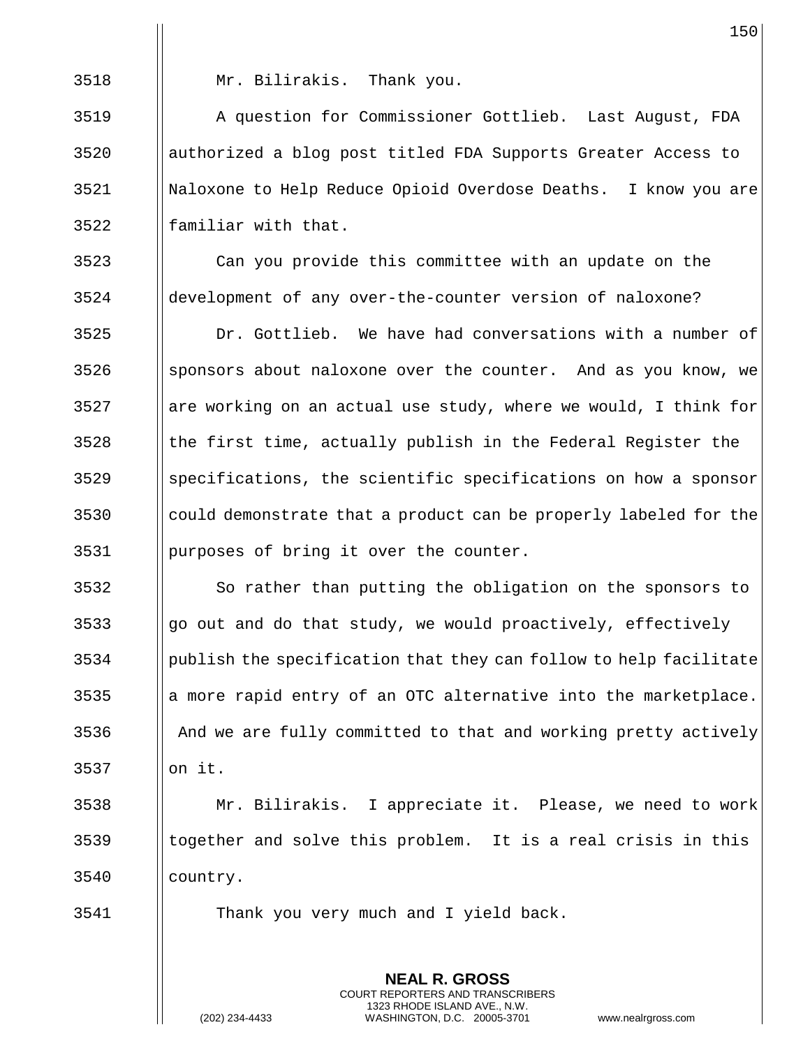Mr. Bilirakis. Thank you.

A question for Commissioner Gottlieb. Last August, FDA authorized a blog post titled FDA Supports Greater Access to Naloxone to Help Reduce Opioid Overdose Deaths. I know you are familiar with that.

Can you provide this committee with an update on the development of any over-the-counter version of naloxone?

Dr. Gottlieb. We have had conversations with a number of sponsors about naloxone over the counter. And as you know, we are working on an actual use study, where we would, I think for the first time, actually publish in the Federal Register the specifications, the scientific specifications on how a sponsor could demonstrate that a product can be properly labeled for the purposes of bring it over the counter.

So rather than putting the obligation on the sponsors to go out and do that study, we would proactively, effectively publish the specification that they can follow to help facilitate a more rapid entry of an OTC alternative into the marketplace. And we are fully committed to that and working pretty actively on it.

Mr. Bilirakis. I appreciate it. Please, we need to work together and solve this problem. It is a real crisis in this country.

Thank you very much and I yield back.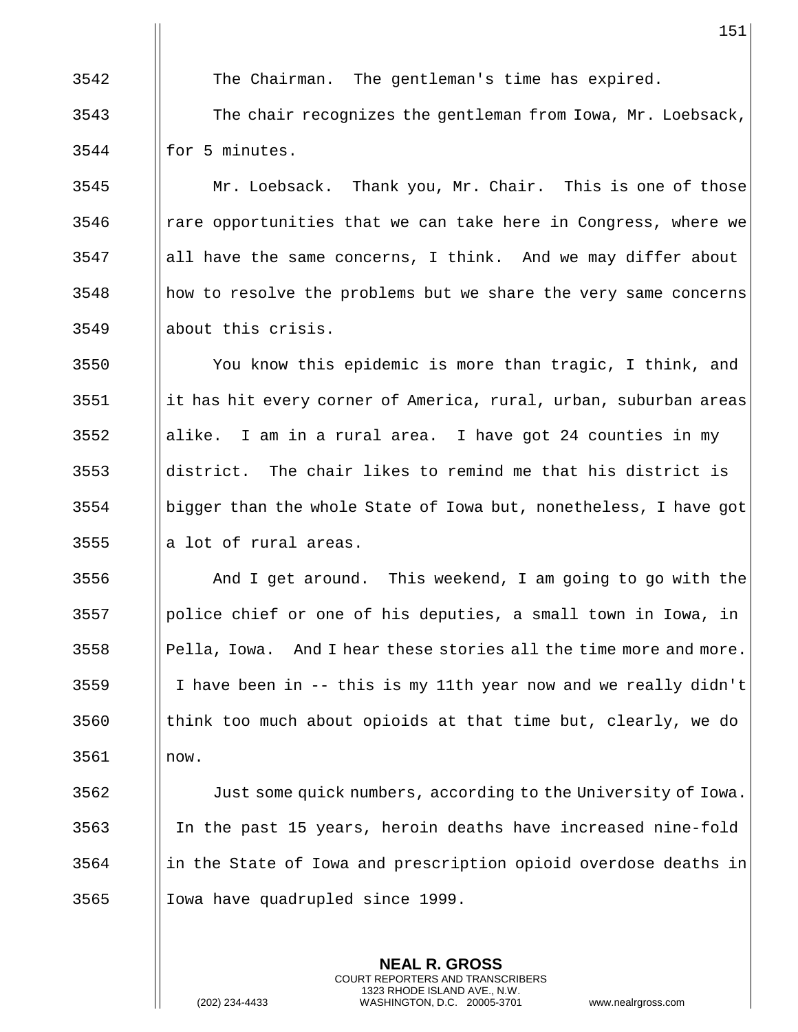The Chairman. The gentleman's time has expired.

The chair recognizes the gentleman from Iowa, Mr. Loebsack, for 5 minutes.

Mr. Loebsack. Thank you, Mr. Chair. This is one of those rare opportunities that we can take here in Congress, where we all have the same concerns, I think. And we may differ about how to resolve the problems but we share the very same concerns about this crisis.

You know this epidemic is more than tragic, I think, and it has hit every corner of America, rural, urban, suburban areas alike. I am in a rural area. I have got 24 counties in my district. The chair likes to remind me that his district is bigger than the whole State of Iowa but, nonetheless, I have got a lot of rural areas.

And I get around. This weekend, I am going to go with the police chief or one of his deputies, a small town in Iowa, in Pella, Iowa. And I hear these stories all the time more and more. I have been in -- this is my 11th year now and we really didn't think too much about opioids at that time but, clearly, we do now.

Just some quick numbers, according to the University of Iowa. In the past 15 years, heroin deaths have increased nine-fold in the State of Iowa and prescription opioid overdose deaths in Iowa have quadrupled since 1999.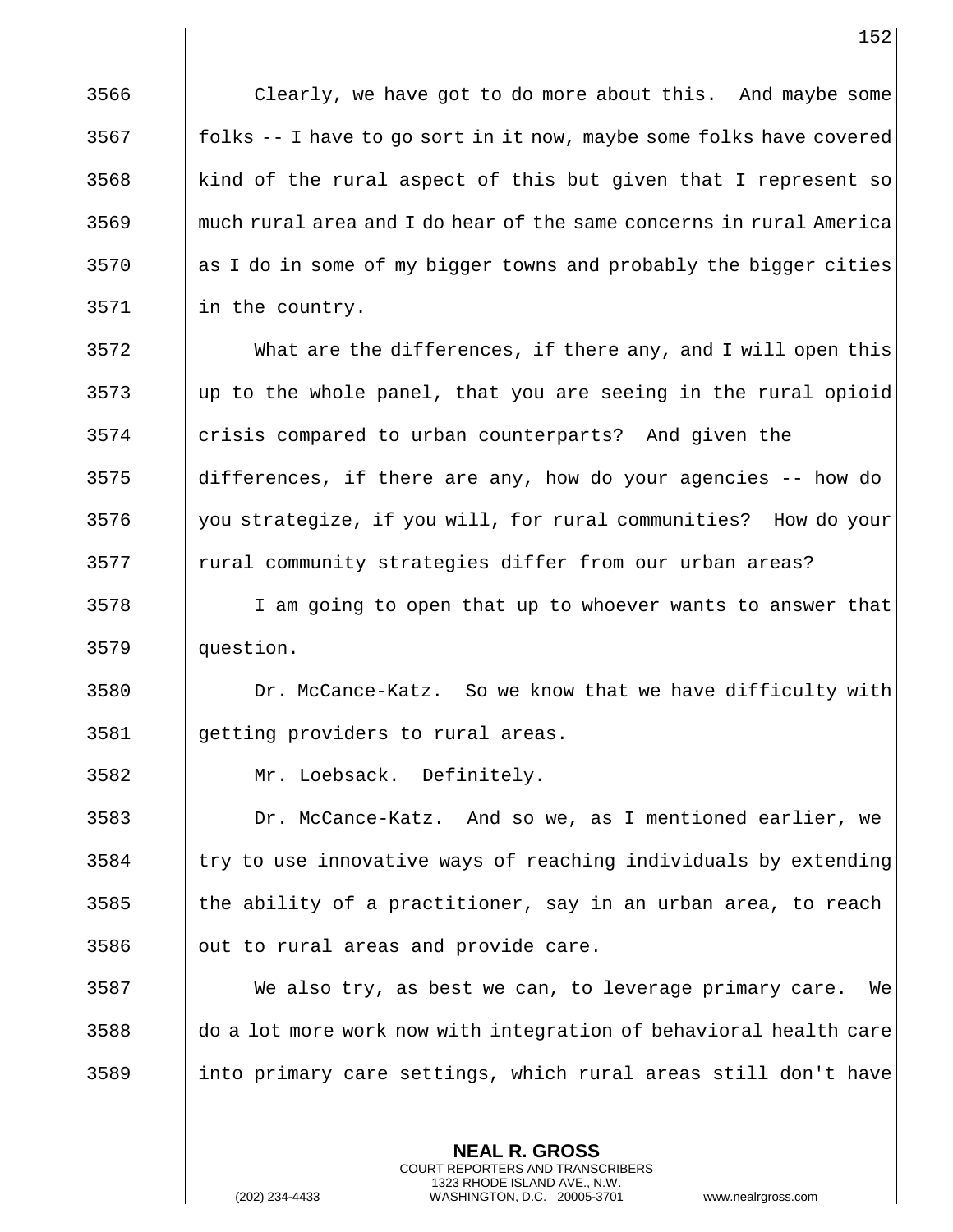Clearly, we have got to do more about this. And maybe some folks -- I have to go sort in it now, maybe some folks have covered kind of the rural aspect of this but given that I represent so much rural area and I do hear of the same concerns in rural America as I do in some of my bigger towns and probably the bigger cities in the country.

What are the differences, if there any, and I will open this up to the whole panel, that you are seeing in the rural opioid crisis compared to urban counterparts? And given the differences, if there are any, how do your agencies -- how do you strategize, if you will, for rural communities? How do your rural community strategies differ from our urban areas?

I am going to open that up to whoever wants to answer that question.

Dr. McCance-Katz. So we know that we have difficulty with getting providers to rural areas.

Mr. Loebsack. Definitely.

Dr. McCance-Katz. And so we, as I mentioned earlier, we try to use innovative ways of reaching individuals by extending the ability of a practitioner, say in an urban area, to reach out to rural areas and provide care.

We also try, as best we can, to leverage primary care. We do a lot more work now with integration of behavioral health care into primary care settings, which rural areas still don't have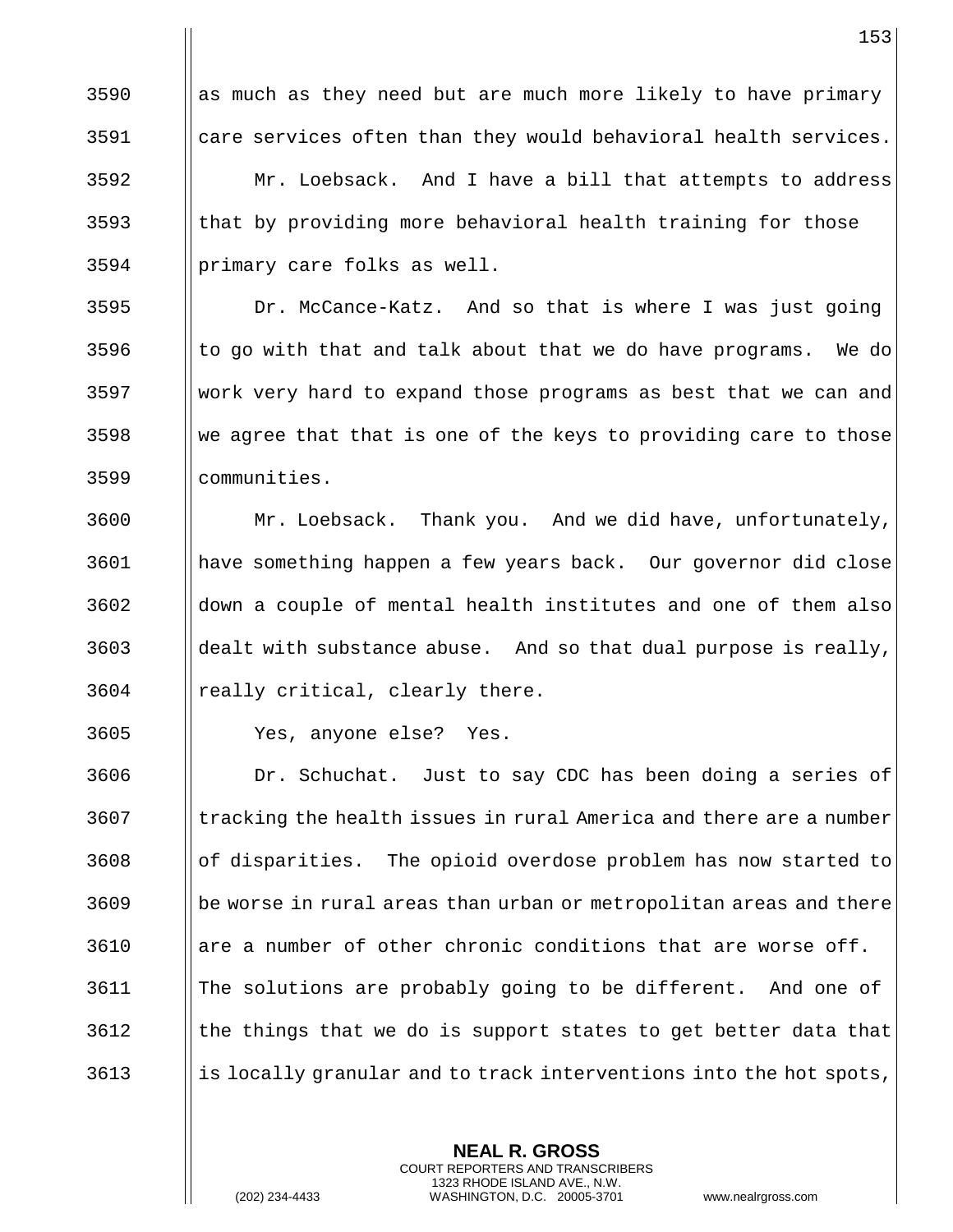as much as they need but are much more likely to have primary care services often than they would behavioral health services.

Mr. Loebsack. And I have a bill that attempts to address that by providing more behavioral health training for those primary care folks as well.

Dr. McCance-Katz. And so that is where I was just going to go with that and talk about that we do have programs. We do work very hard to expand those programs as best that we can and we agree that that is one of the keys to providing care to those communities.

Mr. Loebsack. Thank you. And we did have, unfortunately, have something happen a few years back. Our governor did close down a couple of mental health institutes and one of them also dealt with substance abuse. And so that dual purpose is really, really critical, clearly there.

Yes, anyone else? Yes.

Dr. Schuchat. Just to say CDC has been doing a series of tracking the health issues in rural America and there are a number of disparities. The opioid overdose problem has now started to be worse in rural areas than urban or metropolitan areas and there are a number of other chronic conditions that are worse off. The solutions are probably going to be different. And one of the things that we do is support states to get better data that is locally granular and to track interventions into the hot spots,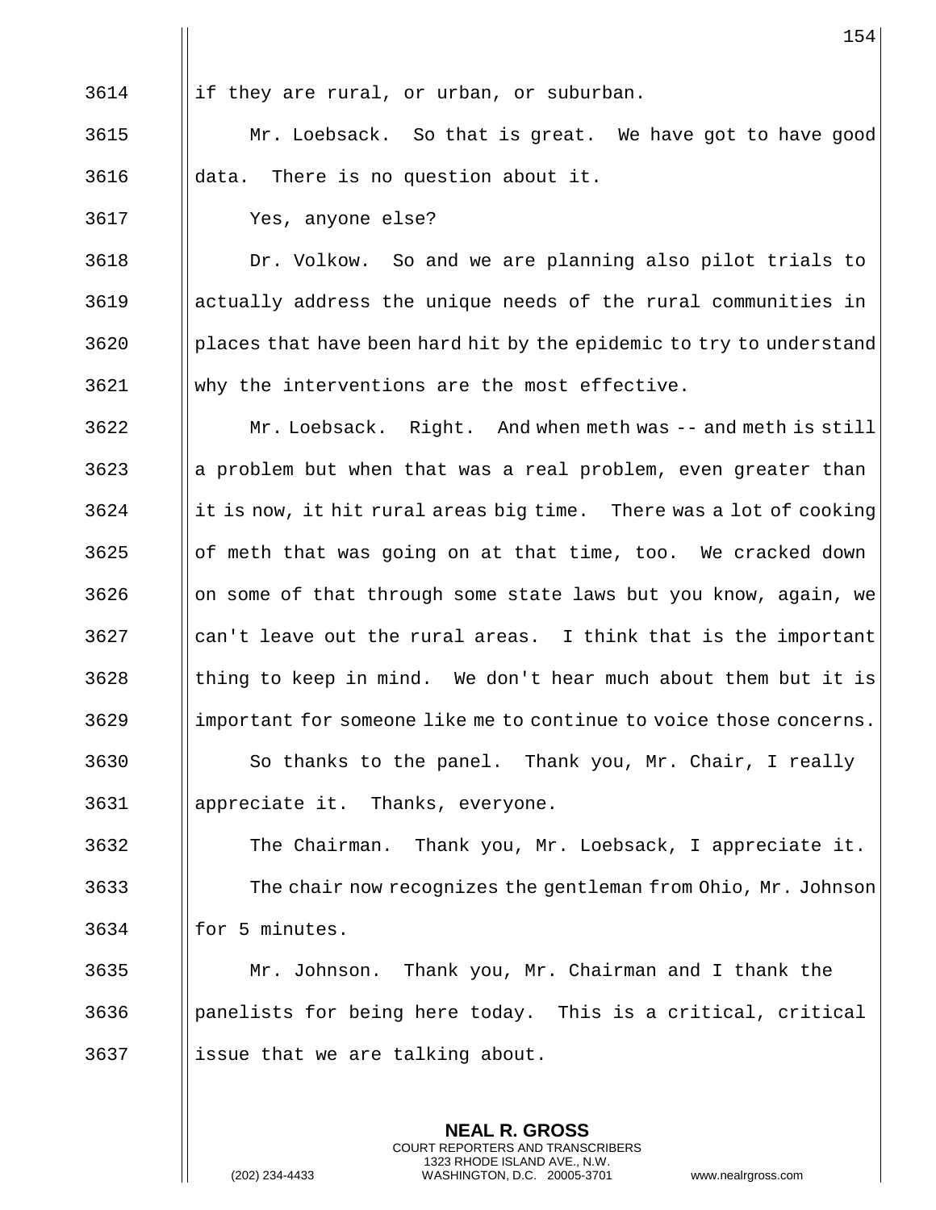if they are rural, or urban, or suburban.

Mr. Loebsack. So that is great. We have got to have good data. There is no question about it.

Yes, anyone else?

Dr. Volkow. So and we are planning also pilot trials to actually address the unique needs of the rural communities in places that have been hard hit by the epidemic to try to understand why the interventions are the most effective.

Mr. Loebsack. Right. And when meth was -- and meth is still a problem but when that was a real problem, even greater than it is now, it hit rural areas big time. There was a lot of cooking of meth that was going on at that time, too. We cracked down on some of that through some state laws but you know, again, we can't leave out the rural areas. I think that is the important thing to keep in mind. We don't hear much about them but it is important for someone like me to continue to voice those concerns.

So thanks to the panel. Thank you, Mr. Chair, I really appreciate it. Thanks, everyone.

The Chairman. Thank you, Mr. Loebsack, I appreciate it.

The chair now recognizes the gentleman from Ohio, Mr. Johnson for 5 minutes.

Mr. Johnson. Thank you, Mr. Chairman and I thank the panelists for being here today. This is a critical, critical issue that we are talking about.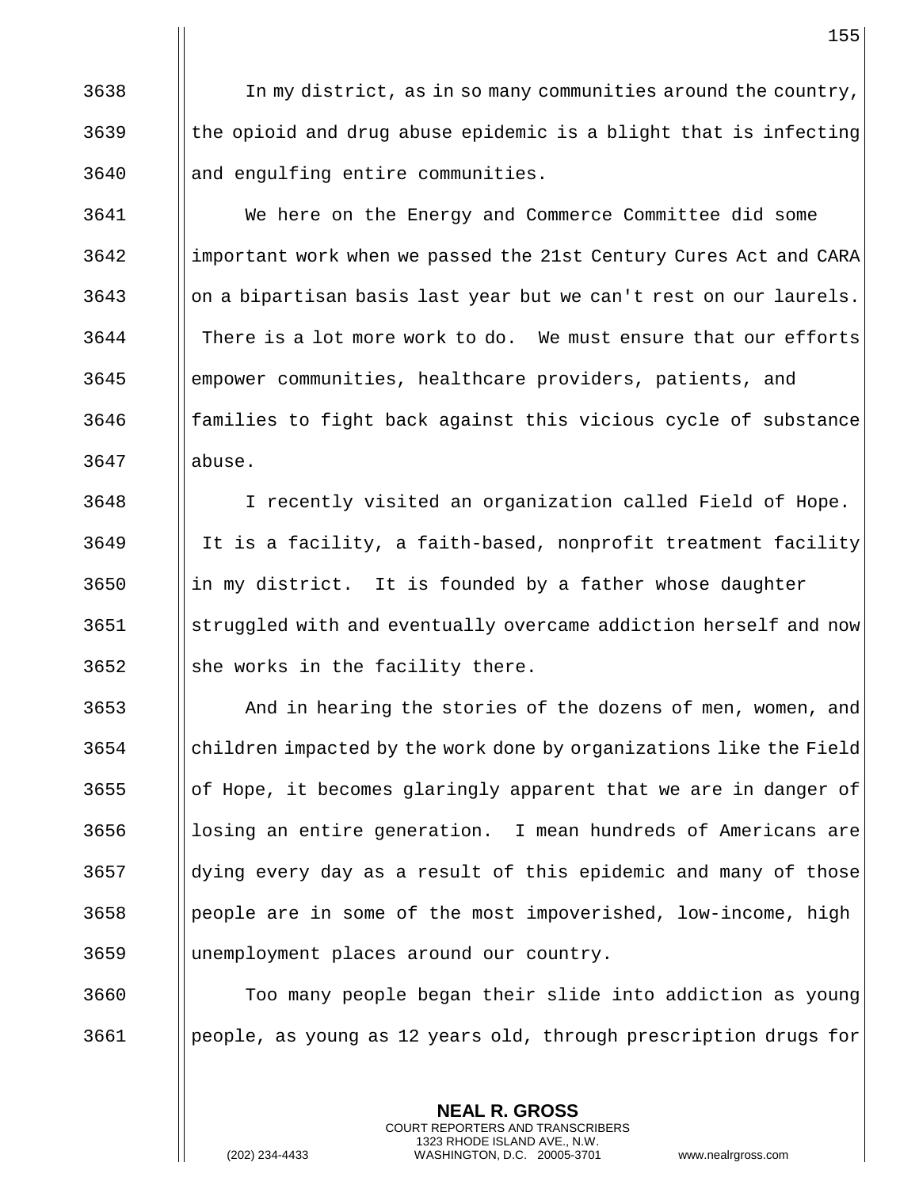In my district, as in so many communities around the country, the opioid and drug abuse epidemic is a blight that is infecting and engulfing entire communities.

We here on the Energy and Commerce Committee did some important work when we passed the 21st Century Cures Act and CARA on a bipartisan basis last year but we can't rest on our laurels. There is a lot more work to do. We must ensure that our efforts empower communities, healthcare providers, patients, and families to fight back against this vicious cycle of substance abuse.

I recently visited an organization called Field of Hope. It is a facility, a faith-based, nonprofit treatment facility in my district. It is founded by a father whose daughter struggled with and eventually overcame addiction herself and now she works in the facility there.

And in hearing the stories of the dozens of men, women, and children impacted by the work done by organizations like the Field of Hope, it becomes glaringly apparent that we are in danger of losing an entire generation. I mean hundreds of Americans are dying every day as a result of this epidemic and many of those people are in some of the most impoverished, low-income, high unemployment places around our country.

Too many people began their slide into addiction as young people, as young as 12 years old, through prescription drugs for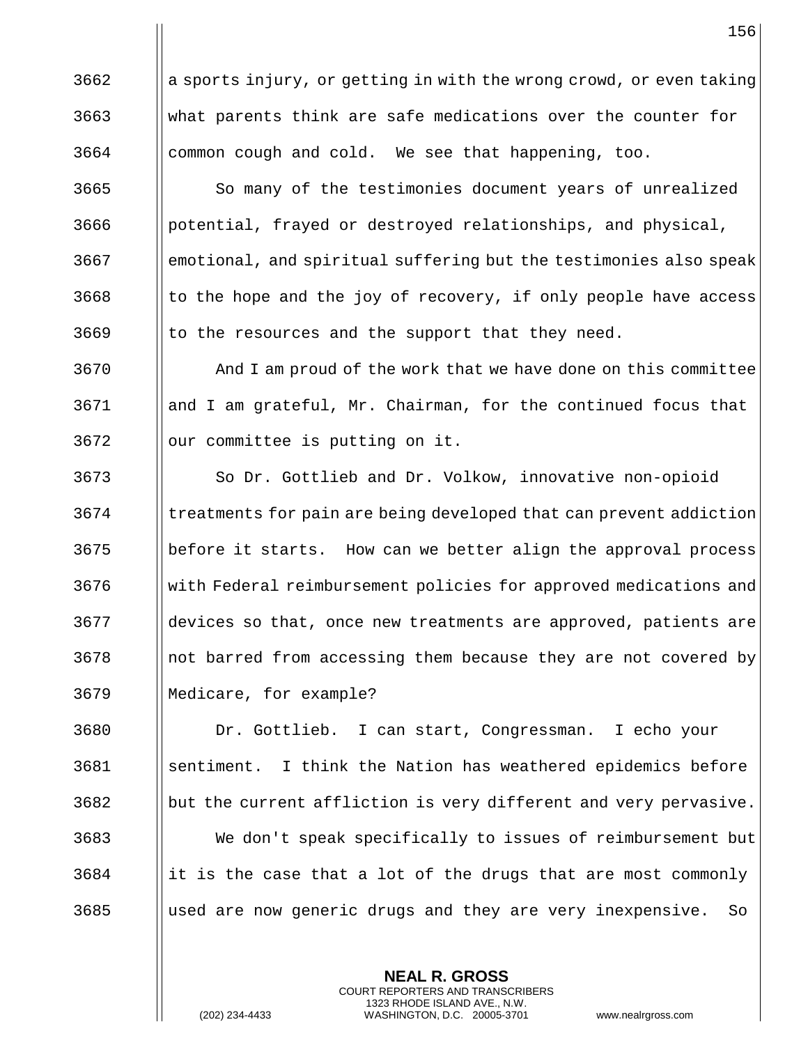a sports injury, or getting in with the wrong crowd, or even taking what parents think are safe medications over the counter for common cough and cold. We see that happening, too.

So many of the testimonies document years of unrealized potential, frayed or destroyed relationships, and physical, emotional, and spiritual suffering but the testimonies also speak to the hope and the joy of recovery, if only people have access to the resources and the support that they need.

And I am proud of the work that we have done on this committee and I am grateful, Mr. Chairman, for the continued focus that our committee is putting on it.

So Dr. Gottlieb and Dr. Volkow, innovative non-opioid treatments for pain are being developed that can prevent addiction before it starts. How can we better align the approval process with Federal reimbursement policies for approved medications and devices so that, once new treatments are approved, patients are not barred from accessing them because they are not covered by Medicare, for example?

Dr. Gottlieb. I can start, Congressman. I echo your sentiment. I think the Nation has weathered epidemics before but the current affliction is very different and very pervasive.

We don't speak specifically to issues of reimbursement but it is the case that a lot of the drugs that are most commonly used are now generic drugs and they are very inexpensive. So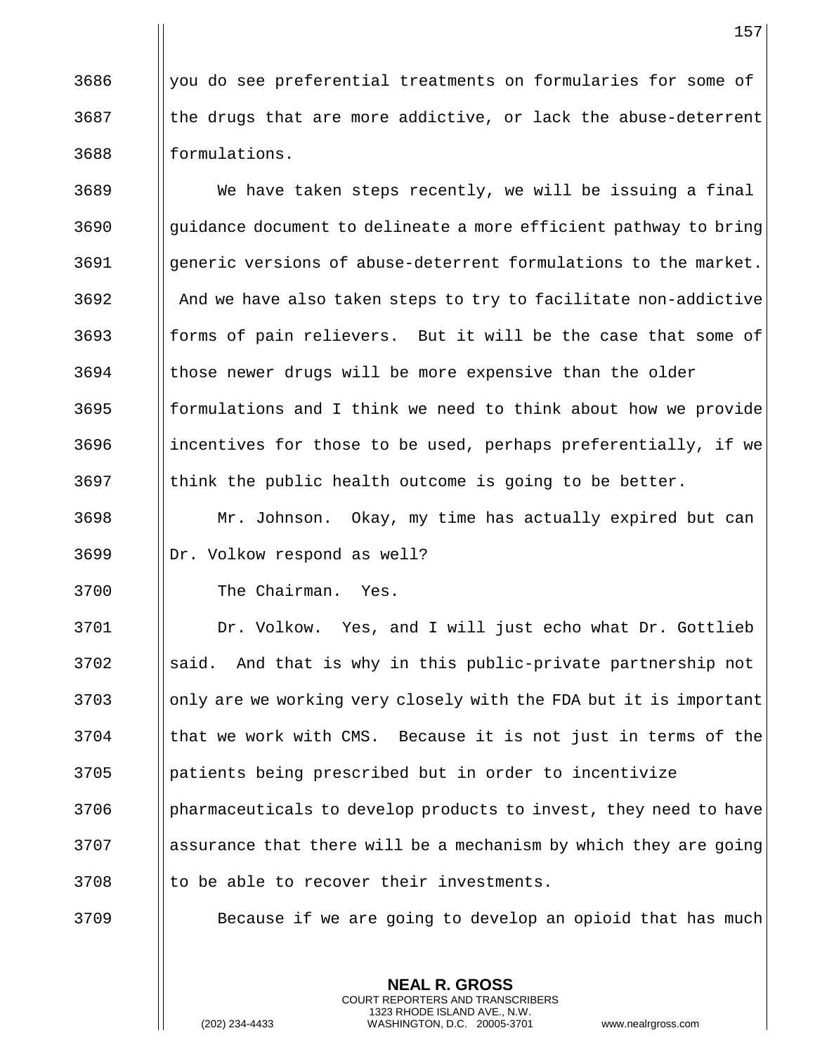you do see preferential treatments on formularies for some of the drugs that are more addictive, or lack the abuse-deterrent formulations.

We have taken steps recently, we will be issuing a final guidance document to delineate a more efficient pathway to bring generic versions of abuse-deterrent formulations to the market. And we have also taken steps to try to facilitate non-addictive forms of pain relievers. But it will be the case that some of those newer drugs will be more expensive than the older formulations and I think we need to think about how we provide incentives for those to be used, perhaps preferentially, if we think the public health outcome is going to be better.

Mr. Johnson. Okay, my time has actually expired but can Dr. Volkow respond as well?

The Chairman. Yes.

Dr. Volkow. Yes, and I will just echo what Dr. Gottlieb said. And that is why in this public-private partnership not only are we working very closely with the FDA but it is important that we work with CMS. Because it is not just in terms of the patients being prescribed but in order to incentivize pharmaceuticals to develop products to invest, they need to have assurance that there will be a mechanism by which they are going to be able to recover their investments.

Because if we are going to develop an opioid that has much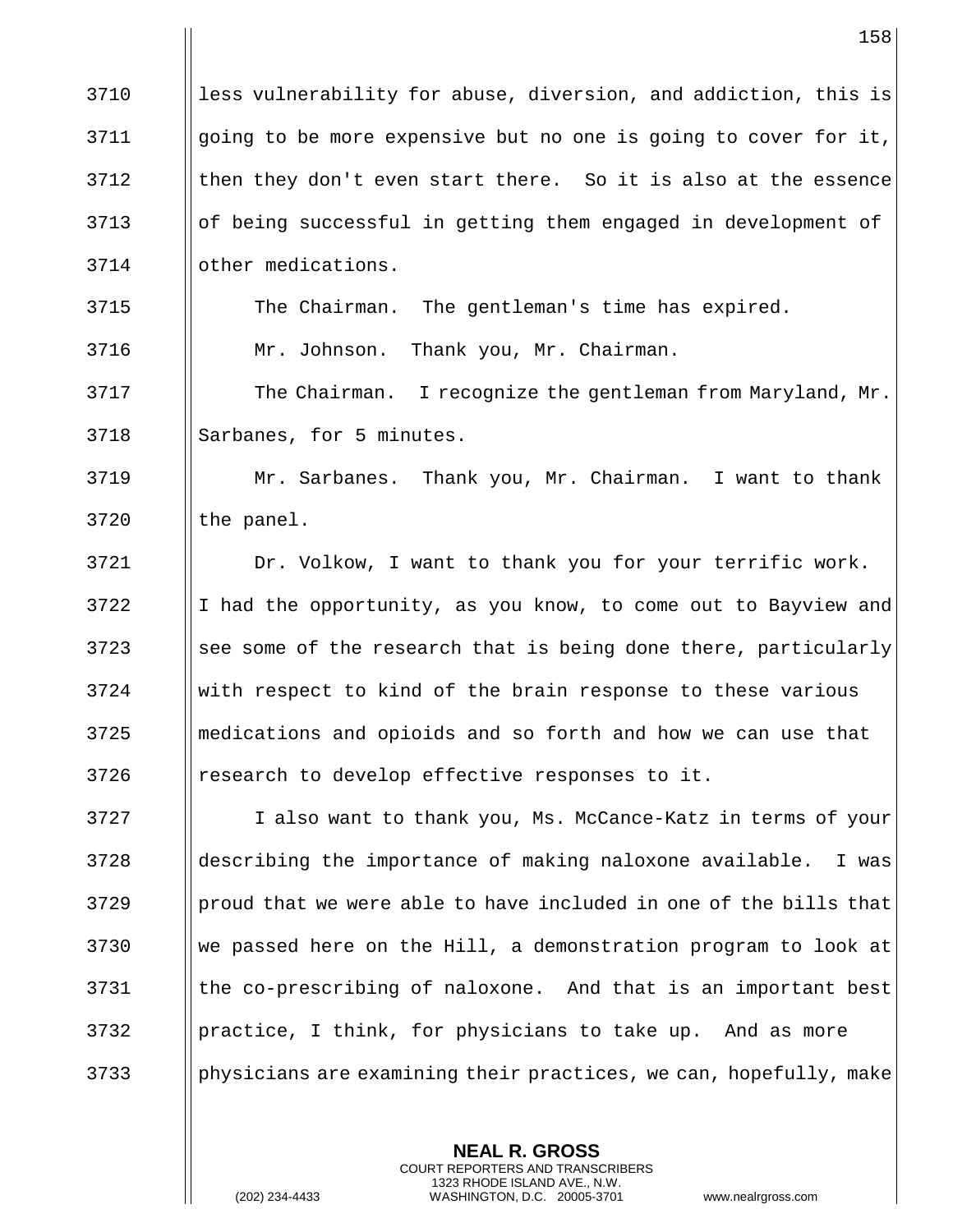less vulnerability for abuse, diversion, and addiction, this is going to be more expensive but no one is going to cover for it, then they don't even start there. So it is also at the essence of being successful in getting them engaged in development of other medications.

The Chairman. The gentleman's time has expired.

Mr. Johnson. Thank you, Mr. Chairman.

The Chairman. I recognize the gentleman from Maryland, Mr. Sarbanes, for 5 minutes.

Mr. Sarbanes. Thank you, Mr. Chairman. I want to thank the panel.

Dr. Volkow, I want to thank you for your terrific work. I had the opportunity, as you know, to come out to Bayview and see some of the research that is being done there, particularly with respect to kind of the brain response to these various medications and opioids and so forth and how we can use that research to develop effective responses to it.

I also want to thank you, Ms. McCance-Katz in terms of your describing the importance of making naloxone available. I was proud that we were able to have included in one of the bills that we passed here on the Hill, a demonstration program to look at the co-prescribing of naloxone. And that is an important best practice, I think, for physicians to take up. And as more physicians are examining their practices, we can, hopefully, make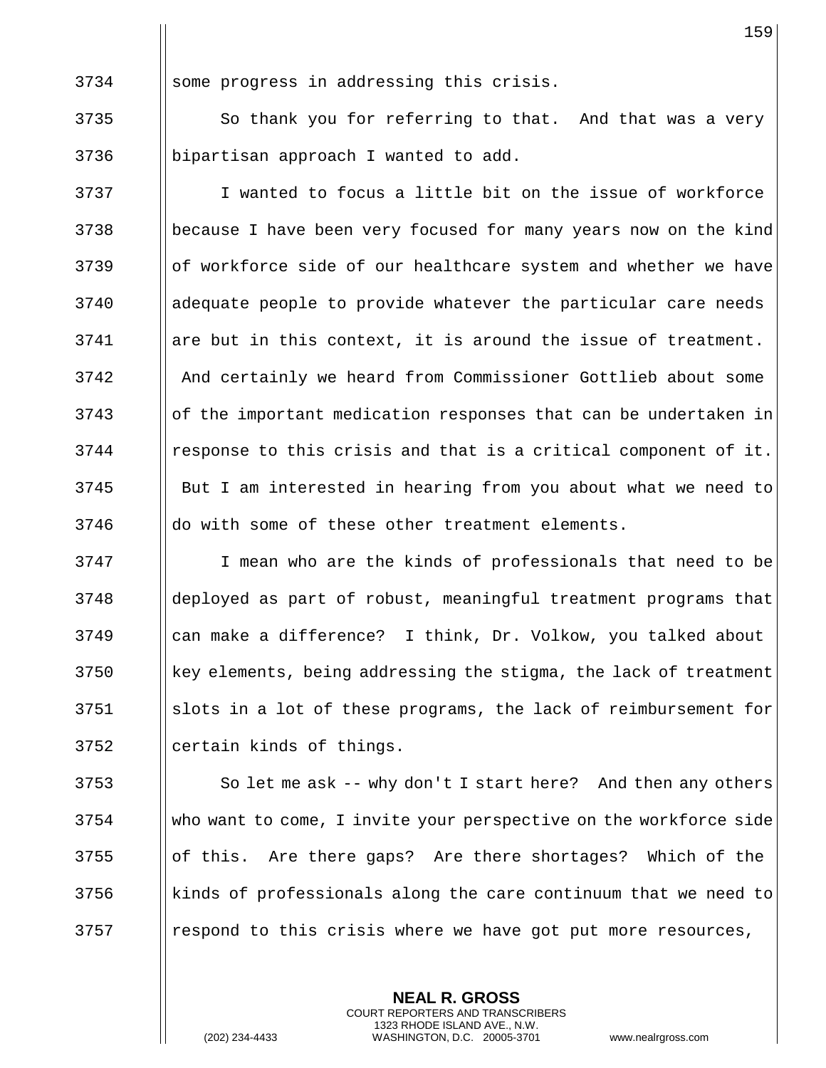some progress in addressing this crisis.

So thank you for referring to that. And that was a very bipartisan approach I wanted to add.

I wanted to focus a little bit on the issue of workforce because I have been very focused for many years now on the kind of workforce side of our healthcare system and whether we have adequate people to provide whatever the particular care needs are but in this context, it is around the issue of treatment. And certainly we heard from Commissioner Gottlieb about some of the important medication responses that can be undertaken in response to this crisis and that is a critical component of it. But I am interested in hearing from you about what we need to do with some of these other treatment elements.

I mean who are the kinds of professionals that need to be deployed as part of robust, meaningful treatment programs that can make a difference? I think, Dr. Volkow, you talked about key elements, being addressing the stigma, the lack of treatment slots in a lot of these programs, the lack of reimbursement for certain kinds of things.

So let me ask -- why don't I start here? And then any others who want to come, I invite your perspective on the workforce side of this. Are there gaps? Are there shortages? Which of the kinds of professionals along the care continuum that we need to respond to this crisis where we have got put more resources,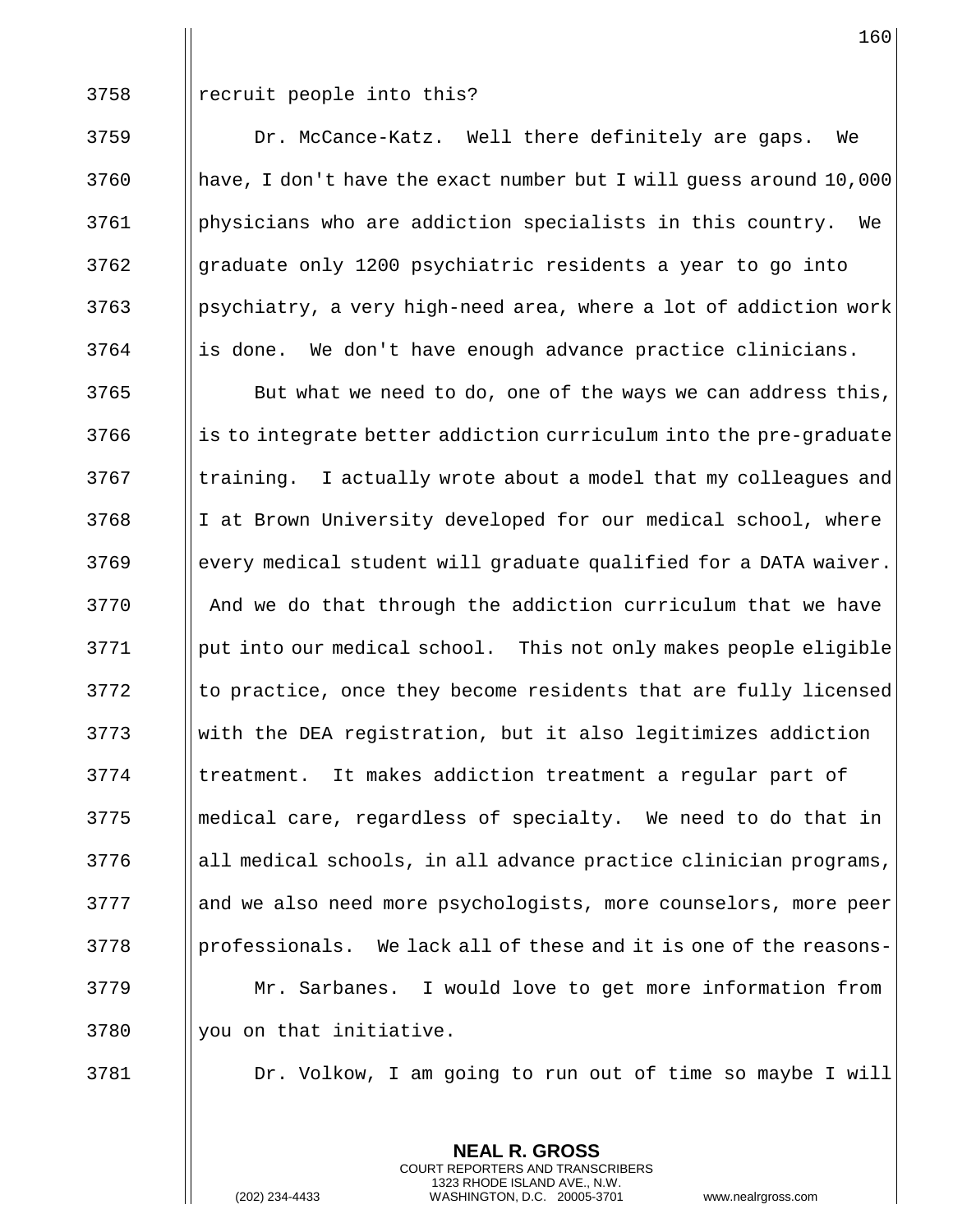recruit people into this?

Dr. McCance-Katz. Well there definitely are gaps. We have, I don't have the exact number but I will guess around 10,000 physicians who are addiction specialists in this country. We graduate only 1200 psychiatric residents a year to go into psychiatry, a very high-need area, where a lot of addiction work is done. We don't have enough advance practice clinicians.

But what we need to do, one of the ways we can address this, is to integrate better addiction curriculum into the pre-graduate training. I actually wrote about a model that my colleagues and I at Brown University developed for our medical school, where every medical student will graduate qualified for a DATA waiver. And we do that through the addiction curriculum that we have put into our medical school. This not only makes people eligible to practice, once they become residents that are fully licensed with the DEA registration, but it also legitimizes addiction treatment. It makes addiction treatment a regular part of medical care, regardless of specialty. We need to do that in all medical schools, in all advance practice clinician programs, and we also need more psychologists, more counselors, more peer professionals. We lack all of these and it is one of the reasons-

Mr. Sarbanes. I would love to get more information from you on that initiative.

Dr. Volkow, I am going to run out of time so maybe I will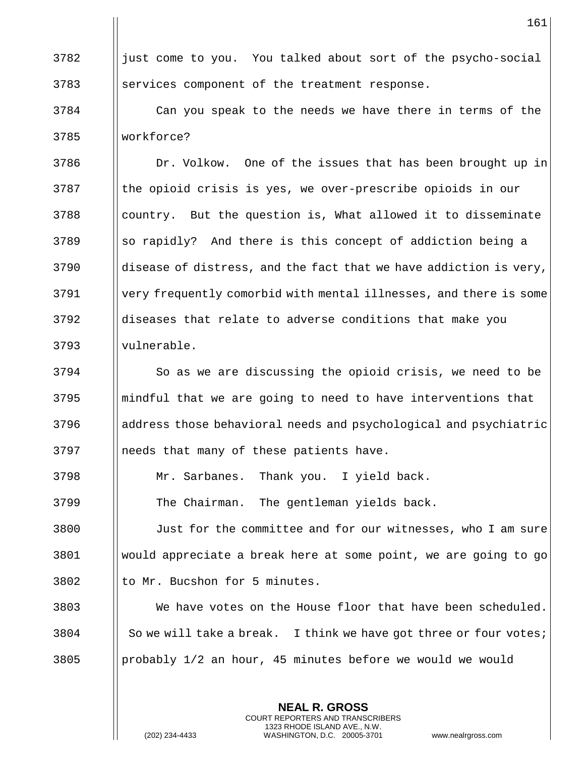just come to you. You talked about sort of the psycho-social services component of the treatment response.

Can you speak to the needs we have there in terms of the workforce?

Dr. Volkow. One of the issues that has been brought up in the opioid crisis is yes, we over-prescribe opioids in our country. But the question is, What allowed it to disseminate so rapidly? And there is this concept of addiction being a disease of distress, and the fact that we have addiction is very, very frequently comorbid with mental illnesses, and there is some diseases that relate to adverse conditions that make you vulnerable.

So as we are discussing the opioid crisis, we need to be mindful that we are going to need to have interventions that address those behavioral needs and psychological and psychiatric needs that many of these patients have.

Mr. Sarbanes. Thank you. I yield back.

The Chairman. The gentleman yields back.

Just for the committee and for our witnesses, who I am sure would appreciate a break here at some point, we are going to go to Mr. Bucshon for 5 minutes.

We have votes on the House floor that have been scheduled. So we will take a break. I think we have got three or four votes; probably 1/2 an hour, 45 minutes before we would we would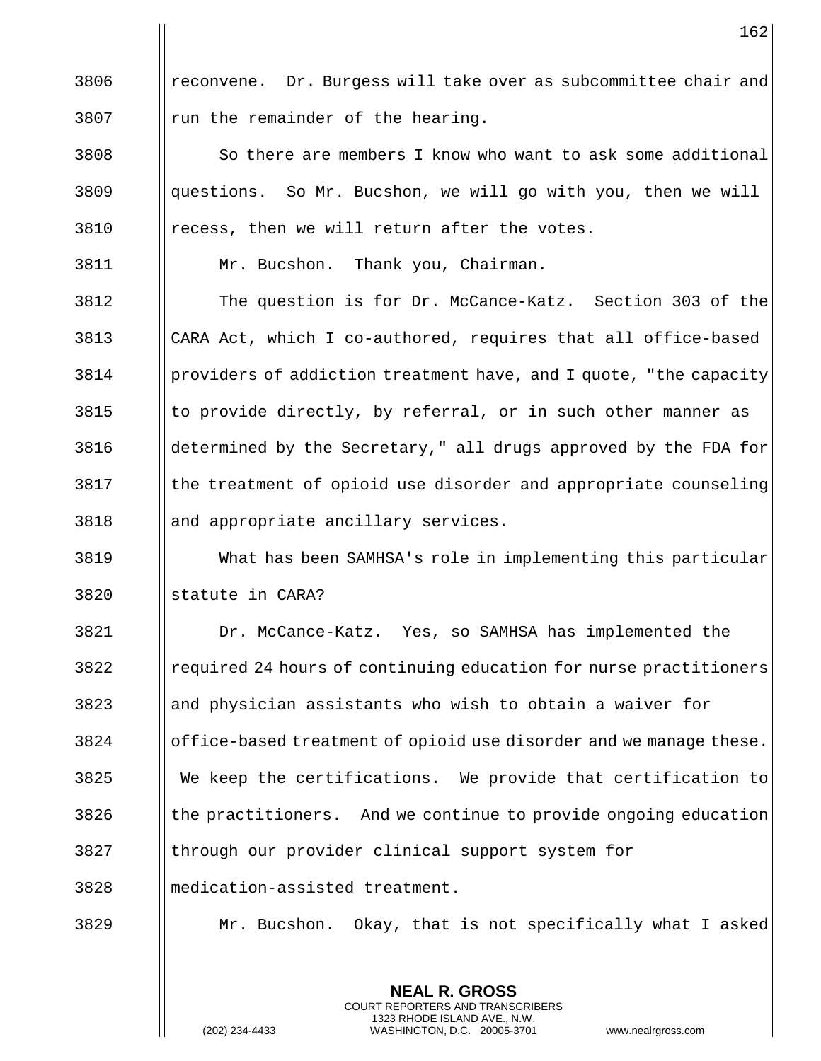reconvene. Dr. Burgess will take over as subcommittee chair and run the remainder of the hearing.

So there are members I know who want to ask some additional questions. So Mr. Bucshon, we will go with you, then we will recess, then we will return after the votes.

Mr. Bucshon. Thank you, Chairman.

The question is for Dr. McCance-Katz. Section 303 of the CARA Act, which I co-authored, requires that all office-based providers of addiction treatment have, and I quote, "the capacity to provide directly, by referral, or in such other manner as determined by the Secretary," all drugs approved by the FDA for the treatment of opioid use disorder and appropriate counseling and appropriate ancillary services.

What has been SAMHSA's role in implementing this particular statute in CARA?

Dr. McCance-Katz. Yes, so SAMHSA has implemented the required 24 hours of continuing education for nurse practitioners and physician assistants who wish to obtain a waiver for office-based treatment of opioid use disorder and we manage these. We keep the certifications. We provide that certification to the practitioners. And we continue to provide ongoing education through our provider clinical support system for medication-assisted treatment.

Mr. Bucshon. Okay, that is not specifically what I asked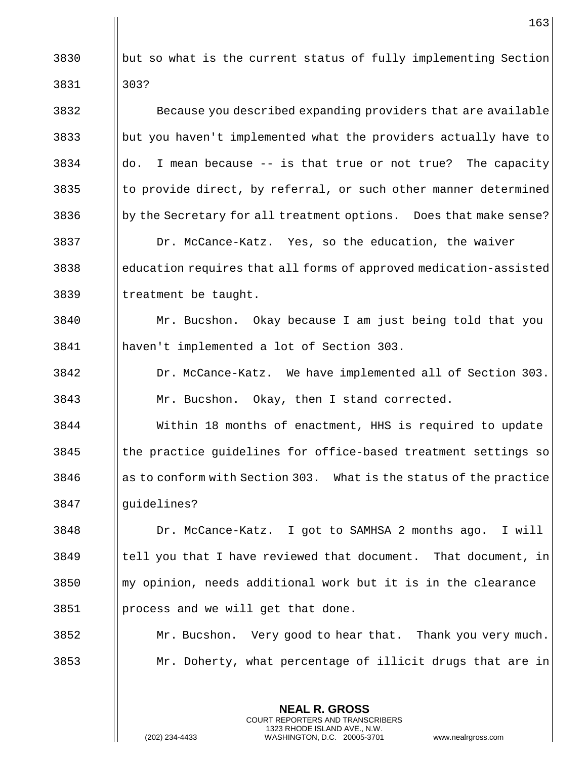but so what is the current status of fully implementing Section 303?

Because you described expanding providers that are available but you haven't implemented what the providers actually have to do. I mean because -- is that true or not true? The capacity to provide direct, by referral, or such other manner determined by the Secretary for all treatment options. Does that make sense?

Dr. McCance-Katz. Yes, so the education, the waiver education requires that all forms of approved medication-assisted treatment be taught.

Mr. Bucshon. Okay because I am just being told that you haven't implemented a lot of Section 303.

Dr. McCance-Katz. We have implemented all of Section 303.

Mr. Bucshon. Okay, then I stand corrected.

Within 18 months of enactment, HHS is required to update the practice guidelines for office-based treatment settings so as to conform with Section 303. What is the status of the practice guidelines?

Dr. McCance-Katz. I got to SAMHSA 2 months ago. I will tell you that I have reviewed that document. That document, in my opinion, needs additional work but it is in the clearance process and we will get that done.

Mr. Bucshon. Very good to hear that. Thank you very much.

Mr. Doherty, what percentage of illicit drugs that are in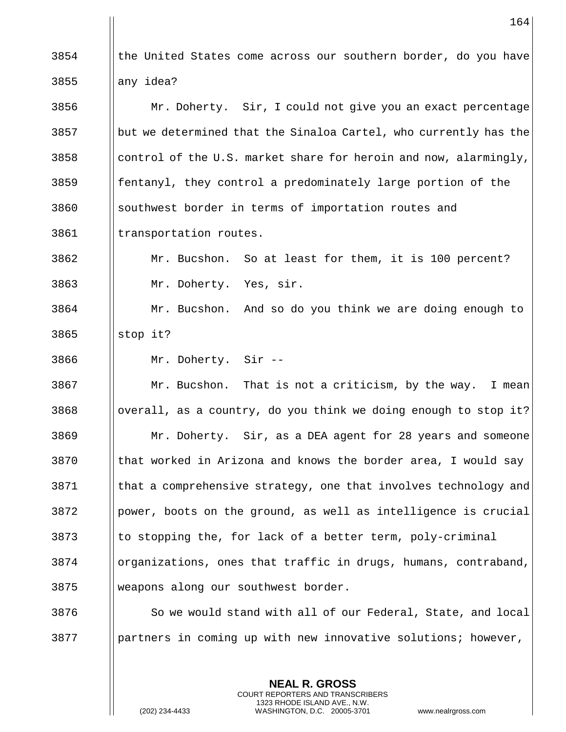the United States come across our southern border, do you have any idea?

Mr. Doherty. Sir, I could not give you an exact percentage but we determined that the Sinaloa Cartel, who currently has the control of the U.S. market share for heroin and now, alarmingly, fentanyl, they control a predominately large portion of the southwest border in terms of importation routes and transportation routes.

Mr. Bucshon. So at least for them, it is 100 percent?

Mr. Doherty. Yes, sir.

Mr. Bucshon. And so do you think we are doing enough to stop it?

Mr. Doherty. Sir --

Mr. Bucshon. That is not a criticism, by the way. I mean overall, as a country, do you think we doing enough to stop it?

Mr. Doherty. Sir, as a DEA agent for 28 years and someone that worked in Arizona and knows the border area, I would say that a comprehensive strategy, one that involves technology and power, boots on the ground, as well as intelligence is crucial to stopping the, for lack of a better term, poly-criminal organizations, ones that traffic in drugs, humans, contraband, weapons along our southwest border.

So we would stand with all of our Federal, State, and local partners in coming up with new innovative solutions; however,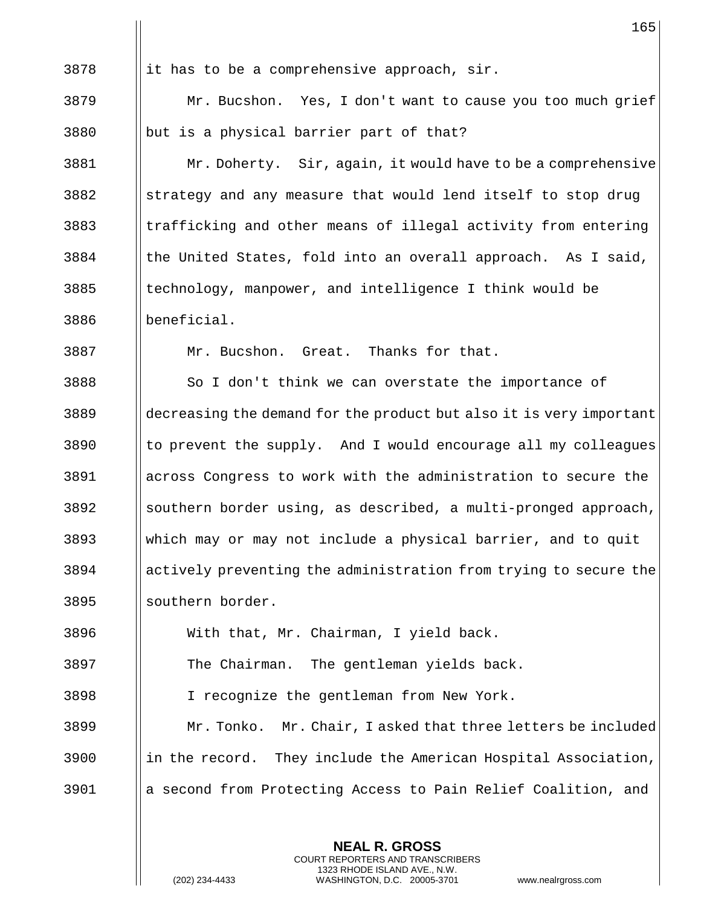it has to be a comprehensive approach, sir.

Mr. Bucshon. Yes, I don't want to cause you too much grief but is a physical barrier part of that?

Mr. Doherty. Sir, again, it would have to be a comprehensive strategy and any measure that would lend itself to stop drug trafficking and other means of illegal activity from entering the United States, fold into an overall approach. As I said, technology, manpower, and intelligence I think would be beneficial.

Mr. Bucshon. Great. Thanks for that.

So I don't think we can overstate the importance of decreasing the demand for the product but also it is very important to prevent the supply. And I would encourage all my colleagues across Congress to work with the administration to secure the southern border using, as described, a multi-pronged approach, which may or may not include a physical barrier, and to quit actively preventing the administration from trying to secure the southern border.

With that, Mr. Chairman, I yield back.

The Chairman. The gentleman yields back.

I recognize the gentleman from New York.

Mr. Tonko. Mr. Chair, I asked that three letters be included in the record. They include the American Hospital Association, a second from Protecting Access to Pain Relief Coalition, and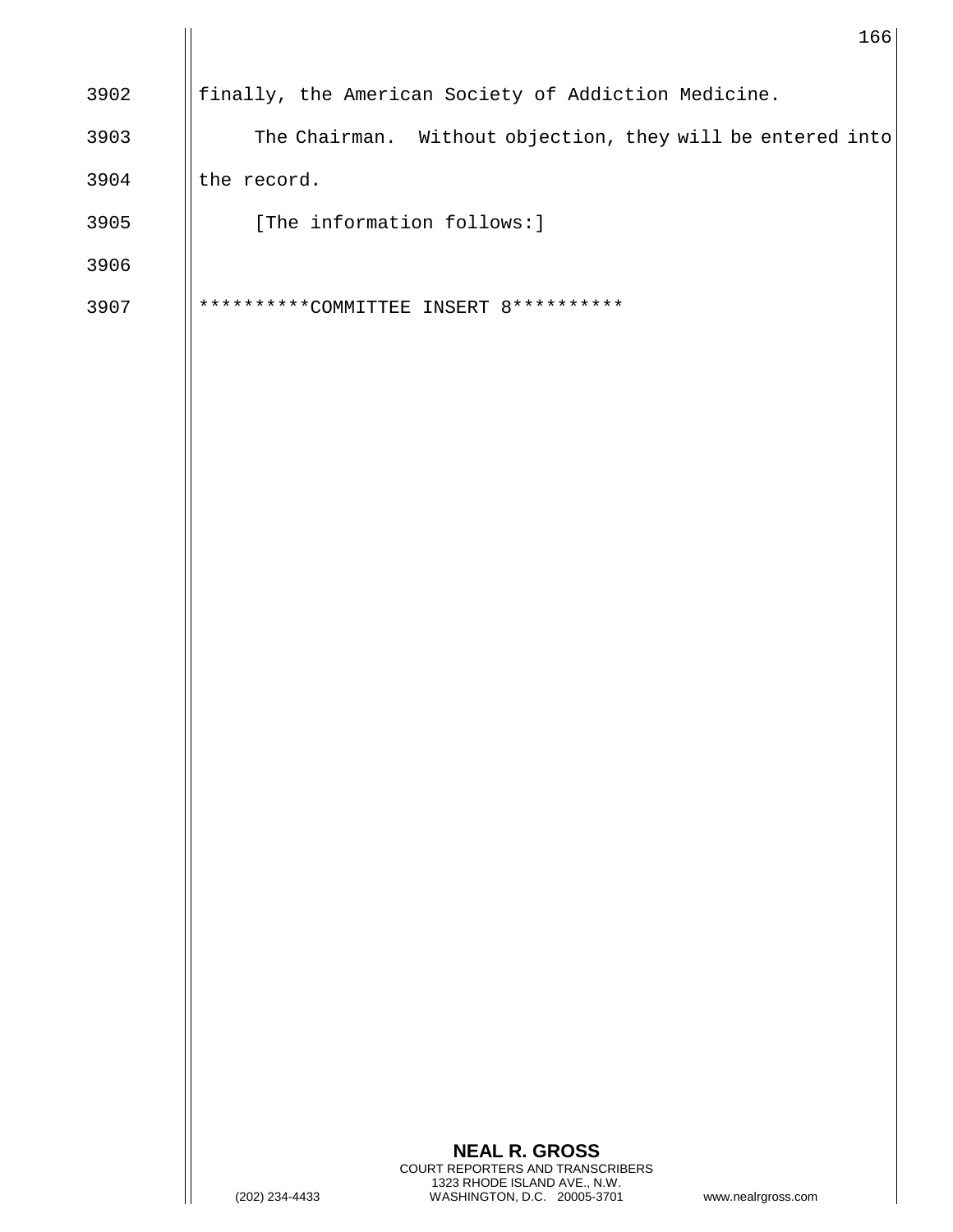3902 finally, the American Society of Addiction Medicine.

3903 The Chairman. Without objection, they will be entered into

3904 the record.

3905 [The information follows:]

3906

3907 **********COMMITTEE INSERT 8**********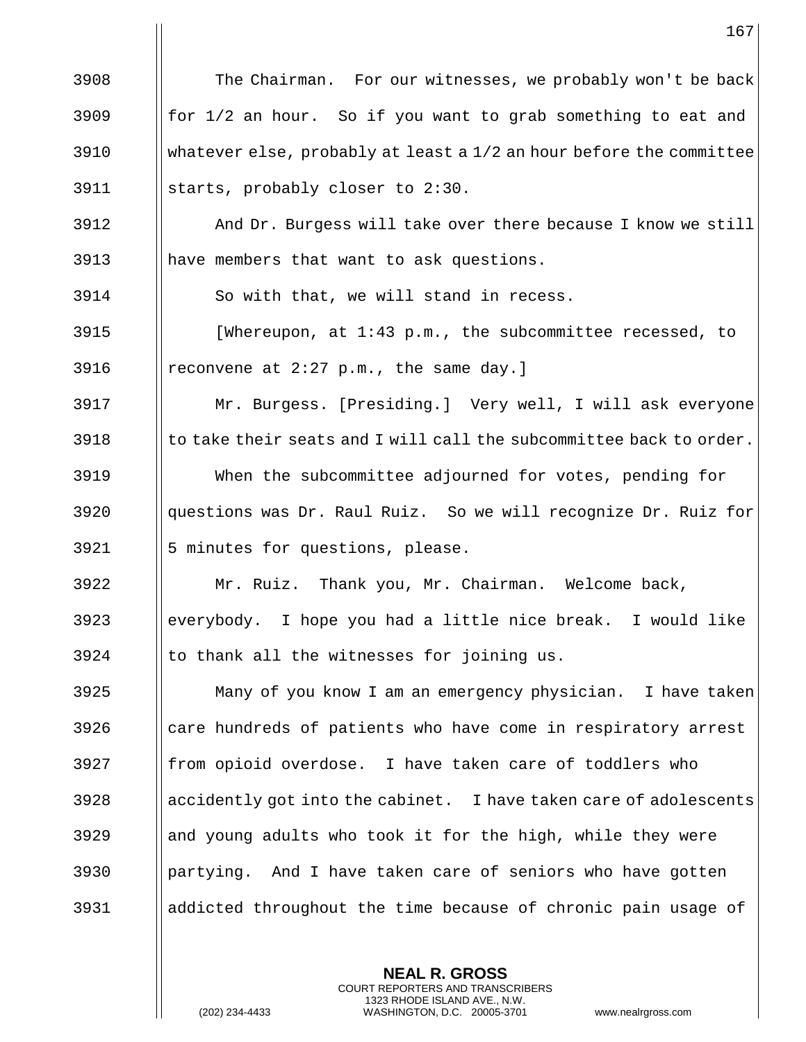3908 The Chairman. For our witnesses, we probably won't be back
3909 for 1/2 an hour. So if you want to grab something to eat and
3910 whatever else, probably at least a 1/2 an hour before the committee
3911 starts, probably closer to 2:30.

3912 And Dr. Burgess will take over there because I know we still
3913 have members that want to ask questions.

3914 So with that, we will stand in recess.

3915 [Whereupon, at 1:43 p.m., the subcommittee recessed, to
3916 reconvene at 2:27 p.m., the same day.]

3917 Mr. Burgess. [Presiding.] Very well, I will ask everyone
3918 to take their seats and I will call the subcommittee back to order.

3919 When the subcommittee adjourned for votes, pending for
3920 questions was Dr. Raul Ruiz. So we will recognize Dr. Ruiz for
3921 5 minutes for questions, please.

3922 Mr. Ruiz. Thank you, Mr. Chairman. Welcome back,
3923 everybody. I hope you had a little nice break. I would like
3924 to thank all the witnesses for joining us.

3925 Many of you know I am an emergency physician. I have taken
3926 care hundreds of patients who have come in respiratory arrest
3927 from opioid overdose. I have taken care of toddlers who
3928 accidently got into the cabinet. I have taken care of adolescents
3929 and young adults who took it for the high, while they were
3930 partying. And I have taken care of seniors who have gotten
3931 addicted throughout the time because of chronic pain usage of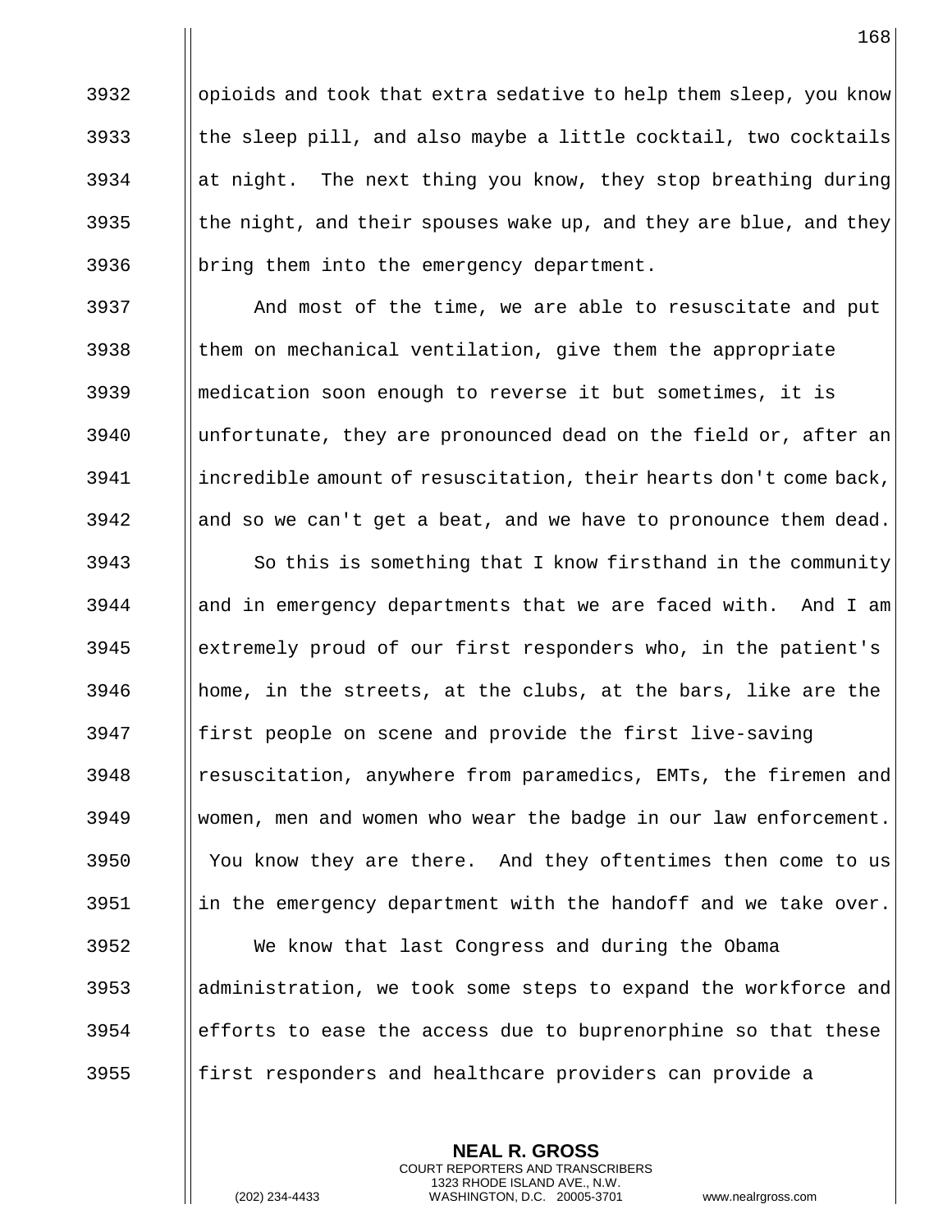opioids and took that extra sedative to help them sleep, you know the sleep pill, and also maybe a little cocktail, two cocktails at night. The next thing you know, they stop breathing during the night, and their spouses wake up, and they are blue, and they bring them into the emergency department.

And most of the time, we are able to resuscitate and put them on mechanical ventilation, give them the appropriate medication soon enough to reverse it but sometimes, it is unfortunate, they are pronounced dead on the field or, after an incredible amount of resuscitation, their hearts don't come back, and so we can't get a beat, and we have to pronounce them dead.

So this is something that I know firsthand in the community and in emergency departments that we are faced with. And I am extremely proud of our first responders who, in the patient's home, in the streets, at the clubs, at the bars, like are the first people on scene and provide the first live-saving resuscitation, anywhere from paramedics, EMTs, the firemen and women, men and women who wear the badge in our law enforcement. You know they are there. And they oftentimes then come to us in the emergency department with the handoff and we take over.

We know that last Congress and during the Obama administration, we took some steps to expand the workforce and efforts to ease the access due to buprenorphine so that these first responders and healthcare providers can provide a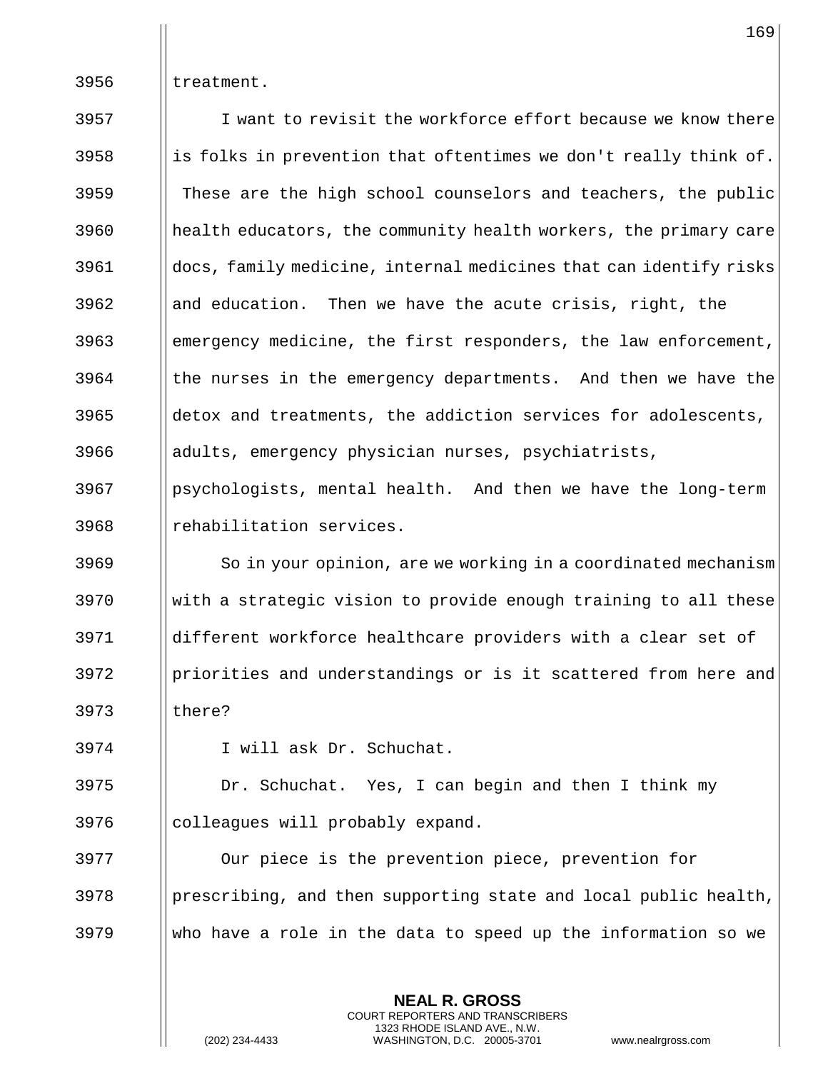treatment.

I want to revisit the workforce effort because we know there is folks in prevention that oftentimes we don't really think of. These are the high school counselors and teachers, the public health educators, the community health workers, the primary care docs, family medicine, internal medicines that can identify risks and education. Then we have the acute crisis, right, the emergency medicine, the first responders, the law enforcement, the nurses in the emergency departments. And then we have the detox and treatments, the addiction services for adolescents, adults, emergency physician nurses, psychiatrists, psychologists, mental health. And then we have the long-term rehabilitation services.

So in your opinion, are we working in a coordinated mechanism with a strategic vision to provide enough training to all these different workforce healthcare providers with a clear set of priorities and understandings or is it scattered from here and there?

I will ask Dr. Schuchat.

Dr. Schuchat. Yes, I can begin and then I think my colleagues will probably expand.

Our piece is the prevention piece, prevention for prescribing, and then supporting state and local public health, who have a role in the data to speed up the information so we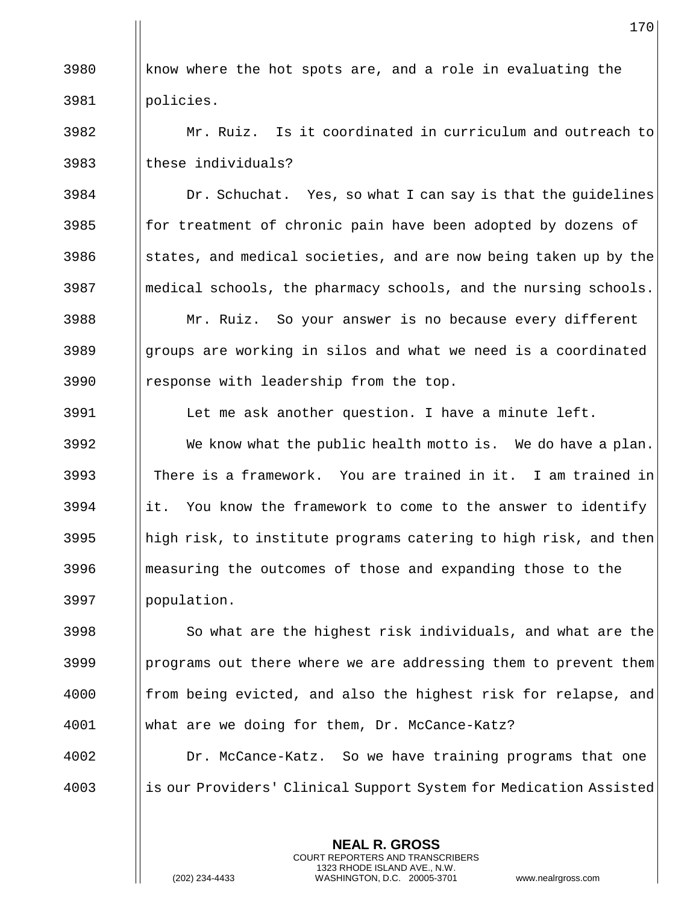know where the hot spots are, and a role in evaluating the policies.

Mr. Ruiz. Is it coordinated in curriculum and outreach to these individuals?

Dr. Schuchat. Yes, so what I can say is that the guidelines for treatment of chronic pain have been adopted by dozens of states, and medical societies, and are now being taken up by the medical schools, the pharmacy schools, and the nursing schools.

Mr. Ruiz. So your answer is no because every different groups are working in silos and what we need is a coordinated response with leadership from the top.

Let me ask another question. I have a minute left.

We know what the public health motto is. We do have a plan. There is a framework. You are trained in it. I am trained in it. You know the framework to come to the answer to identify high risk, to institute programs catering to high risk, and then measuring the outcomes of those and expanding those to the population.

So what are the highest risk individuals, and what are the programs out there where we are addressing them to prevent them from being evicted, and also the highest risk for relapse, and what are we doing for them, Dr. McCance-Katz?

Dr. McCance-Katz. So we have training programs that one is our Providers' Clinical Support System for Medication Assisted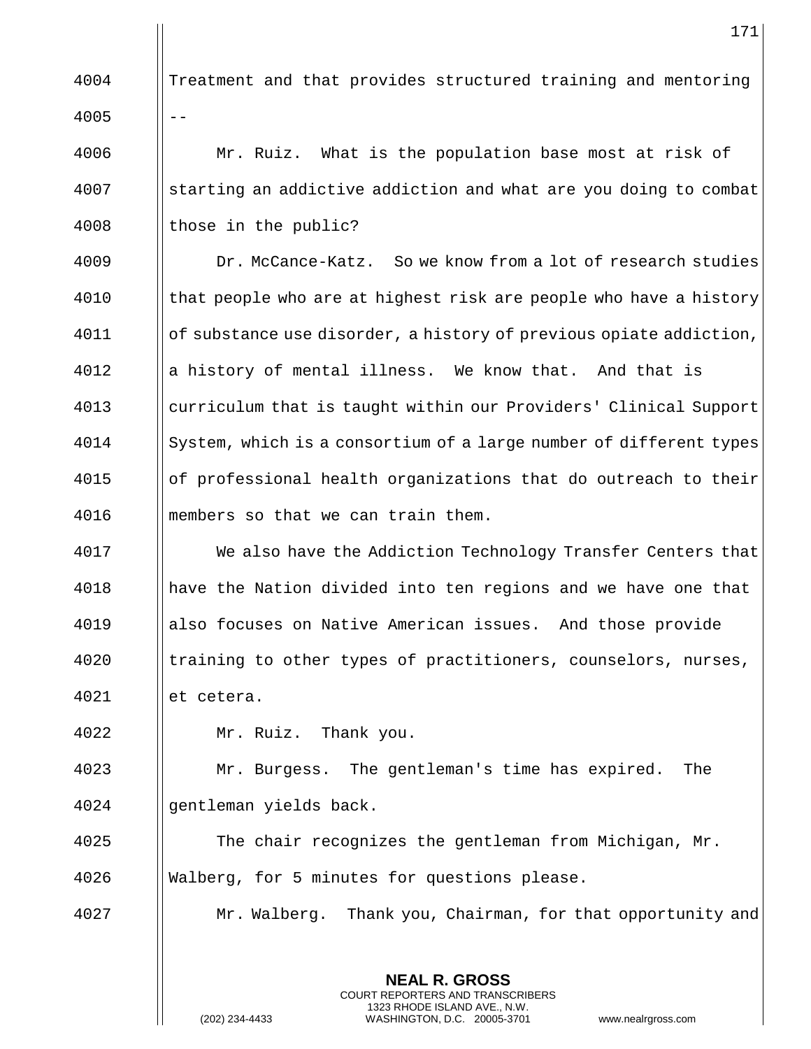Treatment and that provides structured training and mentoring --

Mr. Ruiz. What is the population base most at risk of starting an addictive addiction and what are you doing to combat those in the public?

Dr. McCance-Katz. So we know from a lot of research studies that people who are at highest risk are people who have a history of substance use disorder, a history of previous opiate addiction, a history of mental illness. We know that. And that is curriculum that is taught within our Providers' Clinical Support System, which is a consortium of a large number of different types of professional health organizations that do outreach to their members so that we can train them.

We also have the Addiction Technology Transfer Centers that have the Nation divided into ten regions and we have one that also focuses on Native American issues. And those provide training to other types of practitioners, counselors, nurses, et cetera.

Mr. Ruiz. Thank you.

Mr. Burgess. The gentleman's time has expired. The gentleman yields back.

The chair recognizes the gentleman from Michigan, Mr. Walberg, for 5 minutes for questions please.

Mr. Walberg. Thank you, Chairman, for that opportunity and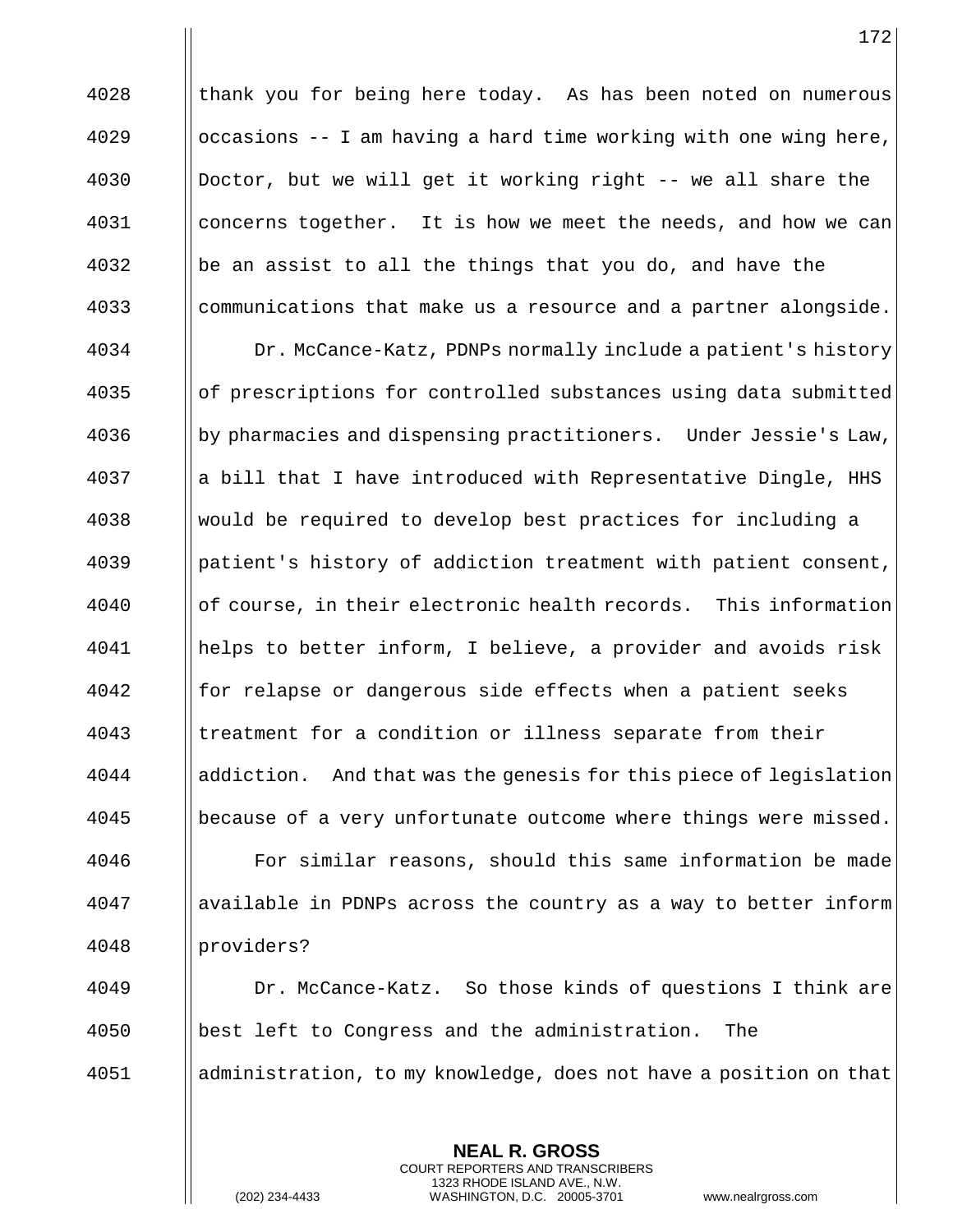thank you for being here today. As has been noted on numerous occasions -- I am having a hard time working with one wing here, Doctor, but we will get it working right -- we all share the concerns together. It is how we meet the needs, and how we can be an assist to all the things that you do, and have the communications that make us a resource and a partner alongside.

Dr. McCance-Katz, PDNPs normally include a patient's history of prescriptions for controlled substances using data submitted by pharmacies and dispensing practitioners. Under Jessie's Law, a bill that I have introduced with Representative Dingle, HHS would be required to develop best practices for including a patient's history of addiction treatment with patient consent, of course, in their electronic health records. This information helps to better inform, I believe, a provider and avoids risk for relapse or dangerous side effects when a patient seeks treatment for a condition or illness separate from their addiction. And that was the genesis for this piece of legislation because of a very unfortunate outcome where things were missed.

For similar reasons, should this same information be made available in PDNPs across the country as a way to better inform providers?

Dr. McCance-Katz. So those kinds of questions I think are best left to Congress and the administration. The administration, to my knowledge, does not have a position on that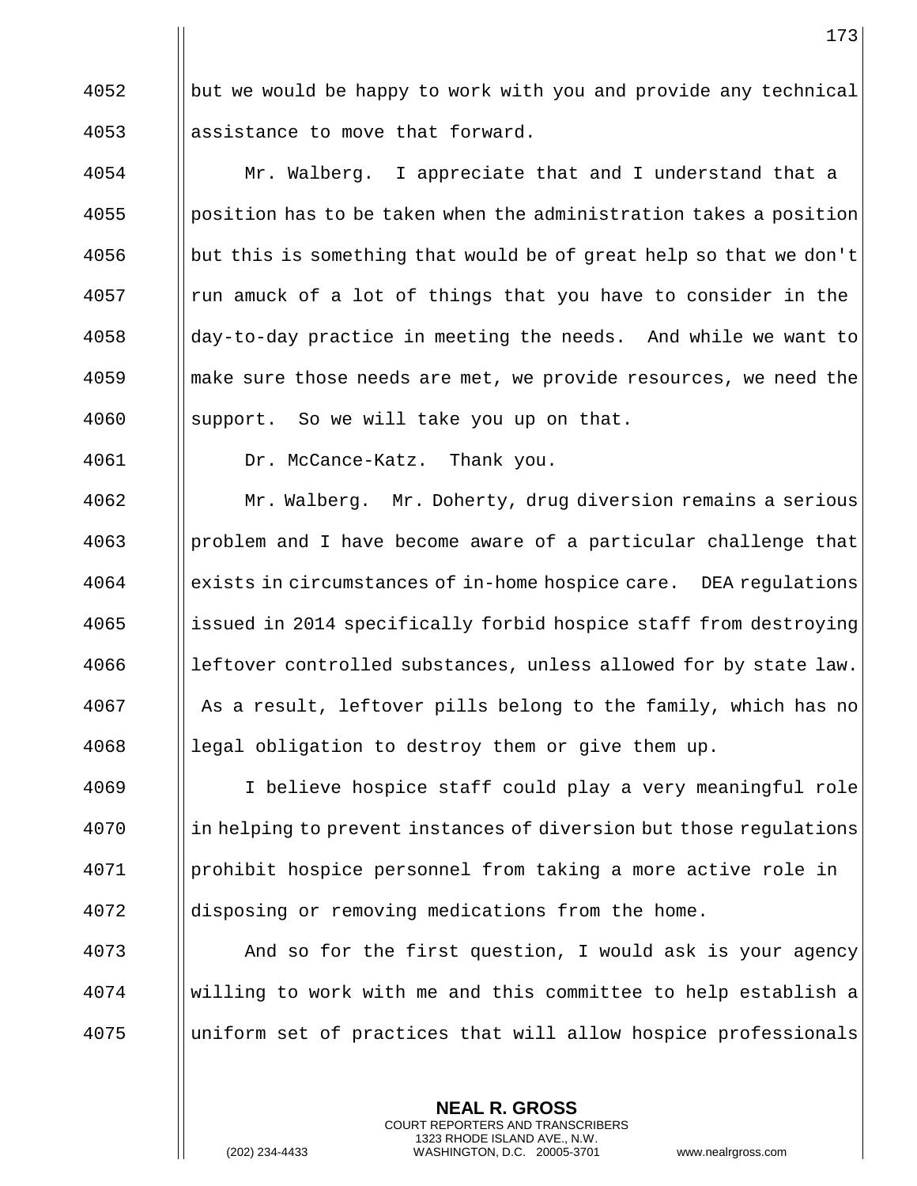but we would be happy to work with you and provide any technical assistance to move that forward.

Mr. Walberg. I appreciate that and I understand that a position has to be taken when the administration takes a position but this is something that would be of great help so that we don't run amuck of a lot of things that you have to consider in the day-to-day practice in meeting the needs. And while we want to make sure those needs are met, we provide resources, we need the support. So we will take you up on that.

Dr. McCance-Katz. Thank you.

Mr. Walberg. Mr. Doherty, drug diversion remains a serious problem and I have become aware of a particular challenge that exists in circumstances of in-home hospice care. DEA regulations issued in 2014 specifically forbid hospice staff from destroying leftover controlled substances, unless allowed for by state law. As a result, leftover pills belong to the family, which has no legal obligation to destroy them or give them up.

I believe hospice staff could play a very meaningful role in helping to prevent instances of diversion but those regulations prohibit hospice personnel from taking a more active role in disposing or removing medications from the home.

And so for the first question, I would ask is your agency willing to work with me and this committee to help establish a uniform set of practices that will allow hospice professionals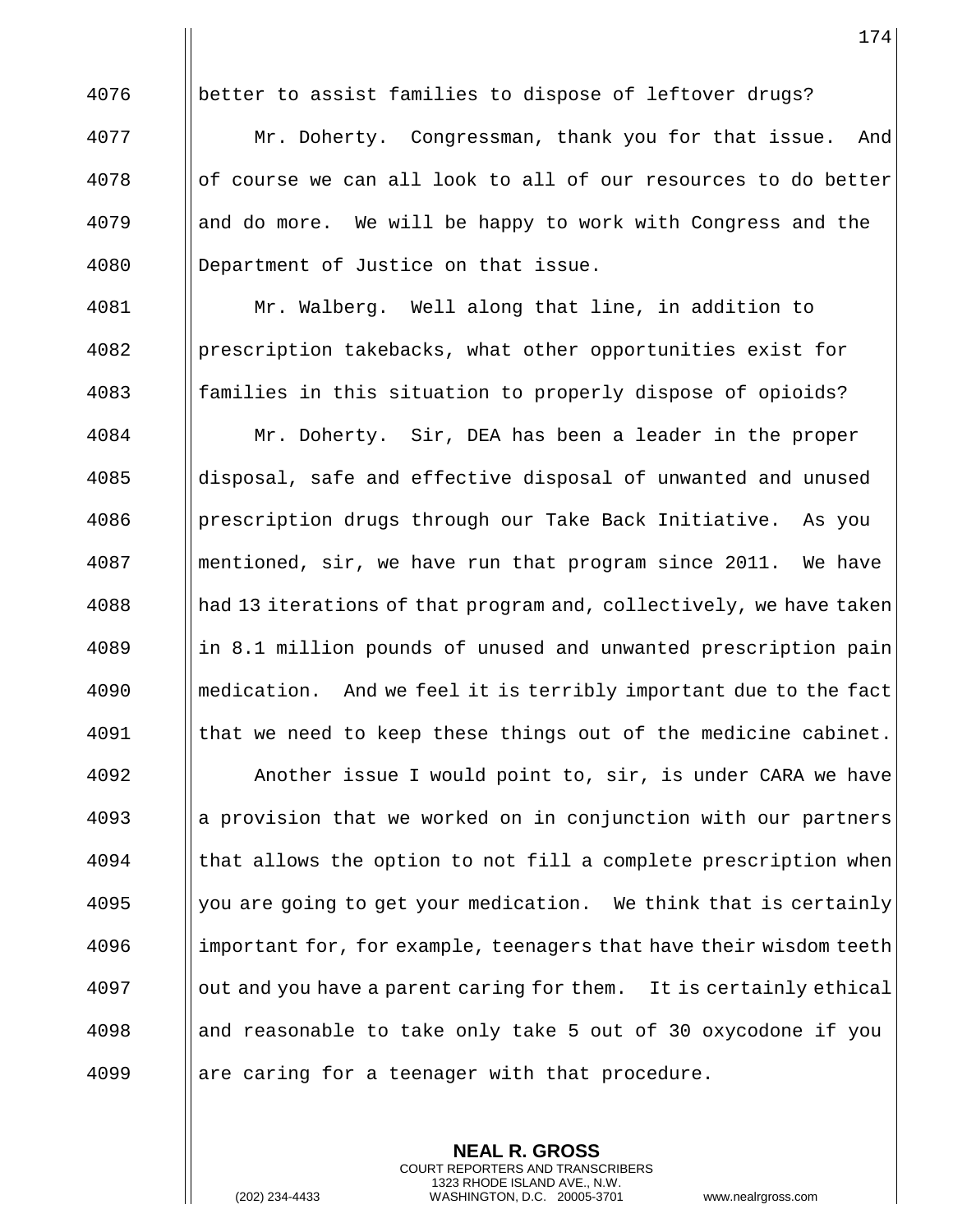better to assist families to dispose of leftover drugs?

Mr. Doherty. Congressman, thank you for that issue. And of course we can all look to all of our resources to do better and do more. We will be happy to work with Congress and the Department of Justice on that issue.

Mr. Walberg. Well along that line, in addition to prescription takebacks, what other opportunities exist for families in this situation to properly dispose of opioids?

Mr. Doherty. Sir, DEA has been a leader in the proper disposal, safe and effective disposal of unwanted and unused prescription drugs through our Take Back Initiative. As you mentioned, sir, we have run that program since 2011. We have had 13 iterations of that program and, collectively, we have taken in 8.1 million pounds of unused and unwanted prescription pain medication. And we feel it is terribly important due to the fact that we need to keep these things out of the medicine cabinet.

Another issue I would point to, sir, is under CARA we have a provision that we worked on in conjunction with our partners that allows the option to not fill a complete prescription when you are going to get your medication. We think that is certainly important for, for example, teenagers that have their wisdom teeth out and you have a parent caring for them. It is certainly ethical and reasonable to take only take 5 out of 30 oxycodone if you are caring for a teenager with that procedure.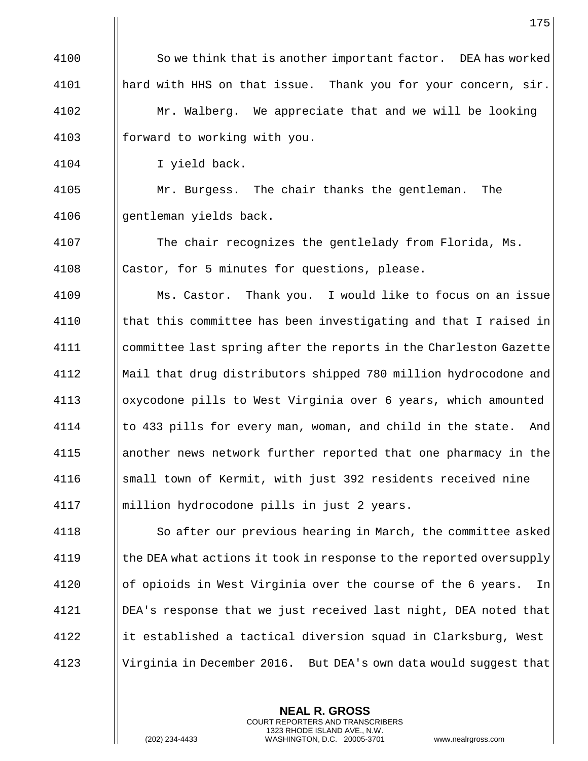So we think that is another important factor. DEA has worked hard with HHS on that issue. Thank you for your concern, sir.

Mr. Walberg. We appreciate that and we will be looking forward to working with you.

I yield back.

Mr. Burgess. The chair thanks the gentleman. The gentleman yields back.

The chair recognizes the gentlelady from Florida, Ms. Castor, for 5 minutes for questions, please.

Ms. Castor. Thank you. I would like to focus on an issue that this committee has been investigating and that I raised in committee last spring after the reports in the Charleston Gazette Mail that drug distributors shipped 780 million hydrocodone and oxycodone pills to West Virginia over 6 years, which amounted to 433 pills for every man, woman, and child in the state. And another news network further reported that one pharmacy in the small town of Kermit, with just 392 residents received nine million hydrocodone pills in just 2 years.

So after our previous hearing in March, the committee asked the DEA what actions it took in response to the reported oversupply of opioids in West Virginia over the course of the 6 years. In DEA's response that we just received last night, DEA noted that it established a tactical diversion squad in Clarksburg, West Virginia in December 2016. But DEA's own data would suggest that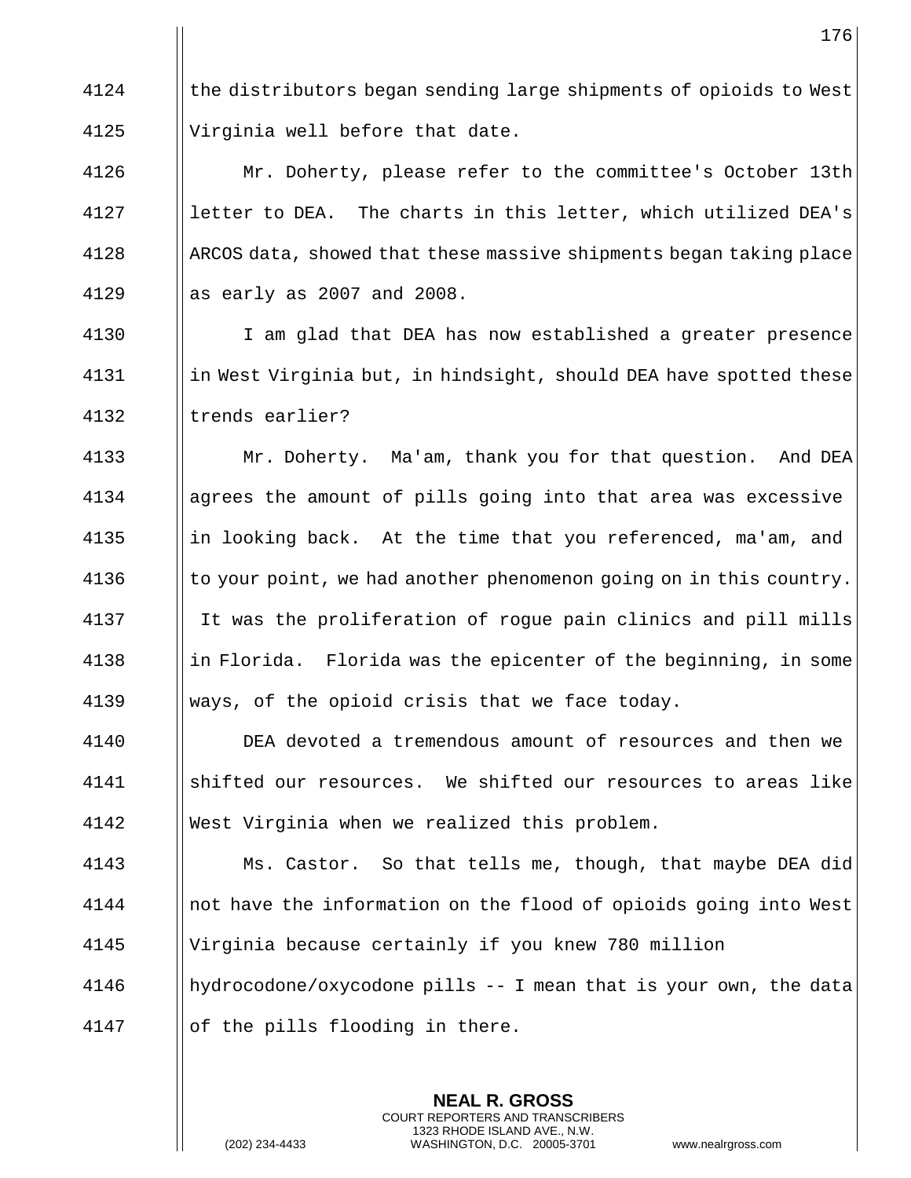the distributors began sending large shipments of opioids to West Virginia well before that date.

Mr. Doherty, please refer to the committee's October 13th letter to DEA. The charts in this letter, which utilized DEA's ARCOS data, showed that these massive shipments began taking place as early as 2007 and 2008.

I am glad that DEA has now established a greater presence in West Virginia but, in hindsight, should DEA have spotted these trends earlier?

Mr. Doherty. Ma'am, thank you for that question. And DEA agrees the amount of pills going into that area was excessive in looking back. At the time that you referenced, ma'am, and to your point, we had another phenomenon going on in this country. It was the proliferation of rogue pain clinics and pill mills in Florida. Florida was the epicenter of the beginning, in some ways, of the opioid crisis that we face today.

DEA devoted a tremendous amount of resources and then we shifted our resources. We shifted our resources to areas like West Virginia when we realized this problem.

Ms. Castor. So that tells me, though, that maybe DEA did not have the information on the flood of opioids going into West Virginia because certainly if you knew 780 million hydrocodone/oxycodone pills -- I mean that is your own, the data of the pills flooding in there.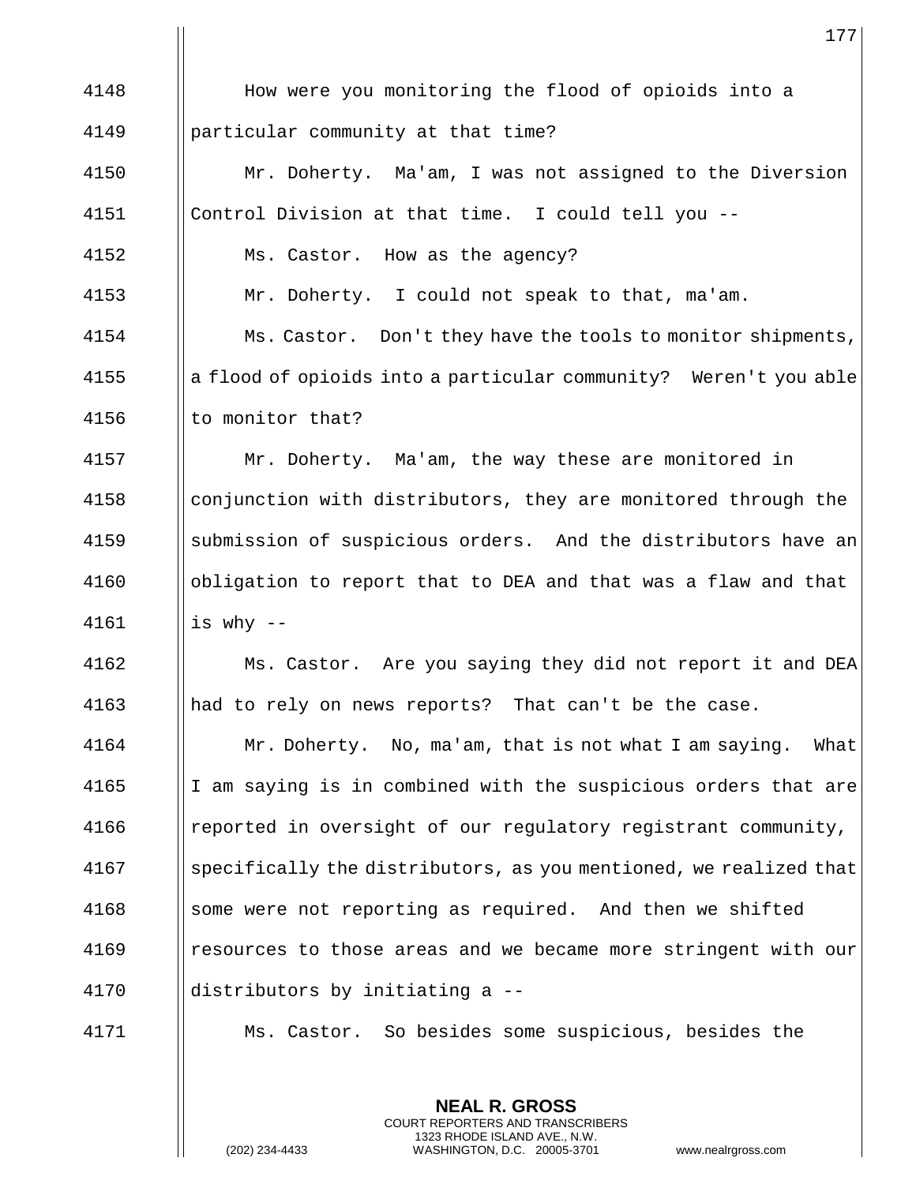4148 How were you monitoring the flood of opioids into a

4149 particular community at that time?

4150 Mr. Doherty. Ma'am, I was not assigned to the Diversion

4151 Control Division at that time. I could tell you --

4152 Ms. Castor. How as the agency?

4153 Mr. Doherty. I could not speak to that, ma'am.

4154 Ms. Castor. Don't they have the tools to monitor shipments,

4155 a flood of opioids into a particular community? Weren't you able

4156 to monitor that?

4157 Mr. Doherty. Ma'am, the way these are monitored in

4158 conjunction with distributors, they are monitored through the

4159 submission of suspicious orders. And the distributors have an

4160 obligation to report that to DEA and that was a flaw and that

4161 is why --

4162 Ms. Castor. Are you saying they did not report it and DEA

4163 had to rely on news reports? That can't be the case.

4164 Mr. Doherty. No, ma'am, that is not what I am saying. What

4165 I am saying is in combined with the suspicious orders that are

4166 reported in oversight of our regulatory registrant community,

4167 specifically the distributors, as you mentioned, we realized that

4168 some were not reporting as required. And then we shifted

4169 resources to those areas and we became more stringent with our

4170 distributors by initiating a --

4171 Ms. Castor. So besides some suspicious, besides the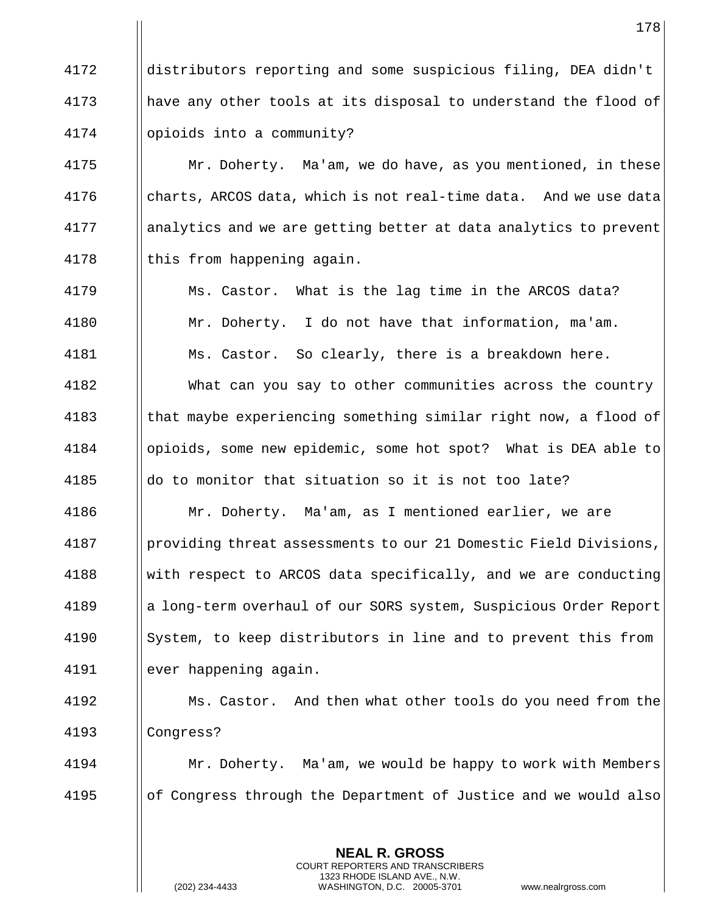distributors reporting and some suspicious filing, DEA didn't have any other tools at its disposal to understand the flood of opioids into a community?

Mr. Doherty. Ma'am, we do have, as you mentioned, in these charts, ARCOS data, which is not real-time data. And we use data analytics and we are getting better at data analytics to prevent this from happening again.

Ms. Castor. What is the lag time in the ARCOS data?

Mr. Doherty. I do not have that information, ma'am.

Ms. Castor. So clearly, there is a breakdown here.

What can you say to other communities across the country that maybe experiencing something similar right now, a flood of opioids, some new epidemic, some hot spot? What is DEA able to do to monitor that situation so it is not too late?

Mr. Doherty. Ma'am, as I mentioned earlier, we are providing threat assessments to our 21 Domestic Field Divisions, with respect to ARCOS data specifically, and we are conducting a long-term overhaul of our SORS system, Suspicious Order Report System, to keep distributors in line and to prevent this from ever happening again.

Ms. Castor. And then what other tools do you need from the Congress?

Mr. Doherty. Ma'am, we would be happy to work with Members of Congress through the Department of Justice and we would also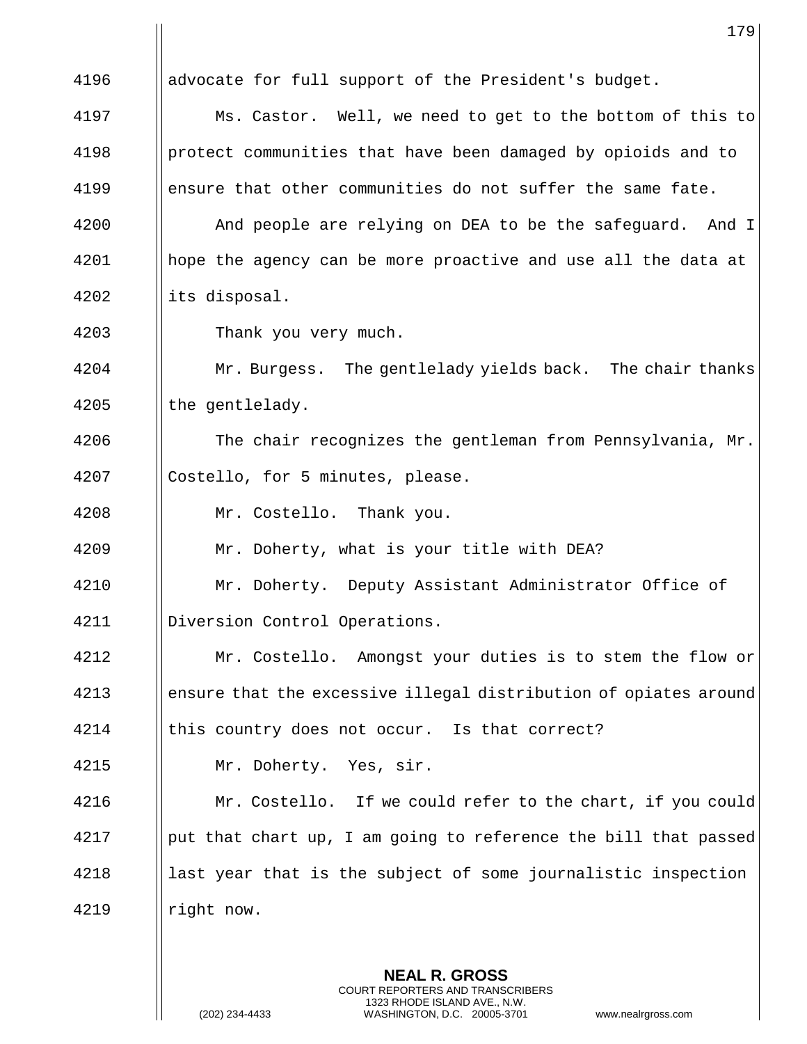advocate for full support of the President's budget.

Ms. Castor. Well, we need to get to the bottom of this to protect communities that have been damaged by opioids and to ensure that other communities do not suffer the same fate.

And people are relying on DEA to be the safeguard. And I hope the agency can be more proactive and use all the data at its disposal.

Thank you very much.

Mr. Burgess. The gentlelady yields back. The chair thanks the gentlelady.

The chair recognizes the gentleman from Pennsylvania, Mr. Costello, for 5 minutes, please.

Mr. Costello. Thank you.

Mr. Doherty, what is your title with DEA?

Mr. Doherty. Deputy Assistant Administrator Office of Diversion Control Operations.

Mr. Costello. Amongst your duties is to stem the flow or ensure that the excessive illegal distribution of opiates around this country does not occur. Is that correct?

Mr. Doherty. Yes, sir.

Mr. Costello. If we could refer to the chart, if you could put that chart up, I am going to reference the bill that passed last year that is the subject of some journalistic inspection right now.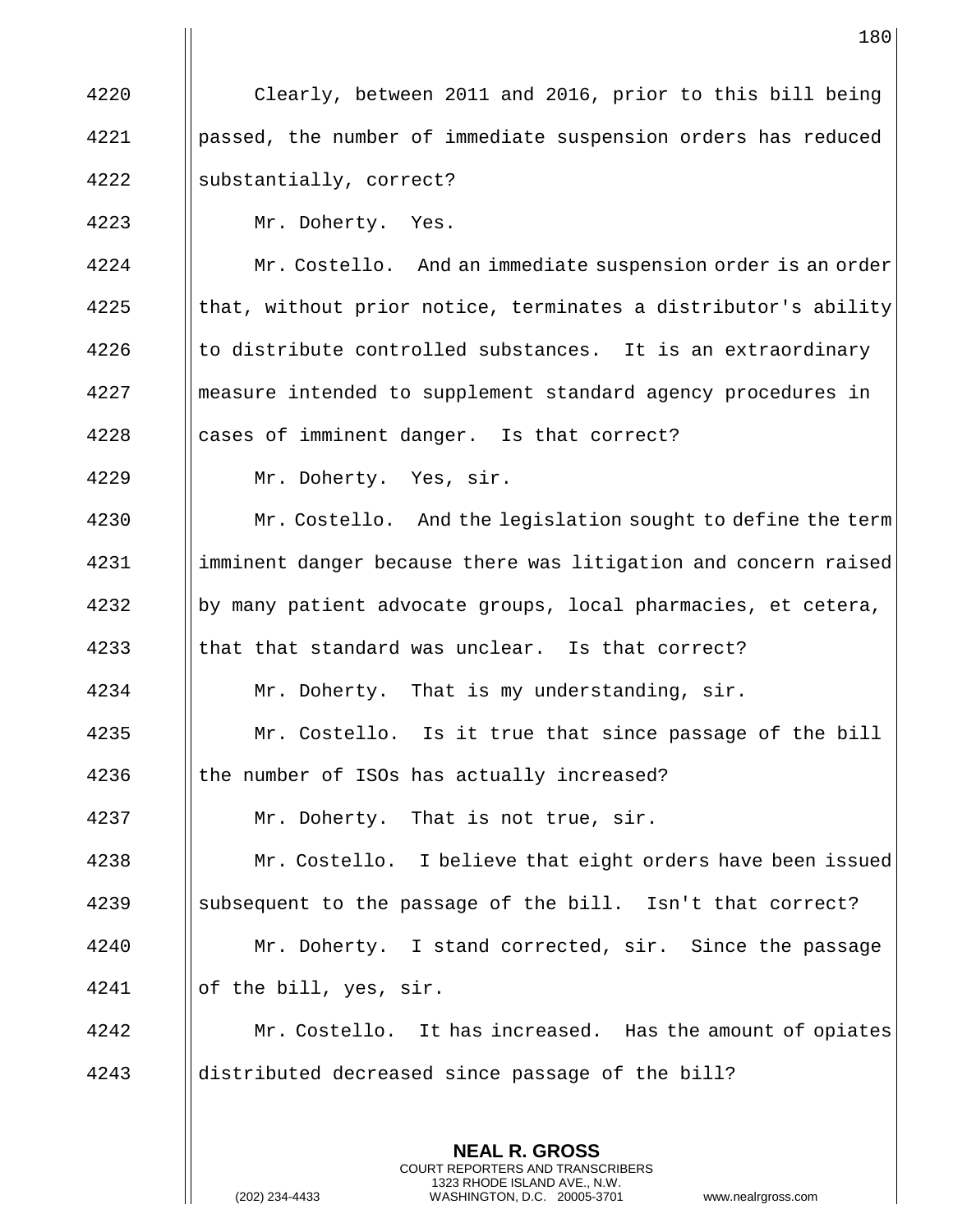Clearly, between 2011 and 2016, prior to this bill being passed, the number of immediate suspension orders has reduced substantially, correct?

Mr. Doherty. Yes.

Mr. Costello. And an immediate suspension order is an order that, without prior notice, terminates a distributor's ability to distribute controlled substances. It is an extraordinary measure intended to supplement standard agency procedures in cases of imminent danger. Is that correct?

Mr. Doherty. Yes, sir.

Mr. Costello. And the legislation sought to define the term imminent danger because there was litigation and concern raised by many patient advocate groups, local pharmacies, et cetera, that that standard was unclear. Is that correct?

Mr. Doherty. That is my understanding, sir.

Mr. Costello. Is it true that since passage of the bill the number of ISOs has actually increased?

Mr. Doherty. That is not true, sir.

Mr. Costello. I believe that eight orders have been issued subsequent to the passage of the bill. Isn't that correct?

Mr. Doherty. I stand corrected, sir. Since the passage of the bill, yes, sir.

Mr. Costello. It has increased. Has the amount of opiates distributed decreased since passage of the bill?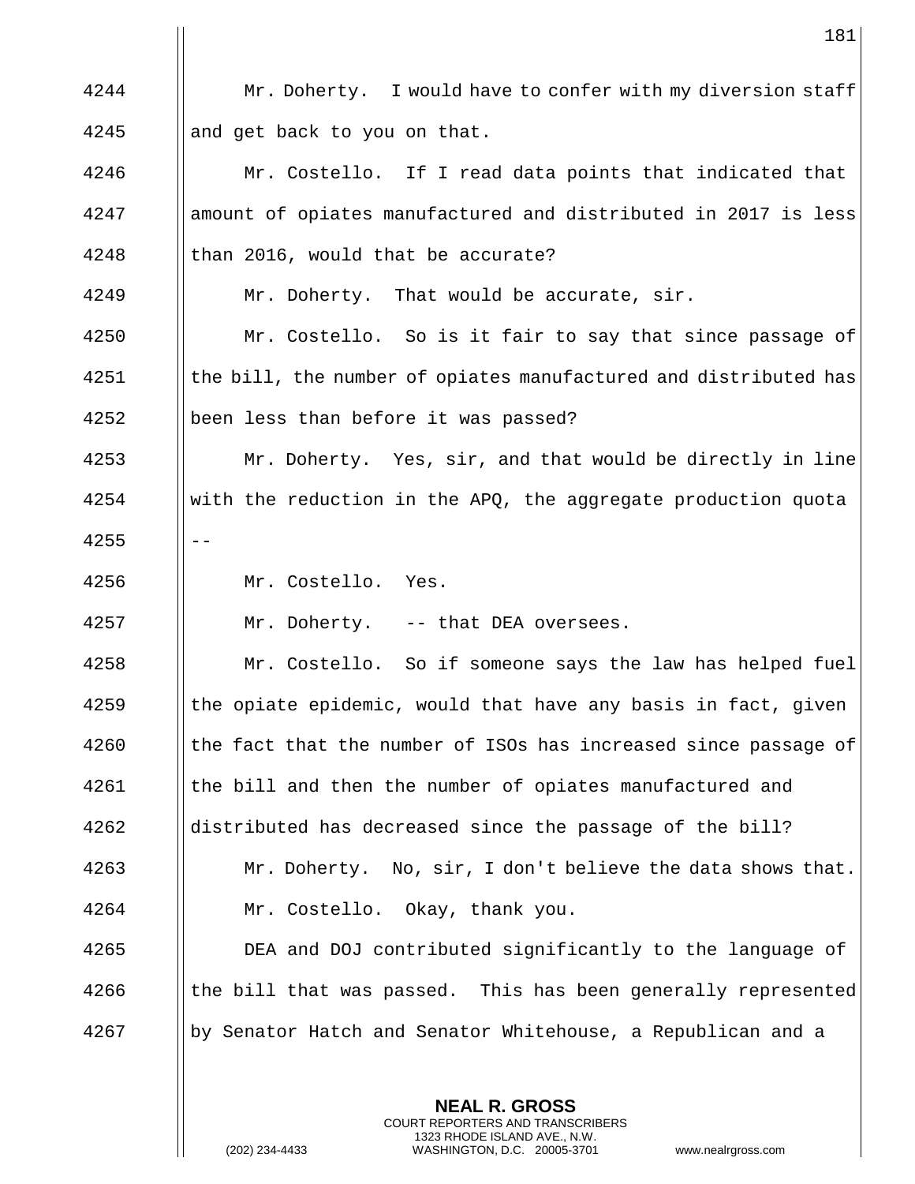Mr. Doherty. I would have to confer with my diversion staff and get back to you on that.

Mr. Costello. If I read data points that indicated that amount of opiates manufactured and distributed in 2017 is less than 2016, would that be accurate?

Mr. Doherty. That would be accurate, sir.

Mr. Costello. So is it fair to say that since passage of the bill, the number of opiates manufactured and distributed has been less than before it was passed?

Mr. Doherty. Yes, sir, and that would be directly in line with the reduction in the APQ, the aggregate production quota --

Mr. Costello. Yes.

Mr. Doherty. -- that DEA oversees.

Mr. Costello. So if someone says the law has helped fuel the opiate epidemic, would that have any basis in fact, given the fact that the number of ISOs has increased since passage of the bill and then the number of opiates manufactured and distributed has decreased since the passage of the bill?

Mr. Doherty. No, sir, I don't believe the data shows that.

Mr. Costello. Okay, thank you.

DEA and DOJ contributed significantly to the language of the bill that was passed. This has been generally represented by Senator Hatch and Senator Whitehouse, a Republican and a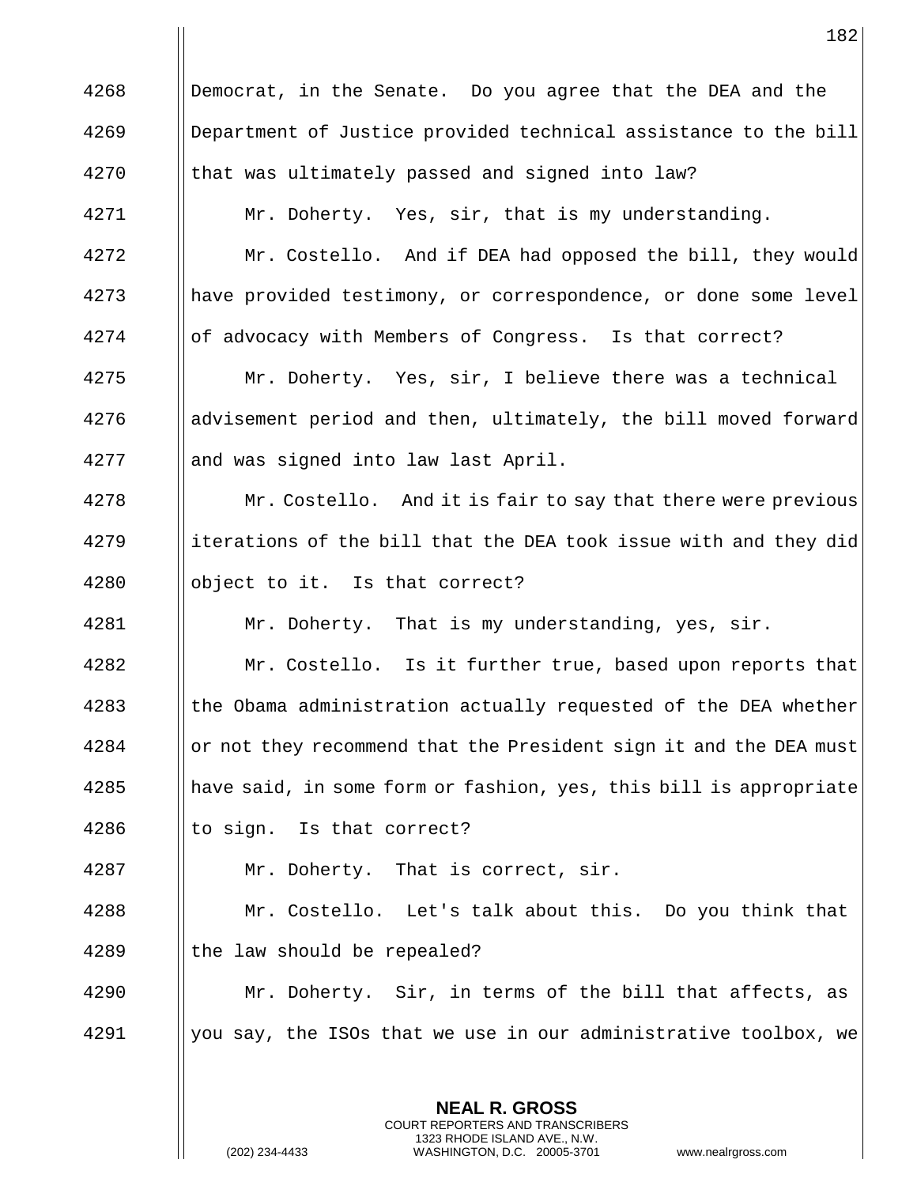Democrat, in the Senate. Do you agree that the DEA and the Department of Justice provided technical assistance to the bill that was ultimately passed and signed into law?

Mr. Doherty. Yes, sir, that is my understanding.

Mr. Costello. And if DEA had opposed the bill, they would have provided testimony, or correspondence, or done some level of advocacy with Members of Congress. Is that correct?

Mr. Doherty. Yes, sir, I believe there was a technical advisement period and then, ultimately, the bill moved forward and was signed into law last April.

Mr. Costello. And it is fair to say that there were previous iterations of the bill that the DEA took issue with and they did object to it. Is that correct?

Mr. Doherty. That is my understanding, yes, sir.

Mr. Costello. Is it further true, based upon reports that the Obama administration actually requested of the DEA whether or not they recommend that the President sign it and the DEA must have said, in some form or fashion, yes, this bill is appropriate to sign. Is that correct?

Mr. Doherty. That is correct, sir.

Mr. Costello. Let's talk about this. Do you think that the law should be repealed?

Mr. Doherty. Sir, in terms of the bill that affects, as you say, the ISOs that we use in our administrative toolbox, we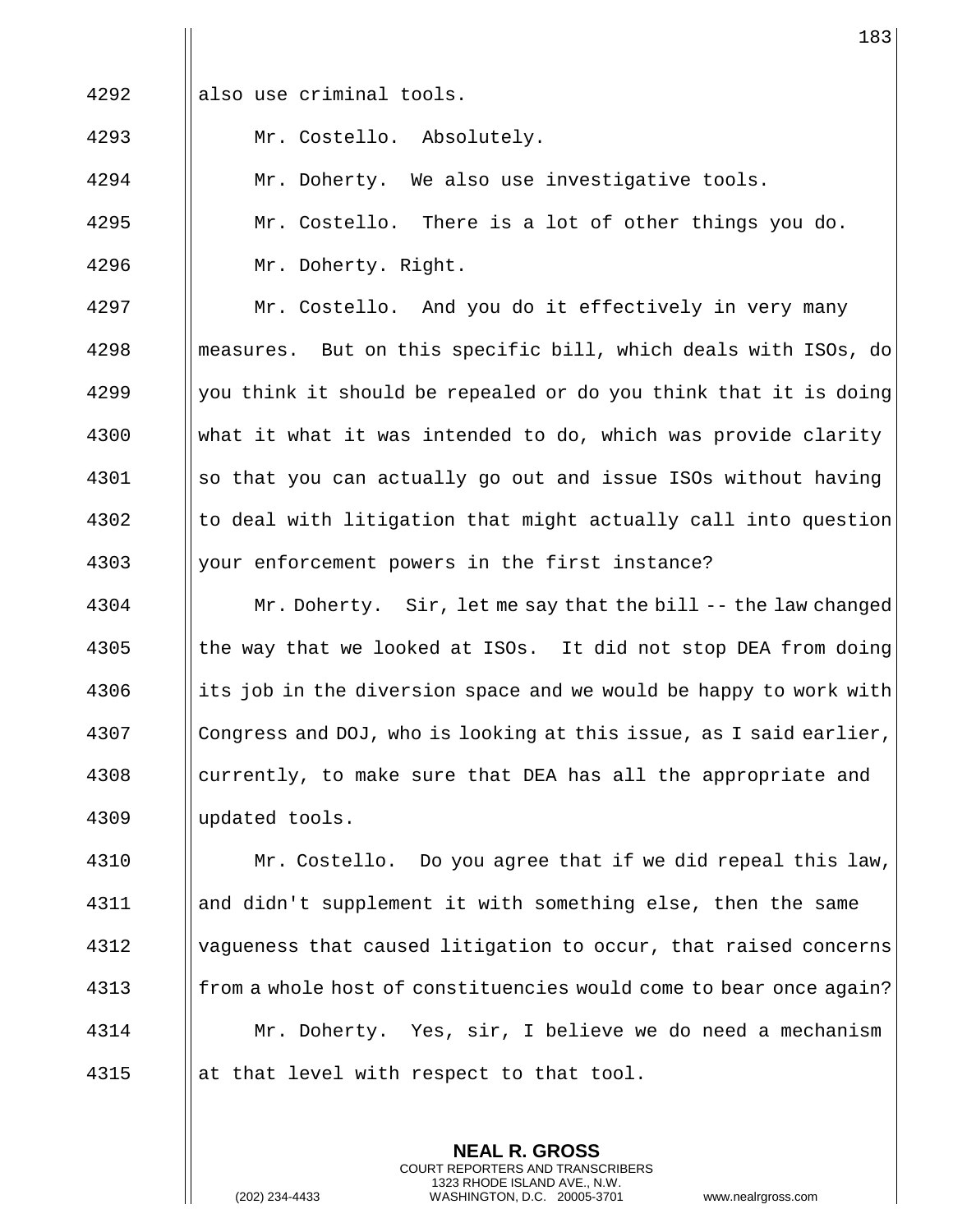4292 also use criminal tools.

4293 Mr. Costello. Absolutely.

4294 Mr. Doherty. We also use investigative tools.

4295 Mr. Costello. There is a lot of other things you do.

4296 Mr. Doherty. Right.

4297 Mr. Costello. And you do it effectively in very many
4298 measures. But on this specific bill, which deals with ISOs, do
4299 you think it should be repealed or do you think that it is doing
4300 what it what it was intended to do, which was provide clarity
4301 so that you can actually go out and issue ISOs without having
4302 to deal with litigation that might actually call into question
4303 your enforcement powers in the first instance?

4304 Mr. Doherty. Sir, let me say that the bill -- the law changed
4305 the way that we looked at ISOs. It did not stop DEA from doing
4306 its job in the diversion space and we would be happy to work with
4307 Congress and DOJ, who is looking at this issue, as I said earlier,
4308 currently, to make sure that DEA has all the appropriate and
4309 updated tools.

4310 Mr. Costello. Do you agree that if we did repeal this law,
4311 and didn't supplement it with something else, then the same
4312 vagueness that caused litigation to occur, that raised concerns
4313 from a whole host of constituencies would come to bear once again?

4314 Mr. Doherty. Yes, sir, I believe we do need a mechanism
4315 at that level with respect to that tool.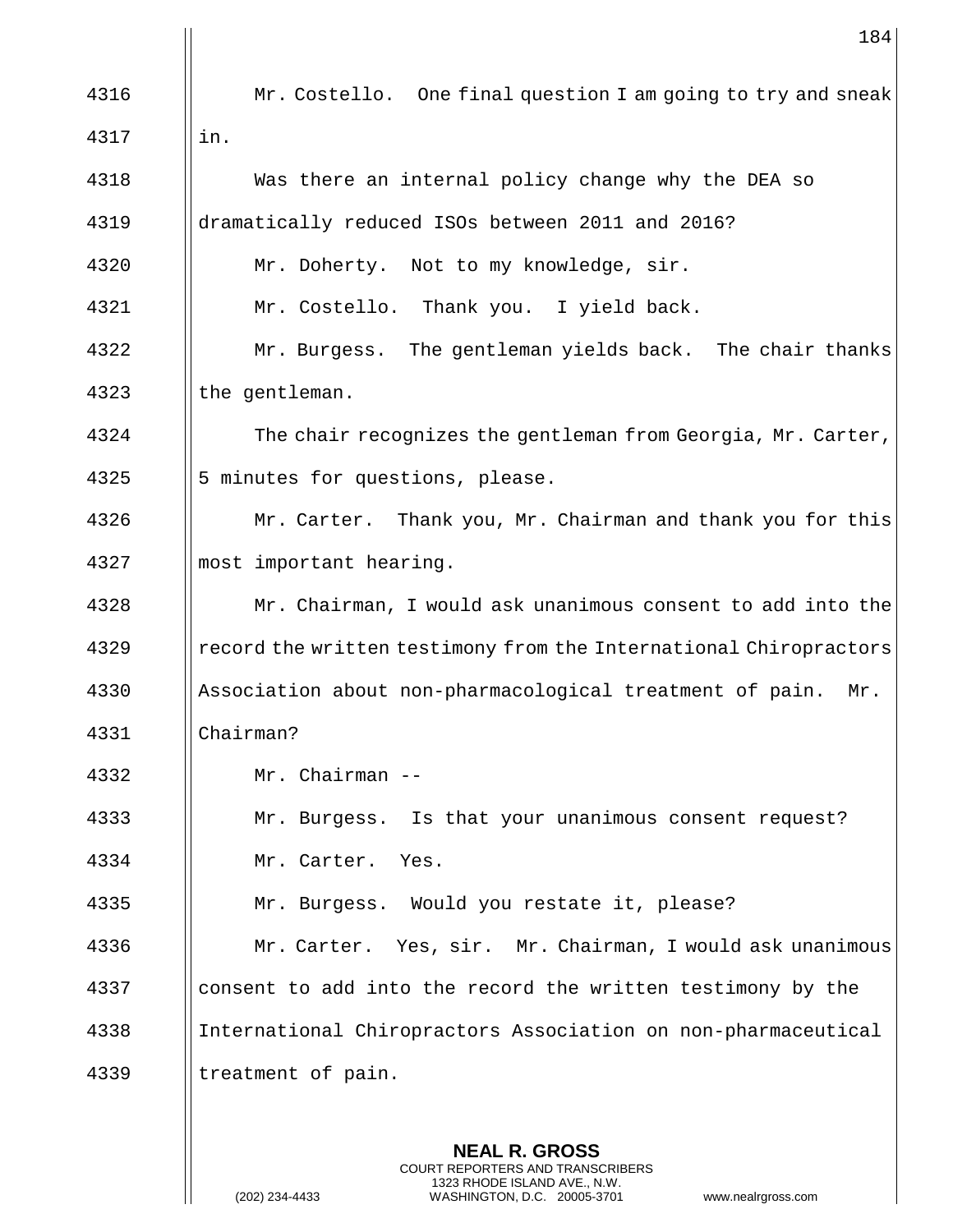Mr. Costello. One final question I am going to try and sneak in.

Was there an internal policy change why the DEA so dramatically reduced ISOs between 2011 and 2016?

Mr. Doherty. Not to my knowledge, sir.

Mr. Costello. Thank you. I yield back.

Mr. Burgess. The gentleman yields back. The chair thanks the gentleman.

The chair recognizes the gentleman from Georgia, Mr. Carter, 5 minutes for questions, please.

Mr. Carter. Thank you, Mr. Chairman and thank you for this most important hearing.

Mr. Chairman, I would ask unanimous consent to add into the record the written testimony from the International Chiropractors Association about non-pharmacological treatment of pain. Mr. Chairman?

Mr. Chairman --

Mr. Burgess. Is that your unanimous consent request?

Mr. Carter. Yes.

Mr. Burgess. Would you restate it, please?

Mr. Carter. Yes, sir. Mr. Chairman, I would ask unanimous consent to add into the record the written testimony by the International Chiropractors Association on non-pharmaceutical treatment of pain.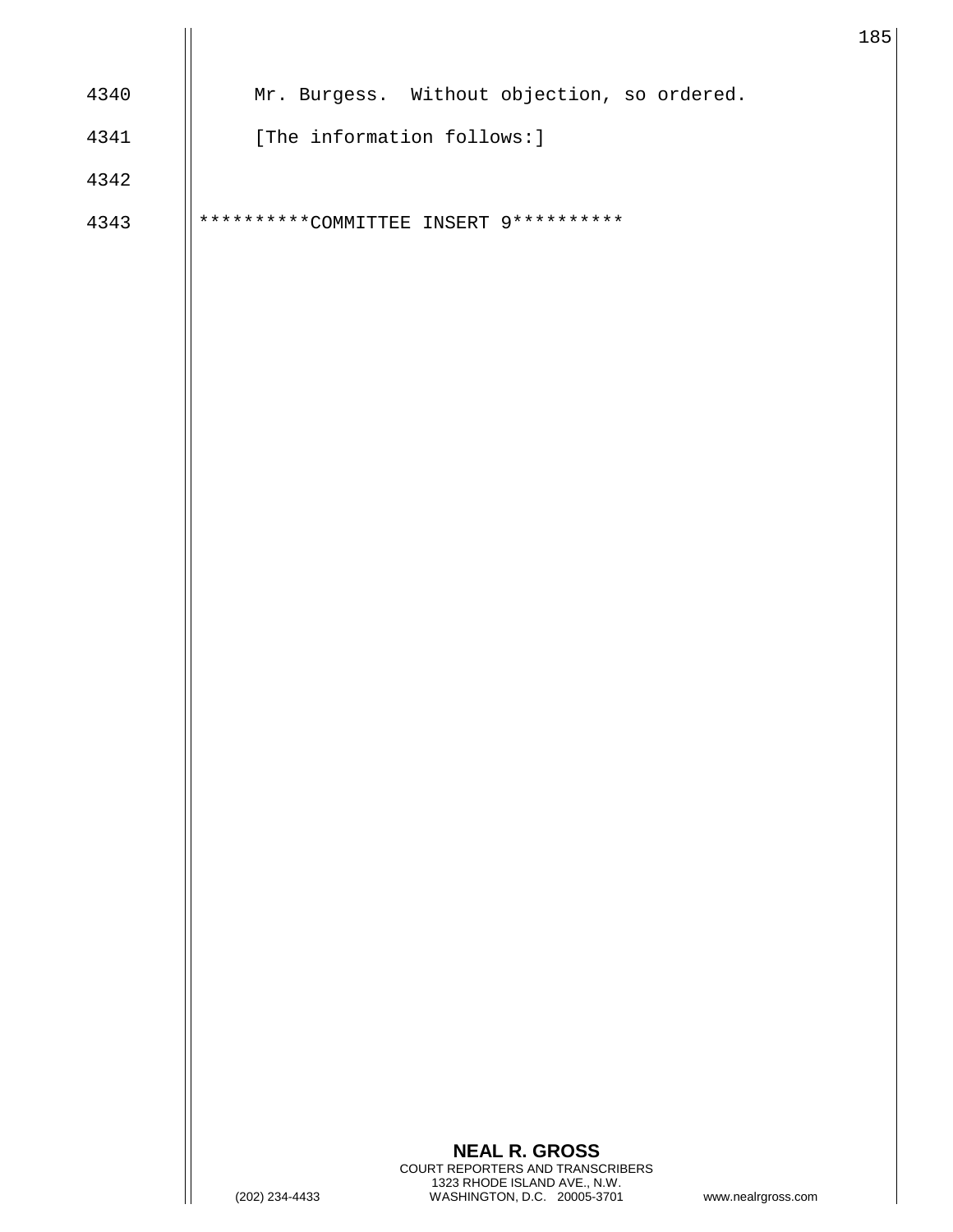4340 Mr. Burgess. Without objection, so ordered.

4341 [The information follows:]

4342

4343 **********COMMITTEE INSERT 9**********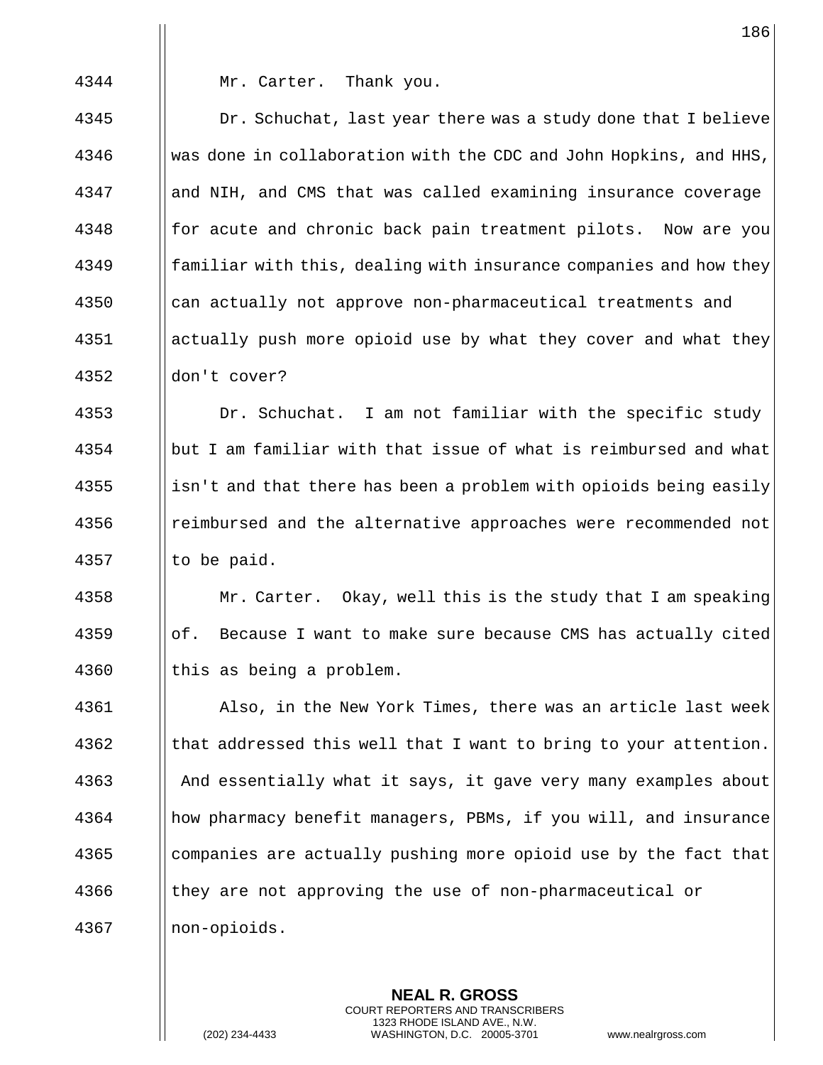Mr. Carter. Thank you.

Dr. Schuchat, last year there was a study done that I believe was done in collaboration with the CDC and John Hopkins, and HHS, and NIH, and CMS that was called examining insurance coverage for acute and chronic back pain treatment pilots. Now are you familiar with this, dealing with insurance companies and how they can actually not approve non-pharmaceutical treatments and actually push more opioid use by what they cover and what they don't cover?

Dr. Schuchat. I am not familiar with the specific study but I am familiar with that issue of what is reimbursed and what isn't and that there has been a problem with opioids being easily reimbursed and the alternative approaches were recommended not to be paid.

Mr. Carter. Okay, well this is the study that I am speaking of. Because I want to make sure because CMS has actually cited this as being a problem.

Also, in the New York Times, there was an article last week that addressed this well that I want to bring to your attention. And essentially what it says, it gave very many examples about how pharmacy benefit managers, PBMs, if you will, and insurance companies are actually pushing more opioid use by the fact that they are not approving the use of non-pharmaceutical or non-opioids.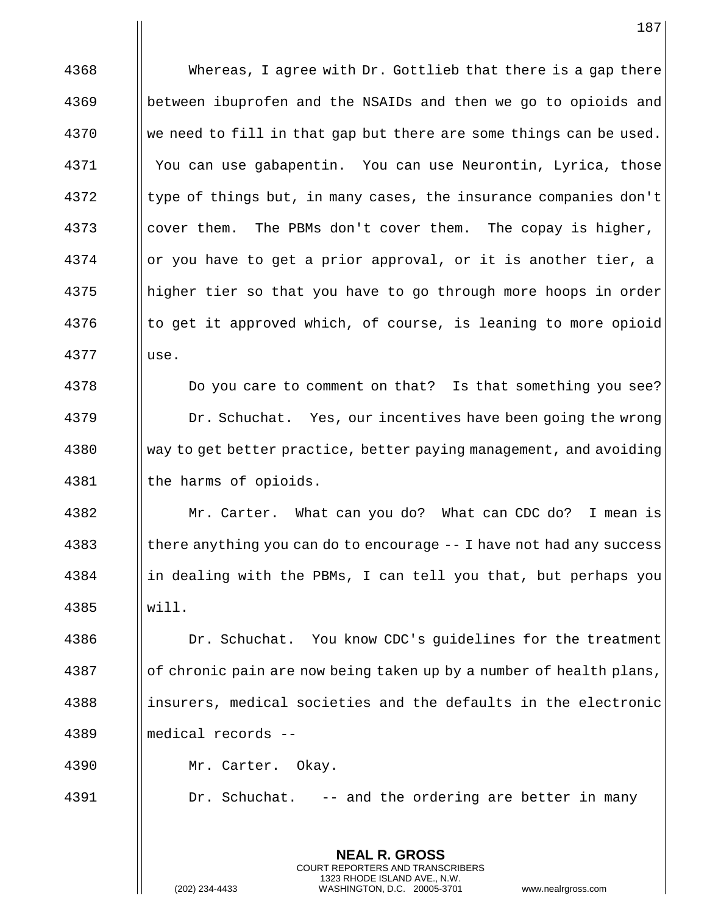Whereas, I agree with Dr. Gottlieb that there is a gap there between ibuprofen and the NSAIDs and then we go to opioids and we need to fill in that gap but there are some things can be used. You can use gabapentin. You can use Neurontin, Lyrica, those type of things but, in many cases, the insurance companies don't cover them. The PBMs don't cover them. The copay is higher, or you have to get a prior approval, or it is another tier, a higher tier so that you have to go through more hoops in order to get it approved which, of course, is leaning to more opioid use.

Do you care to comment on that? Is that something you see?

Dr. Schuchat. Yes, our incentives have been going the wrong way to get better practice, better paying management, and avoiding the harms of opioids.

Mr. Carter. What can you do? What can CDC do? I mean is there anything you can do to encourage -- I have not had any success in dealing with the PBMs, I can tell you that, but perhaps you will.

Dr. Schuchat. You know CDC's guidelines for the treatment of chronic pain are now being taken up by a number of health plans, insurers, medical societies and the defaults in the electronic medical records --

Mr. Carter. Okay.

Dr. Schuchat. -- and the ordering are better in many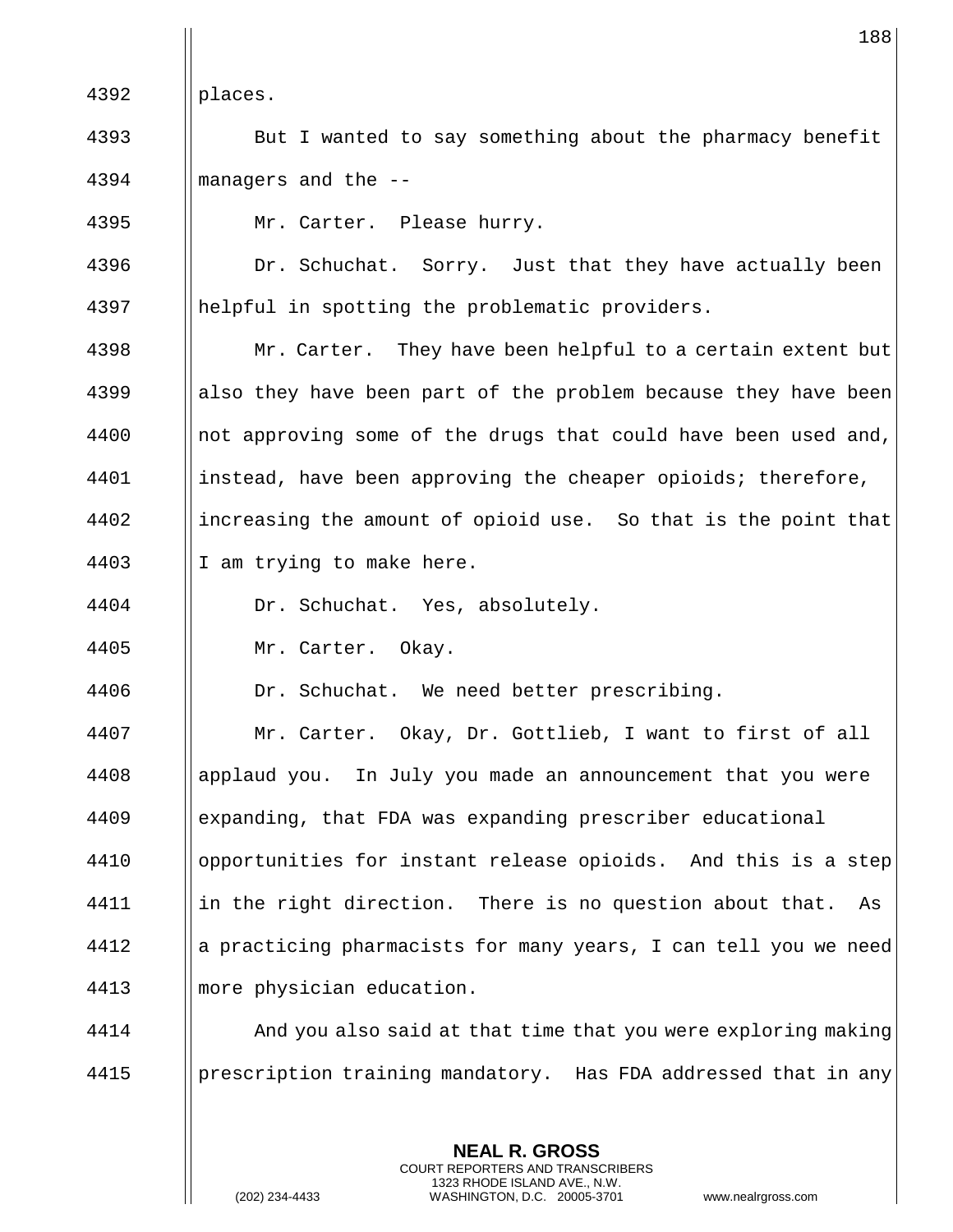places.

But I wanted to say something about the pharmacy benefit managers and the --

Mr. Carter. Please hurry.

Dr. Schuchat. Sorry. Just that they have actually been helpful in spotting the problematic providers.

Mr. Carter. They have been helpful to a certain extent but also they have been part of the problem because they have been not approving some of the drugs that could have been used and, instead, have been approving the cheaper opioids; therefore, increasing the amount of opioid use. So that is the point that I am trying to make here.

Dr. Schuchat. Yes, absolutely.

Mr. Carter. Okay.

Dr. Schuchat. We need better prescribing.

Mr. Carter. Okay, Dr. Gottlieb, I want to first of all applaud you. In July you made an announcement that you were expanding, that FDA was expanding prescriber educational opportunities for instant release opioids. And this is a step in the right direction. There is no question about that. As a practicing pharmacists for many years, I can tell you we need more physician education.

And you also said at that time that you were exploring making prescription training mandatory. Has FDA addressed that in any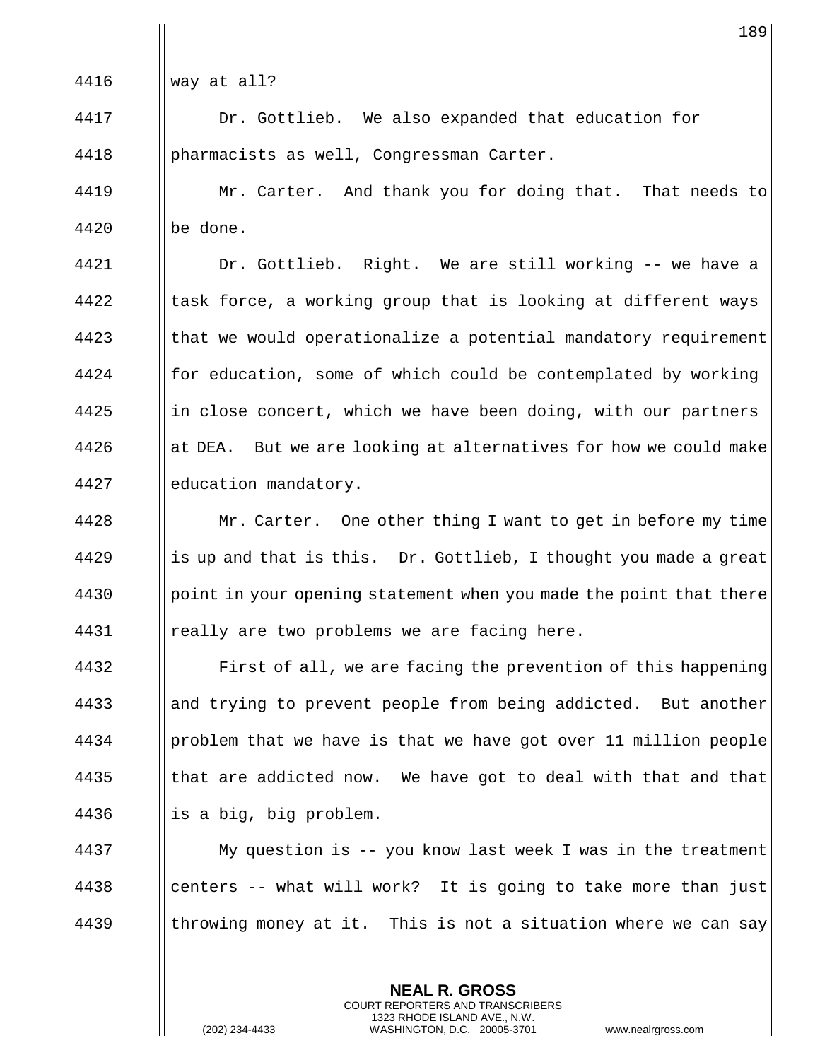way at all?

Dr. Gottlieb. We also expanded that education for pharmacists as well, Congressman Carter.

Mr. Carter. And thank you for doing that. That needs to be done.

Dr. Gottlieb. Right. We are still working -- we have a task force, a working group that is looking at different ways that we would operationalize a potential mandatory requirement for education, some of which could be contemplated by working in close concert, which we have been doing, with our partners at DEA. But we are looking at alternatives for how we could make education mandatory.

Mr. Carter. One other thing I want to get in before my time is up and that is this. Dr. Gottlieb, I thought you made a great point in your opening statement when you made the point that there really are two problems we are facing here.

First of all, we are facing the prevention of this happening and trying to prevent people from being addicted. But another problem that we have is that we have got over 11 million people that are addicted now. We have got to deal with that and that is a big, big problem.

My question is -- you know last week I was in the treatment centers -- what will work? It is going to take more than just throwing money at it. This is not a situation where we can say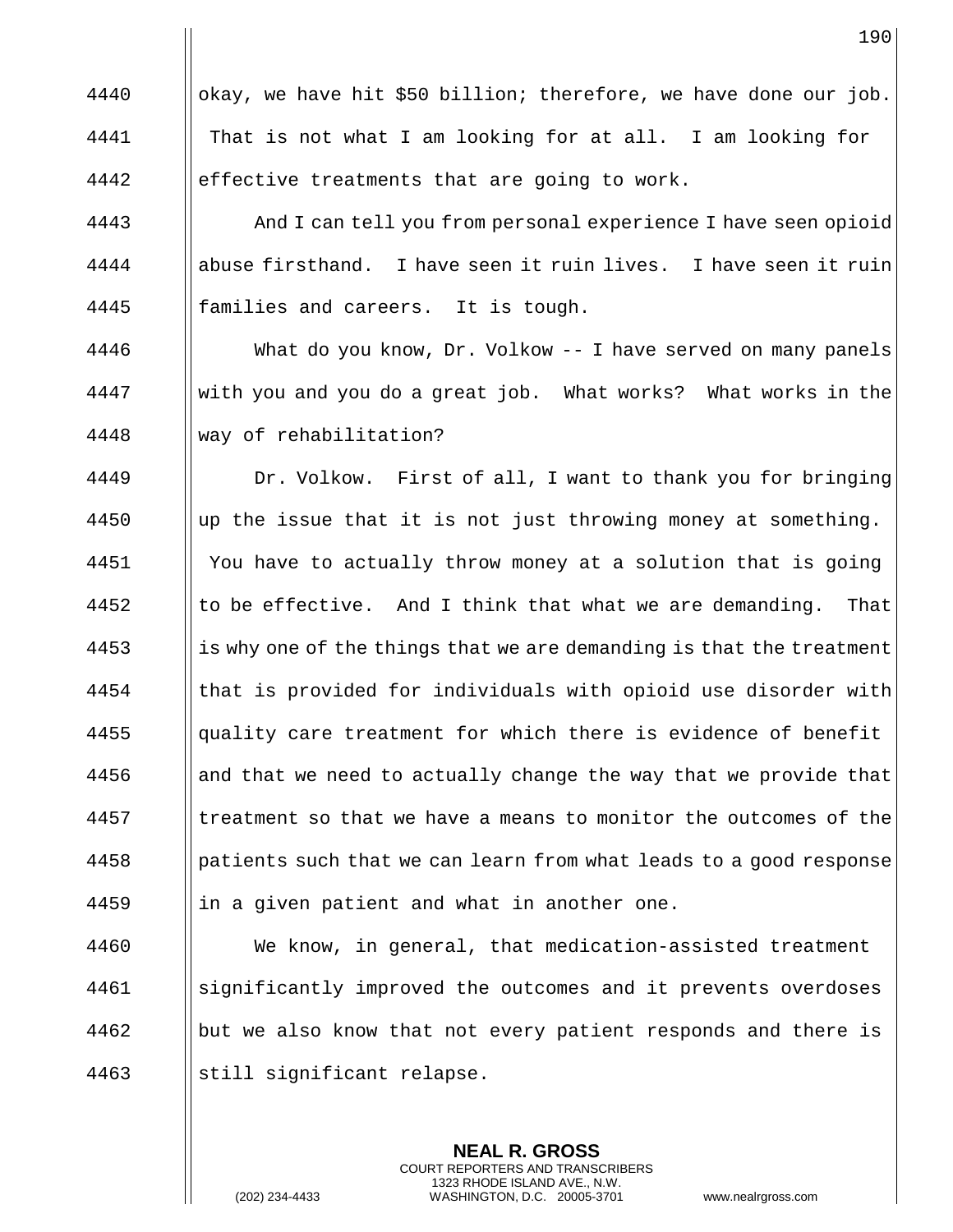okay, we have hit $50 billion; therefore, we have done our job. That is not what I am looking for at all. I am looking for effective treatments that are going to work.

And I can tell you from personal experience I have seen opioid abuse firsthand. I have seen it ruin lives. I have seen it ruin families and careers. It is tough.

What do you know, Dr. Volkow -- I have served on many panels with you and you do a great job. What works? What works in the way of rehabilitation?

Dr. Volkow. First of all, I want to thank you for bringing up the issue that it is not just throwing money at something. You have to actually throw money at a solution that is going to be effective. And I think that what we are demanding. That is why one of the things that we are demanding is that the treatment that is provided for individuals with opioid use disorder with quality care treatment for which there is evidence of benefit and that we need to actually change the way that we provide that treatment so that we have a means to monitor the outcomes of the patients such that we can learn from what leads to a good response in a given patient and what in another one.

We know, in general, that medication-assisted treatment significantly improved the outcomes and it prevents overdoses but we also know that not every patient responds and there is still significant relapse.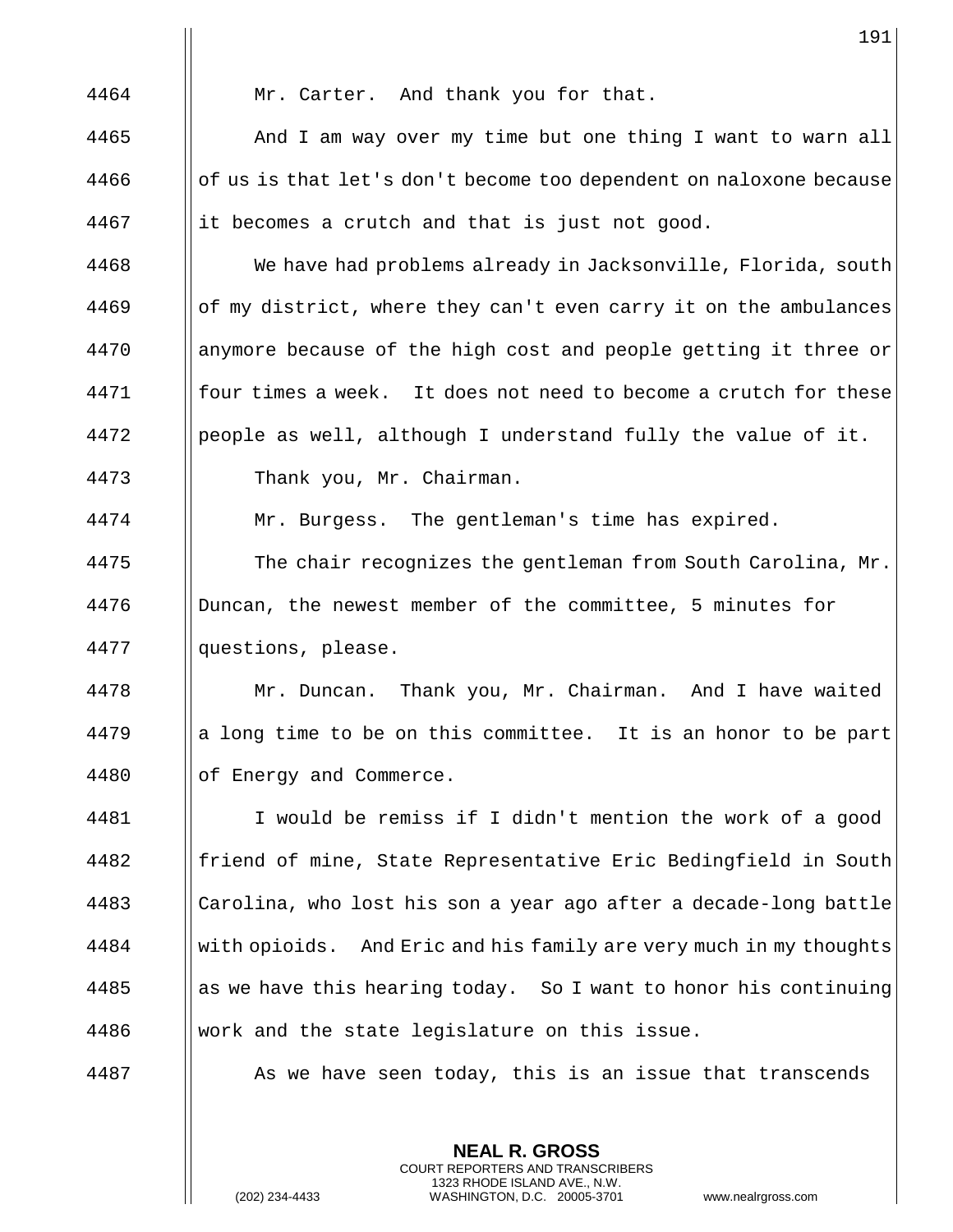Mr. Carter. And thank you for that.

And I am way over my time but one thing I want to warn all of us is that let's don't become too dependent on naloxone because it becomes a crutch and that is just not good.

We have had problems already in Jacksonville, Florida, south of my district, where they can't even carry it on the ambulances anymore because of the high cost and people getting it three or four times a week. It does not need to become a crutch for these people as well, although I understand fully the value of it.

Thank you, Mr. Chairman.

Mr. Burgess. The gentleman's time has expired.

The chair recognizes the gentleman from South Carolina, Mr. Duncan, the newest member of the committee, 5 minutes for questions, please.

Mr. Duncan. Thank you, Mr. Chairman. And I have waited a long time to be on this committee. It is an honor to be part of Energy and Commerce.

I would be remiss if I didn't mention the work of a good friend of mine, State Representative Eric Bedingfield in South Carolina, who lost his son a year ago after a decade-long battle with opioids. And Eric and his family are very much in my thoughts as we have this hearing today. So I want to honor his continuing work and the state legislature on this issue.

As we have seen today, this is an issue that transcends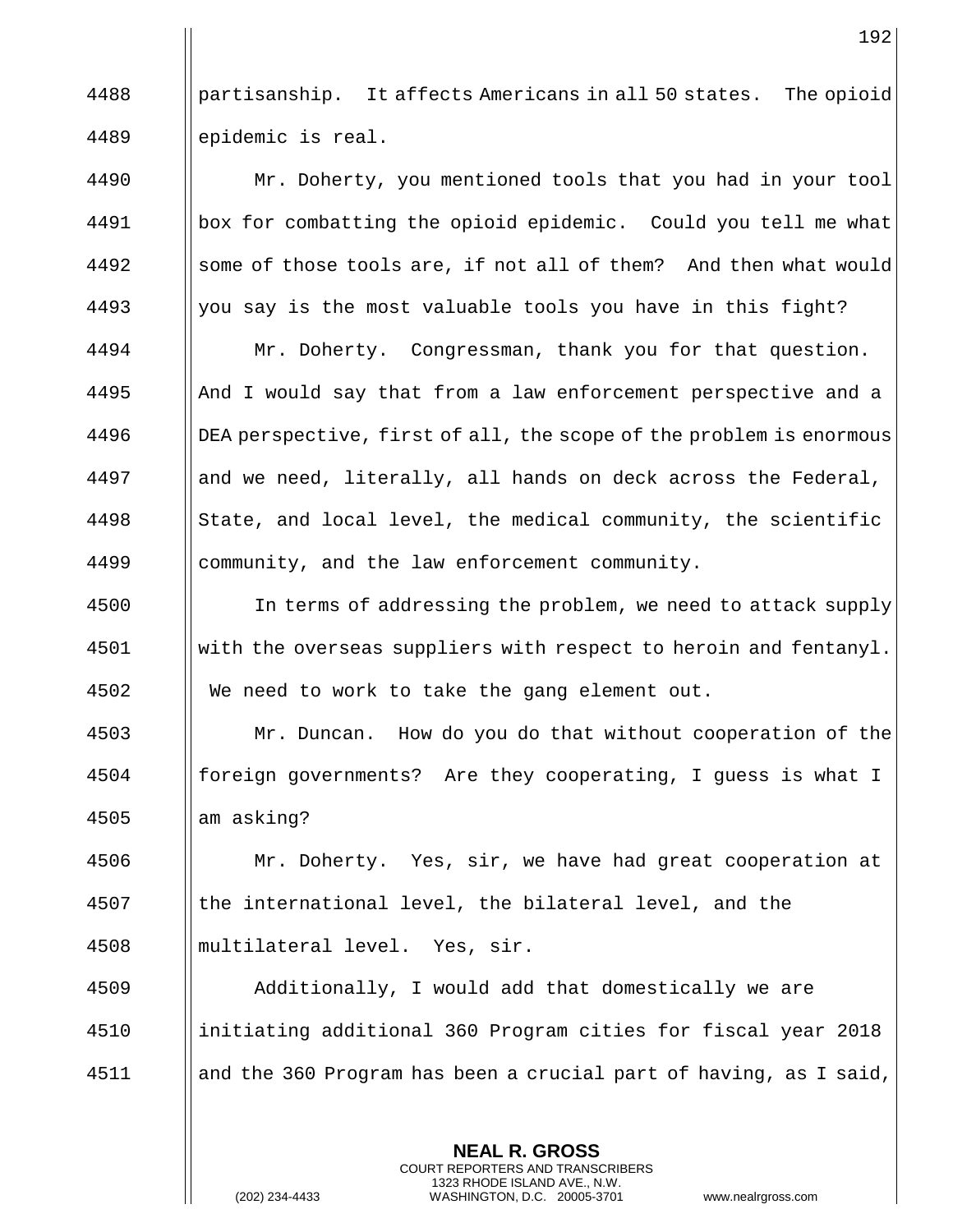partisanship. It affects Americans in all 50 states. The opioid epidemic is real.

Mr. Doherty, you mentioned tools that you had in your tool box for combatting the opioid epidemic. Could you tell me what some of those tools are, if not all of them? And then what would you say is the most valuable tools you have in this fight?

Mr. Doherty. Congressman, thank you for that question. And I would say that from a law enforcement perspective and a DEA perspective, first of all, the scope of the problem is enormous and we need, literally, all hands on deck across the Federal, State, and local level, the medical community, the scientific community, and the law enforcement community.

In terms of addressing the problem, we need to attack supply with the overseas suppliers with respect to heroin and fentanyl. We need to work to take the gang element out.

Mr. Duncan. How do you do that without cooperation of the foreign governments? Are they cooperating, I guess is what I am asking?

Mr. Doherty. Yes, sir, we have had great cooperation at the international level, the bilateral level, and the multilateral level. Yes, sir.

Additionally, I would add that domestically we are initiating additional 360 Program cities for fiscal year 2018 and the 360 Program has been a crucial part of having, as I said,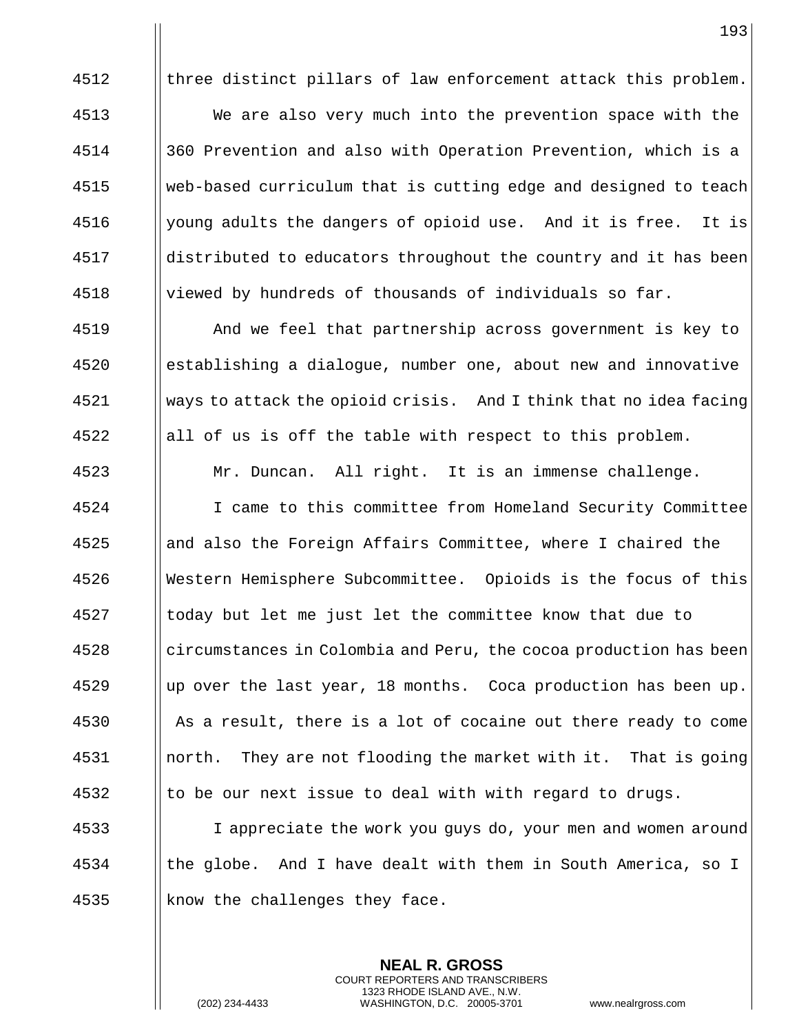three distinct pillars of law enforcement attack this problem.

We are also very much into the prevention space with the 360 Prevention and also with Operation Prevention, which is a web-based curriculum that is cutting edge and designed to teach young adults the dangers of opioid use. And it is free. It is distributed to educators throughout the country and it has been viewed by hundreds of thousands of individuals so far.

And we feel that partnership across government is key to establishing a dialogue, number one, about new and innovative ways to attack the opioid crisis. And I think that no idea facing all of us is off the table with respect to this problem.

Mr. Duncan. All right. It is an immense challenge.

I came to this committee from Homeland Security Committee and also the Foreign Affairs Committee, where I chaired the Western Hemisphere Subcommittee. Opioids is the focus of this today but let me just let the committee know that due to circumstances in Colombia and Peru, the cocoa production has been up over the last year, 18 months. Coca production has been up. As a result, there is a lot of cocaine out there ready to come north. They are not flooding the market with it. That is going to be our next issue to deal with with regard to drugs.

I appreciate the work you guys do, your men and women around the globe. And I have dealt with them in South America, so I know the challenges they face.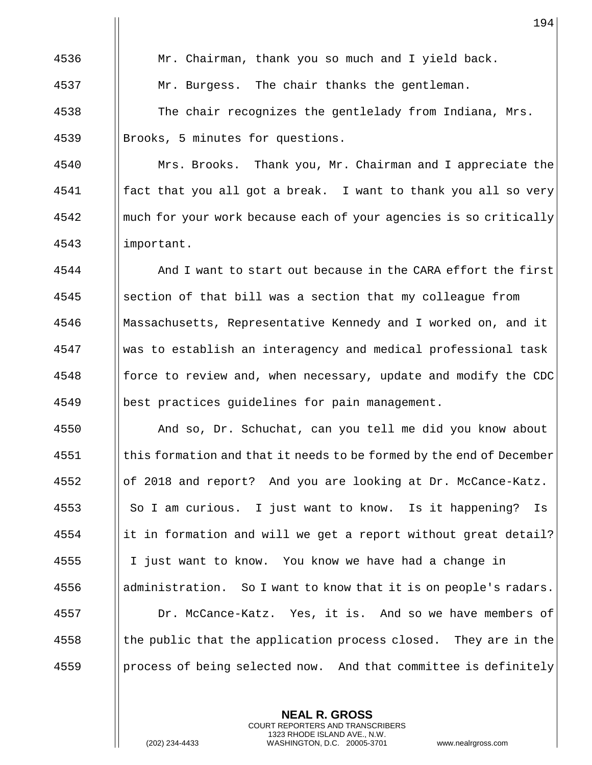Mr. Chairman, thank you so much and I yield back.

Mr. Burgess. The chair thanks the gentleman.

The chair recognizes the gentlelady from Indiana, Mrs. Brooks, 5 minutes for questions.

Mrs. Brooks. Thank you, Mr. Chairman and I appreciate the fact that you all got a break. I want to thank you all so very much for your work because each of your agencies is so critically important.

And I want to start out because in the CARA effort the first section of that bill was a section that my colleague from Massachusetts, Representative Kennedy and I worked on, and it was to establish an interagency and medical professional task force to review and, when necessary, update and modify the CDC best practices guidelines for pain management.

And so, Dr. Schuchat, can you tell me did you know about this formation and that it needs to be formed by the end of December of 2018 and report? And you are looking at Dr. McCance-Katz. So I am curious. I just want to know. Is it happening? Is it in formation and will we get a report without great detail? I just want to know. You know we have had a change in administration. So I want to know that it is on people's radars.

Dr. McCance-Katz. Yes, it is. And so we have members of the public that the application process closed. They are in the process of being selected now. And that committee is definitely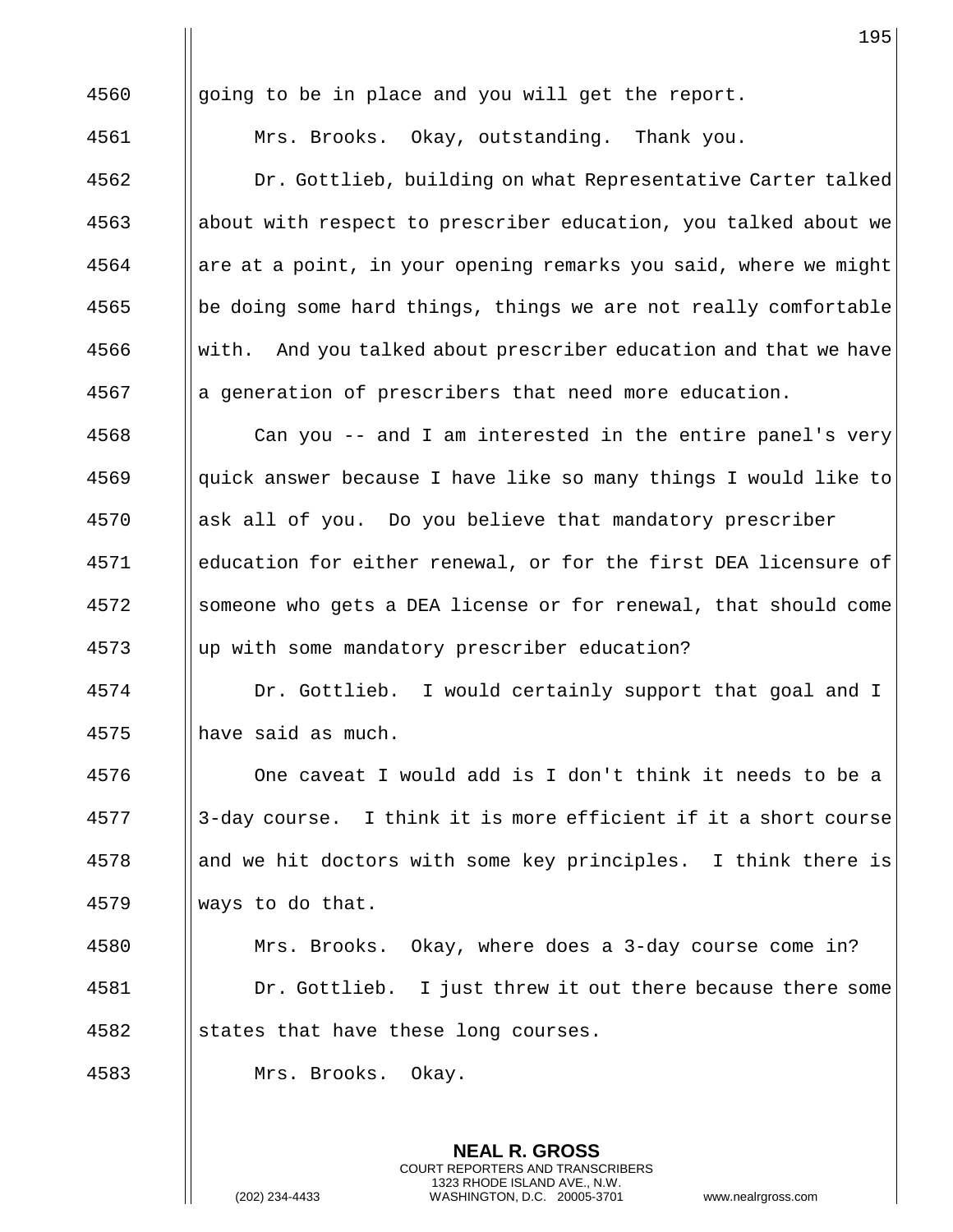4560 going to be in place and you will get the report.

4561 Mrs. Brooks. Okay, outstanding. Thank you.

4562 Dr. Gottlieb, building on what Representative Carter talked
4563 about with respect to prescriber education, you talked about we
4564 are at a point, in your opening remarks you said, where we might
4565 be doing some hard things, things we are not really comfortable
4566 with. And you talked about prescriber education and that we have
4567 a generation of prescribers that need more education.

4568 Can you -- and I am interested in the entire panel's very
4569 quick answer because I have like so many things I would like to
4570 ask all of you. Do you believe that mandatory prescriber
4571 education for either renewal, or for the first DEA licensure of
4572 someone who gets a DEA license or for renewal, that should come
4573 up with some mandatory prescriber education?

4574 Dr. Gottlieb. I would certainly support that goal and I
4575 have said as much.

4576 One caveat I would add is I don't think it needs to be a
4577 3-day course. I think it is more efficient if it a short course
4578 and we hit doctors with some key principles. I think there is
4579 ways to do that.

4580 Mrs. Brooks. Okay, where does a 3-day course come in?

4581 Dr. Gottlieb. I just threw it out there because there some
4582 states that have these long courses.

4583 Mrs. Brooks. Okay.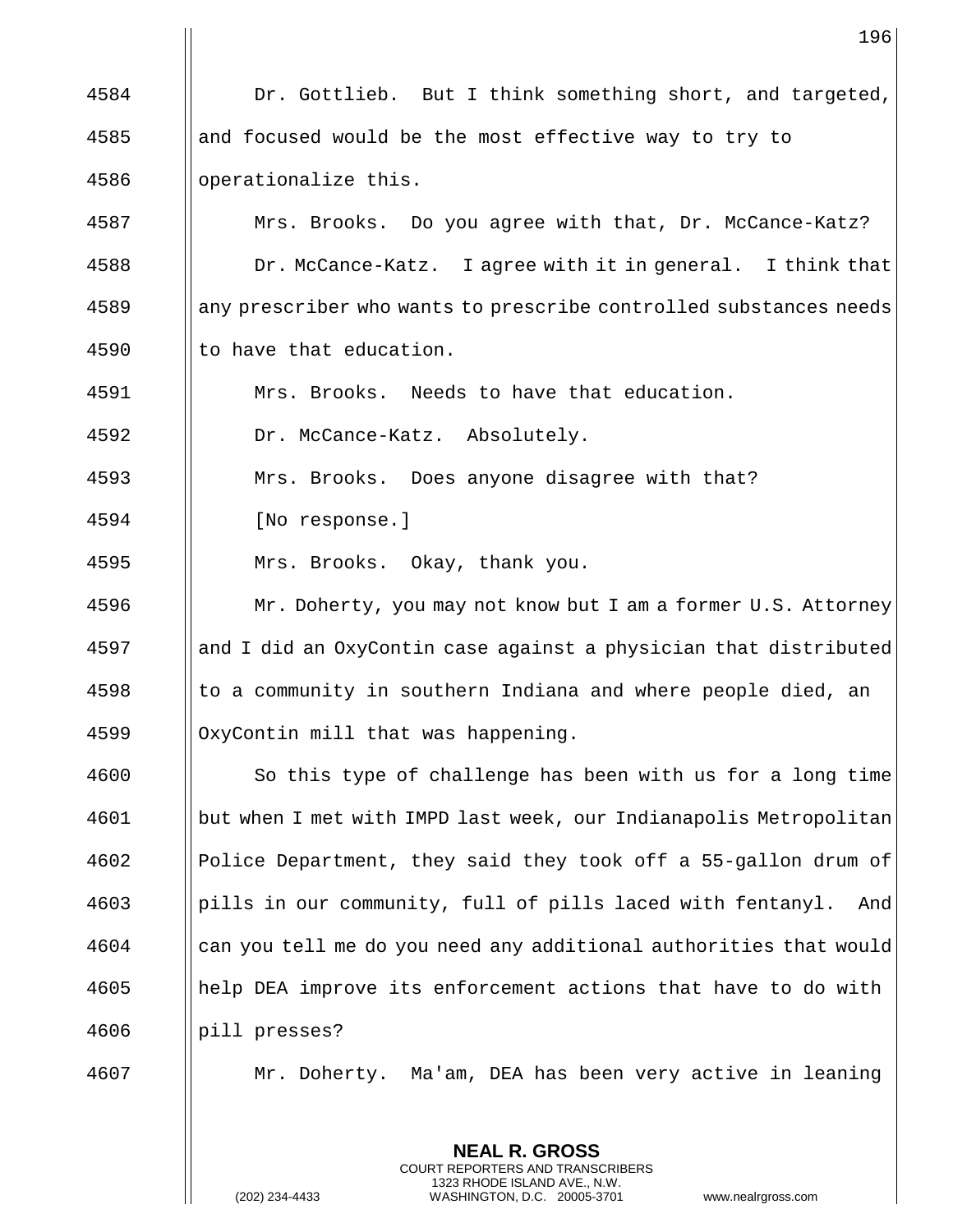Dr. Gottlieb. But I think something short, and targeted, and focused would be the most effective way to try to operationalize this.

Mrs. Brooks. Do you agree with that, Dr. McCance-Katz?

Dr. McCance-Katz. I agree with it in general. I think that any prescriber who wants to prescribe controlled substances needs to have that education.

Mrs. Brooks. Needs to have that education.

Dr. McCance-Katz. Absolutely.

Mrs. Brooks. Does anyone disagree with that?

[No response.]

Mrs. Brooks. Okay, thank you.

Mr. Doherty, you may not know but I am a former U.S. Attorney and I did an OxyContin case against a physician that distributed to a community in southern Indiana and where people died, an OxyContin mill that was happening.

So this type of challenge has been with us for a long time but when I met with IMPD last week, our Indianapolis Metropolitan Police Department, they said they took off a 55-gallon drum of pills in our community, full of pills laced with fentanyl. And can you tell me do you need any additional authorities that would help DEA improve its enforcement actions that have to do with pill presses?

Mr. Doherty. Ma'am, DEA has been very active in leaning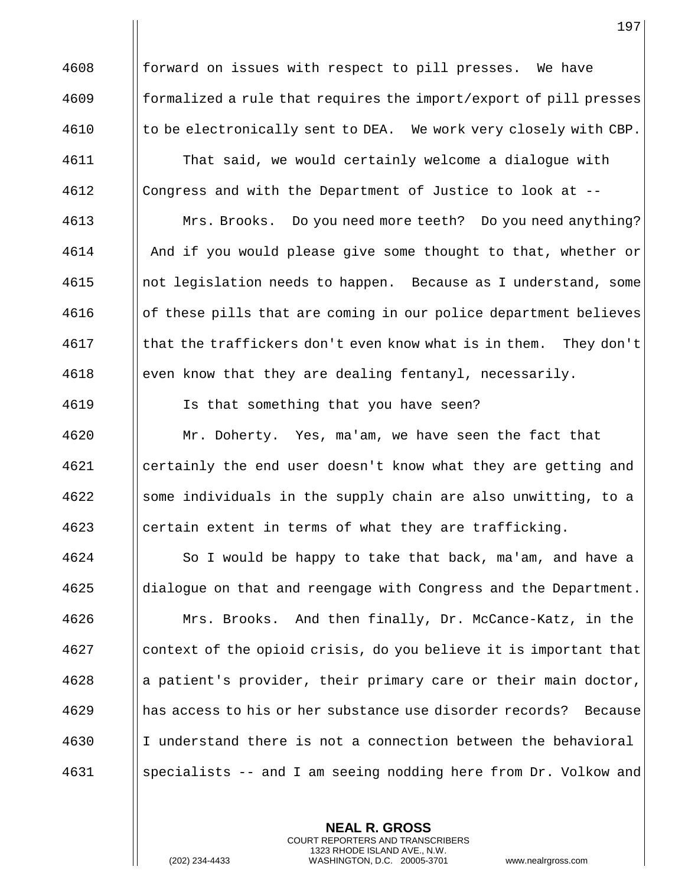4608 forward on issues with respect to pill presses. We have
4609 formalized a rule that requires the import/export of pill presses
4610 to be electronically sent to DEA. We work very closely with CBP.
4611 That said, we would certainly welcome a dialogue with
4612 Congress and with the Department of Justice to look at --
4613 Mrs. Brooks. Do you need more teeth? Do you need anything?
4614 And if you would please give some thought to that, whether or
4615 not legislation needs to happen. Because as I understand, some
4616 of these pills that are coming in our police department believes
4617 that the traffickers don't even know what is in them. They don't
4618 even know that they are dealing fentanyl, necessarily.
4619 Is that something that you have seen?
4620 Mr. Doherty. Yes, ma'am, we have seen the fact that
4621 certainly the end user doesn't know what they are getting and
4622 some individuals in the supply chain are also unwitting, to a
4623 certain extent in terms of what they are trafficking.
4624 So I would be happy to take that back, ma'am, and have a
4625 dialogue on that and reengage with Congress and the Department.
4626 Mrs. Brooks. And then finally, Dr. McCance-Katz, in the
4627 context of the opioid crisis, do you believe it is important that
4628 a patient's provider, their primary care or their main doctor,
4629 has access to his or her substance use disorder records? Because
4630 I understand there is not a connection between the behavioral
4631 specialists -- and I am seeing nodding here from Dr. Volkow and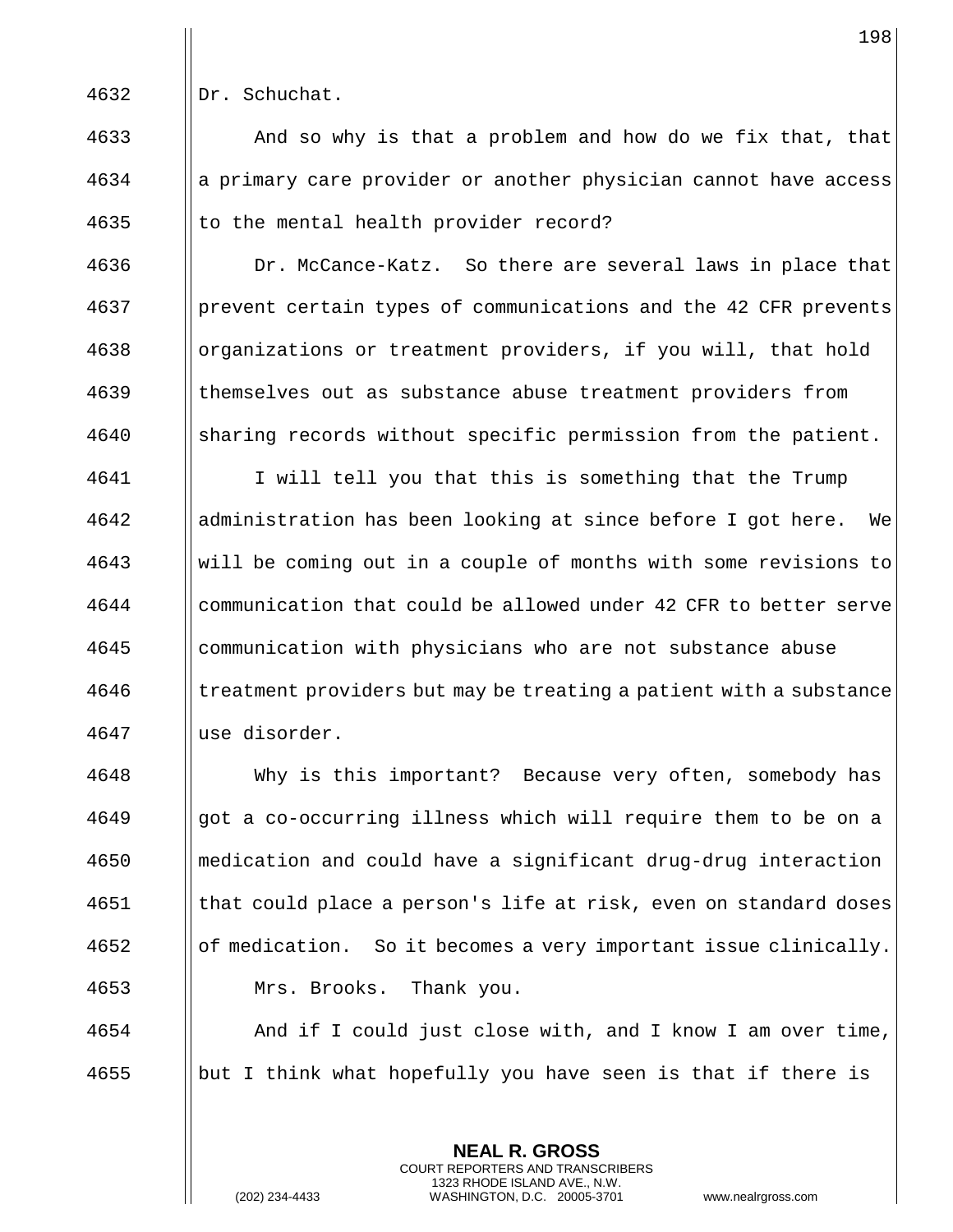Dr. Schuchat.

And so why is that a problem and how do we fix that, that a primary care provider or another physician cannot have access to the mental health provider record?

Dr. McCance-Katz. So there are several laws in place that prevent certain types of communications and the 42 CFR prevents organizations or treatment providers, if you will, that hold themselves out as substance abuse treatment providers from sharing records without specific permission from the patient.

I will tell you that this is something that the Trump administration has been looking at since before I got here. We will be coming out in a couple of months with some revisions to communication that could be allowed under 42 CFR to better serve communication with physicians who are not substance abuse treatment providers but may be treating a patient with a substance use disorder.

Why is this important? Because very often, somebody has got a co-occurring illness which will require them to be on a medication and could have a significant drug-drug interaction that could place a person's life at risk, even on standard doses of medication. So it becomes a very important issue clinically.

Mrs. Brooks. Thank you.

And if I could just close with, and I know I am over time, but I think what hopefully you have seen is that if there is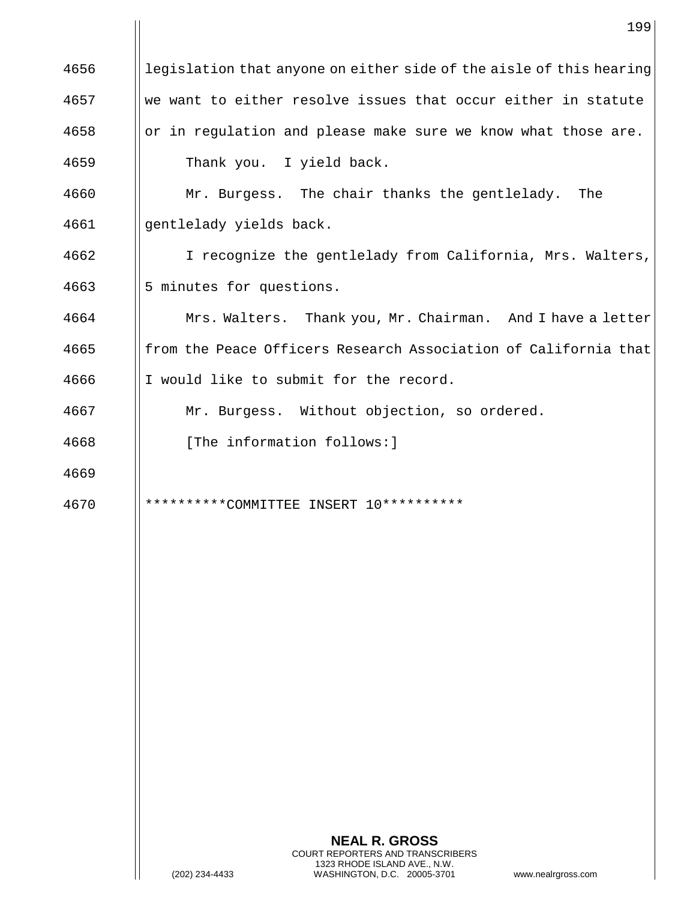legislation that anyone on either side of the aisle of this hearing we want to either resolve issues that occur either in statute or in regulation and please make sure we know what those are.

Thank you. I yield back.

Mr. Burgess. The chair thanks the gentlelady. The gentlelady yields back.

I recognize the gentlelady from California, Mrs. Walters, 5 minutes for questions.

Mrs. Walters. Thank you, Mr. Chairman. And I have a letter from the Peace Officers Research Association of California that I would like to submit for the record.

Mr. Burgess. Without objection, so ordered.

[The information follows:]

**********COMMITTEE INSERT 10**********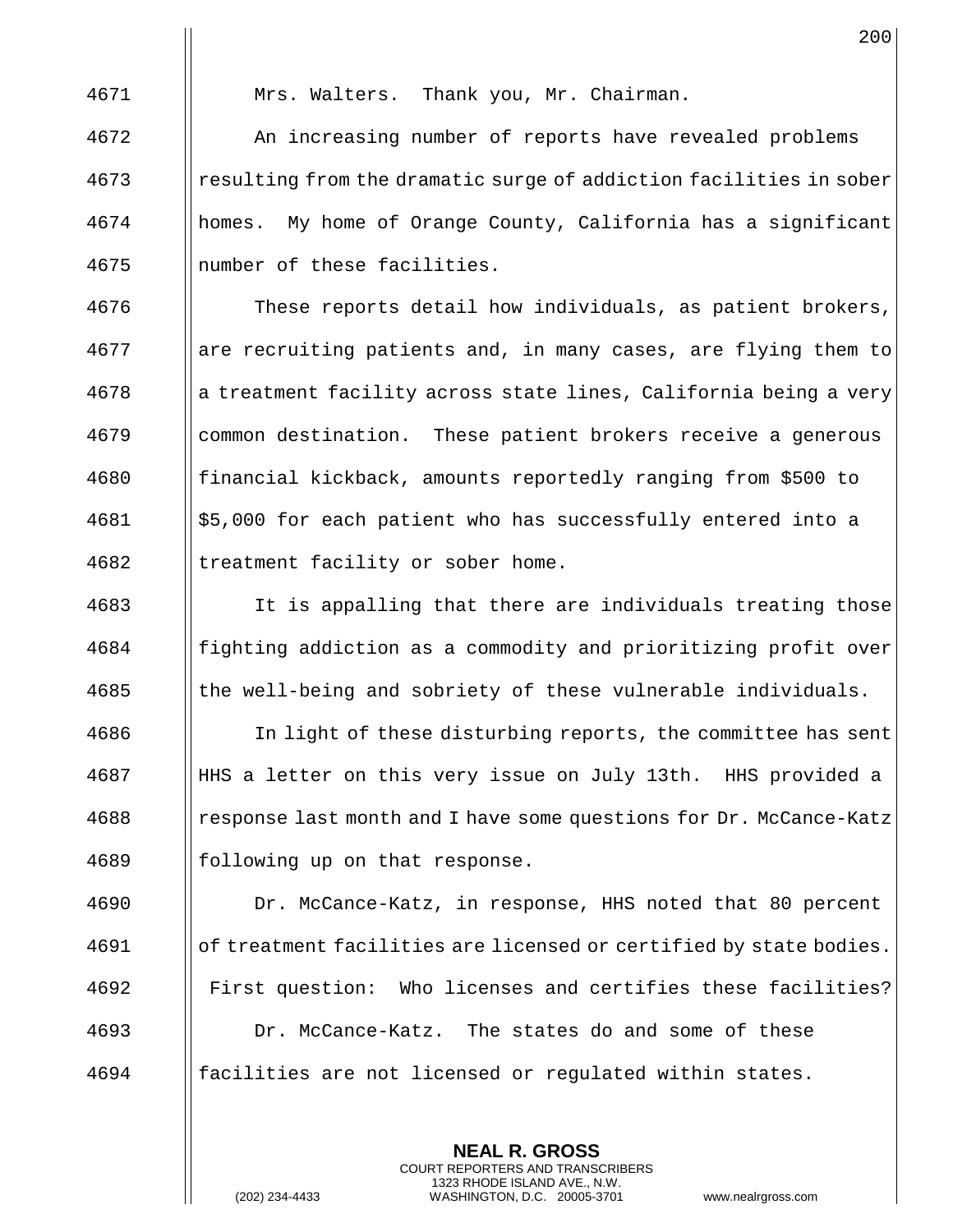Mrs. Walters. Thank you, Mr. Chairman.

An increasing number of reports have revealed problems resulting from the dramatic surge of addiction facilities in sober homes. My home of Orange County, California has a significant number of these facilities.

These reports detail how individuals, as patient brokers, are recruiting patients and, in many cases, are flying them to a treatment facility across state lines, California being a very common destination. These patient brokers receive a generous financial kickback, amounts reportedly ranging from $500 to $5,000 for each patient who has successfully entered into a treatment facility or sober home.

It is appalling that there are individuals treating those fighting addiction as a commodity and prioritizing profit over the well-being and sobriety of these vulnerable individuals.

In light of these disturbing reports, the committee has sent HHS a letter on this very issue on July 13th. HHS provided a response last month and I have some questions for Dr. McCance-Katz following up on that response.

Dr. McCance-Katz, in response, HHS noted that 80 percent of treatment facilities are licensed or certified by state bodies. First question: Who licenses and certifies these facilities?

Dr. McCance-Katz. The states do and some of these facilities are not licensed or regulated within states.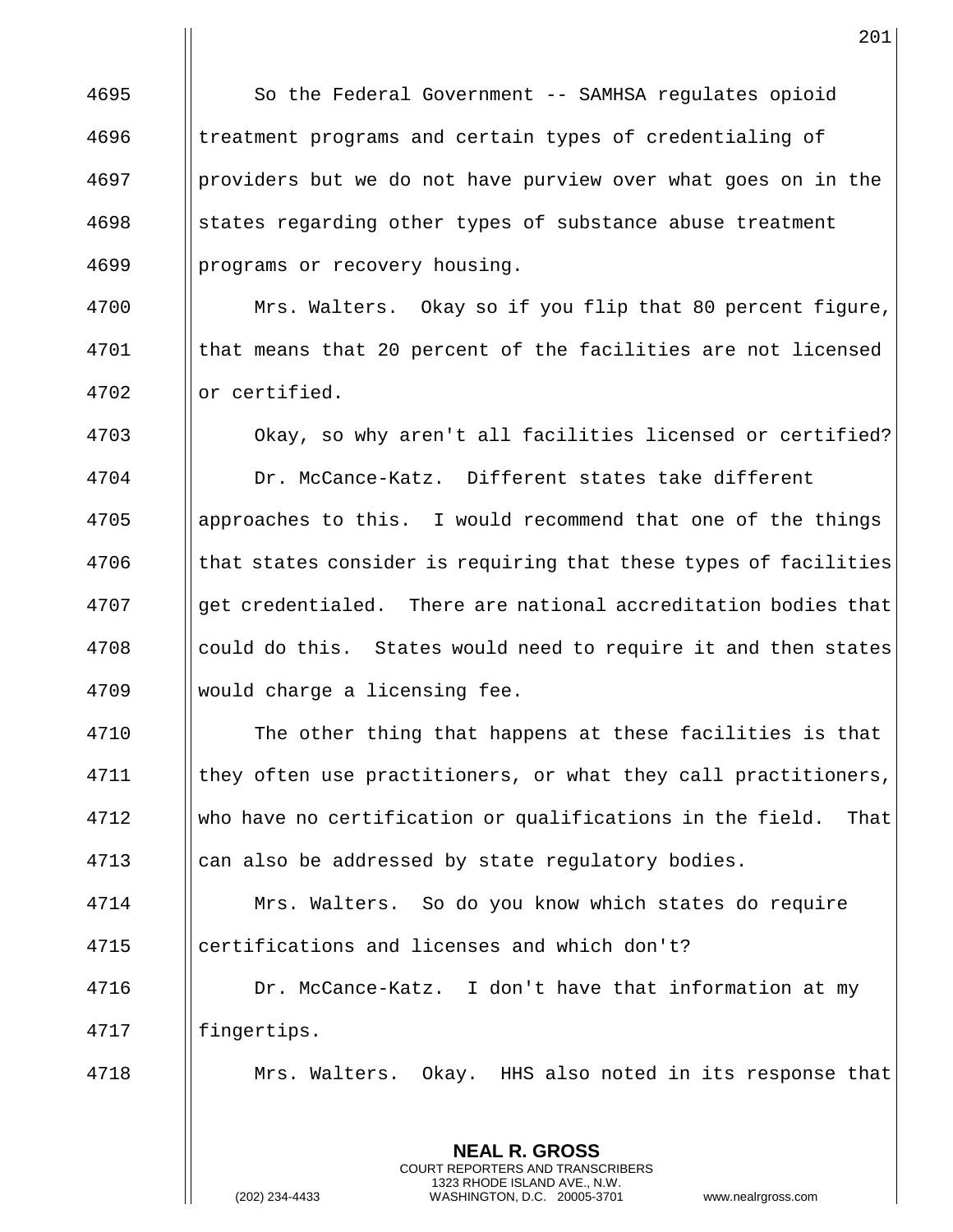So the Federal Government -- SAMHSA regulates opioid treatment programs and certain types of credentialing of providers but we do not have purview over what goes on in the states regarding other types of substance abuse treatment programs or recovery housing.

Mrs. Walters. Okay so if you flip that 80 percent figure, that means that 20 percent of the facilities are not licensed or certified.

Okay, so why aren't all facilities licensed or certified?

Dr. McCance-Katz. Different states take different approaches to this. I would recommend that one of the things that states consider is requiring that these types of facilities get credentialed. There are national accreditation bodies that could do this. States would need to require it and then states would charge a licensing fee.

The other thing that happens at these facilities is that they often use practitioners, or what they call practitioners, who have no certification or qualifications in the field. That can also be addressed by state regulatory bodies.

Mrs. Walters. So do you know which states do require certifications and licenses and which don't?

Dr. McCance-Katz. I don't have that information at my fingertips.

Mrs. Walters. Okay. HHS also noted in its response that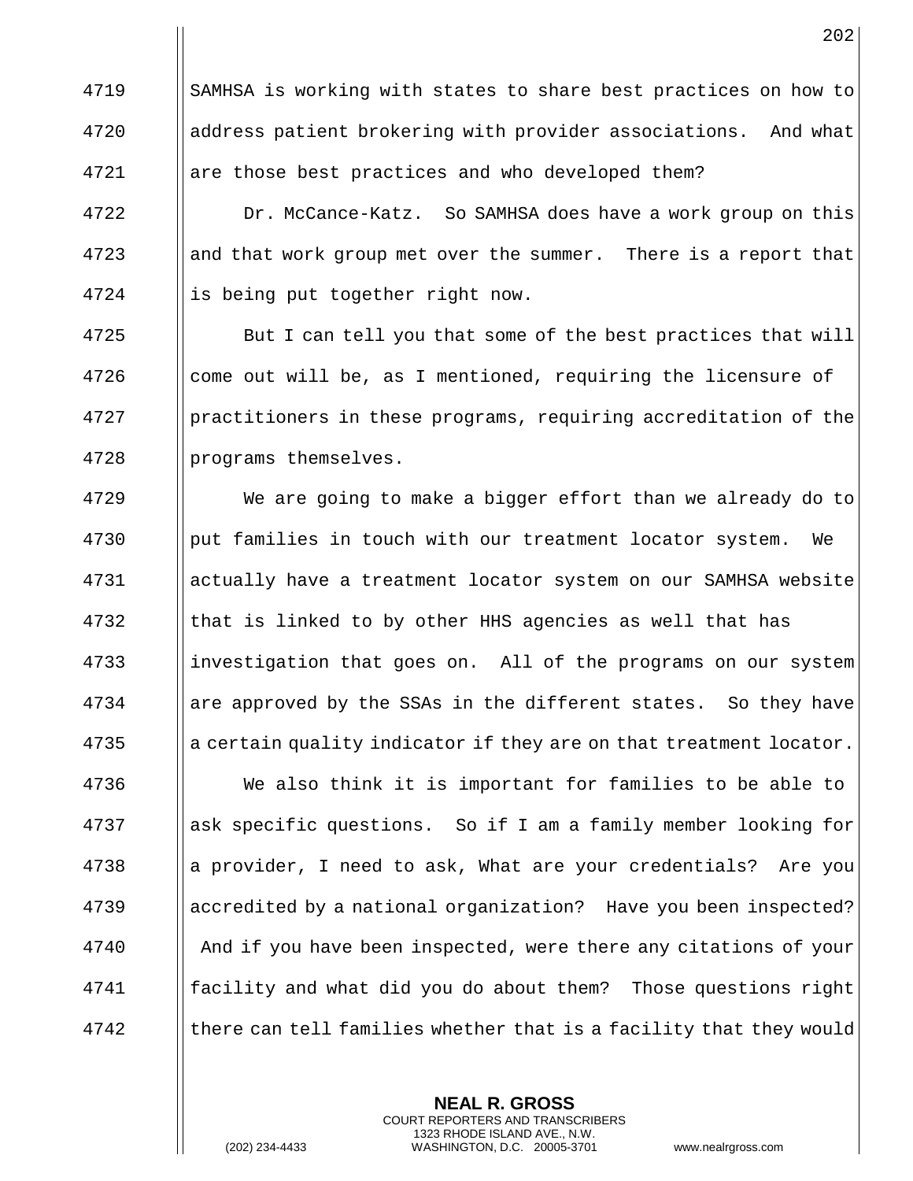SAMHSA is working with states to share best practices on how to address patient brokering with provider associations. And what are those best practices and who developed them?

Dr. McCance-Katz. So SAMHSA does have a work group on this and that work group met over the summer. There is a report that is being put together right now.

But I can tell you that some of the best practices that will come out will be, as I mentioned, requiring the licensure of practitioners in these programs, requiring accreditation of the programs themselves.

We are going to make a bigger effort than we already do to put families in touch with our treatment locator system. We actually have a treatment locator system on our SAMHSA website that is linked to by other HHS agencies as well that has investigation that goes on. All of the programs on our system are approved by the SSAs in the different states. So they have a certain quality indicator if they are on that treatment locator.

We also think it is important for families to be able to ask specific questions. So if I am a family member looking for a provider, I need to ask, What are your credentials? Are you accredited by a national organization? Have you been inspected? And if you have been inspected, were there any citations of your facility and what did you do about them? Those questions right there can tell families whether that is a facility that they would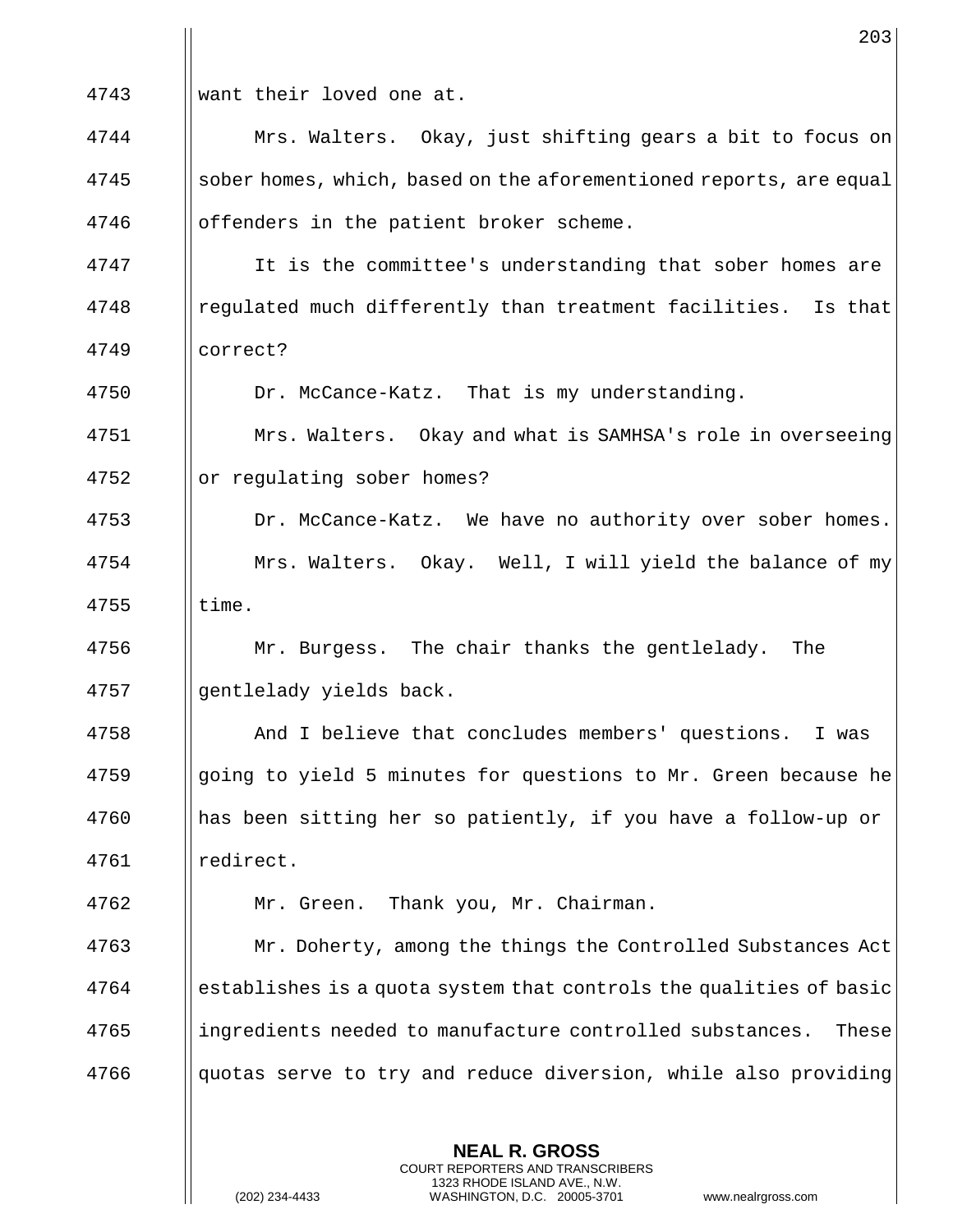want their loved one at.

Mrs. Walters. Okay, just shifting gears a bit to focus on sober homes, which, based on the aforementioned reports, are equal offenders in the patient broker scheme.

It is the committee's understanding that sober homes are regulated much differently than treatment facilities. Is that correct?

Dr. McCance-Katz. That is my understanding.

Mrs. Walters. Okay and what is SAMHSA's role in overseeing or regulating sober homes?

Dr. McCance-Katz. We have no authority over sober homes.

Mrs. Walters. Okay. Well, I will yield the balance of my time.

Mr. Burgess. The chair thanks the gentlelady. The gentlelady yields back.

And I believe that concludes members' questions. I was going to yield 5 minutes for questions to Mr. Green because he has been sitting her so patiently, if you have a follow-up or redirect.

Mr. Green. Thank you, Mr. Chairman.

Mr. Doherty, among the things the Controlled Substances Act establishes is a quota system that controls the qualities of basic ingredients needed to manufacture controlled substances. These quotas serve to try and reduce diversion, while also providing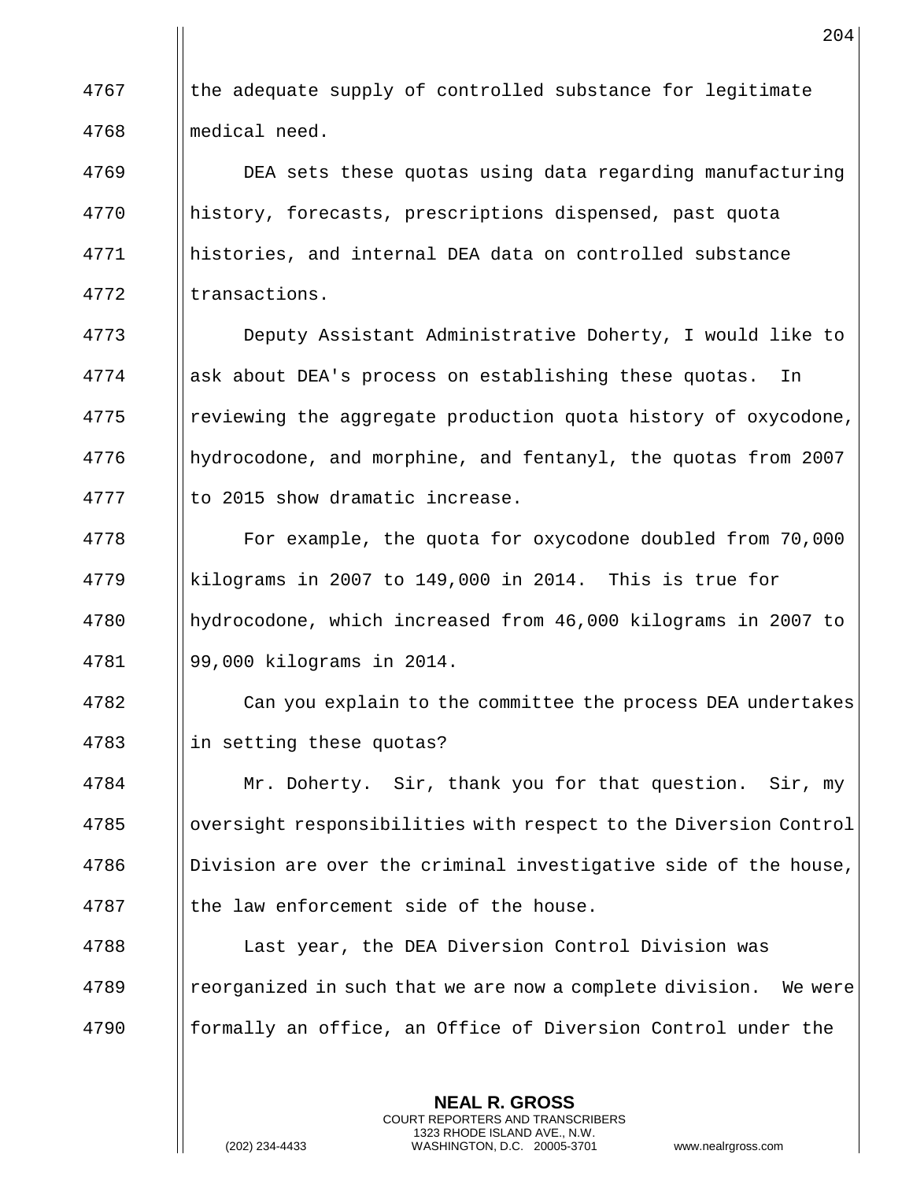the adequate supply of controlled substance for legitimate medical need.

DEA sets these quotas using data regarding manufacturing history, forecasts, prescriptions dispensed, past quota histories, and internal DEA data on controlled substance transactions.

Deputy Assistant Administrative Doherty, I would like to ask about DEA's process on establishing these quotas. In reviewing the aggregate production quota history of oxycodone, hydrocodone, and morphine, and fentanyl, the quotas from 2007 to 2015 show dramatic increase.

For example, the quota for oxycodone doubled from 70,000 kilograms in 2007 to 149,000 in 2014. This is true for hydrocodone, which increased from 46,000 kilograms in 2007 to 99,000 kilograms in 2014.

Can you explain to the committee the process DEA undertakes in setting these quotas?

Mr. Doherty. Sir, thank you for that question. Sir, my oversight responsibilities with respect to the Diversion Control Division are over the criminal investigative side of the house, the law enforcement side of the house.

Last year, the DEA Diversion Control Division was reorganized in such that we are now a complete division. We were formally an office, an Office of Diversion Control under the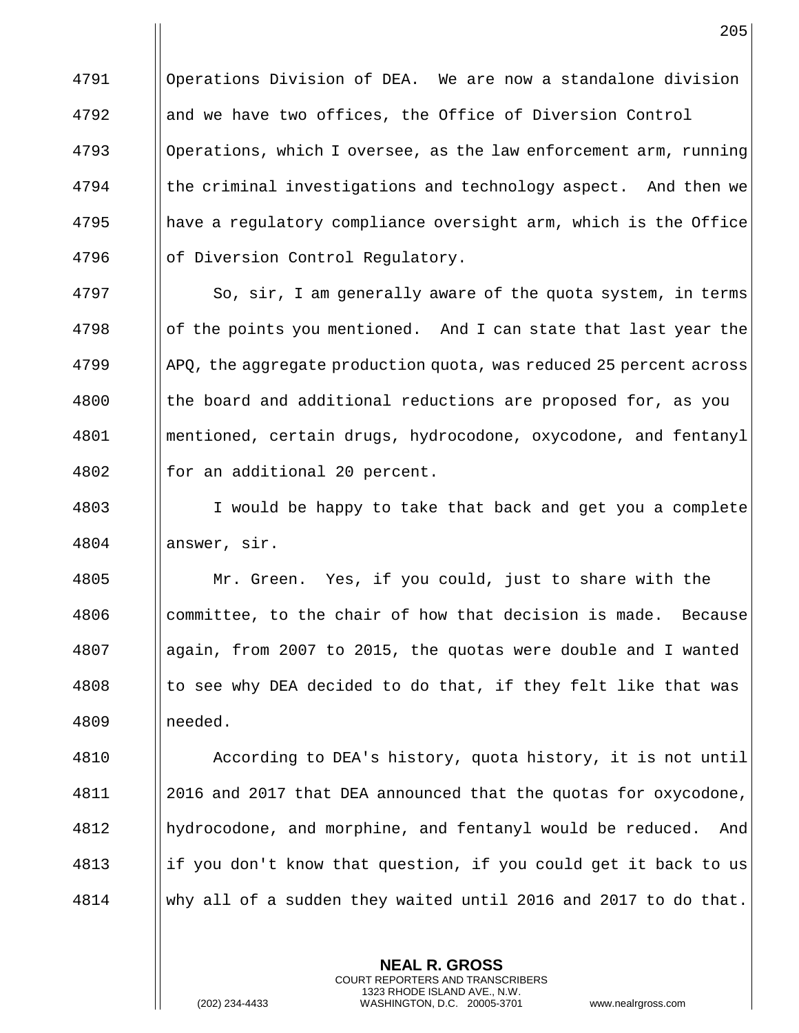Operations Division of DEA. We are now a standalone division and we have two offices, the Office of Diversion Control Operations, which I oversee, as the law enforcement arm, running the criminal investigations and technology aspect. And then we have a regulatory compliance oversight arm, which is the Office of Diversion Control Regulatory.

So, sir, I am generally aware of the quota system, in terms of the points you mentioned. And I can state that last year the APQ, the aggregate production quota, was reduced 25 percent across the board and additional reductions are proposed for, as you mentioned, certain drugs, hydrocodone, oxycodone, and fentanyl for an additional 20 percent.

I would be happy to take that back and get you a complete answer, sir.

Mr. Green. Yes, if you could, just to share with the committee, to the chair of how that decision is made. Because again, from 2007 to 2015, the quotas were double and I wanted to see why DEA decided to do that, if they felt like that was needed.

According to DEA's history, quota history, it is not until 2016 and 2017 that DEA announced that the quotas for oxycodone, hydrocodone, and morphine, and fentanyl would be reduced. And if you don't know that question, if you could get it back to us why all of a sudden they waited until 2016 and 2017 to do that.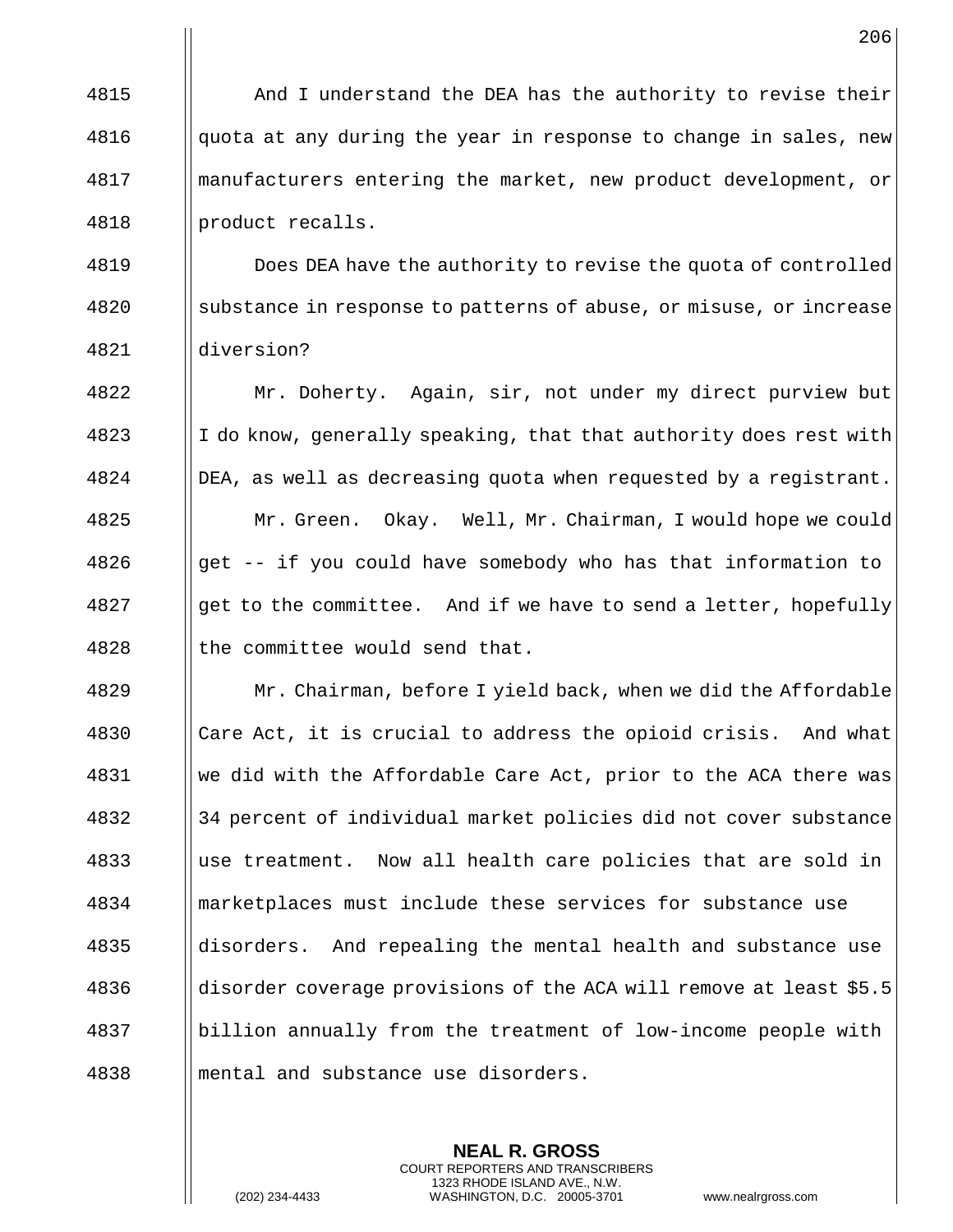And I understand the DEA has the authority to revise their quota at any during the year in response to change in sales, new manufacturers entering the market, new product development, or product recalls.

Does DEA have the authority to revise the quota of controlled substance in response to patterns of abuse, or misuse, or increase diversion?

Mr. Doherty. Again, sir, not under my direct purview but I do know, generally speaking, that that authority does rest with DEA, as well as decreasing quota when requested by a registrant.

Mr. Green. Okay. Well, Mr. Chairman, I would hope we could get -- if you could have somebody who has that information to get to the committee. And if we have to send a letter, hopefully the committee would send that.

Mr. Chairman, before I yield back, when we did the Affordable Care Act, it is crucial to address the opioid crisis. And what we did with the Affordable Care Act, prior to the ACA there was 34 percent of individual market policies did not cover substance use treatment. Now all health care policies that are sold in marketplaces must include these services for substance use disorders. And repealing the mental health and substance use disorder coverage provisions of the ACA will remove at least $5.5 billion annually from the treatment of low-income people with mental and substance use disorders.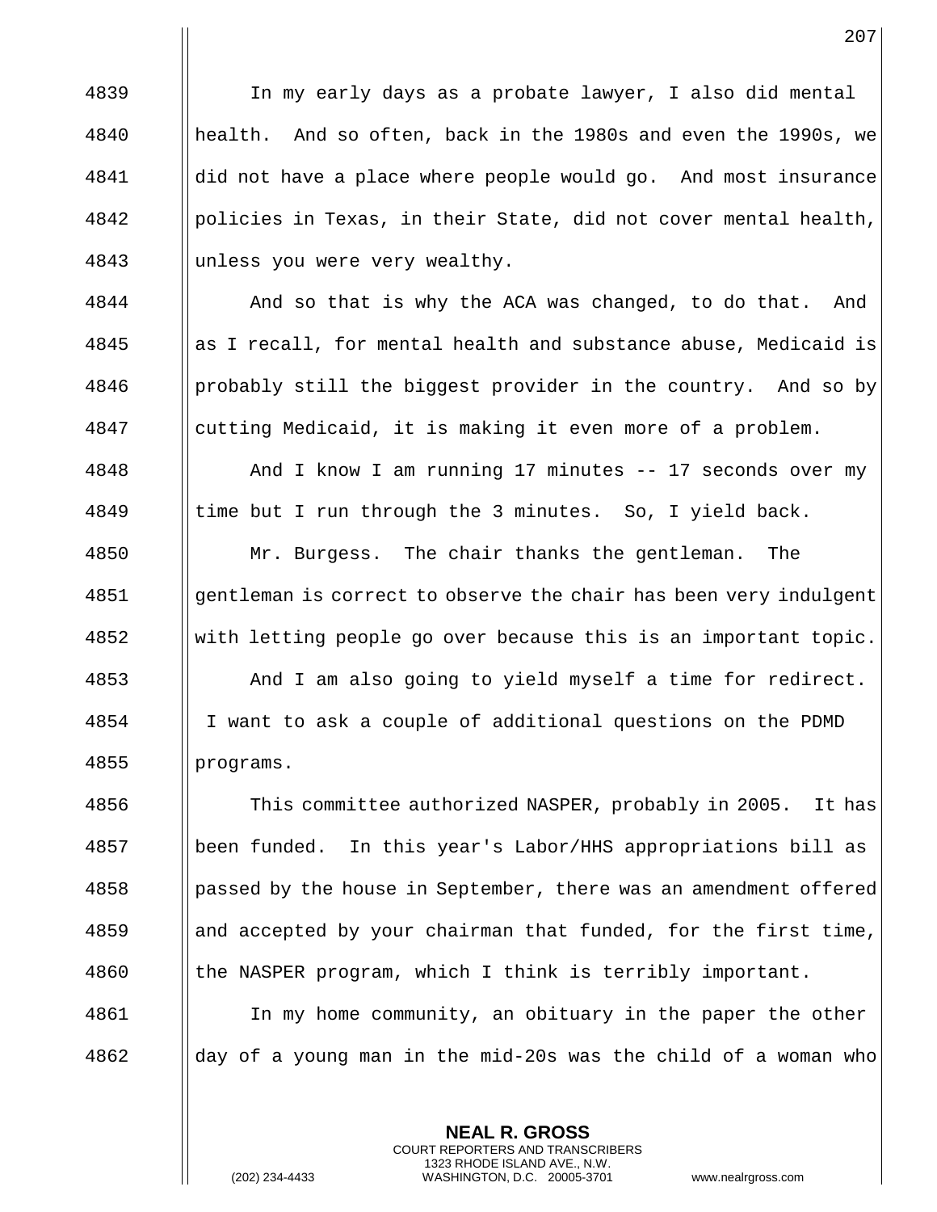In my early days as a probate lawyer, I also did mental health. And so often, back in the 1980s and even the 1990s, we did not have a place where people would go. And most insurance policies in Texas, in their State, did not cover mental health, unless you were very wealthy.

And so that is why the ACA was changed, to do that. And as I recall, for mental health and substance abuse, Medicaid is probably still the biggest provider in the country. And so by cutting Medicaid, it is making it even more of a problem.

And I know I am running 17 minutes -- 17 seconds over my time but I run through the 3 minutes. So, I yield back.

Mr. Burgess. The chair thanks the gentleman. The gentleman is correct to observe the chair has been very indulgent with letting people go over because this is an important topic.

And I am also going to yield myself a time for redirect. I want to ask a couple of additional questions on the PDMD programs.

This committee authorized NASPER, probably in 2005. It has been funded. In this year's Labor/HHS appropriations bill as passed by the house in September, there was an amendment offered and accepted by your chairman that funded, for the first time, the NASPER program, which I think is terribly important.

In my home community, an obituary in the paper the other day of a young man in the mid-20s was the child of a woman who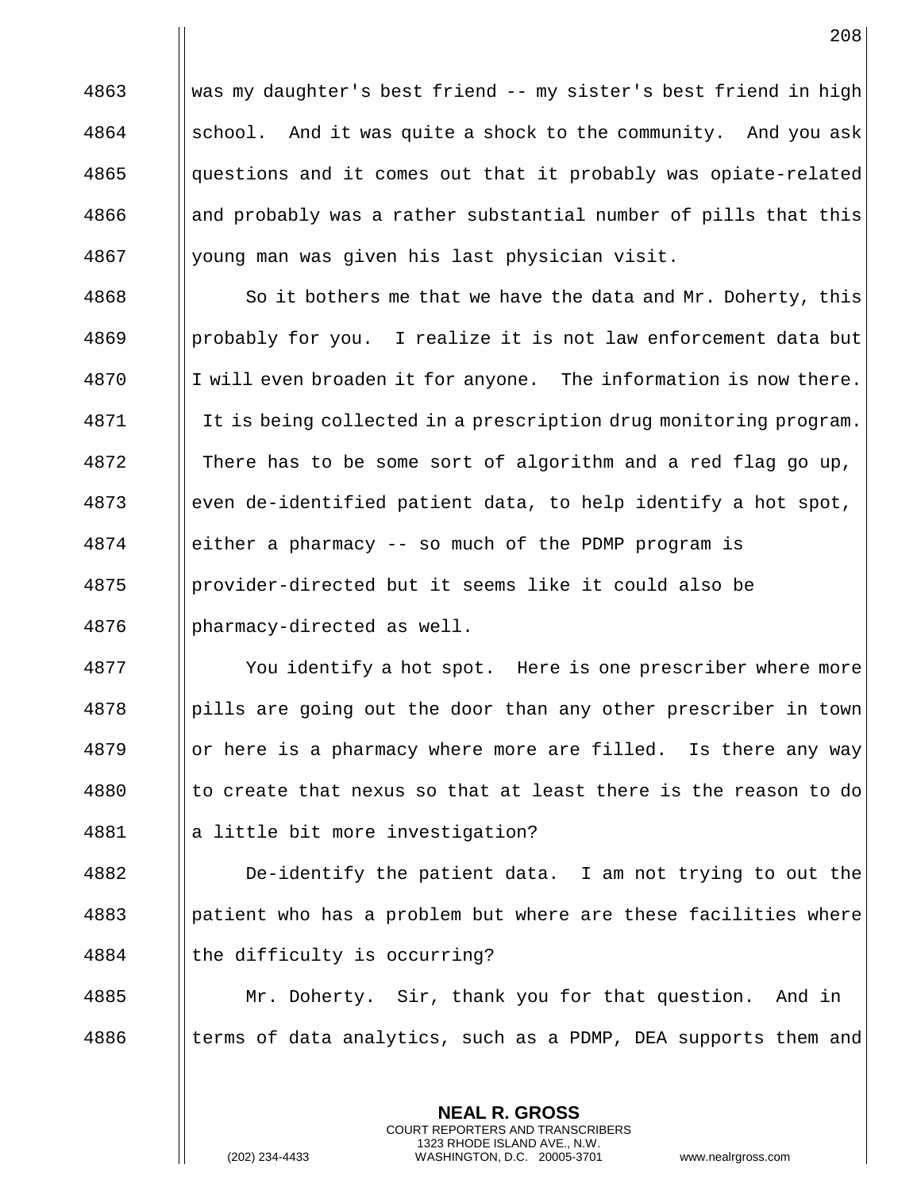4863 was my daughter's best friend -- my sister's best friend in high
4864 school. And it was quite a shock to the community. And you ask
4865 questions and it comes out that it probably was opiate-related
4866 and probably was a rather substantial number of pills that this
4867 young man was given his last physician visit.

4868 So it bothers me that we have the data and Mr. Doherty, this
4869 probably for you. I realize it is not law enforcement data but
4870 I will even broaden it for anyone. The information is now there.
4871 It is being collected in a prescription drug monitoring program.
4872 There has to be some sort of algorithm and a red flag go up,
4873 even de-identified patient data, to help identify a hot spot,
4874 either a pharmacy -- so much of the PDMP program is
4875 provider-directed but it seems like it could also be
4876 pharmacy-directed as well.

4877 You identify a hot spot. Here is one prescriber where more
4878 pills are going out the door than any other prescriber in town
4879 or here is a pharmacy where more are filled. Is there any way
4880 to create that nexus so that at least there is the reason to do
4881 a little bit more investigation?

4882 De-identify the patient data. I am not trying to out the
4883 patient who has a problem but where are these facilities where
4884 the difficulty is occurring?

4885 Mr. Doherty. Sir, thank you for that question. And in
4886 terms of data analytics, such as a PDMP, DEA supports them and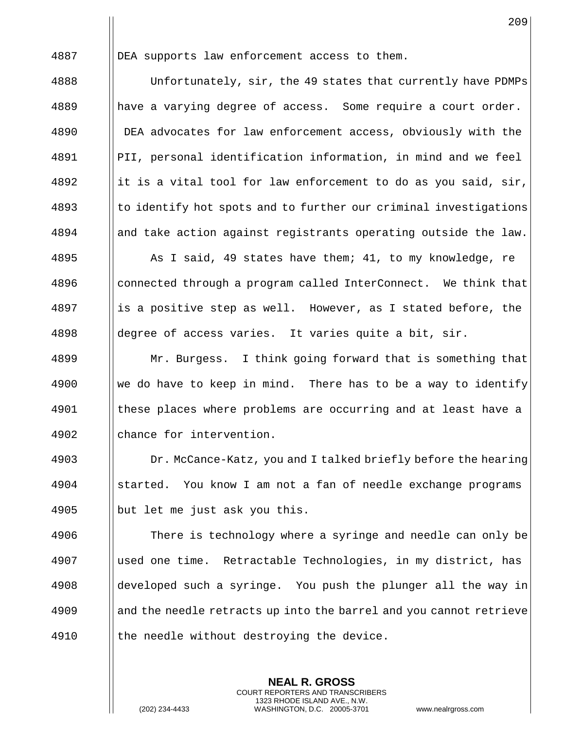DEA supports law enforcement access to them.

Unfortunately, sir, the 49 states that currently have PDMPs have a varying degree of access. Some require a court order. DEA advocates for law enforcement access, obviously with the PII, personal identification information, in mind and we feel it is a vital tool for law enforcement to do as you said, sir, to identify hot spots and to further our criminal investigations and take action against registrants operating outside the law.

As I said, 49 states have them; 41, to my knowledge, re connected through a program called InterConnect. We think that is a positive step as well. However, as I stated before, the degree of access varies. It varies quite a bit, sir.

Mr. Burgess. I think going forward that is something that we do have to keep in mind. There has to be a way to identify these places where problems are occurring and at least have a chance for intervention.

Dr. McCance-Katz, you and I talked briefly before the hearing started. You know I am not a fan of needle exchange programs but let me just ask you this.

There is technology where a syringe and needle can only be used one time. Retractable Technologies, in my district, has developed such a syringe. You push the plunger all the way in and the needle retracts up into the barrel and you cannot retrieve the needle without destroying the device.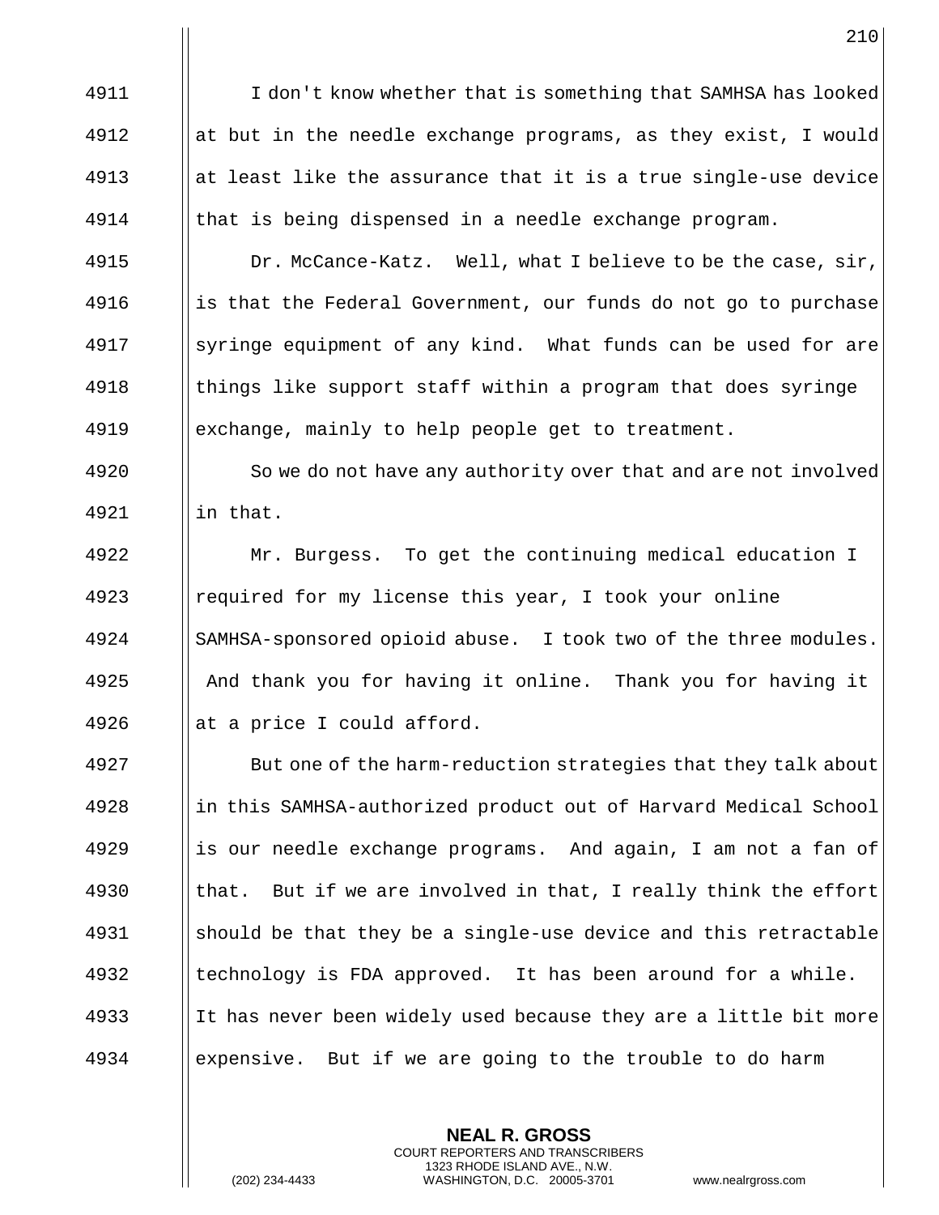I don't know whether that is something that SAMHSA has looked at but in the needle exchange programs, as they exist, I would at least like the assurance that it is a true single-use device that is being dispensed in a needle exchange program.

Dr. McCance-Katz. Well, what I believe to be the case, sir, is that the Federal Government, our funds do not go to purchase syringe equipment of any kind. What funds can be used for are things like support staff within a program that does syringe exchange, mainly to help people get to treatment.

So we do not have any authority over that and are not involved in that.

Mr. Burgess. To get the continuing medical education I required for my license this year, I took your online SAMHSA-sponsored opioid abuse. I took two of the three modules. And thank you for having it online. Thank you for having it at a price I could afford.

But one of the harm-reduction strategies that they talk about in this SAMHSA-authorized product out of Harvard Medical School is our needle exchange programs. And again, I am not a fan of that. But if we are involved in that, I really think the effort should be that they be a single-use device and this retractable technology is FDA approved. It has been around for a while. It has never been widely used because they are a little bit more expensive. But if we are going to the trouble to do harm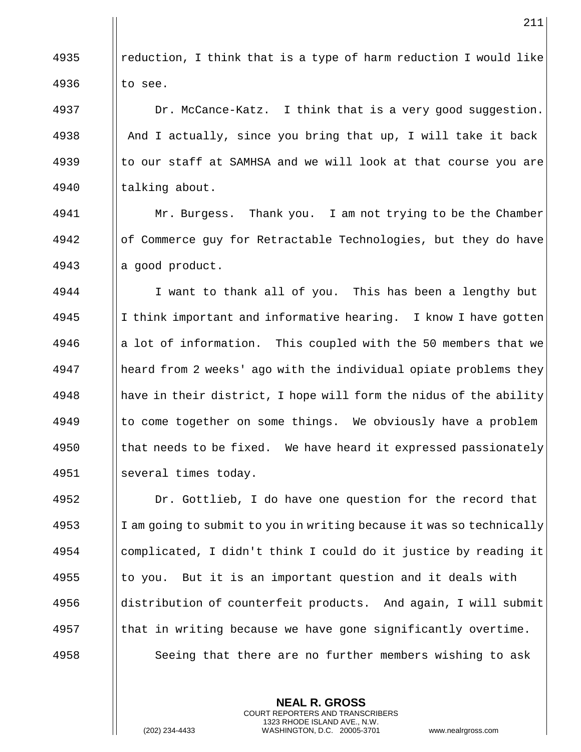reduction, I think that is a type of harm reduction I would like to see.

Dr. McCance-Katz. I think that is a very good suggestion. And I actually, since you bring that up, I will take it back to our staff at SAMHSA and we will look at that course you are talking about.

Mr. Burgess. Thank you. I am not trying to be the Chamber of Commerce guy for Retractable Technologies, but they do have a good product.

I want to thank all of you. This has been a lengthy but I think important and informative hearing. I know I have gotten a lot of information. This coupled with the 50 members that we heard from 2 weeks' ago with the individual opiate problems they have in their district, I hope will form the nidus of the ability to come together on some things. We obviously have a problem that needs to be fixed. We have heard it expressed passionately several times today.

Dr. Gottlieb, I do have one question for the record that I am going to submit to you in writing because it was so technically complicated, I didn't think I could do it justice by reading it to you. But it is an important question and it deals with distribution of counterfeit products. And again, I will submit that in writing because we have gone significantly overtime.

Seeing that there are no further members wishing to ask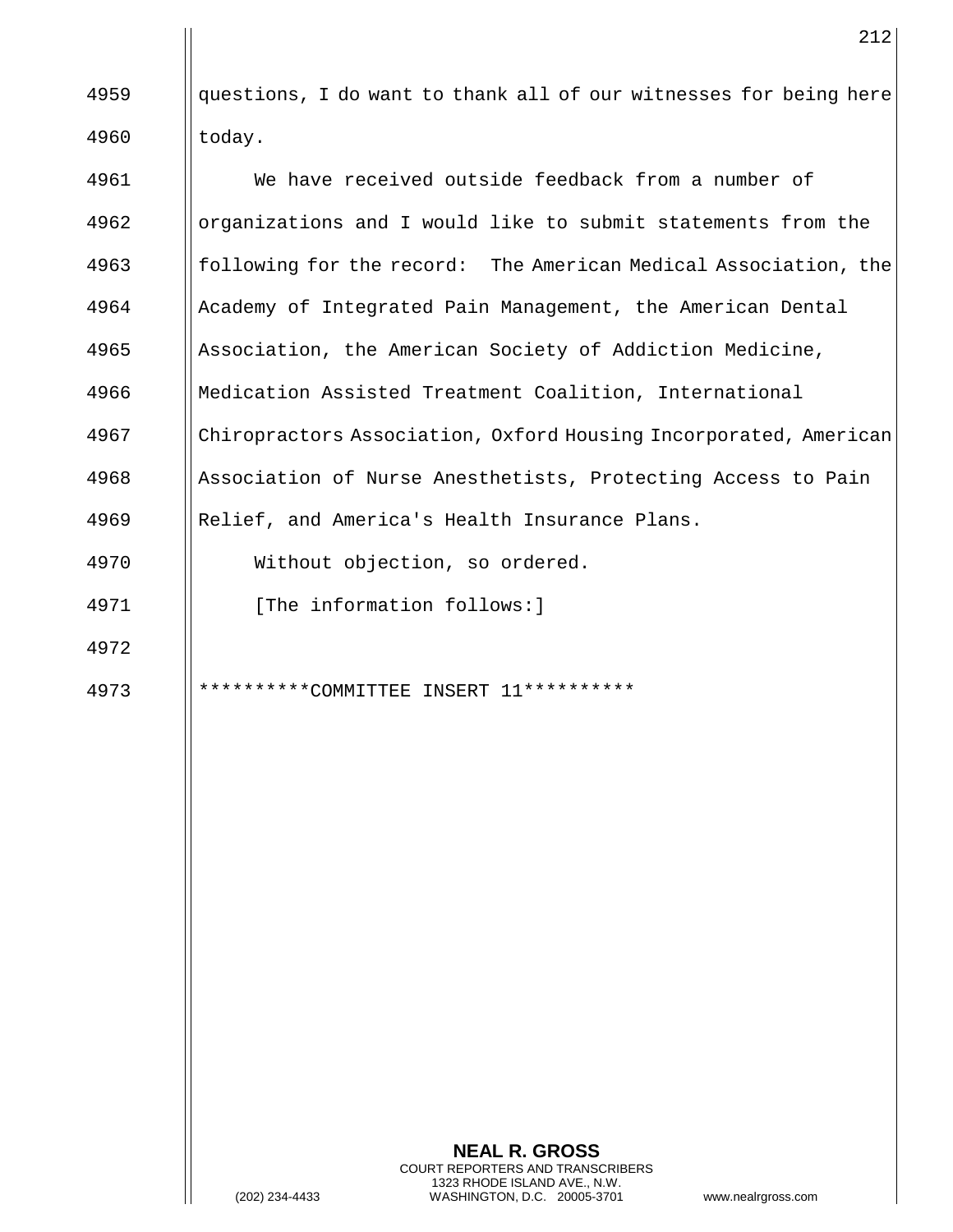questions, I do want to thank all of our witnesses for being here today.

We have received outside feedback from a number of organizations and I would like to submit statements from the following for the record: The American Medical Association, the Academy of Integrated Pain Management, the American Dental Association, the American Society of Addiction Medicine, Medication Assisted Treatment Coalition, International Chiropractors Association, Oxford Housing Incorporated, American Association of Nurse Anesthetists, Protecting Access to Pain Relief, and America's Health Insurance Plans.

Without objection, so ordered.

[The information follows:]

**********COMMITTEE INSERT 11**********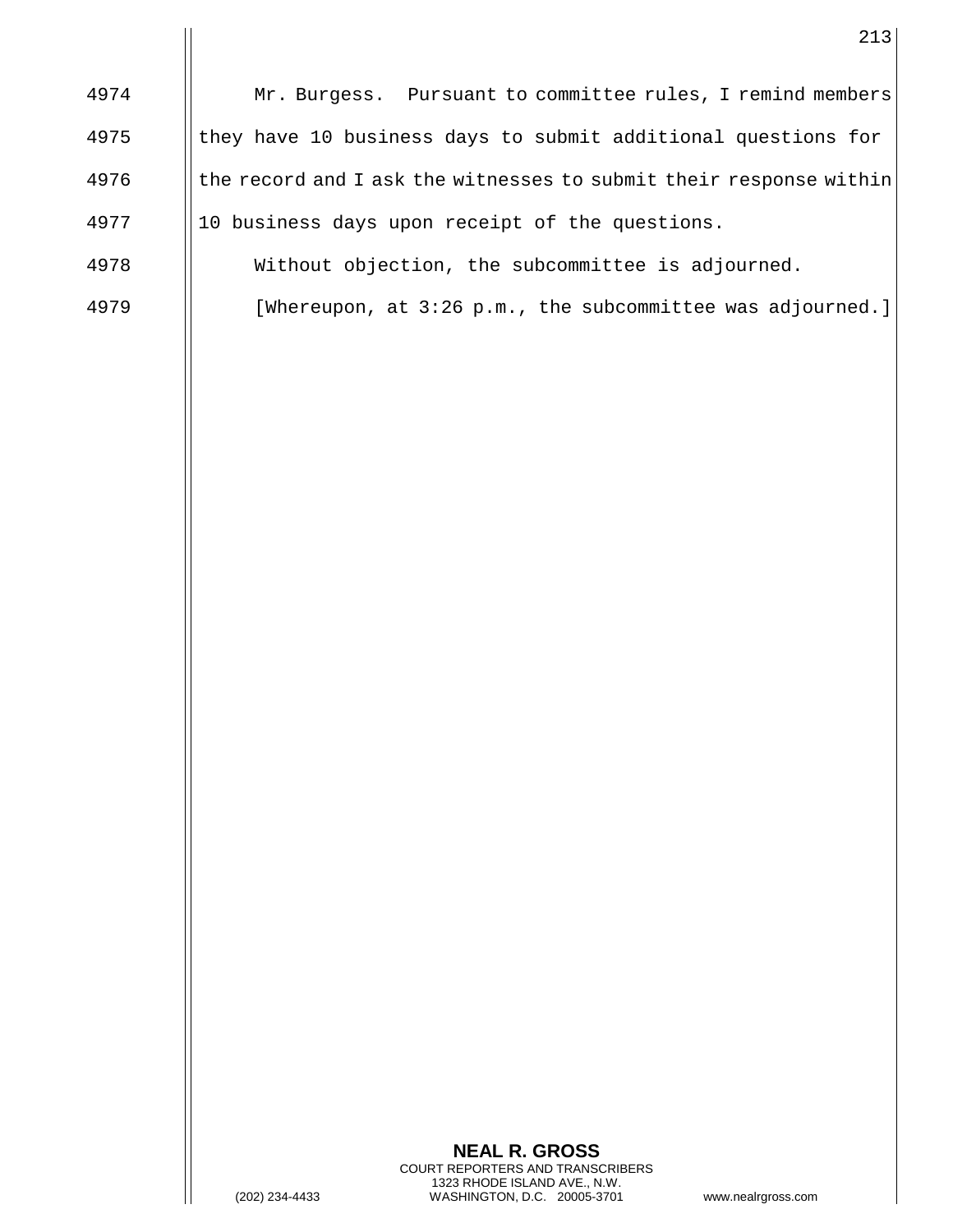Mr. Burgess. Pursuant to committee rules, I remind members they have 10 business days to submit additional questions for the record and I ask the witnesses to submit their response within 10 business days upon receipt of the questions.

Without objection, the subcommittee is adjourned.

[Whereupon, at 3:26 p.m., the subcommittee was adjourned.]